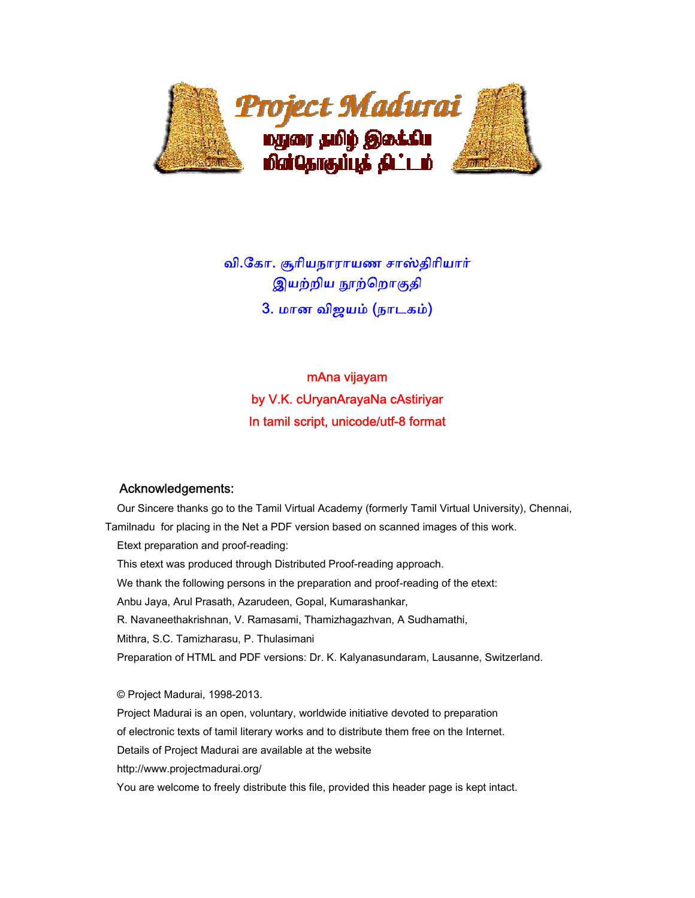# Project Madurai

மதுரை தமிழ் இலக்கிய மின்தொகுப்புத் திட்டம்

## வி.கோ. சூரியநாராயண சாஸ்திரியார் இயற்றிய நூற்றொகுதி
## 3. மான விஜயம் (நாடகம்)

mAna vijayam
by V.K. cUryanArayaNa cAstiriyar
In tamil script, unicode/utf-8 format

### Acknowledgements:

Our Sincere thanks go to the Tamil Virtual Academy (formerly Tamil Virtual University), Chennai, Tamilnadu for placing in the Net a PDF version based on scanned images of this work.

Etext preparation and proof-reading:

This etext was produced through Distributed Proof-reading approach.

We thank the following persons in the preparation and proof-reading of the etext:

Anbu Jaya, Arul Prasath, Azarudeen, Gopal, Kumarashankar,
R. Navaneethakrishnan, V. Ramasami, Thamizhagazhvan, A Sudhamathi,
Mithra, S.C. Tamizharasu, P. Thulasimani

Preparation of HTML and PDF versions: Dr. K. Kalyanasundaram, Lausanne, Switzerland.

© Project Madurai, 1998-2013.

Project Madurai is an open, voluntary, worldwide initiative devoted to preparation of electronic texts of tamil literary works and to distribute them free on the Internet.

Details of Project Madurai are available at the website

http://www.projectmadurai.org/

You are welcome to freely distribute this file, provided this header page is kept intact.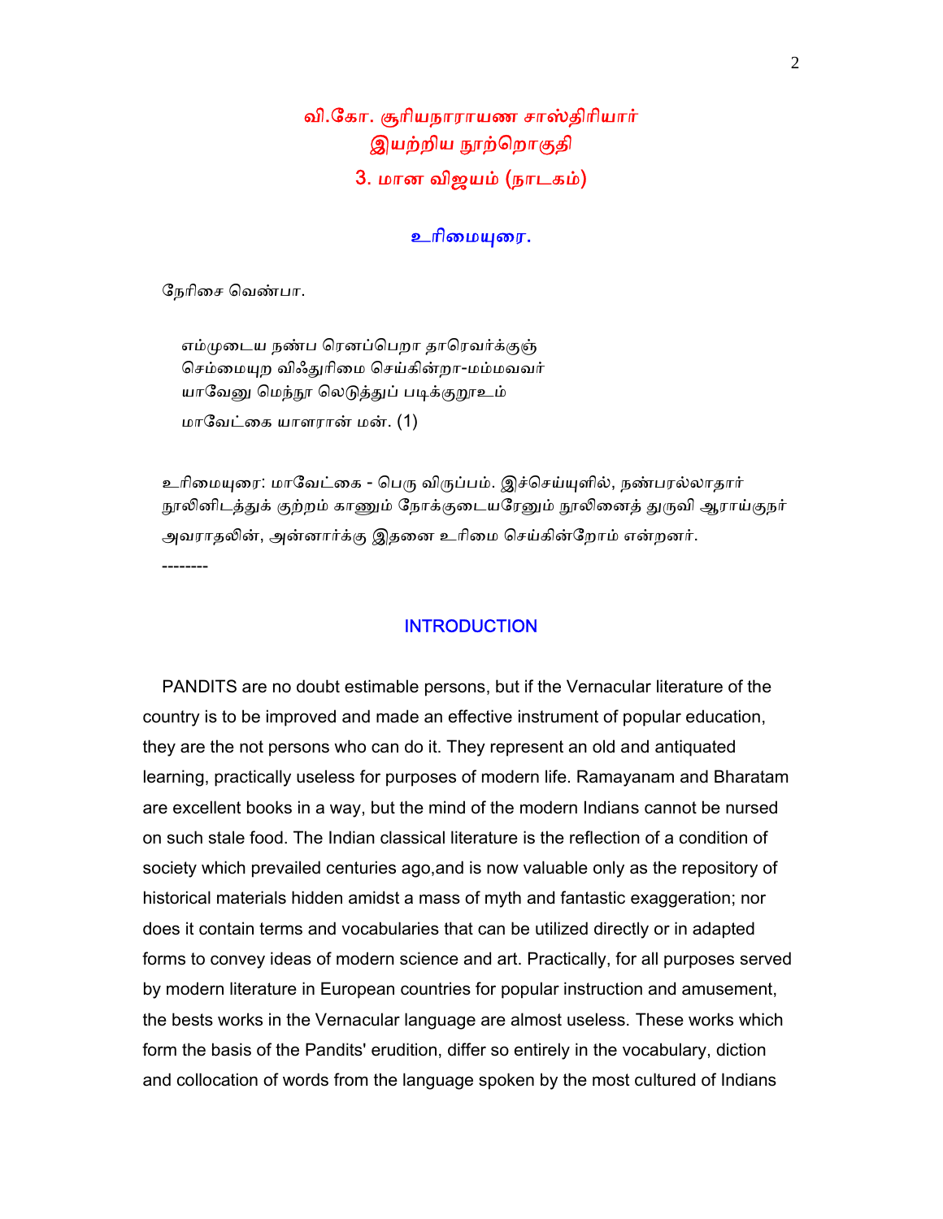# வி.கோ. சூரியநாராயண சாஸ்திரியார் இயற்றிய நூற்றொகுதி

## 3. மான விஜயம் (நாடகம்)

### உரிமையுரை.

நேரிசை வெண்பா.

எம்முடைய நண்ப ரெனப்பெறா தாரெவர்க்குஞ்  
செம்மையுற விஃதுரிமை செய்கின்றா-மம்மவவர்  
யாவேனு மெந்நூ லெடுத்துப் படிக்குறூஉம்  
மாவேட்கை யாளரான் மன். (1)

உரிமையுரை: மாவேட்கை - பெரு விருப்பம். இச்செய்யுளில், நண்பரல்லாதார் நூலினிடத்துக் குற்றம் காணும் நோக்குடையரேனும் நூலினைத் துருவி ஆராய்குநர் அவராதலின், அன்னார்க்கு இதனை உரிமை செய்கின்றோம் என்றனர்.

--------

### INTRODUCTION

PANDITS are no doubt estimable persons, but if the Vernacular literature of the country is to be improved and made an effective instrument of popular education, they are the not persons who can do it. They represent an old and antiquated learning, practically useless for purposes of modern life. Ramayanam and Bharatam are excellent books in a way, but the mind of the modern Indians cannot be nursed on such stale food. The Indian classical literature is the reflection of a condition of society which prevailed centuries ago,and is now valuable only as the repository of historical materials hidden amidst a mass of myth and fantastic exaggeration; nor does it contain terms and vocabularies that can be utilized directly or in adapted forms to convey ideas of modern science and art. Practically, for all purposes served by modern literature in European countries for popular instruction and amusement, the bests works in the Vernacular language are almost useless. These works which form the basis of the Pandits' erudition, differ so entirely in the vocabulary, diction and collocation of words from the language spoken by the most cultured of Indians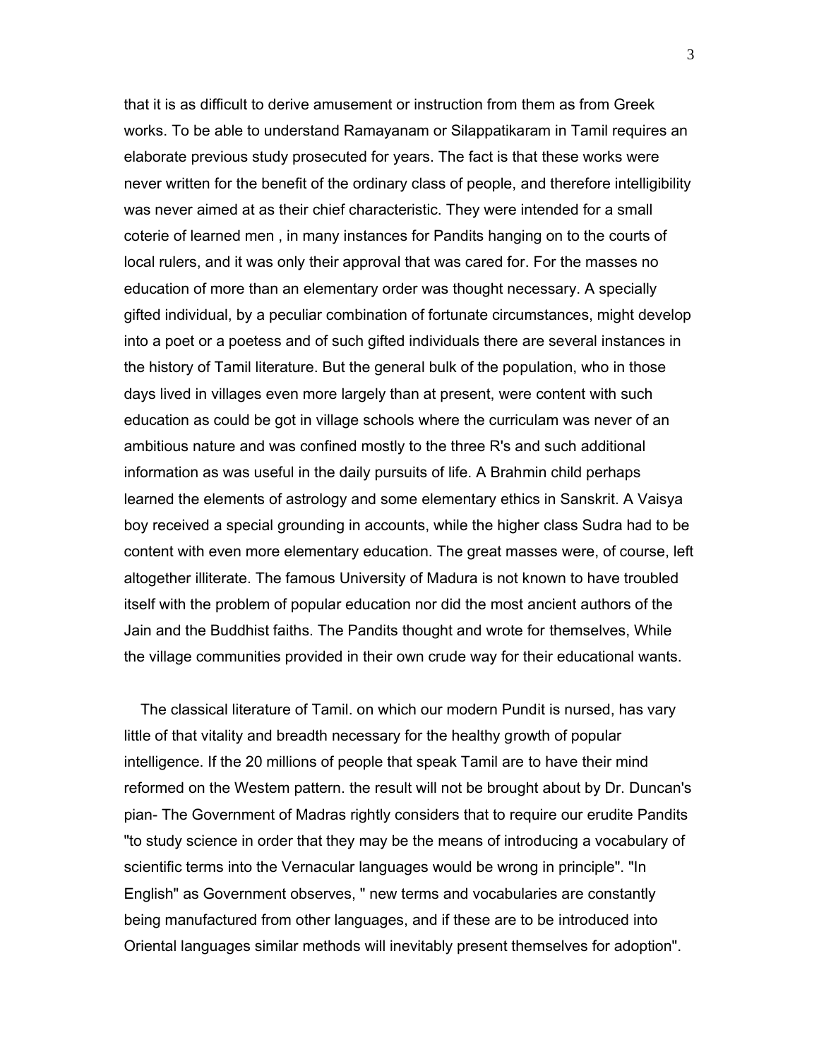that it is as difficult to derive amusement or instruction from them as from Greek works. To be able to understand Ramayanam or Silappatikaram in Tamil requires an elaborate previous study prosecuted for years. The fact is that these works were never written for the benefit of the ordinary class of people, and therefore intelligibility was never aimed at as their chief characteristic. They were intended for a small coterie of learned men , in many instances for Pandits hanging on to the courts of local rulers, and it was only their approval that was cared for. For the masses no education of more than an elementary order was thought necessary. A specially gifted individual, by a peculiar combination of fortunate circumstances, might develop into a poet or a poetess and of such gifted individuals there are several instances in the history of Tamil literature. But the general bulk of the population, who in those days lived in villages even more largely than at present, were content with such education as could be got in village schools where the curriculam was never of an ambitious nature and was confined mostly to the three R's and such additional information as was useful in the daily pursuits of life. A Brahmin child perhaps learned the elements of astrology and some elementary ethics in Sanskrit. A Vaisya boy received a special grounding in accounts, while the higher class Sudra had to be content with even more elementary education. The great masses were, of course, left altogether illiterate. The famous University of Madura is not known to have troubled itself with the problem of popular education nor did the most ancient authors of the Jain and the Buddhist faiths. The Pandits thought and wrote for themselves, While the village communities provided in their own crude way for their educational wants.

The classical literature of Tamil. on which our modern Pundit is nursed, has vary little of that vitality and breadth necessary for the healthy growth of popular intelligence. If the 20 millions of people that speak Tamil are to have their mind reformed on the Westem pattern. the result will not be brought about by Dr. Duncan's pian- The Government of Madras rightly considers that to require our erudite Pandits "to study science in order that they may be the means of introducing a vocabulary of scientific terms into the Vernacular languages would be wrong in principle". "In English" as Government observes, " new terms and vocabularies are constantly being manufactured from other languages, and if these are to be introduced into Oriental languages similar methods will inevitably present themselves for adoption".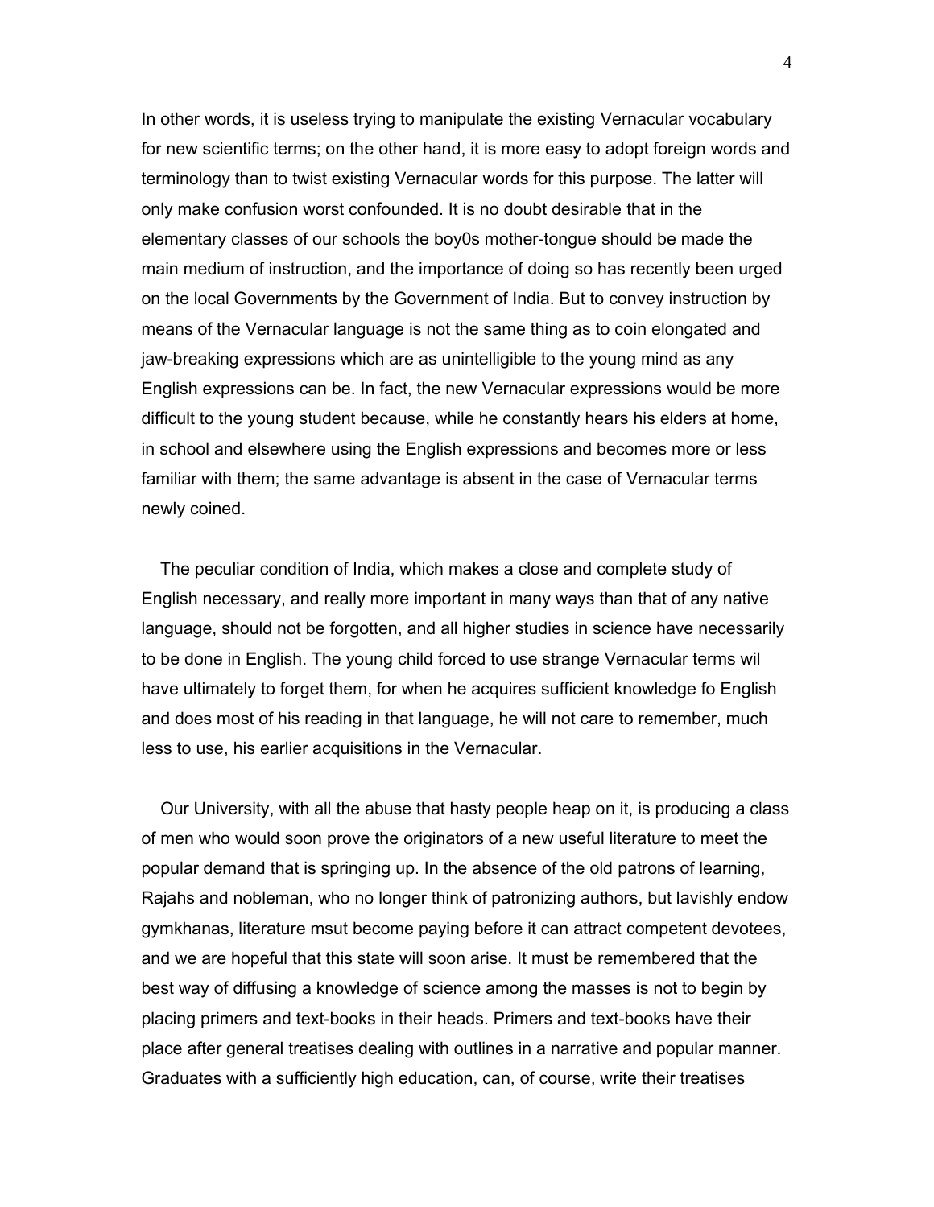In other words, it is useless trying to manipulate the existing Vernacular vocabulary for new scientific terms; on the other hand, it is more easy to adopt foreign words and terminology than to twist existing Vernacular words for this purpose. The latter will only make confusion worst confounded. It is no doubt desirable that in the elementary classes of our schools the boy0s mother-tongue should be made the main medium of instruction, and the importance of doing so has recently been urged on the local Governments by the Government of India. But to convey instruction by means of the Vernacular language is not the same thing as to coin elongated and jaw-breaking expressions which are as unintelligible to the young mind as any English expressions can be. In fact, the new Vernacular expressions would be more difficult to the young student because, while he constantly hears his elders at home, in school and elsewhere using the English expressions and becomes more or less familiar with them; the same advantage is absent in the case of Vernacular terms newly coined.

The peculiar condition of India, which makes a close and complete study of English necessary, and really more important in many ways than that of any native language, should not be forgotten, and all higher studies in science have necessarily to be done in English. The young child forced to use strange Vernacular terms wil have ultimately to forget them, for when he acquires sufficient knowledge fo English and does most of his reading in that language, he will not care to remember, much less to use, his earlier acquisitions in the Vernacular.

Our University, with all the abuse that hasty people heap on it, is producing a class of men who would soon prove the originators of a new useful literature to meet the popular demand that is springing up. In the absence of the old patrons of learning, Rajahs and nobleman, who no longer think of patronizing authors, but lavishly endow gymkhanas, literature msut become paying before it can attract competent devotees, and we are hopeful that this state will soon arise. It must be remembered that the best way of diffusing a knowledge of science among the masses is not to begin by placing primers and text-books in their heads. Primers and text-books have their place after general treatises dealing with outlines in a narrative and popular manner. Graduates with a sufficiently high education, can, of course, write their treatises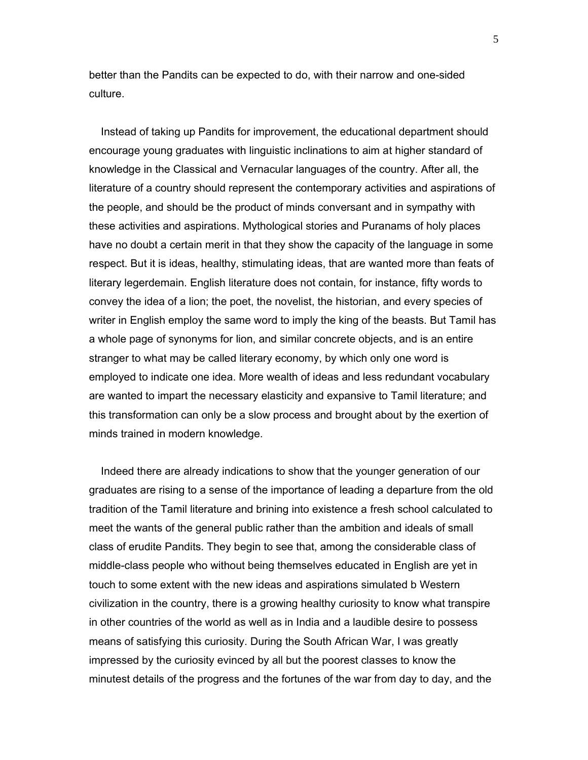better than the Pandits can be expected to do, with their narrow and one-sided culture.

Instead of taking up Pandits for improvement, the educational department should encourage young graduates with linguistic inclinations to aim at higher standard of knowledge in the Classical and Vernacular languages of the country. After all, the literature of a country should represent the contemporary activities and aspirations of the people, and should be the product of minds conversant and in sympathy with these activities and aspirations. Mythological stories and Puranams of holy places have no doubt a certain merit in that they show the capacity of the language in some respect. But it is ideas, healthy, stimulating ideas, that are wanted more than feats of literary legerdemain. English literature does not contain, for instance, fifty words to convey the idea of a lion; the poet, the novelist, the historian, and every species of writer in English employ the same word to imply the king of the beasts. But Tamil has a whole page of synonyms for lion, and similar concrete objects, and is an entire stranger to what may be called literary economy, by which only one word is employed to indicate one idea. More wealth of ideas and less redundant vocabulary are wanted to impart the necessary elasticity and expansive to Tamil literature; and this transformation can only be a slow process and brought about by the exertion of minds trained in modern knowledge.

Indeed there are already indications to show that the younger generation of our graduates are rising to a sense of the importance of leading a departure from the old tradition of the Tamil literature and brining into existence a fresh school calculated to meet the wants of the general public rather than the ambition and ideals of small class of erudite Pandits. They begin to see that, among the considerable class of middle-class people who without being themselves educated in English are yet in touch to some extent with the new ideas and aspirations simulated b Western civilization in the country, there is a growing healthy curiosity to know what transpire in other countries of the world as well as in India and a laudible desire to possess means of satisfying this curiosity. During the South African War, I was greatly impressed by the curiosity evinced by all but the poorest classes to know the minutest details of the progress and the fortunes of the war from day to day, and the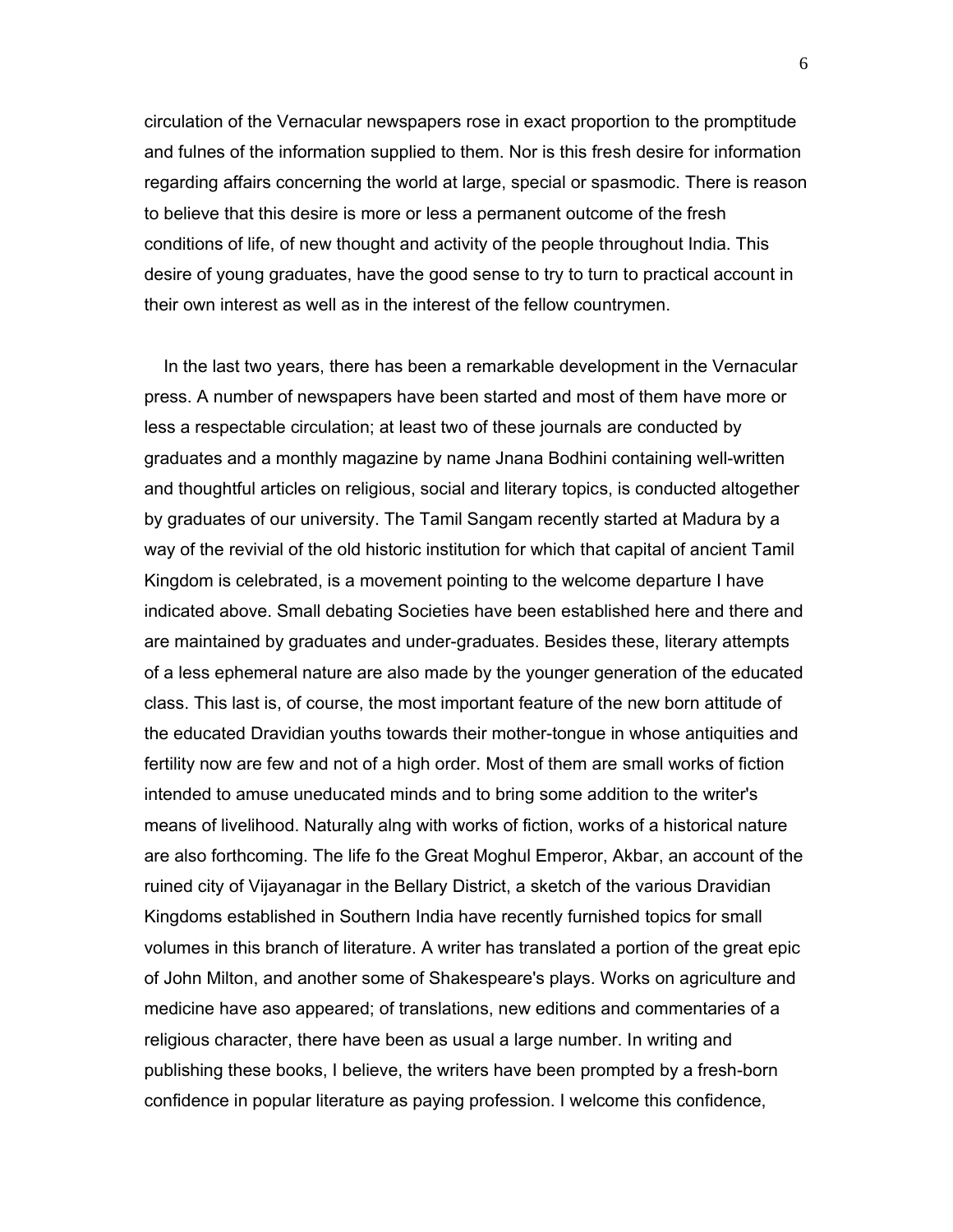circulation of the Vernacular newspapers rose in exact proportion to the promptitude and fulnes of the information supplied to them. Nor is this fresh desire for information regarding affairs concerning the world at large, special or spasmodic. There is reason to believe that this desire is more or less a permanent outcome of the fresh conditions of life, of new thought and activity of the people throughout India. This desire of young graduates, have the good sense to try to turn to practical account in their own interest as well as in the interest of the fellow countrymen.

In the last two years, there has been a remarkable development in the Vernacular press. A number of newspapers have been started and most of them have more or less a respectable circulation; at least two of these journals are conducted by graduates and a monthly magazine by name Jnana Bodhini containing well-written and thoughtful articles on religious, social and literary topics, is conducted altogether by graduates of our university. The Tamil Sangam recently started at Madura by a way of the revivial of the old historic institution for which that capital of ancient Tamil Kingdom is celebrated, is a movement pointing to the welcome departure I have indicated above. Small debating Societies have been established here and there and are maintained by graduates and under-graduates. Besides these, literary attempts of a less ephemeral nature are also made by the younger generation of the educated class. This last is, of course, the most important feature of the new born attitude of the educated Dravidian youths towards their mother-tongue in whose antiquities and fertility now are few and not of a high order. Most of them are small works of fiction intended to amuse uneducated minds and to bring some addition to the writer's means of livelihood. Naturally alng with works of fiction, works of a historical nature are also forthcoming. The life fo the Great Moghul Emperor, Akbar, an account of the ruined city of Vijayanagar in the Bellary District, a sketch of the various Dravidian Kingdoms established in Southern India have recently furnished topics for small volumes in this branch of literature. A writer has translated a portion of the great epic of John Milton, and another some of Shakespeare's plays. Works on agriculture and medicine have aso appeared; of translations, new editions and commentaries of a religious character, there have been as usual a large number. In writing and publishing these books, I believe, the writers have been prompted by a fresh-born confidence in popular literature as paying profession. I welcome this confidence,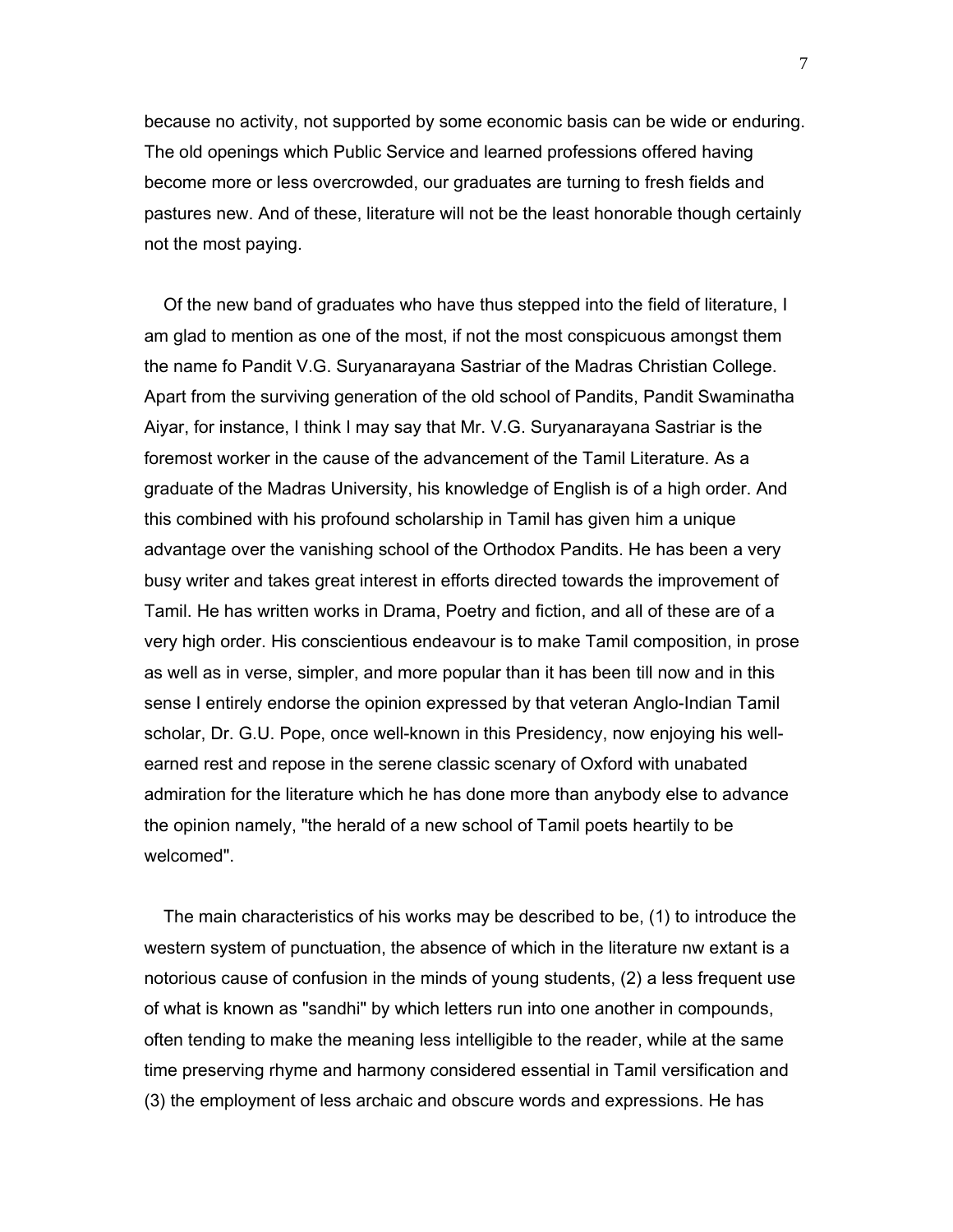because no activity, not supported by some economic basis can be wide or enduring. The old openings which Public Service and learned professions offered having become more or less overcrowded, our graduates are turning to fresh fields and pastures new. And of these, literature will not be the least honorable though certainly not the most paying.

Of the new band of graduates who have thus stepped into the field of literature, I am glad to mention as one of the most, if not the most conspicuous amongst them the name fo Pandit V.G. Suryanarayana Sastriar of the Madras Christian College. Apart from the surviving generation of the old school of Pandits, Pandit Swaminatha Aiyar, for instance, I think I may say that Mr. V.G. Suryanarayana Sastriar is the foremost worker in the cause of the advancement of the Tamil Literature. As a graduate of the Madras University, his knowledge of English is of a high order. And this combined with his profound scholarship in Tamil has given him a unique advantage over the vanishing school of the Orthodox Pandits. He has been a very busy writer and takes great interest in efforts directed towards the improvement of Tamil. He has written works in Drama, Poetry and fiction, and all of these are of a very high order. His conscientious endeavour is to make Tamil composition, in prose as well as in verse, simpler, and more popular than it has been till now and in this sense I entirely endorse the opinion expressed by that veteran Anglo-Indian Tamil scholar, Dr. G.U. Pope, once well-known in this Presidency, now enjoying his well-earned rest and repose in the serene classic scenary of Oxford with unabated admiration for the literature which he has done more than anybody else to advance the opinion namely, "the herald of a new school of Tamil poets heartily to be welcomed".

The main characteristics of his works may be described to be, (1) to introduce the western system of punctuation, the absence of which in the literature nw extant is a notorious cause of confusion in the minds of young students, (2) a less frequent use of what is known as "sandhi" by which letters run into one another in compounds, often tending to make the meaning less intelligible to the reader, while at the same time preserving rhyme and harmony considered essential in Tamil versification and (3) the employment of less archaic and obscure words and expressions. He has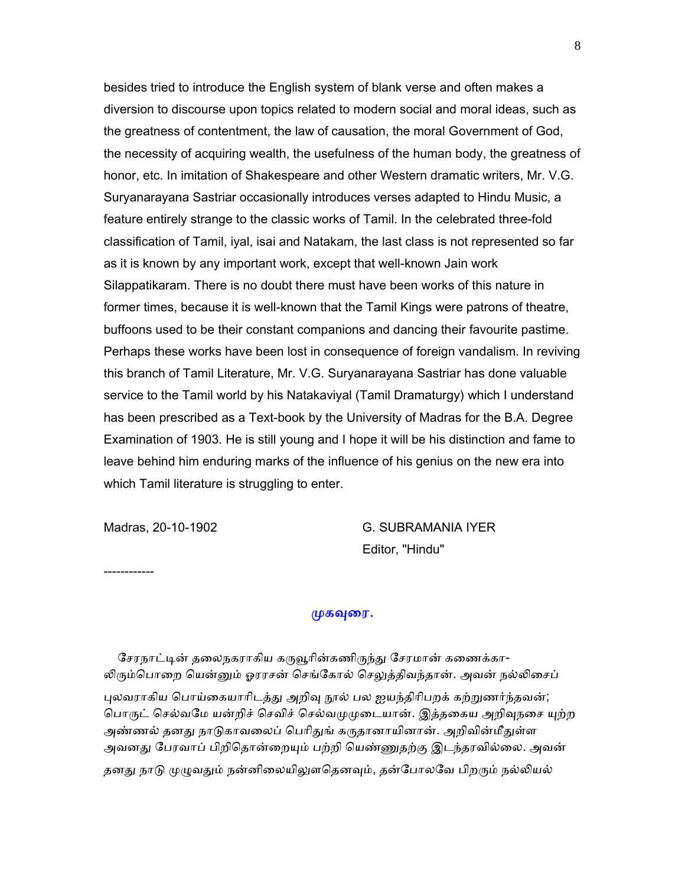besides tried to introduce the English system of blank verse and often makes a diversion to discourse upon topics related to modern social and moral ideas, such as the greatness of contentment, the law of causation, the moral Government of God, the necessity of acquiring wealth, the usefulness of the human body, the greatness of honor, etc. In imitation of Shakespeare and other Western dramatic writers, Mr. V.G. Suryanarayana Sastriar occasionally introduces verses adapted to Hindu Music, a feature entirely strange to the classic works of Tamil. In the celebrated three-fold classification of Tamil, iyal, isai and Natakam, the last class is not represented so far as it is known by any important work, except that well-known Jain work Silappatikaram. There is no doubt there must have been works of this nature in former times, because it is well-known that the Tamil Kings were patrons of theatre, buffoons used to be their constant companions and dancing their favourite pastime. Perhaps these works have been lost in consequence of foreign vandalism. In reviving this branch of Tamil Literature, Mr. V.G. Suryanarayana Sastriar has done valuable service to the Tamil world by his Natakaviyal (Tamil Dramaturgy) which I understand has been prescribed as a Text-book by the University of Madras for the B.A. Degree Examination of 1903. He is still young and I hope it will be his distinction and fame to leave behind him enduring marks of the influence of his genius on the new era into which Tamil literature is struggling to enter.

Madras, 20-10-1902

G. SUBRAMANIA IYER
Editor, "Hindu"

------------

## முகவுரை.

சேரநாட்டின் தலைநகராகிய கருவூரின்கணிருந்து சேரமான் கணைக்கா-லிரும்பொறை யென்னும் ஓரரசன் செங்கோல் செலுத்திவந்தான். அவன் நல்லிசைப் புலவராகிய பொய்கையாரிடத்து அறிவு நூல் பல ஐயந்திரிபறக் கற்றுணர்ந்தவன்; பொருட் செல்வமே யன்றிச் செவிச் செல்வமுமுடையான். இத்தகைய அறிவுநசை யுற்ற அண்ணல் தனது நாடுகாவலைப் பெரிதுங் கருதானாயினான். அறிவின்மீதுள்ள அவனது பேரவாப் பிறிதொன்றையும் பற்றி யெண்ணுதற்கு இடந்தரவில்லை. அவன் தனது நாடு முழுவதும் நன்னிலையிலுளதெனவும், தன்போலவே பிறரும் நல்லியல்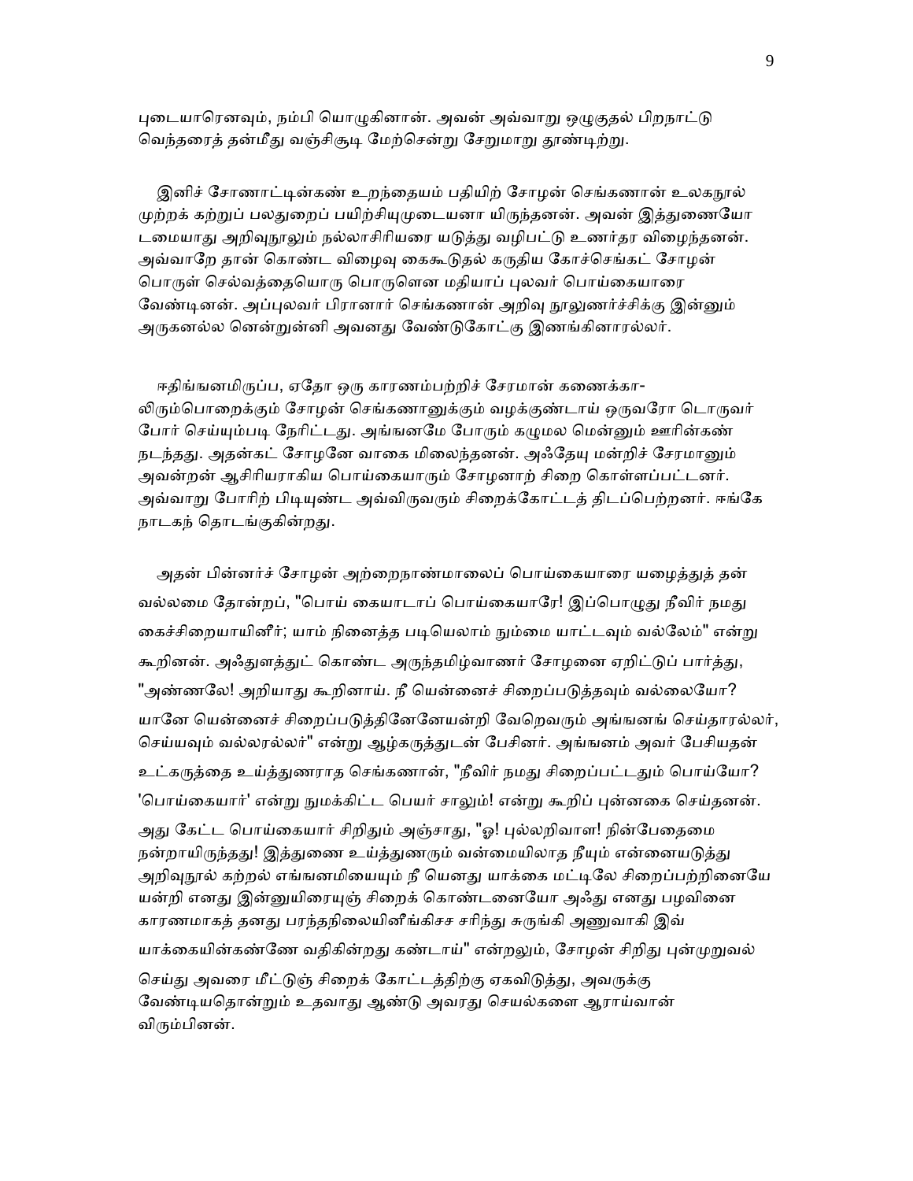புடையாரெனவும், நம்பி யொழுகினான். அவன் அவ்வாறு ஒழுகுதல் பிறநாட்டு வெந்தரைத் தன்மீது வஞ்சிசூடி மேற்சென்று சேறுமாறு தூண்டிற்று.

இனிச் சோணாட்டின்கண் உறந்தையம் பதியிற் சோழன் செங்கணான் உலகநூல் முற்றக் கற்றுப் பலதுறைப் பயிற்சியுமுடையனா யிருந்தனன். அவன் இத்துணையோ டமையாது அறிவுநூலும் நல்லாசிரியரை யடுத்து வழிபட்டு உணர்தர விழைந்தனன். அவ்வாறே தான் கொண்ட விழைவு கைகூடுதல் கருதிய கோச்செங்கட் சோழன் பொருள் செல்வத்தையொரு பொருளென மதியாப் புலவர் பொய்கையாரை வேண்டினன். அப்புலவர் பிரானார் செங்கணான் அறிவு நூலுணர்ச்சிக்கு இன்னும் அருகனல்ல னென்றுன்னி அவனது வேண்டுகோட்கு இணங்கினாரல்லர்.

ஈதிங்ஙனமிருப்ப, ஏதோ ஒரு காரணம்பற்றிச் சேரமான் கணைக்கா-லிரும்பொறைக்கும் சோழன் செங்கணானுக்கும் வழக்குண்டாய் ஒருவரோ டொருவர் போர் செய்யும்படி நேரிட்டது. அங்ஙனமே போரும் கழுமல மென்னும் ஊரின்கண் நடந்தது. அதன்கட் சோழனே வாகை மிலைந்தனன். அஃதேயு மன்றிச் சேரமானும் அவன்றன் ஆசிரியராகிய பொய்கையாரும் சோழனாற் சிறை கொள்ளப்பட்டனர். அவ்வாறு போரிற் பிடியுண்ட அவ்விருவரும் சிறைக்கோட்டத் திடப்பெற்றனர். ஈங்கே நாடகந் தொடங்குகின்றது.

அதன் பின்னர்ச் சோழன் அற்றைநாண்மாலைப் பொய்கையாரை யழைத்துத் தன் வல்லமை தோன்றப், "பொய் கையாடாப் பொய்கையாரே! இப்பொழுது நீவிர் நமது கைச்சிறையாயினீர்; யாம் நினைத்த படியெலாம் நும்மை யாட்டவும் வல்லேம்" என்று கூறினன். அஃதுளத்துட் கொண்ட அருந்தமிழ்வாணர் சோழனை ஏறிட்டுப் பார்த்து, "அண்ணலே! அறியாது கூறினாய். நீ யென்னைச் சிறைப்படுத்தவும் வல்லையோ? யானே யென்னைச் சிறைப்படுத்தினேனேயன்றி வேறெவரும் அங்ஙனஞ் செய்தாரல்லர், செய்யவும் வல்லரல்லர்" என்று ஆழ்கருத்துடன் பேசினர். அங்ஙனம் அவர் பேசியதன் உட்கருத்தை உய்த்துணராத செங்கணான், "நீவிர் நமது சிறைப்பட்டதும் பொய்யோ? 'பொய்கையார்' என்று நுமக்கிட்ட பெயர் சாலும்! என்று கூறிப் புன்னகை செய்தனன். அது கேட்ட பொய்கையார் சிறிதும் அஞ்சாது, "ஓ! புல்லறிவாள! நின்பேதைமை நன்றாயிருந்தது! இத்துணை உய்த்துணரும் வன்மையிலாத நீயும் என்னையடுத்து அறிவுநூல் கற்றல் எங்ஙனமியையும் நீ யெனது யாக்கை மட்டிலே சிறைப்பற்றினையே யன்றி எனது இன்னுயிரையுஞ் சிறைக் கொண்டனையோ அஃது எனது பழவினை காரணமாகத் தனது பரந்தநிலையினீங்கிசச சரிந்து சுருங்கி அணுவாகி இவ் யாக்கையின்கண்ணே வதிகின்றது கண்டாய்" என்றலும், சோழன் சிறிது புன்முறுவல் செய்து அவரை மீட்டுஞ் சிறைக் கோட்டத்திற்கு ஏகவிடுத்து, அவருக்கு வேண்டியதொன்றும் உதவாது ஆண்டு அவரது செயல்களை ஆராய்வான் விரும்பினன்.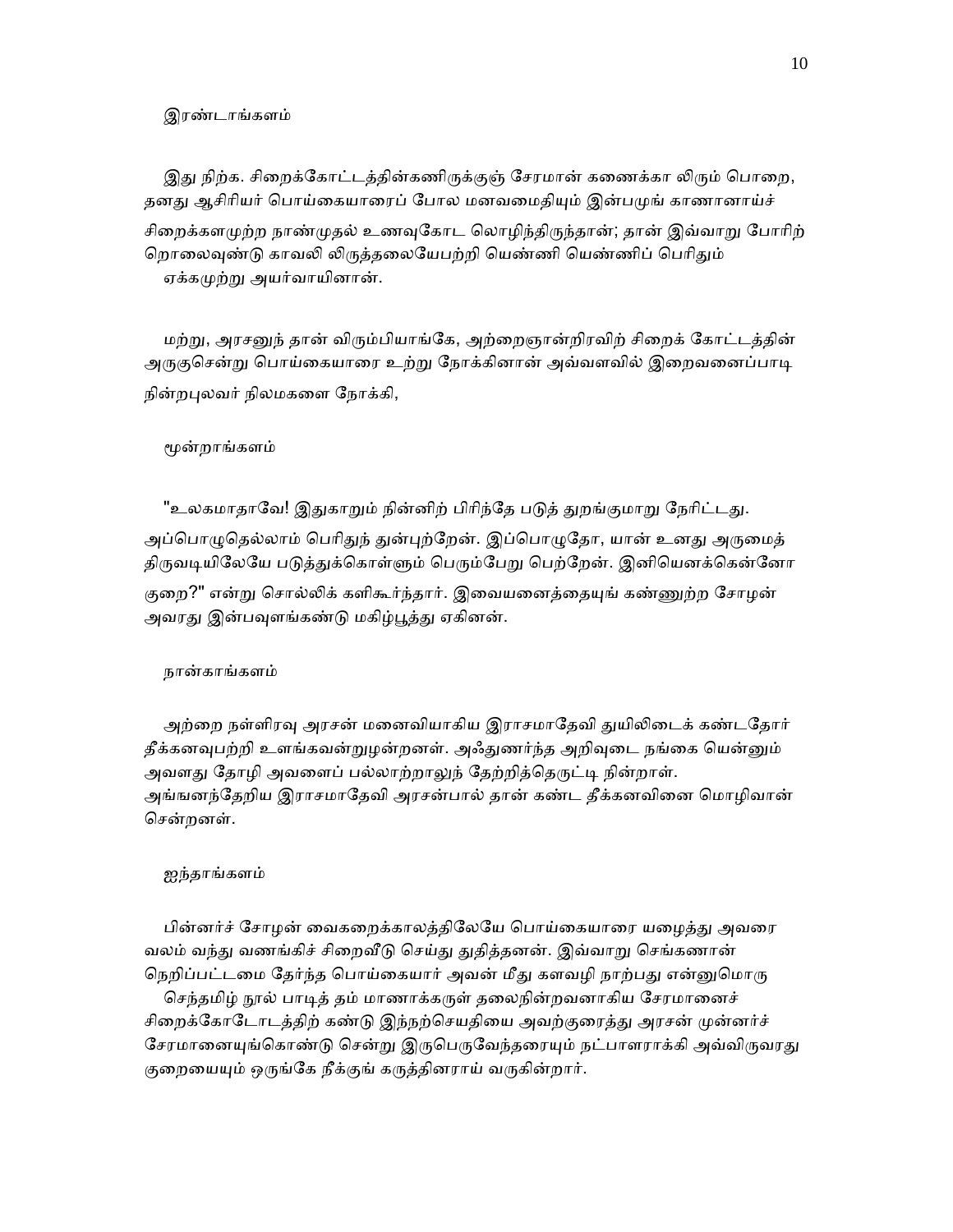இரண்டாங்களம்

இது நிற்க. சிறைக்கோட்டத்தின்கணிருக்குஞ் சேரமான் கணைக்கா லிரும் பொறை, தனது ஆசிரியர் பொய்கையாரைப் போல மனவமைதியும் இன்பமுங் காணானாய்ச் சிறைக்களமுற்ற நாண்முதல் உணவுகோட லொழிந்திருந்தான்; தான் இவ்வாறு போரிற் றொலைவுண்டு காவலி லிருத்தலையேபற்றி யெண்ணி யெண்ணிப் பெரிதும் ஏக்கமுற்று அயர்வாயினான்.

மற்று, அரசனுந் தான் விரும்பியாங்கே, அற்றைஞான்றிரவிற் சிறைக் கோட்டத்தின் அருகுசென்று பொய்கையாரை உற்று நோக்கினான் அவ்வளவில் இறைவனைப்பாடி நின்றபுலவர் நிலமகளை நோக்கி,

மூன்றாங்களம்

"உலகமாதாவே! இதுகாறும் நின்னிற் பிரிந்தே படுத் துறங்குமாறு நேரிட்டது. அப்பொழுதெல்லாம் பெரிதுந் துன்புற்றேன். இப்பொழுதோ, யான் உனது அருமைத் திருவடியிலேயே படுத்துக்கொள்ளும் பெரும்பேறு பெற்றேன். இனியெனக்கென்னோ குறை?" என்று சொல்லிக் களிகூர்ந்தார். இவையனைத்தையுங் கண்ணுற்ற சோழன் அவரது இன்பவுளங்கண்டு மகிழ்பூத்து ஏகினன்.

நான்காங்களம்

அற்றை நள்ளிரவு அரசன் மனைவியாகிய இராசமாதேவி துயிலிடைக் கண்டதோர் தீக்கனவுபற்றி உளங்கவன்றுழன்றனள். அஃதுணர்ந்த அறிவுடை நங்கை யென்னும் அவளது தோழி அவளைப் பல்லாற்றாலுந் தேற்றித்தெருட்டி நின்றாள். அங்ஙனந்தேறிய இராசமாதேவி அரசன்பால் தான் கண்ட தீக்கனவினை மொழிவான் சென்றனள்.

ஐந்தாங்களம்

பின்னர்ச் சோழன் வைகறைக்காலத்திலேயே பொய்கையாரை யழைத்து அவரை வலம் வந்து வணங்கிச் சிறைவீடு செய்து துதித்தனன். இவ்வாறு செங்கணான் நெறிப்பட்டமை தேர்ந்த பொய்கையார் அவன் மீது களவழி நாற்பது என்னுமொரு செந்தமிழ் நூல் பாடித் தம் மாணாக்கருள் தலைநின்றவனாகிய சேரமானைச் சிறைக்கோடோடத்திற் கண்டு இந்நற்செயதியை அவற்குரைத்து அரசன் முன்னர்ச் சேரமானையுங்கொண்டு சென்று இருபெருவேந்தரையும் நட்பாளராக்கி அவ்விருவரது குறையையும் ஒருங்கே நீக்குங் கருத்தினராய் வருகின்றார்.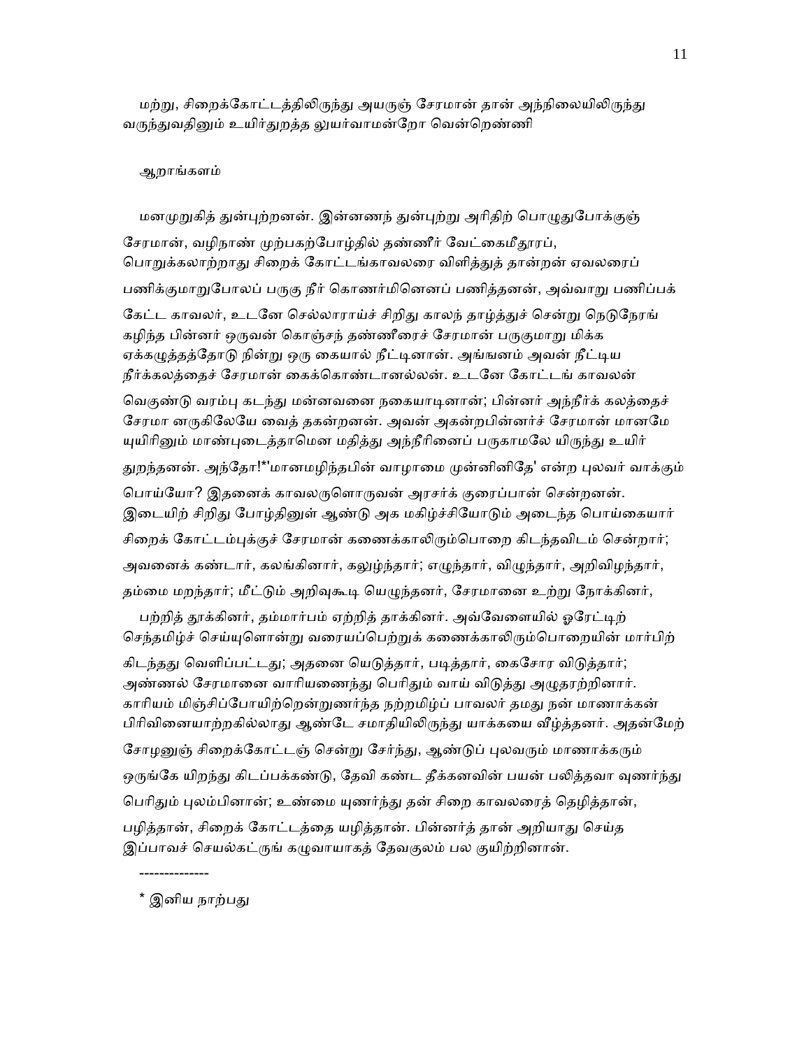மற்று, சிறைக்கோட்டத்திலிருந்து அயருஞ் சேரமான் தான் அந்நிலையிலிருந்து வருந்துவதினும் உயிர்துறத்த லுயர்வாமன்றோ வென்றெண்ணி

ஆறாங்களம்

மனமுறுகித் துன்புற்றனன். இன்னணந் துன்புற்று அரிதிற் பொழுதுபோக்குஞ் சேரமான், வழிநாண் முற்பகற்போழ்தில் தண்ணீர் வேட்கைமீதூரப், பொறுக்கலாற்றாது சிறைக் கோட்டங்காவலரை விளித்துத் தான்றன் ஏவலரைப் பணிக்குமாறுபோலப் பருகு நீர் கொணர்மினெனப் பணித்தனன், அவ்வாறு பணிப்பக் கேட்ட காவலர், உடனே செல்லாராய்ச் சிறிது காலந் தாழ்த்துச் சென்று நெடுநேரங் கழிந்த பின்னர் ஒருவன் கொஞ்சந் தண்ணீரைச் சேரமான் பருகுமாறு மிக்க ஏக்கழுத்தத்தோடு நின்று ஒரு கையால் நீட்டினான். அங்ஙனம் அவன் நீட்டிய நீர்க்கலத்தைச் சேரமான் கைக்கொண்டானல்லன். உடனே கோட்டங் காவலன் வெகுண்டு வரம்பு கடந்து மன்னவனை நகையாடினான்; பின்னர் அந்நீர்க் கலத்தைச் சேரமா னருகிலேயே வைத் தகன்றனன். அவன் அகன்றபின்னர்ச் சேரமான் மானமே யுயிரினும் மாண்புடைத்தாமென மதித்து அந்நீரினைப் பருகாமலே யிருந்து உயிர் துறந்தனன். அந்தோ!*'மானமழிந்தபின் வாழாமை முன்னினிதே' என்ற புலவர் வாக்கும் பொய்யோ? இதனைக் காவலருளொருவன் அரசர்க் குரைப்பான் சென்றனன். இடையிற் சிறிது போழ்தினுள் ஆண்டு அக மகிழ்ச்சியோடும் அடைந்த பொய்கையார் சிறைக் கோட்டம்புக்குச் சேரமான் கணைக்காலிரும்பொறை கிடந்தவிடம் சென்றார்; அவனைக் கண்டார், கலங்கினார், கலுழ்ந்தார்; எழுந்தார், விழுந்தார், அறிவிழந்தார், தம்மை மறந்தார்; மீட்டும் அறிவுகூடி யெழுந்தனர், சேரமானை உற்று நோக்கினர், பற்றித் தூக்கினர், தம்மார்பம் ஏற்றித் தாக்கினர். அவ்வேளையில் ஓரேட்டிற் செந்தமிழ்ச் செய்யுளொன்று வரையப்பெற்றுக் கணைக்காலிரும்பொறையின் மார்பிற் கிடந்தது வெளிப்பட்டது; அதனை யெடுத்தார், படித்தார், கைசோர விடுத்தார்; அண்ணல் சேரமானை வாரியணைந்து பெரிதும் வாய் விடுத்து அழுதரற்றினார். காரியம் மிஞ்சிப்போயிற்றென்றுணர்ந்த நற்றமிழ்ப் பாவலர் தமது நன் மாணாக்கன் பிரிவினையாற்றகில்லாது ஆண்டே சமாதியிலிருந்து யாக்கையை வீழ்த்தனர். அதன்மேற் சோழனுஞ் சிறைக்கோட்டஞ் சென்று சேர்ந்து, ஆண்டுப் புலவரும் மாணாக்கரும் ஒருங்கே யிறந்து கிடப்பக்கண்டு, தேவி கண்ட தீக்கனவின் பயன் பலித்தவா வுணர்ந்து பெரிதும் புலம்பினான்; உண்மை யுணர்ந்து தன் சிறை காவலரைத் தெழித்தான், பழித்தான், சிறைக் கோட்டத்தை யழித்தான். பின்னர்த் தான் அறியாது செய்த இப்பாவச் செயல்கட்குருங் கழுவாயாகத் தேவகுலம் பல குயிற்றினான்.

--------------

* இனிய நாற்பது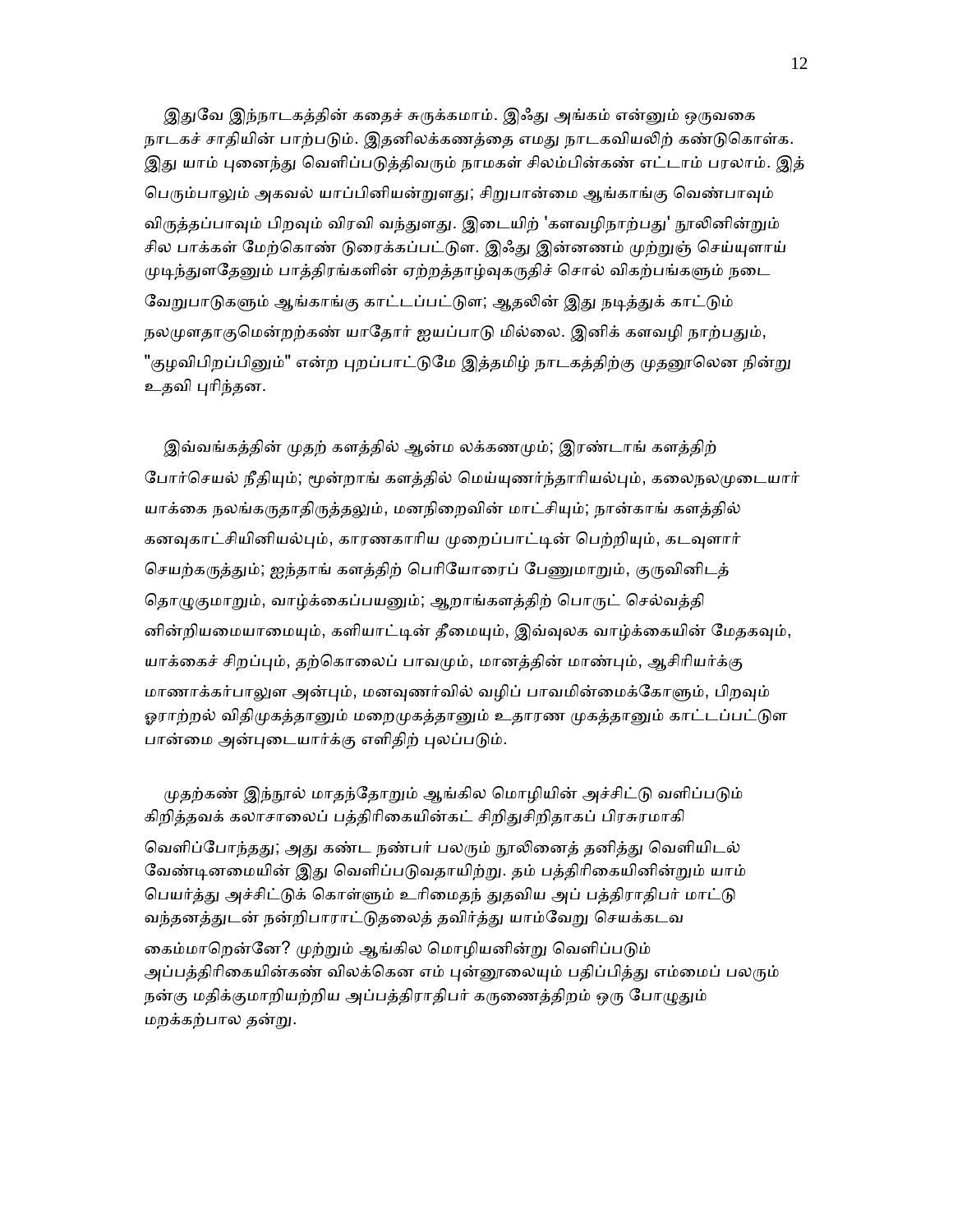இதுவே இந்நாடகத்தின் கதைச் சுருக்கமாம். இஃது அங்கம் என்னும் ஒருவகை நாடகச் சாதியின் பாற்படும். இதனிலக்கணத்தை எமது நாடகவியலிற் கண்டுகொள்க. இது யாம் புனைந்து வெளிப்படுத்திவரும் நாமகள் சிலம்பின்கண் எட்டாம் பரலாம். இத் பெரும்பாலும் அகவல் யாப்பினியன்றுளது; சிறுபான்மை ஆங்காங்கு வெண்பாவும் விருத்தப்பாவும் பிறவும் விரவி வந்துளது. இடையிற் 'களவழிநாற்பது' நூலினின்றும் சில பாக்கள் மேற்கொண் டுரைக்கப்பட்டுள. இஃது இன்னணம் முற்றுஞ் செய்யுளாய் முடிந்துளதேனும் பாத்திரங்களின் ஏற்றத்தாழ்வுகருதிச் சொல் விகற்பங்களும் நடை வேறுபாடுகளும் ஆங்காங்கு காட்டப்பட்டுள; ஆதலின் இது நடித்துக் காட்டும் நலமுளதாகுமென்றற்கண் யாதோர் ஐயப்பாடு மில்லை. இனிக் களவழி நாற்பதும், "குழவிபிறப்பினும்" என்ற புறப்பாட்டுமே இத்தமிழ் நாடகத்திற்கு முதனூலென நின்று உதவி புரிந்தன.

இவ்வங்கத்தின் முதற் களத்தில் ஆன்ம லக்கணமும்; இரண்டாங் களத்திற் போர்செயல் நீதியும்; மூன்றாங் களத்தில் மெய்யுணர்ந்தாரியல்பும், கலைநலமுடையார் யாக்கை நலங்கருதாதிருத்தலும், மனநிறைவின் மாட்சியும்; நான்காங் களத்தில் கனவுகாட்சியினியல்பும், காரணகாரிய முறைப்பாட்டின் பெற்றியும், கடவுளார் செயற்கருத்தும்; ஐந்தாங் களத்திற் பெரியோரைப் பேணுமாறும், குருவினிடத் தொழுகுமாறும், வாழ்க்கைப்பயனும்; ஆறாங்களத்திற் பொருட் செல்வத்தி னின்றியமையாமையும், களியாட்டின் தீமையும், இவ்வுலக வாழ்க்கையின் மேதகவும், யாக்கைச் சிறப்பும், தற்கொலைப் பாவமும், மானத்தின் மாண்பும், ஆசிரியர்க்கு மாணாக்கர்பாலுள அன்பும், மனவுணர்வில் வழிப் பாவமின்மைக்கோளும், பிறவும் ஓராற்றல் விதிமுகத்தானும் மறைமுகத்தானும் உதாரண முகத்தானும் காட்டப்பட்டுள பான்மை அன்புடையார்க்கு எளிதிற் புலப்படும்.

முதற்கண் இந்நூல் மாதந்தோறும் ஆங்கில மொழியின் அச்சிட்டு வளிப்படும் கிறித்தவக் கலாசாலைப் பத்திரிகையின்கட் சிறிதுசிறிதாகப் பிரசுரமாகி வெளிப்போந்தது; அது கண்ட நண்பர் பலரும் நூலினைத் தனித்து வெளியிடல் வேண்டினமையின் இது வெளிப்படுவதாயிற்று. தம் பத்திரிகையினின்றும் யாம் பெயர்த்து அச்சிட்டுக் கொள்ளும் உரிமைதந் துதவிய அப் பத்திராதிபர் மாட்டு வந்தனத்துடன் நன்றிபாராட்டுதலைத் தவிர்த்து யாம்வேறு செயக்கடவ கைம்மாறென்னே? முற்றும் ஆங்கில மொழியனின்று வெளிப்படும் அப்பத்திரிகையின்கண் விலக்கென எம் புன்னூலையும் பதிப்பித்து எம்மைப் பலரும் நன்கு மதிக்குமாறியற்றிய அப்பத்திராதிபர் கருணைத்திறம் ஒரு போழுதும் மறக்கற்பால தன்று.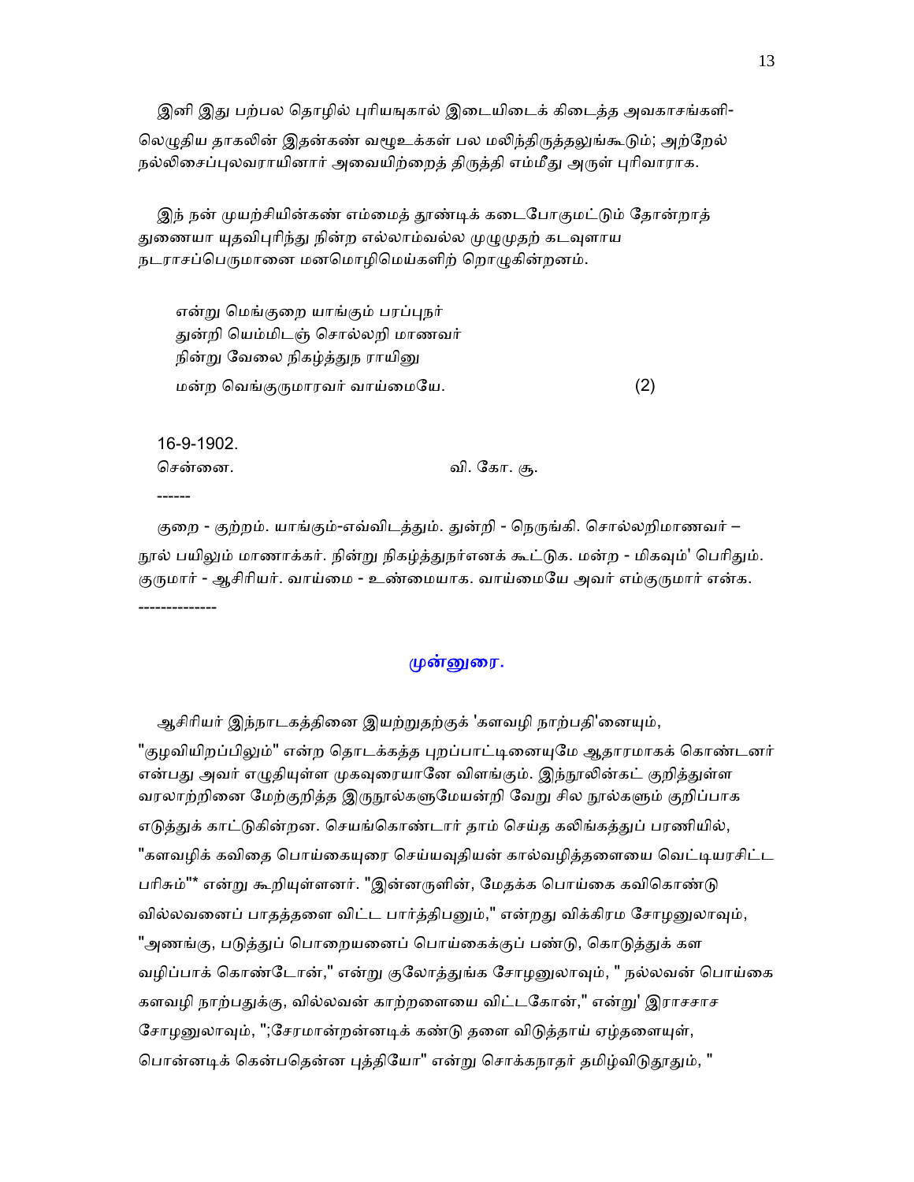இனி இது பற்பல தொழில் புரியுங்கால் இடையிடைக் கிடைத்த அவகாசங்களி-லெழுதிய தாகலின் இதன்கண் வழூஉக்கள் பல மலிந்திருத்தலுங்கூடும்; அற்றேல் நல்லிசைப்புலவராயினார் அவையிற்றைத் திருத்தி எம்மீது அருள் புரிவாராக.

இந் நன் முயற்சியின்கண் எம்மைத் தூண்டிக் கடைபோகுமட்டும் தோன்றாத் துணையா யுதவிபுரிந்து நின்ற எல்லாம்வல்ல முழுமுதற் கடவுளாய நடராசப்பெருமானை மனமொழிமெய்களிற் றொழுகின்றனம்.

என்று மெங்குறை யாங்கும் பரப்புநர்
துன்றி யெம்மிடஞ் சொல்லறி மாணவர்
நின்று வேலை நிகழ்த்துந ராயினு
மன்ற வெங்குருமாரவர் வாய்மையே. (2)

16-9-1902.
சென்னை. வி. கோ. சூ.

------

குறை - குற்றம். யாங்கும்-எவ்விடத்தும். துன்றி - நெருங்கி. சொல்லறிமாணவர் – நூல் பயிலும் மாணாக்கர். நின்று நிகழ்த்துநர்எனக் கூட்டுக. மன்ற - மிகவும்' பெரிதும். குருமார் - ஆசிரியர். வாய்மை - உண்மையாக. வாய்மையே அவர் எம்குருமார் என்க.

-------------

## முன்னுரை.

ஆசிரியர் இந்நாடகத்தினை இயற்றுதற்குக் 'களவழி நாற்பதி'னையும், "குழவியிறப்பிலும்" என்ற தொடக்கத்த புறப்பாட்டினையுமே ஆதாரமாகக் கொண்டனர் என்பது அவர் எழுதியுள்ள முகவுரையானே விளங்கும். இந்நூலின்கட் குறித்துள்ள வரலாற்றினை மேற்குறித்த இருநூல்களுமேயன்றி வேறு சில நூல்களும் குறிப்பாக எடுத்துக் காட்டுகின்றன. செயங்கொண்டார் தாம் செய்த கலிங்கத்துப் பரணியில், "களவழிக் கவிதை பொய்கையுரை செய்யவுதியன் கால்வழித்தளையை வெட்டியரசிட்ட பரிசும்"* என்று கூறியுள்ளனர். "இன்னருளின், மேதக்க பொய்கை கவிகொண்டு வில்லவனைப் பாதத்தளை விட்ட பார்த்திபனும்," என்றது விக்கிரம சோழனுலாவும், "அணங்கு, படுத்துப் பொறையனைப் பொய்கைக்குப் பண்டு, கொடுத்துக் கள வழிப்பாக் கொண்டோன்," என்று குலோத்துங்க சோழனுலாவும், " நல்லவன் பொய்கை களவழி நாற்பதுக்கு, வில்லவன் காற்றளையை விட்டகோன்," என்று' இராசசாச சோழனுலாவும், ";சேரமான்றன்னடிக் கண்டு தளை விடுத்தாய் ஏழ்தளையுள், பொன்னடிக் கென்பதென்ன புத்தியோ" என்று சொக்கநாதர் தமிழ்விடுதூதும், "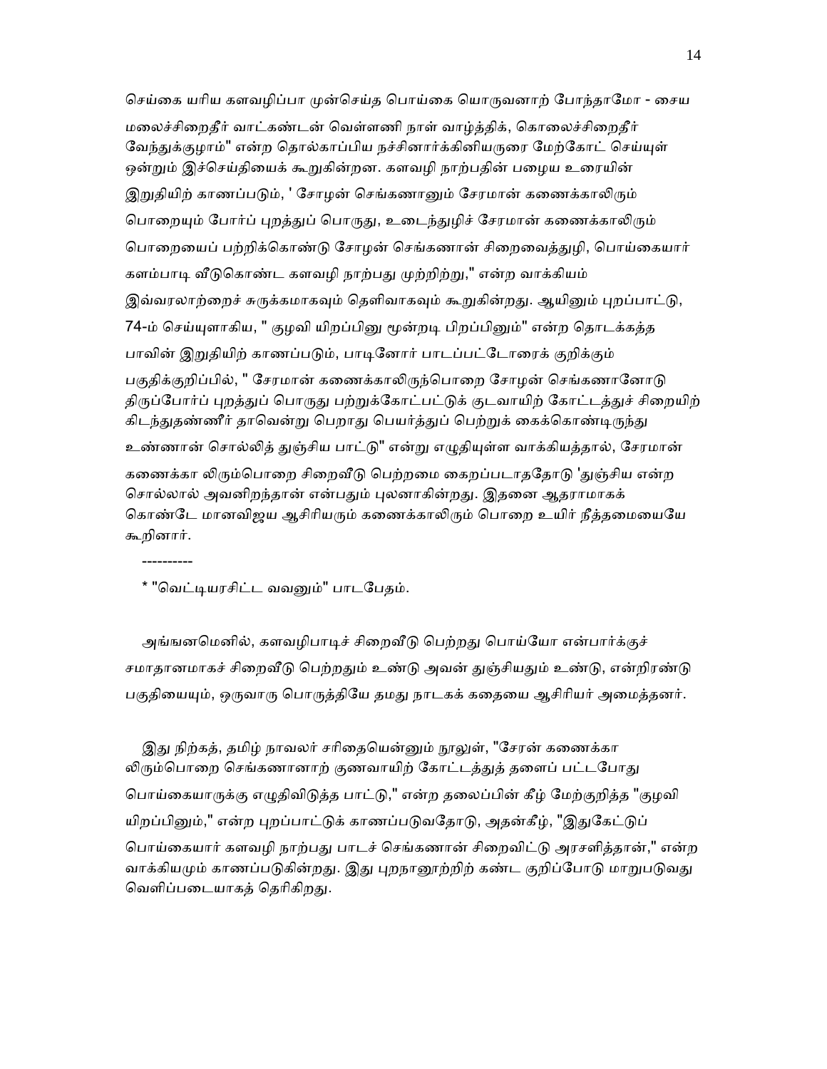செய்கை யரிய களவழிப்பா முன்செய்த பொய்கை யொருவனாற் போந்தாமோ - சைய மலைச்சிறைதீர் வாட்கண்டன் வெள்ளணி நாள் வாழ்த்திக், கொலைச்சிறைதீர் வேந்துக்குழாம்" என்ற தொல்காப்பிய நச்சினார்க்கினியருரை மேற்கோட் செய்யுள் ஒன்றும் இச்செய்தியைக் கூறுகின்றன. களவழி நாற்பதின் பழைய உரையின் இறுதியிற் காணப்படும், ' சோழன் செங்கணானும் சேரமான் கணைக்காலிரும் பொறையும் போர்ப் புறத்துப் பொருது, உடைந்துழிச் சேரமான் கணைக்காலிரும் பொறையைப் பற்றிக்கொண்டு சோழன் செங்கணான் சிறைவைத்துழி, பொய்கையார் களம்பாடி வீடுகொண்ட களவழி நாற்பது முற்றிற்று," என்ற வாக்கியம் இவ்வரலாற்றைச் சுருக்கமாகவும் தெளிவாகவும் கூறுகின்றது. ஆயினும் புறப்பாட்டு, 74-ம் செய்யுளாகிய, " குழவி யிறப்பினு மூன்றடி பிறப்பினும்" என்ற தொடக்கத்த பாவின் இறுதியிற் காணப்படும், பாடினோர் பாடப்பட்டோரைக் குறிக்கும் பகுதிக்குறிப்பில், " சேரமான் கணைக்காலிருந்பொறை சோழன் செங்கணானோடு திருப்போர்ப் புறத்துப் பொருது பற்றுக்கோட்பட்டுக் குடவாயிற் கோட்டத்துச் சிறையிற் கிடந்துதண்ணீர் தாவென்று பெறாது பெயர்த்துப் பெற்றுக் கைக்கொண்டிருந்து உண்ணான் சொல்லித் துஞ்சிய பாட்டு" என்று எழுதியுள்ள வாக்கியத்தால், சேரமான் கணைக்கா லிரும்பொறை சிறைவீடு பெற்றமை கைறப்படாததோடு 'துஞ்சிய என்ற சொல்லால் அவனிறந்தான் என்பதும் புலனாகின்றது. இதனை ஆதராமாகக் கொண்டே மானவிஜய ஆசிரியரும் கணைக்காலிரும் பொறை உயிர் நீத்தமையையே கூறினார்.

----------

* "வெட்டியரசிட்ட வவனும்" பாடபேதம்.

அங்ஙனமெனில், களவழிபாடிச் சிறைவீடு பெற்றது பொய்யோ என்பார்க்குச் சமாதானமாகச் சிறைவீடு பெற்றதும் உண்டு அவன் துஞ்சியதும் உண்டு, என்றிரண்டு பகுதியையும், ஒருவாறு பொருத்தியே தமது நாடகக் கதையை ஆசிரியர் அமைத்தனர்.

இது நிற்கத், தமிழ் நாவலர் சரிதையென்னும் நூலுள், "சேரன் கணைக்கா லிரும்பொறை செங்கணானாற் குணவாயிற் கோட்டத்துத் தளைப் பட்டபோது பொய்கையாருக்கு எழுதிவிடுத்த பாட்டு," என்ற தலைப்பின் கீழ் மேற்குறித்த "குழவி யிறப்பினும்," என்ற புறப்பாட்டுக் காணப்படுவதோடு, அதன்கீழ், "இதுகேட்டுப் பொய்கையார் களவழி நாற்பது பாடச் செங்கணான் சிறைவிட்டு அரசளித்தான்," என்ற வாக்கியமும் காணப்படுகின்றது. இது புறநானூற்றிற் கண்ட குறிப்போடு மாறுபடுவது வெளிப்படையாகத் தெரிகிறது.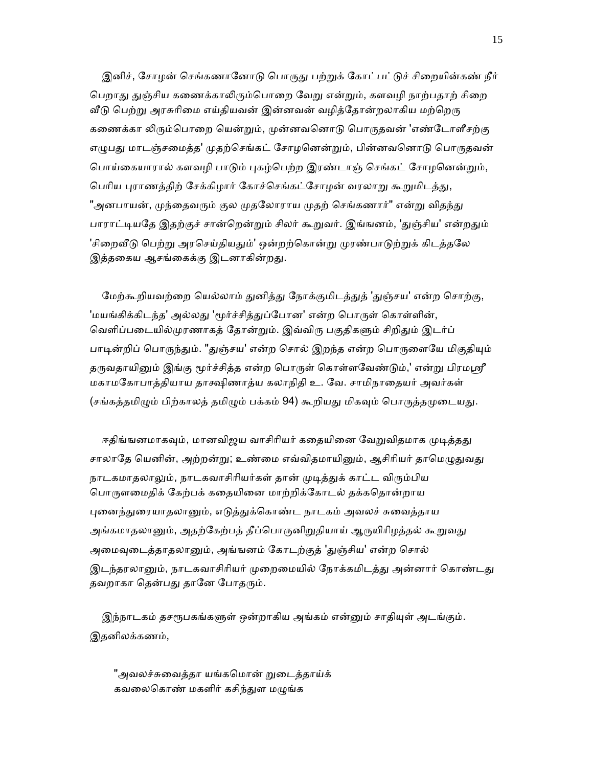இனிச், சோழன் செங்கணானோடு பொருது பற்றுக் கோட்பட்டுச் சிறையின்கண் நீர் பெறாது துஞ்சிய கணைக்காலிரும்பொறை வேறு என்றும், களவழி நாற்பதாற் சிறை வீடு பெற்று அரசுரிமை எய்தியவன் இன்னவன் வழித்தோன்றலாகிய மற்றெரு கணைக்கா லிரும்பொறை யென்றும், முன்னவனொடு பொருதவன் 'எண்டோளீசற்கு எழுபது மாடஞ்சமைத்த' முதற்செங்கட் சோழனென்றும், பின்னவனொடு பொருதவன் பொய்கையாரால் களவழி பாடும் புகழ்பெற்ற இரண்டாஞ் செங்கட் சோழனென்றும், பெரிய புராணத்திற் சேக்கிழார் கோச்செங்கட்சோழன் வரலாறு கூறுமிடத்து, "அனபாயன், முந்தைவரும் குல முதலோராய முதற் செங்கணார்" என்று விதந்து பாராட்டியதே இதற்குச் சான்றென்றும் சிலர் கூறுவர். இங்ஙனம், 'துஞ்சிய' என்றதும் 'சிறைவீடு பெற்று அரசெய்தியதும்' ஒன்றற்கொன்று முரண்பாடுற்றுக் கிடத்தலே இத்தகைய ஆசங்கைக்கு இடனாகின்றது.

மேற்கூறியவற்றை யெல்லாம் துனித்து நோக்குமிடத்துத் 'துஞ்சய' என்ற சொற்கு, 'மயங்கிக்கிடந்த' அல்லது 'மூர்ச்சித்துப்போன' என்ற பொருள் கொள்ளின், வெளிப்படையில்முரணாகத் தோன்றும். இவ்விரு பகுதிகளும் சிறிதும் இடர்ப் பாடின்றிப் பொருந்தும். "துஞ்சய' என்ற சொல் இறந்த என்ற பொருளையே மிகுதியும் தருவதாயினும் இங்கு மூர்ச்சித்த என்ற பொருள் கொள்ளவேண்டும்,' என்று பிரமஸ்ரீ மகாமகோபாத்தியாய தாக்ஷிணாத்ய கலாநிதி உ. வே. சாமிநாதையர் அவர்கள் (சங்கத்தமிழும் பிற்காலத் தமிழும் பக்கம் 94) கூறியது மிகவும் பொருத்தமுடையது.

ஈதிங்ஙனமாகவும், மானவிஜய வாசிரியர் கதையினை வேறுவிதமாக முடித்தது சாலாதே யெனின், அற்றன்று; உண்மை எவ்விதமாயினும், ஆசிரியர் தாமெழுதுவது நாடகமாதலாலும், நாடகவாசிரியர்கள் தான் முடித்துக் காட்ட விரும்பிய பொருளமைதிக் கேற்பக் கதையினை மாற்றிக்கோடல் தக்கதொன்றாய புனைந்துரையாதலானும், எடுத்துக்கொண்ட நாடகம் அவலச் சுவைத்தாய அங்கமாதலானும், அதற்கேற்பத் தீப்பொருனிறுதியாய் ஆருயிரிழத்தல் கூறுவது அமைவுடைத்தாதலானும், அங்ஙனம் கோடற்குத் 'துஞ்சிய' என்ற சொல் இடந்தரலானும், நாடகவாசிரியர் முறைமையில் நோக்கமிடத்து அன்னார் கொண்டது தவறாகா தென்பது தானே போதரும்.

இந்நாடகம் தசரூபகங்களுள் ஒன்றாகிய அங்கம் என்னும் சாதியுள் அடங்கும். இதனிலக்கணம்,

"அவலச்சுவைத்தா யங்கமொன் றுடைத்தாய்க்
கவலைகொண் மகளிர் கசிந்துள மழுங்க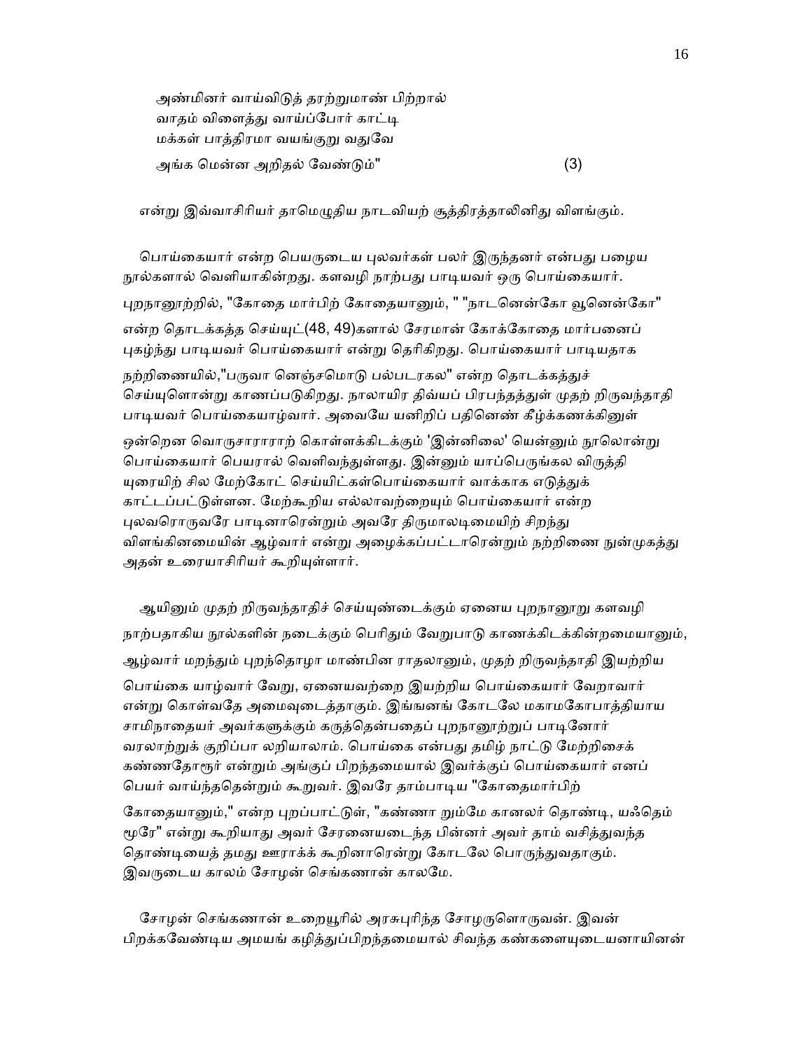அண்மினர் வாய்விடுத் தரற்றுமாண் பிற்றால்
வாதம் விளைத்து வாய்ப்போர் காட்டி
மக்கள் பாத்திரமா வயங்குறு வதுவே
அங்க மென்ன அறிதல் வேண்டும்" (3)

என்று இவ்வாசிரியர் தாமெழுதிய நாடவியற் சூத்திரத்தாலினிது விளங்கும்.

பொய்கையார் என்ற பெயருடைய புலவர்கள் பலர் இருந்தனர் என்பது பழைய நூல்களால் வெளியாகின்றது. களவழி நாற்பது பாடியவர் ஒரு பொய்கையார். புறநானூற்றில், "கோதை மார்பிற் கோதையானும், " "நாடனென்கோ வூனென்கோ" என்ற தொடக்கத்த செய்யுட்(48, 49)களால் சேரமான் கோக்கோதை மார்பனைப் புகழ்ந்து பாடியவர் பொய்கையார் என்று தெரிகிறது. பொய்கையார் பாடியதாக நற்றிணையில்,"பருவா னெஞ்சமொடு பல்படரகல" என்ற தொடக்கத்துச் செய்யுளொன்று காணப்படுகிறது. நாலாயிர திவ்யப் பிரபந்தத்துள் முதற் றிருவந்தாதி பாடியவர் பொய்கையாழ்வார். அவையே யனிறிப் பதினெண் கீழ்க்கணக்கினுள் ஒன்றென வொருசாராராற் கொள்ளக்கிடக்கும் 'இன்னிலை' யென்னும் நூலொன்று பொய்கையார் பெயரால் வெளிவந்துள்ளது. இன்னும் யாப்பெருங்கல விருத்தி யுரையிற் சில மேற்கோட் செய்யிட்கள்பொய்கையார் வாக்காக எடுத்துக் காட்டப்பட்டுள்ளன. மேற்கூறிய எல்லாவற்றையும் பொய்கையார் என்ற புலவரொருவரே பாடினாரென்றும் அவரே திருமாலடிமையிற் சிறந்து விளங்கினமையின் ஆழ்வார் என்று அழைக்கப்பட்டாரென்றும் நற்றிணை நுன்முகத்து அதன் உரையாசிரியர் கூறியுள்ளார்.

ஆயினும் முதற் றிருவந்தாதிச் செய்யுண்டைக்கும் ஏனைய புறநானூறு களவழி நாற்பதாகிய நூல்களின் நடைக்கும் பெரிதும் வேறுபாடு காணக்கிடக்கின்றமையானும், ஆழ்வார் மறந்தும் புறந்தொழா மாண்பின ராதலானும், முதற் றிருவந்தாதி இயற்றிய பொய்கை யாழ்வார் வேறு, ஏனையவற்றை இயற்றிய பொய்கையார் வேறாவார் என்று கொள்வதே அமைவுடைத்தாகும். இங்ஙனங் கோடலே மகாமகோபாத்தியாய சாமிநாதையர் அவர்களுக்கும் கருத்தென்பதைப் புறநானூற்றுப் பாடினோர் வரலாற்றுக் குறிப்பா லறியாலாம். பொய்கை என்பது தமிழ் நாட்டு மேற்றிசைக் கண்ணதோரூர் என்றும் அங்குப் பிறந்தமையால் இவர்க்குப் பொய்கையார் எனப் பெயர் வாய்ந்ததென்றும் கூறுவர். இவரே தாம்பாடிய "கோதைமார்பிற் கோதையானும்," என்ற புறப்பாட்டுள், "கண்ணா றும்மே கானலர் தொண்டி, யஃதெம் மூரே" என்று கூறியாது அவர் சேரனையடைந்த பின்னர் அவர் தாம் வசித்துவந்த தொண்டியைத் தமது ஊராக்க் கூறினாரென்று கோடலே பொருந்துவதாகும். இவருடைய காலம் சோழன் செங்கணான் காலமே.

சோழன் செங்கணான் உறையூரில் அரசுபுரிந்த சோழருளொருவன். இவன் பிறக்கவேண்டிய அமயங் கழித்துப்பிறந்தமையால் சிவந்த கண்களையுடையனாயினன்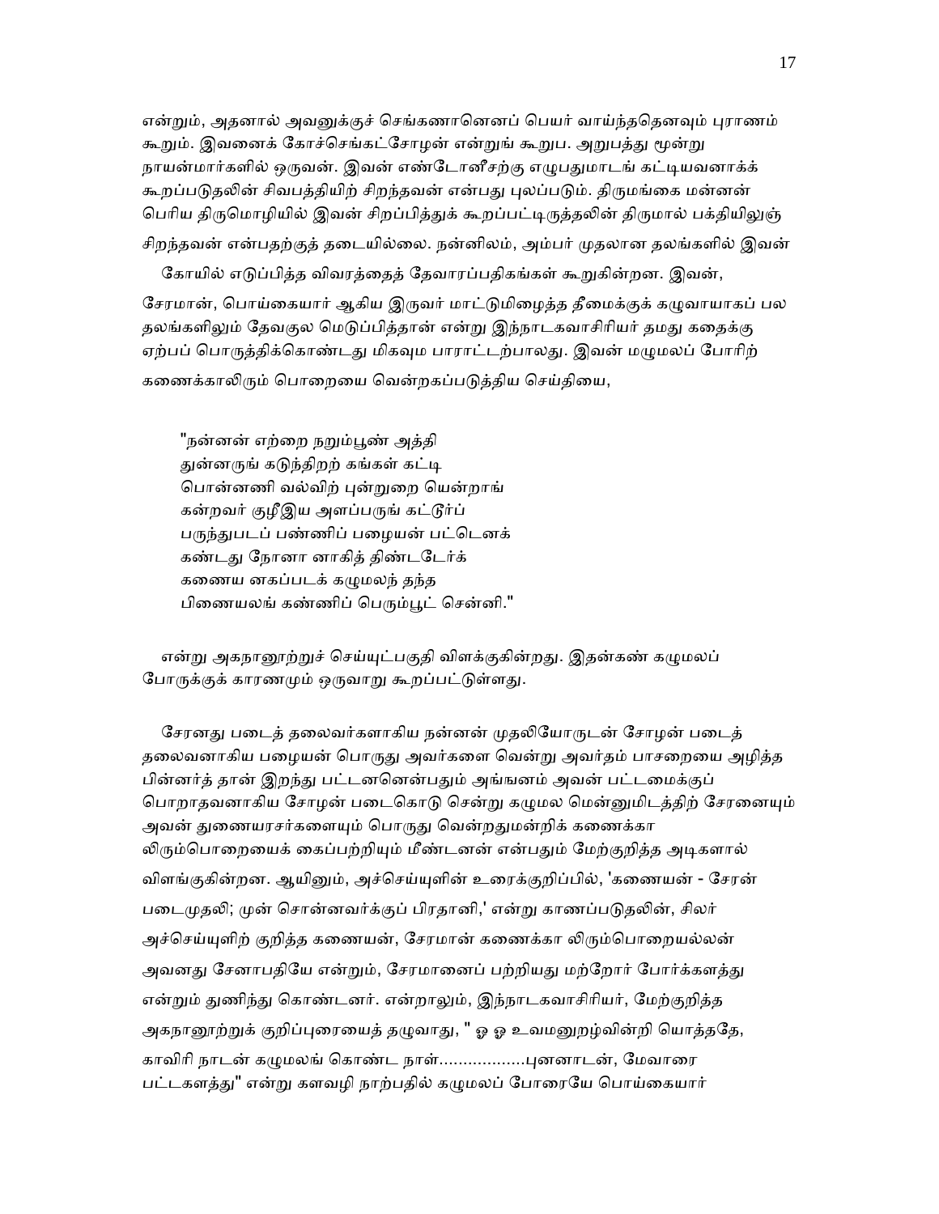என்றும், அதனால் அவனுக்குச் செங்கணானெனப் பெயர் வாய்ந்ததெனவும் புராணம் கூறும். இவனைக் கோச்செங்கட்சோழன் என்றுங் கூறுப. அறுபத்து மூன்று நாயன்மார்களில் ஒருவன். இவன் எண்டோனீசற்கு எழுபதுமாடங் கட்டியவனாக்க் கூறப்படுதலின் சிவபத்தியிற் சிறந்தவன் என்பது புலப்படும். திருமங்கை மன்னன் பெரிய திருமொழியில் இவன் சிறப்பித்துக் கூறப்பட்டிருத்தலின் திருமால் பக்தியிலுஞ் சிறந்தவன் என்பதற்குத் தடையில்லை. நன்னிலம், அம்பர் முதலான தலங்களில் இவன் கோயில் எடுப்பித்த விவரத்தைத் தேவாரப்பதிகங்கள் கூறுகின்றன. இவன், சேரமான், பொய்கையார் ஆகிய இருவர் மாட்டுமிழைத்த தீமைக்குக் கழுவாயாகப் பல தலங்களிலும் தேவகுல மெடுப்பித்தான் என்று இந்நாடகவாசிரியர் தமது கதைக்கு ஏற்பப் பொருத்திக்கொண்டது மிகவும் பாராட்டற்பாலது. இவன் மழுமலப் போரிற் கணைக்காலிரும் பொறையை வென்றகப்படுத்திய செய்தியை,

> "நன்னன் எற்றை நறும்பூண் அத்தி
> துன்னருங் கடுந்திறற் கங்கள் கட்டி
> பொன்னணி வல்விற் புன்றுறை யென்றாங்
> கன்றவர் குழீஇய அளப்பருங் கட்டூர்ப்
> பருந்துபடப் பண்ணிப் பழையன் பட்டெனக்
> கண்டது நோனா னாகித் திண்டடேர்க்
> கணைய னகப்படக் கழுமலந் தந்த
> பிணையலங் கண்ணிப் பெரும்பூட் சென்னி."

என்று அகநானூற்றுச் செய்யுட்பகுதி விளக்குகின்றது. இதன்கண் கழுமலப் போருக்குக் காரணமும் ஒருவாறு கூறப்பட்டுள்ளது.

சேரனது படைத் தலைவர்களாகிய நன்னன் முதலியோருடன் சோழன் படைத் தலைவனாகிய பழையன் பொருது அவர்களை வென்று அவர்தம் பாசறையை அழித்த பின்னர்த் தான் இறந்து பட்டனனென்பதும் அங்ஙனம் அவன் பட்டமைக்குப் பொறாதவனாகிய சோழன் படைகொடு சென்று கழுமல மென்னுமிடத்திற் சேரனையும் அவன் துணையரசர்களையும் பொருது வென்றதுமன்றிக் கணைக்கா லிரும்பொறையைக் கைப்பற்றியும் மீண்டனன் என்பதும் மேற்குறித்த அடிகளால் விளங்குகின்றன. ஆயினும், அச்செய்யுளின் உரைக்குறிப்பில், 'கணையன் - சேரன் படைமுதலி; முன் சொன்னவர்க்குப் பிரதானி,' என்று காணப்படுதலின், சிலர் அச்செய்யுளிற் குறித்த கணையன், சேரமான் கணைக்கா லிரும்பொறையல்லன் அவனது சேனாபதியே என்றும், சேரமானைப் பற்றியது மற்றோர் போர்க்களத்து என்றும் துணிந்து கொண்டனர். என்றாலும், இந்நாடகவாசிரியர், மேற்குறித்த அகநானூற்றுக் குறிப்புரையைத் தழுவாது, " ஓ ஓ உவமனுறழ்வின்றி யொத்ததே, காவிரி நாடன் கழுமலங் கொண்ட நாள்..................புனனாடன், மேவாரை பட்டகளத்து" என்று களவழி நாற்பதில் கழுமலப் போரையே பொய்கையார்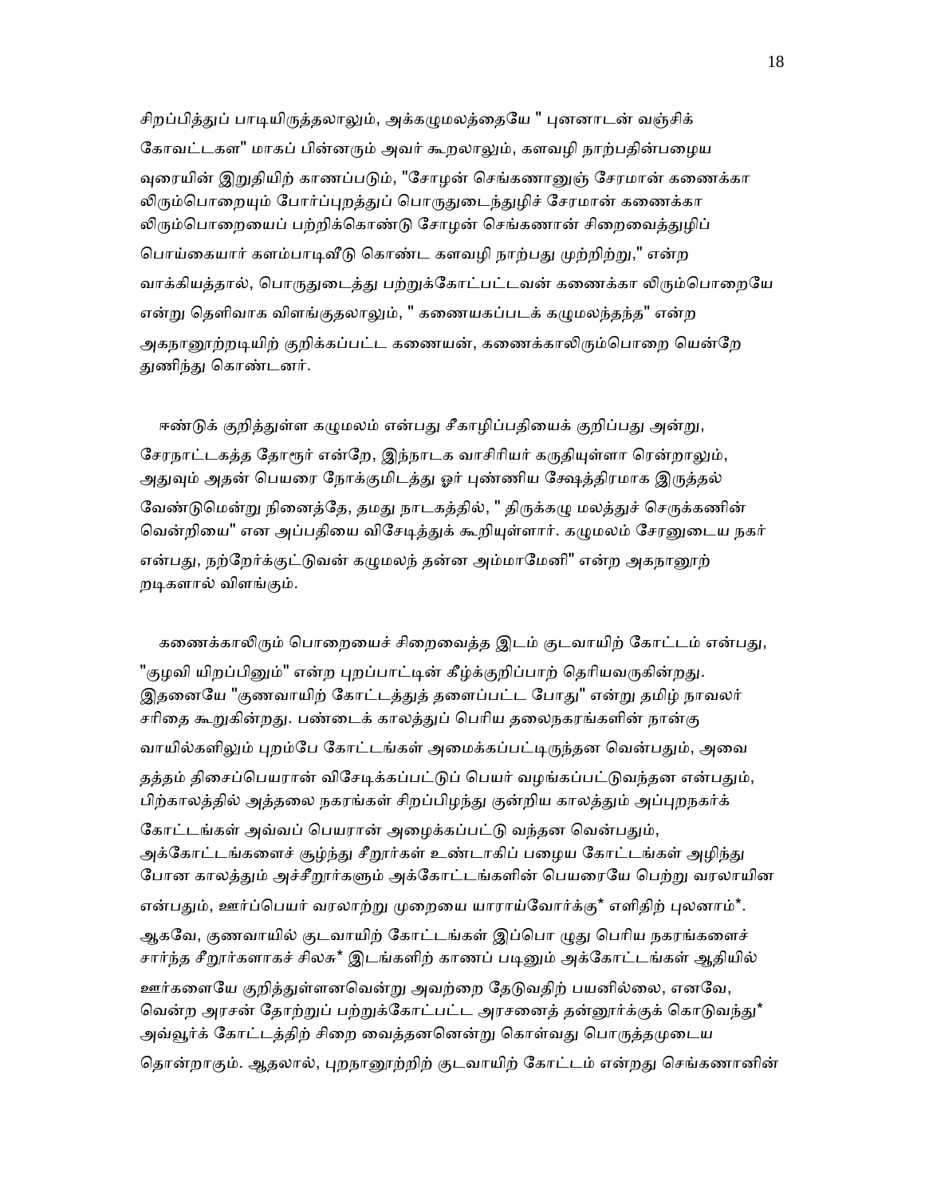சிறப்பித்துப் பாடியிருத்தலாலும், அக்கழுமலத்தையே " புனனாடன் வஞ்சிக் கோவட்டகள" மாகப் பின்னரும் அவர் கூறலாலும், களவழி நாற்பதின்பழைய வுரையின் இறுதியிற் காணப்படும், "சோழன் செங்கணானுஞ் சேரமான் கணைக்கா லிரும்பொறையும் போர்ப்புறத்துப் பொருதுடைந்துழிச் சேரமான் கணைக்கா லிரும்பொறையைப் பற்றிக்கொண்டு சோழன் செங்கணான் சிறைவைத்துழிப் பொய்கையார் களம்பாடிவீடு கொண்ட களவழி நாற்பது முற்றிற்று," என்ற வாக்கியத்தால், பொருதுடைத்து பற்றுக்கோட்பட்டவன் கணைக்கா லிரும்பொறையே என்று தெளிவாக விளங்குதலாலும், " கணையகப்படக் கழுமலந்தந்த" என்ற அகநானூற்றடியிற் குறிக்கப்பட்ட கணையன், கணைக்காலிரும்பொறை யென்றே துணிந்து கொண்டனர்.

ஈண்டுக் குறித்துள்ள கழுமலம் என்பது சீகாழிப்பதியைக் குறிப்பது அன்று, சேரநாட்டகத்த தோரூர் என்றே, இந்நாடக வாசிரியர் கருதியுள்ளா ரென்றாலும், அதுவும் அதன் பெயரை நோக்குமிடத்து ஓர் புண்ணிய க்ஷேத்திரமாக இருத்தல் வேண்டுமென்று நினைத்தே, தமது நாடகத்தில், " திருக்கழு மலத்துச் செருக்கணின் வென்றியை" என அப்பதியை விசேடித்துக் கூறியுள்ளார். கழுமலம் சேரனுடைய நகர் என்பது, நற்றேர்க்குட்டுவன் கழுமலந் தன்ன அம்மாமேனி" என்ற அகநானூற் றடிகளால் விளங்கும்.

கணைக்காலிரும் பொறையைச் சிறைவைத்த இடம் குடவாயிற் கோட்டம் என்பது, "குழவி யிறப்பினும்" என்ற புறப்பாட்டின் கீழ்க்குறிப்பாற் தெரியவருகின்றது. இதனையே "குணவாயிற் கோட்டத்துத் தளைப்பட்ட போது" என்று தமிழ் நாவலர் சரிதை கூறுகின்றது. பண்டைக் காலத்துப் பெரிய தலைநகரங்களின் நான்கு வாயில்களிலும் புறம்பே கோட்டங்கள் அமைக்கப்பட்டிருந்தன வென்பதும், அவை தத்தம் திசைப்பெயரான் விசேடிக்கப்பட்டுப் பெயர் வழங்கப்பட்டுவந்தன என்பதும், பிற்காலத்தில் அத்தலை நகரங்கள் சிறப்பிழந்து குன்றிய காலத்தும் அப்புறநகர்க் கோட்டங்கள் அவ்வப் பெயரான் அழைக்கப்பட்டு வந்தன வென்பதும், அக்கோட்டங்களைச் சூழ்ந்து சீறூர்கள் உண்டாகிப் பழைய கோட்டங்கள் அழிந்து போன காலத்தும் அச்சீறூர்களும் அக்கோட்டங்களின் பெயரையே பெற்று வரலாயின என்பதும், ஊர்ப்பெயர் வரலாற்று முறையை யாராய்வோர்க்கு* எளிதிற் புலனாம்*. ஆகவே, குணவாயில் குடவாயிற் கோட்டங்கள் இப்பொ ழுது பெரிய நகரங்களைச் சார்ந்த சீறூர்களாகச் சிலசு* இடங்களிற் காணப் படினும் அக்கோட்டங்கள் ஆதியில் ஊர்களையே குறித்துள்ளனவென்று அவற்றை தேடுவதிற் பயனில்லை, எனவே, வென்ற அரசன் தோற்றுப் பற்றுக்கோட்பட்ட அரசனைத் தன்னூர்க்குக் கொடுவந்து* அவ்வூர்க் கோட்டத்திற் சிறை வைத்தனனென்று கொள்வது பொருத்தமுடைய தொன்றாகும். ஆதலால், புறநானூற்றிற் குடவாயிற் கோட்டம் என்றது செங்கணானின்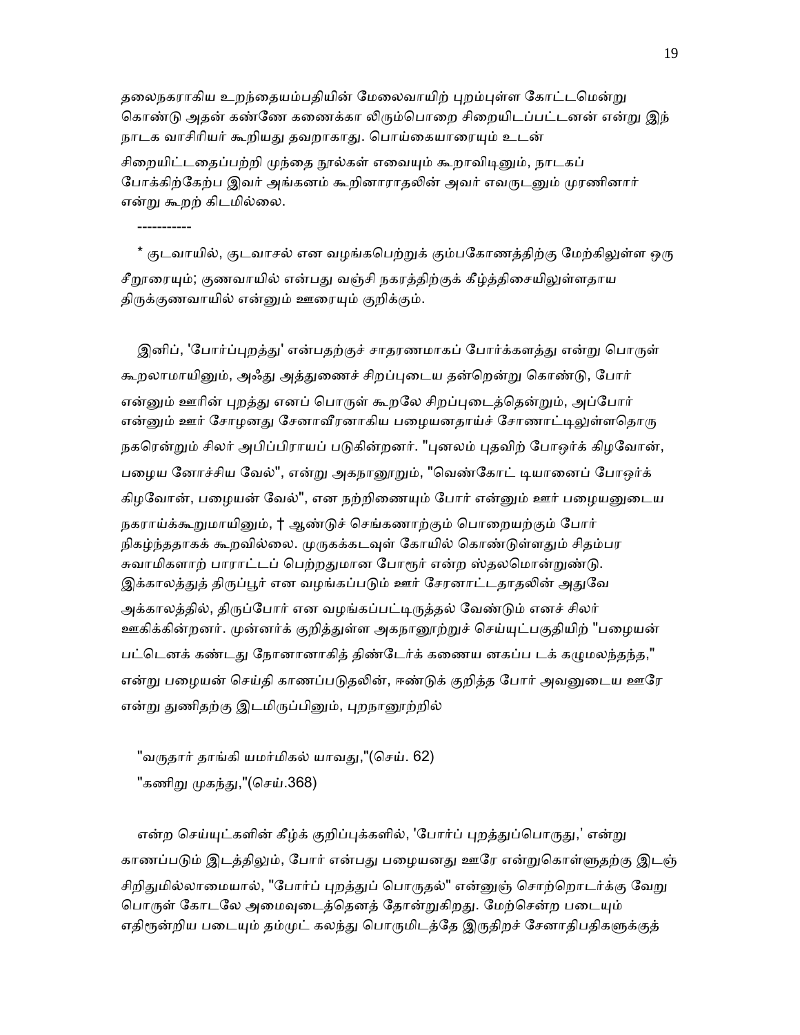தலைநகராகிய உறந்தையம்பதியின் மேலைவாயிற் புறம்புள்ள கோட்டமென்று கொண்டு அதன் கண்ணே கணைக்கா லிரும்பொறை சிறையிடப்பட்டனன் என்று இந் நாடக வாசிரியர் கூறியது தவறாகாது. பொய்கையாரையும் உடன் சிறையிட்டதைப்பற்றி முந்தை நூல்கள் எவையும் கூறாவிடினும், நாடகப் போக்கிற்கேற்ப இவர் அங்கனம் கூறினாராதலின் அவர் எவருடனும் முரணினார் என்று கூறற் கிடமில்லை.

-----------

* குடவாயில், குடவாசல் என வழங்கபெற்றுக் கும்பகோணத்திற்கு மேற்கிலுள்ள ஒரு சீறூரையும்; குணவாயில் என்பது வஞ்சி நகரத்திற்குக் கீழ்த்திசையிலுள்ளதாய திருக்குணவாயில் என்னும் ஊரையும் குறிக்கும்.

இனிப், 'போர்ப்புறத்து' என்பதற்குச் சாதரணமாகப் போர்க்களத்து என்று பொருள் கூறலாமாயினும், அஃது அத்துணைச் சிறப்புடைய தன்றென்று கொண்டு, போர் என்னும் ஊரின் புறத்து எனப் பொருள் கூறலே சிறப்புடைத்தென்றும், அப்போர் என்னும் ஊர் சோழனது சேனாவீரனாகிய பழையனதாய்ச் சோணாட்டிலுள்ளதொரு நகரென்றும் சிலர் அபிப்பிராயப் படுகின்றனர். "புனலம் புதவிற் போஒர்க் கிழவோன், பழைய னோச்சிய வேல்", என்று அகநானூறும், "வெண்கோட் டியானைப் போஒர்க் கிழவோன், பழையன் வேல்", என நற்றிணையும் போர் என்னும் ஊர் பழையனுடைய நகராய்க்கூறுமாயினும், † ஆண்டுச் செங்கணாற்கும் பொறையற்கும் போர் நிகழ்ந்ததாகக் கூறவில்லை. முருகக்கடவுள் கோயில் கொண்டுள்ளதும் சிதம்பர சுவாமிகளாற் பாராட்டப் பெற்றதுமான போரூர் என்ற ஸ்தலமொன்றுண்டு. இக்காலத்துத் திருப்பூர் என வழங்கப்படும் ஊர் சேரனாட்டதாதலின் அதுவே அக்காலத்தில், திருப்போர் என வழங்கப்பட்டிருத்தல் வேண்டும் எனச் சிலர் ஊகிக்கின்றனர். முன்னர்க் குறித்துள்ள அகநானூற்றுச் செய்யுட்பகுதியிற் "பழையன் பட்டெனக் கண்டது நோனானாகித் திண்டேர்க் கணைய னகப்ப டக் கழுமலந்தந்த," என்று பழையன் செய்தி காணப்படுதலின், ஈண்டுக் குறித்த போர் அவனுடைய ஊரே என்று துணிதற்கு இடமிருப்பினும், புறநானூற்றில்

"வருதார் தாங்கி யமர்மிகல் யாவது,"(செய். 62)
"கணிறு முகந்து,"(செய்.368)

என்ற செய்யுட்களின் கீழ்க் குறிப்புக்களில், 'போர்ப் புறத்துப்பொருது,' என்று காணப்படும் இடத்திலும், போர் என்பது பழையனது ஊரே என்றுகொள்ளுதற்கு இடஞ் சிறிதுமில்லாமையால், "போர்ப் புறத்துப் பொருதல்" என்னுஞ் சொற்றொடர்க்கு வேறு பொருள் கோடலே அமைவுடைத்தெனத் தோன்றுகிறது. மேற்சென்ற படையும் எதிரூன்றிய படையும் தம்முட் கலந்து பொருமிடத்தே இருதிறச் சேனாதிபதிகளுக்குத்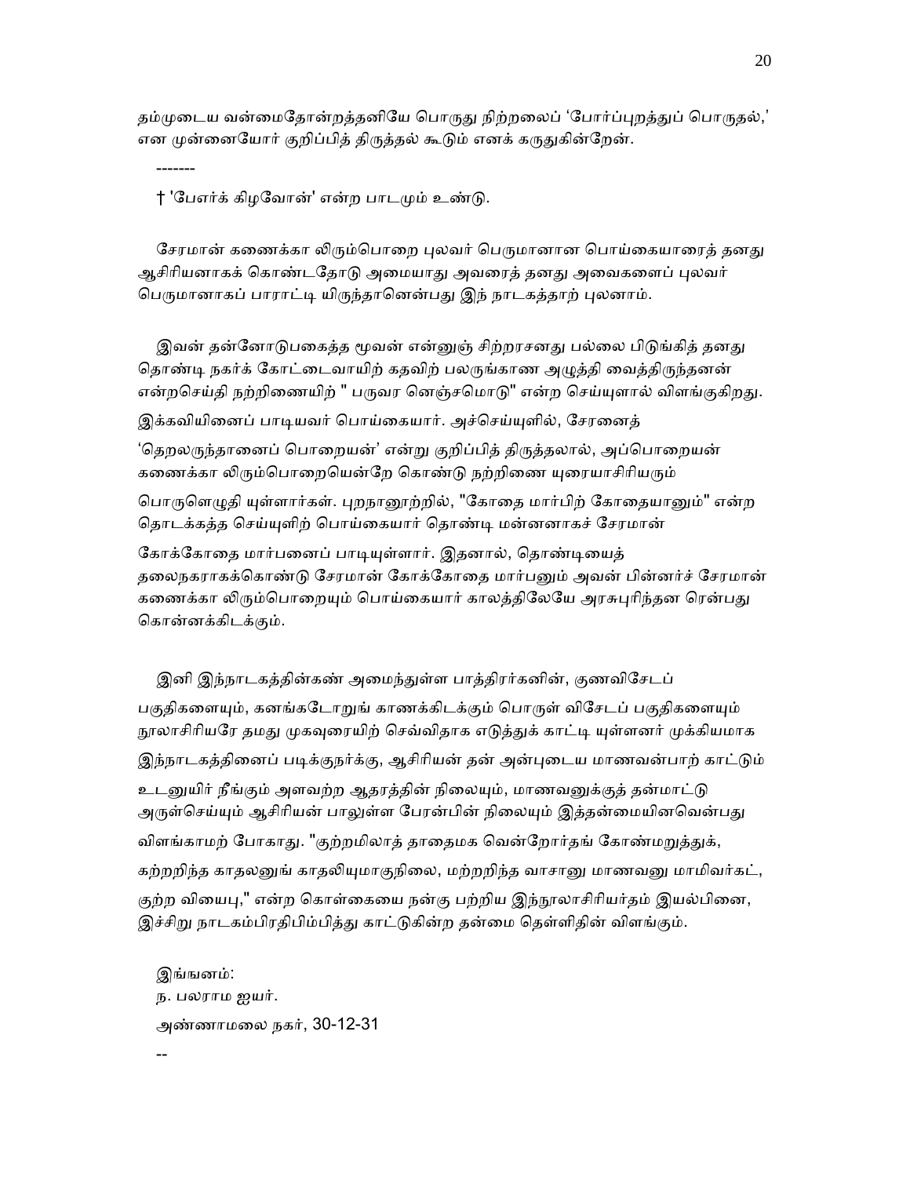தம்முடைய வன்மைதோன்றத்தனியே பொருது நிற்றலைப் 'போர்ப்புறத்துப் பொருதல்,' என முன்னையோர் குறிப்பித் திருத்தல் கூடும் எனக் கருதுகின்றேன்.

-------

† 'பேஎர்க் கிழவோன்' என்ற பாடமும் உண்டு.

சேரமான் கணைக்கா லிரும்பொறை புலவர் பெருமானான பொய்கையாரைத் தனது ஆசிரியனாகக் கொண்டதோடு அமையாது அவரைத் தனது அவைகளைப் புலவர் பெருமானாகப் பாராட்டி யிருந்தானென்பது இந் நாடகத்தாற் புலனாம்.

இவன் தன்னோடுபகைத்த மூவன் என்னுஞ் சிற்றரசனது பல்லை பிடுங்கித் தனது தொண்டி நகர்க் கோட்டைவாயிற் கதவிற் பலருங்காண அழுத்தி வைத்திருந்தனன் என்றசெய்தி நற்றிணையிற் " பருவர னெஞ்சமொடு" என்ற செய்யுளால் விளங்குகிறது. இக்கவியினைப் பாடியவர் பொய்கையார். அச்செய்யுளில், சேரனைத் 'தெறலருந்தானைப் பொறையன்' என்று குறிப்பித் திருத்தலால், அப்பொறையன் கணைக்கா லிரும்பொறையென்றே கொண்டு நற்றிணை யுரையாசிரியரும் பொருளெழுதி யுள்ளார்கள். புறநானூற்றில், "கோதை மார்பிற் கோதையானும்" என்ற தொடக்கத்த செய்யுளிற் பொய்கையார் தொண்டி மன்னனாகச் சேரமான் கோக்கோதை மார்பனைப் பாடியுள்ளார். இதனால், தொண்டியைத் தலைநகராகக்கொண்டு சேரமான் கோக்கோதை மார்பனும் அவன் பின்னர்ச் சேரமான் கணைக்கா லிரும்பொறையும் பொய்கையார் காலத்திலேயே அரசுபுரிந்தன ரென்பது கொன்னக்கிடக்கும்.

இனி இந்நாடகத்தின்கண் அமைந்துள்ள பாத்திரர்கனின், குணவிசேடப் பகுதிகளையும், கனங்கடோறுங் காணக்கிடக்கும் பொருள் விசேடப் பகுதிகளையும் நூலாசிரியரே தமது முகவுரையிற் செவ்விதாக எடுத்துக் காட்டி யுள்ளனர் முக்கியமாக இந்நாடகத்தினைப் படிக்குநர்க்கு, ஆசிரியன் தன் அன்புடைய மாணவன்பாற் காட்டும் உடனுயிர் நீங்கும் அளவற்ற ஆதரத்தின் நிலையும், மாணவனுக்குத் தன்மாட்டு அருள்செய்யும் ஆசிரியன் பாலுள்ள பேரன்பின் நிலையும் இத்தன்மையினவென்பது விளங்காமற் போகாது. "குற்றமிலாத் தாதைமக வென்றோர்தங் கோண்மறுத்துக், கற்றறிந்த காதலனுங் காதலியுமாகுநிலை, மற்றறிந்த வாசானு மாணவனு மாமிவர்கட், குற்ற வியைபு," என்ற கொள்கையை நன்கு பற்றிய இந்நூலாசிரியர்தம் இயல்பினை, இச்சிறு நாடகம்பிரதிபிம்பித்து காட்டுகின்ற தன்மை தெள்ளிதின் விளங்கும்.

இங்ஙனம்:
ந. பலராம ஐயர்.
அண்ணாமலை நகர், 30-12-31

--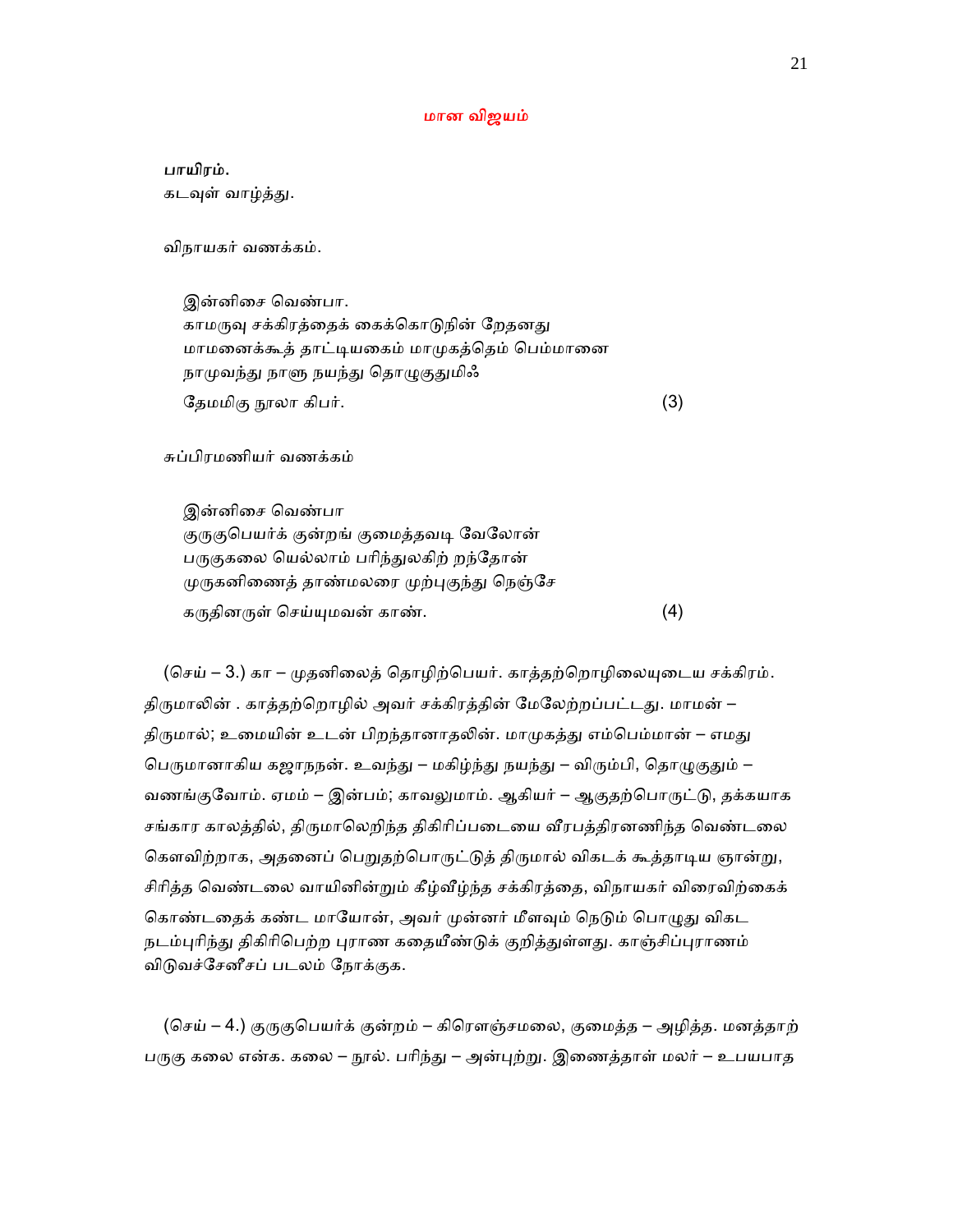## மான விஜயம்

**பாயிரம்.**

கடவுள் வாழ்த்து.

விநாயகர் வணக்கம்.

இன்னிசை வெண்பா.
காமருவு சக்கிரத்தைக் கைக்கொடுநின் றேதனது
மாமனைக்கூத் தாட்டியகைம் மாமுகத்தெம் பெம்மானை
நாமுவந்து நாளு நயந்து தொழுகுதுமிஃ
தேமமிகு நூலா கிபர். (3)

சுப்பிரமணியர் வணக்கம்

இன்னிசை வெண்பா
குருகுபெயர்க் குன்றங் குமைத்தவடி வேலோன்
பருகுகலை யெல்லாம் பரிந்துலகிற் றந்தோன்
முருகனிணைத் தாண்மலரை முற்புகுந்து நெஞ்சே
கருதினருள் செய்யுமவன் காண். (4)

(செய் – 3.) கா – முதனிலைத் தொழிற்பெயர். காத்தற்றொழிலையுடைய சக்கிரம். திருமாலின் . காத்தற்றொழில் அவர் சக்கிரத்தின் மேலேற்றப்பட்டது. மாமன் – திருமால்; உமையின் உடன் பிறந்தானாதலின். மாமுகத்து எம்பெம்மான் – எமது பெருமானாகிய கஜாநநன். உவந்து – மகிழ்ந்து நயந்து – விரும்பி, தொழுகுதும் – வணங்குவோம். ஏமம் – இன்பம்; காவலுமாம். ஆகியர் – ஆகுதற்பொருட்டு, தக்கயாக சங்கார காலத்தில், திருமாலெறிந்த திகிரிப்படையை வீரபத்திரனணிந்த வெண்டலை கௌவிற்றாக, அதனைப் பெறுதற்பொருட்டுத் திருமால் விகடக் கூத்தாடிய ஞான்று, சிரித்த வெண்டலை வாயினின்றும் கீழ்வீழ்ந்த சக்கிரத்தை, விநாயகர் விரைவிற்கைக் கொண்டதைக் கண்ட மாயோன், அவர் முன்னர் மீளவும் நெடும் பொழுது விகட நடம்புரிந்து திகிரிபெற்ற புராண கதையீண்டுக் குறித்துள்ளது. காஞ்சிப்புராணம் விடுவச்சேனீசப் படலம் நோக்குக.

(செய் – 4.) குருகுபெயர்க் குன்றம் – கிரௌஞ்சமலை, குமைத்த – அழித்த. மனத்தாற் பருகு கலை என்க. கலை – நூல். பரிந்து – அன்புற்று. இணைத்தாள் மலர் – உபயபாத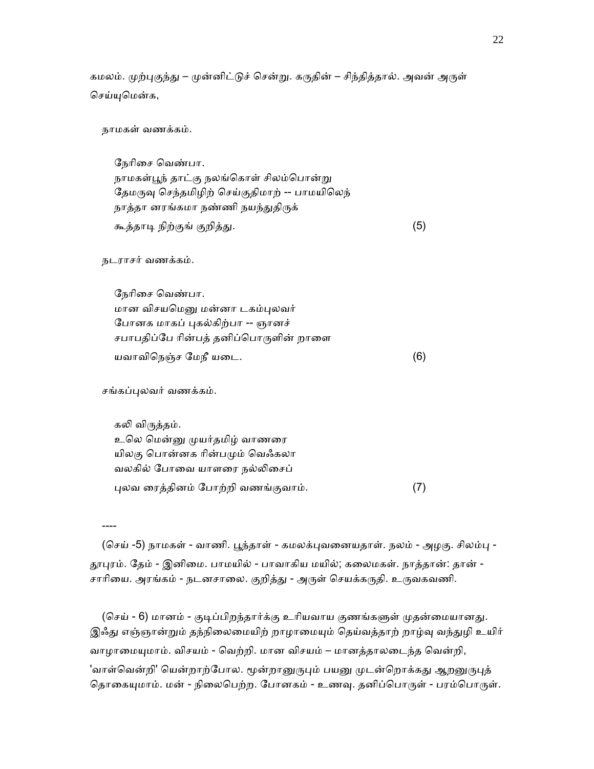கமலம். முற்புகுந்து – முன்னிட்டுச் சென்று. கருதின் – சிந்தித்தால். அவன் அருள் செய்யுமென்க,

நாமகள் வணக்கம்.

நேரிசை வெண்பா.
நாமகள்பூந் தாட்கு நலங்கொள் சிலம்பொன்று
தேமருவு செந்தமிழிற் செய்குதிமாற் -- பாமயிலெந்
நாத்தா னரங்கமா நண்ணி நயந்துதிருக்
கூத்தாடி நிற்குங் குறித்து. (5)

நடராசர் வணக்கம்.

நேரிசை வெண்பா.
மான விசயமெனு மன்னா டகம்புலவர்
போனக மாகப் புகல்கிற்பா -- ஞானச்
சபாபதிப்பே ரின்பத் தனிப்பொருளின் றாளை
யவாவிநெஞ்ச மேநீ யடை. (6)

சங்கப்புலவர் வணக்கம்.

கலி விருத்தம்.
உலெ மென்னு முயர்தமிழ் வாணரை
யிலகு பொன்னக ரின்பமும் வெஃகலா
வலகில் போவை யாளரை நல்லிசைப்
புலவ ரைத்தினம் போற்றி வணங்குவாம். (7)

----

(செய் -5) நாமகள் - வாணி. பூந்தாள் - கமலக்புவனையதாள். நலம் - அழகு. சிலம்பு - நூபுரம். தேம் - இனிமை. பாமயில் - பாவாகிய மயில்; கலைமகள். நாத்தான்: தான் - சாரியை. அரங்கம் - நடனசாலை. குறித்து - அருள் செயக்கருதி. உருவகவணி.

(செய் - 6) மானம் - குடிப்பிறந்தார்க்கு உரியவாய குணங்களுள் முதன்மையானது. இஃது எஞ்ஞான்றும் தந்நிலைமையிற் றாழாமையும் தெய்வத்தாற் றாழ்வு வந்துழி உயிர் வாழாமையுமாம். விசயம் - வெற்றி. மான விசயம் – மானத்தாலடைந்த வென்றி, 'வாள்வென்றி' யென்றாற்போல. மூன்றானுருபும் பயனு முடன்றொக்கது ஆறனுருபுத் தொகையுமாம். மன் - நிலைபெற்ற. போனகம் - உணவு. தனிப்பொருள் - பரம்பொருள்.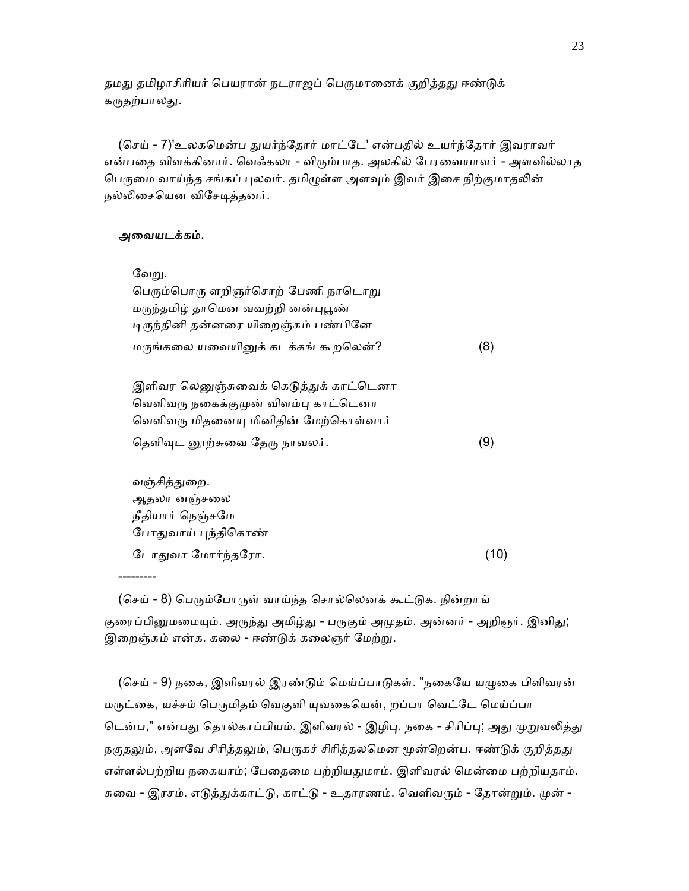தமது தமிழாசிரியர் பெயரான் நடராஜப் பெருமானைக் குறித்தது ஈண்டுக் கருதற்பாலது.

(செய் - 7)'உலகமென்ப துயர்ந்தோர் மாட்டே' என்பதில் உயர்ந்தோர் இவராவர் என்பதை விளக்கினார். வெஃகலா - விரும்பாத. அலகில் பேரவையாளர் - அளவில்லாத பெருமை வாய்ந்த சங்கப் புலவர். தமிழுள்ள அளவும் இவர் இசை நிற்குமாதலின் நல்லிசையென விசேடித்தனர்.

**அவையடக்கம்.**

வேறு.
பெரும்பொரு ளறிஞர்சொற் பேணி நாடொறு
மருந்தமிழ் தாமென வவற்றி னன்புபூண்
டிருந்தினி தன்னரை யிறைஞ்சும் பண்பினே
மருங்கலை யவையினுக் கடக்கங் கூறலென்? (8)

இளிவர லெனுஞ்சுவைக் கெடுத்துக் காட்டெனா
வெளிவரு நகைக்குமுன் விளம்பு காட்டெனா
வெளிவரு மிதனையு மினிதின் மேற்கொள்வார்
தெளிவுட னூற்சுவை தேரு நாவலர். (9)

வஞ்சித்துறை.
ஆதலா னஞ்சலை
நீதியார் நெஞ்சமே
போதுவாய் புந்திகொண்
டோதுவா மோர்ந்தரோ. (10)

---------

(செய் - 8) பெரும்போருள் வாய்ந்த சொல்லெனக் கூட்டுக. நின்றாங் குரைப்பினுமமையும். அருந்து அமிழ்து - பருகும் அமுதம். அன்னர் - அறிஞர். இனிது; இறைஞ்சும் என்க. கலை - ஈண்டுக் கலைஞர் மேற்று.

(செய் - 9) நகை, இளிவரல் இரண்டும் மெய்ப்பாடுகள். "நகையே யழுகை பிளிவரன் மருட்கை, யச்சம் பெருமிதம் வெகுளி யுவகையென், றப்பா வெட்டே மெய்ப்பா டென்ப," என்பது தொல்காப்பியம். இளிவரல் - இழிபு. நகை - சிரிப்பு; அது முறுவலித்து நகுதலும், அளவே சிரித்தலும், பெருகச் சிரித்தலமென மூன்றென்ப. ஈண்டுக் குறித்தது எள்ளல்பற்றிய நகையாம்; பேதைமை பற்றியதுமாம். இளிவரல் மென்மை பற்றியதாம். சுவை - இரசம். எடுத்துக்காட்டு, காட்டு - உதாரணம். வெளிவரும் - தோன்றும். முன் -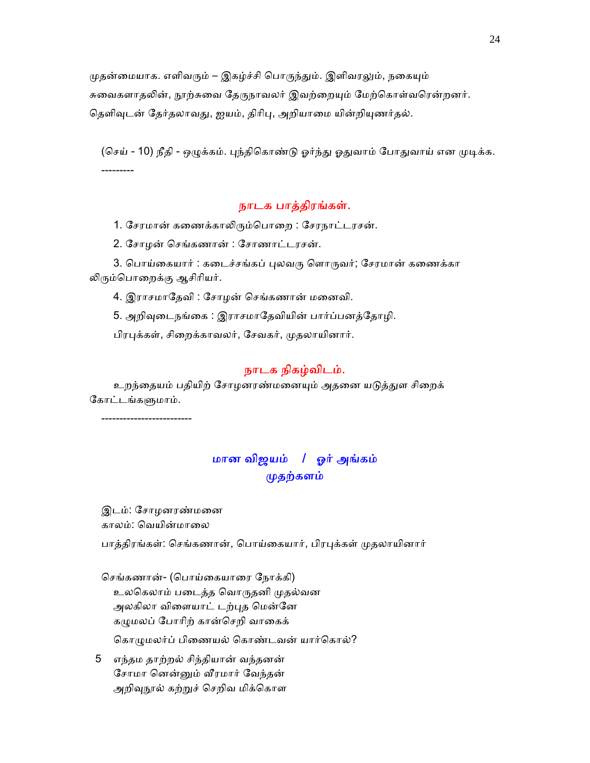முதன்மையாக. எளிவரும் – இகழ்ச்சி பொருந்தும். இளிவரலும், நகையும் சுவைகளாதலின், நூற்சுவை தேருநாவலர் இவற்றையும் மேற்கொள்வரென்றனர். தெளிவுடன் தேர்தலாவது, ஐயம், திரிபு, அறியாமை யின்றியுணர்தல்.

(செய் - 10) நீதி - ஒழுக்கம். புந்திகொண்டு ஓர்ந்து ஓதுவாம் போதுவாய் என முடிக்க.

---------

## நாடக பாத்திரங்கள்.

1. சேரமான் கணைக்காலிரும்பொறை : சேரநாட்டரசன்.
2. சோழன் செங்கணான் : சோணாட்டரசன்.
3. பொய்கையார் : கடைச்சங்கப் புலவரு ளொருவர்; சேரமான் கணைக்காலிரும்பொறைக்கு ஆசிரியர்.
4. இராசமாதேவி : சோழன் செங்கணான் மனைவி.
5. அறிவுடைநங்கை : இராசமாதேவியின் பார்ப்பனத்தோழி.

பிரபுக்கள், சிறைக்காவலர், சேவகர், முதலாயினார்.

## நாடக நிகழ்விடம்.

உறந்தையம் பதியிற் சோழனரண்மனையும் அதனை யடுத்துள சிறைக் கோட்டங்களுமாம்.

-------------------------

## மான விஜயம் / ஓர் அங்கம்
### முதற்களம்

இடம்: சோழனரண்மனை
காலம்: வெயின்மாலை

பாத்திரங்கள்: செங்கணான், பொய்கையார், பிரபுக்கள் முதலாயினார்

செங்கணான்- (பொய்கையாரை நோக்கி)

உலகெலாம் படைத்த வொருதனி முதல்வன
அலகிலா விளையாட் டற்புத மென்னே
கழுமலப் போரிற் கான்செறி வாகைக்
கொழுமலர்ப் பிணையல் கொண்டவன் யார்கொல்?

5 எந்தம தாற்றல் சிந்தியான் வந்தனன்
சோமா னென்னும் வீரமார் வேந்தன்
அறிவுநூல் கற்றுச் செறிவ மிக்கொள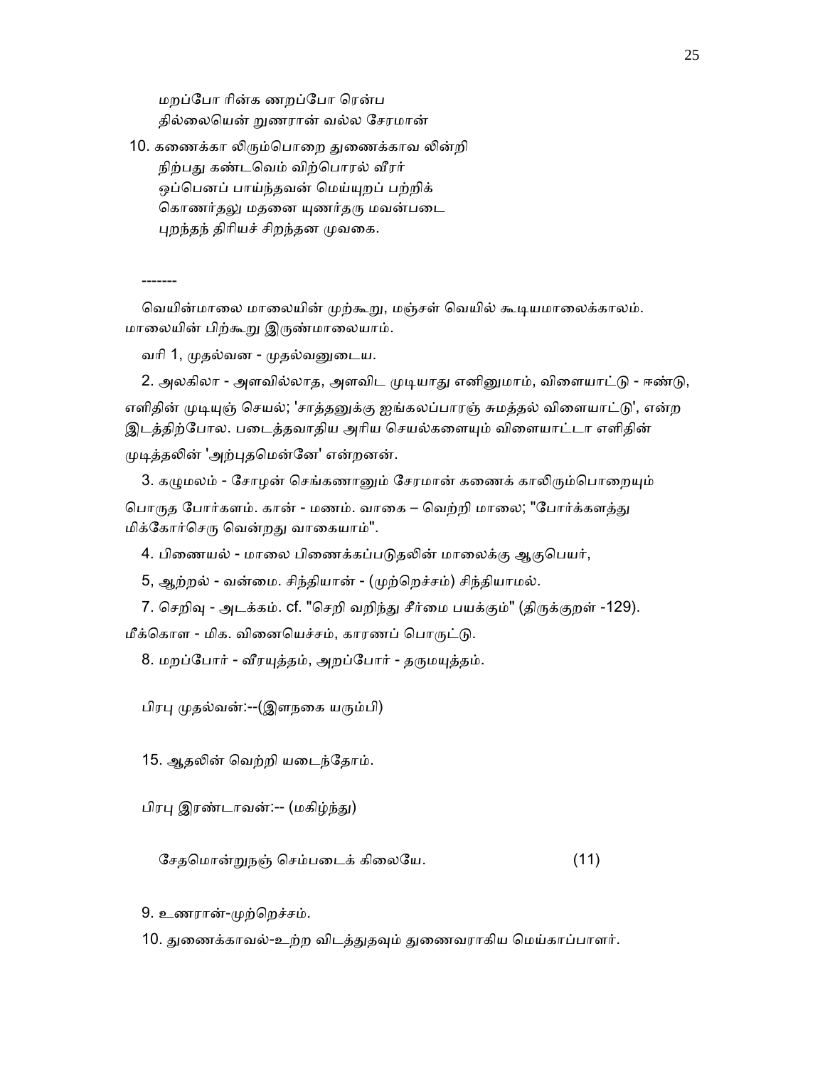மறப்போ ரின்க ணறப்போ ரென்ப
தில்லையென் றுணரான் வல்ல சேரமான்

10. கணைக்கா லிரும்பொறை துணைக்காவ லின்றி
நிற்பது கண்டவெம் விற்பொரல் வீரர்
ஒப்பெனப் பாய்ந்தவன் மெய்யுறப் பற்றிக்
கொணர்தலு மதனை யுணர்தரு மவன்படை
புறந்தந் திரியச் சிறந்தன முவகை.

-------

வெயின்மாலை மாலையின் முற்கூறு, மஞ்சள் வெயில் கூடியமாலைக்காலம். மாலையின் பிற்கூறு இருண்மாலையாம்.

வரி 1, முதல்வன - முதல்வனுடைய.

2. அலகிலா - அளவில்லாத, அளவிட முடியாது எனினுமாம், விளையாட்டு - ஈண்டு, எளிதின் முடியுஞ் செயல்; 'சாத்தனுக்கு ஐங்கலப்பாரஞ் சுமத்தல் விளையாட்டு', என்ற இடத்திற்போல. படைத்தவாதிய அரிய செயல்களையும் விளையாட்டா எளிதின் முடித்தலின் 'அற்புதமென்னே' என்றனன்.

3. கழுமலம் - சோழன் செங்கணானும் சேரமான் கணைக் காலிரும்பொறையும் பொருத போர்களம். கான் - மணம். வாகை – வெற்றி மாலை; "போர்க்களத்து மிக்கோர்செரு வென்றது வாகையாம்".

4. பிணையல் - மாலை பிணைக்கப்படுதலின் மாலைக்கு ஆகுபெயர்,

5, ஆற்றல் - வன்மை. சிந்தியான் - (முற்றெச்சம்) சிந்தியாமல்.

7. செறிவு - அடக்கம். cf. "செறி வறிந்து சீர்மை பயக்கும்" (திருக்குறள் -129). மீக்கொள - மிக. வினையெச்சம், காரணப் பொருட்டு.

8. மறப்போர் - வீரயுத்தம், அறப்போர் - தருமயுத்தம்.

பிரபு முதல்வன்:--(இளநகை யரும்பி)

15. ஆதலின் வெற்றி யடைந்தோம்.

பிரபு இரண்டாவன்:-- (மகிழ்ந்து)

சேதமொன்றுநஞ் செம்படைக் கிலையே. (11)

9. உணரான்-முற்றெச்சம்.

10. துணைக்காவல்-உற்ற விடத்துதவும் துணைவராகிய மெய்காப்பாளர்.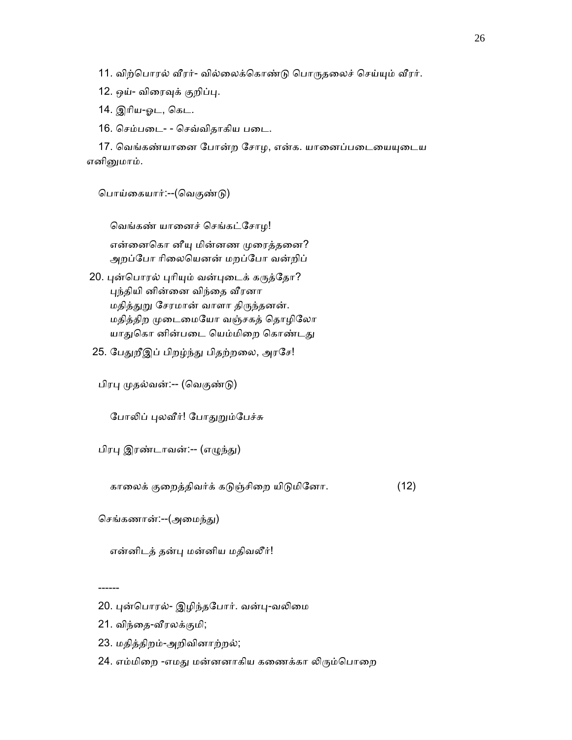11. விற்பொரல் வீரர்- வில்லைக்கொண்டு பொருதலைச் செய்யும் வீரர்.

12. ஒய்- விரைவுக் குறிப்பு.

14. இரிய-ஓட, கெட.

16. செம்படை- - செவ்விதாகிய படை.

17. வெங்கண்யானை போன்ற சோழ, என்க. யானைப்படையையுடைய எனினுமாம்.

பொய்கையார்:--(வெகுண்டு)

வெங்கண் யானைச் செங்கட்சோழ!
என்னைகொ னீயு மின்னண முரைத்தனை?
அறப்போ ரிலையெனன் மறப்போ வன்றிப்
20. புன்பொரல் புரியும் வன்புடைக் கருத்தோ?
புந்தியி னின்னை விந்தை வீரனா
மதித்துறு சேரமான் வாளா திருந்தனன்.
மதித்திற முடைமையோ வஞ்சகத் தொழிலோ
யாதுகொ னின்படை யெம்மிறை கொண்டது
25. பேதுறீஇப் பிறழ்ந்து பிதற்றலை, அரசே!

பிரபு முதல்வன்:-- (வெகுண்டு)

போலிப் புலவீர்! போதுறும்பேச்சு

பிரபு இரண்டாவன்:-- (எழுந்து)

காலைக் குறைத்திவர்க் கடுஞ்சிறை யிடுமினோ. (12)

செங்கணான்:--(அமைந்து)

என்னிடத் தன்பு மன்னிய மதிவலீர்!

------

20. புன்பொரல்- இழிந்தபோர். வன்பு-வலிமை

21. விந்தை-வீரலக்குமி;

23. மதித்திறம்-அறிவினாற்றல்;

24. எம்மிறை -எமது மன்னனாகிய கணைக்கா லிரும்பொறை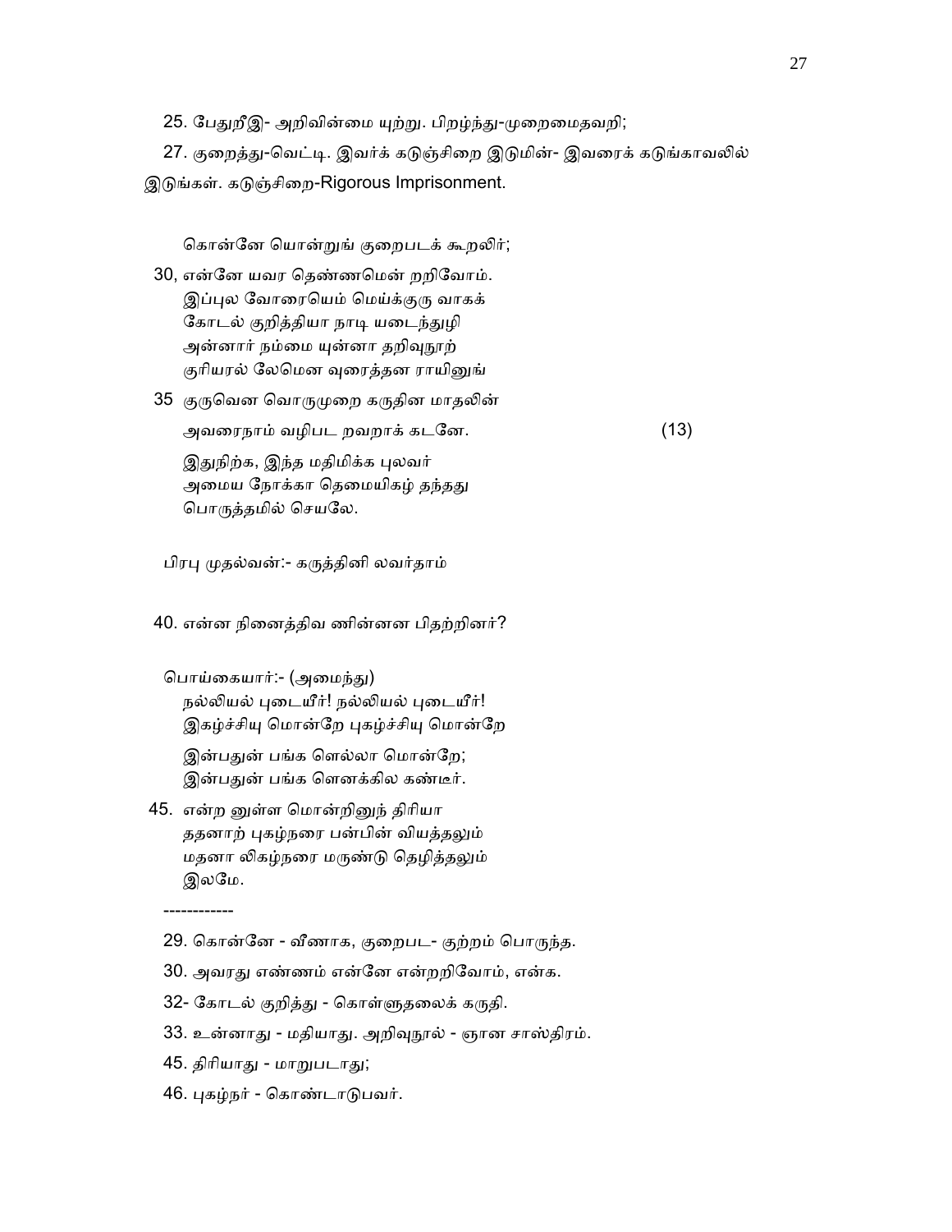25. பேதுறீஇ- அறிவின்மை யுற்று. பிறழ்ந்து-முறைமைதவறி;

27. குறைத்து-வெட்டி. இவர்க் கடுஞ்சிறை இடுமின்- இவரைக் கடுங்காவலில் இடுங்கள். கடுஞ்சிறை-Rigorous Imprisonment.

கொன்னே யொன்றுங் குறைபடக் கூறலிர்;

30, என்னே யவர தெண்ணமென் றறிவோம்.
இப்புல வோரையெம் மெய்க்குரு வாகக்
கோடல் குறித்தியா நாடி யடைந்துழி
அன்னார் நம்மை யுன்னா தறிவுநூற்
குரியரல் லேமென வுரைத்தன ராயினுங்

35 குருவென வொருமுறை கருதின மாதலின்
அவரைநாம் வழிபட றவறாக் கடனே. (13)

இதுநிற்க, இந்த மதிமிக்க புலவர்
அமைய நோக்கா தெமையிகழ் தந்தது
பொருத்தமில் செயலே.

பிரபு முதல்வன்:- கருத்தினி லவர்தாம்

40. என்ன நினைத்திவ ணின்னன பிதற்றினர்?

பொய்கையார்:- (அமைந்து)
நல்லியல் புடையீர்! நல்லியல் புடையீர்!
இகழ்ச்சியு மொன்றே புகழ்ச்சியு மொன்றே
இன்பதுன் பங்க ளெல்லா மொன்றே;
இன்பதுன் பங்க ளெனக்கில கண்டீர்.

45. என்ற னுள்ள மொன்றினுந் திரியா
ததனாற் புகழ்நரை பன்பின் வியத்தலும்
மதனா லிகழ்நரை மருண்டு தெழித்தலும்
இலமே.

------------

29. கொன்னே - வீணாக, குறைபட- குற்றம் பொருந்த.

30. அவரது எண்ணம் என்னே என்றறிவோம், என்க.

32- கோடல் குறித்து - கொள்ளுதலைக் கருதி.

33. உன்னாது - மதியாது. அறிவுநூல் - ஞான சாஸ்திரம்.

45. திரியாது - மாறுபடாது;

46. புகழ்நர் - கொண்டாடுபவர்.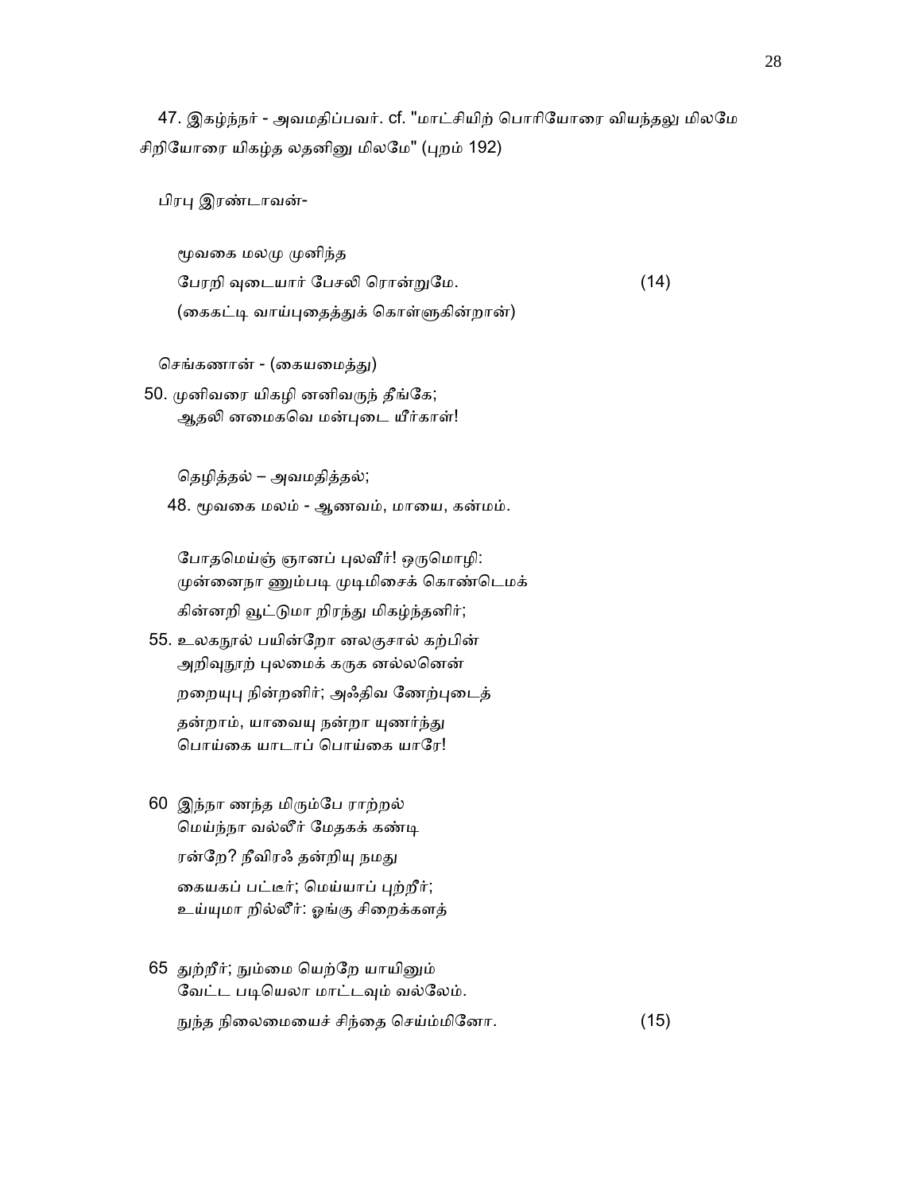47. இகழ்ந்நர் - அவமதிப்பவர். cf. "மாட்சியிற் பொரியோரை வியந்தலு மிலமே சிறியோரை யிகழ்த லதனினு மிலமே" (புறம் 192)

பிரபு இரண்டாவன்-

மூவகை மலமு முனிந்த
பேரறி வுடையார் பேசலி ரொன்றுமே. (14)
(கைகட்டி வாய்புதைத்துக் கொள்ளுகின்றான்)

செங்கணான் - (கையமைத்து)

50. முனிவரை யிகழி னனிவருந் தீங்கே;
ஆதலி னமைகவெ மன்புடை யீர்காள்!

தெழித்தல் – அவமதித்தல்;

48. மூவகை மலம் - ஆணவம், மாயை, கன்மம்.

போதமெய்ஞ் ஞானப் புலவீர்! ஒருமொழி:
முன்னைநா ணும்படி முடிமிசைக் கொண்டெமக்
கின்னறி வூட்டுமா றிரந்து மிகழ்ந்தனிர்;

55. உலகநூல் பயின்றோ னலகுசால் கற்பின்
அறிவுநூற் புலமைக் கருக னல்லனென்
றறையுபு நின்றனிர்; அஃதிவ ணேற்புடைத்
தன்றாம், யாவையு நன்றா யுணர்ந்து
பொய்கை யாடாப் பொய்கை யாரே!

60 இந்நா ணந்த மிரும்பே ராற்றல்
மெய்ந்நா வல்லீர் மேதகக் கண்டி
ரன்றே? நீவிரஃ தன்றியு நமது
கையகப் பட்டீர்; மெய்யாப் புற்றீர்;
உய்யுமா றில்லீர்: ஓங்கு சிறைக்களத்

65 துற்றீர்; நும்மை யெற்றே யாயினும்
வேட்ட படியெலா மாட்டவும் வல்லேம்.
நுந்த நிலைமையைச் சிந்தை செய்ம்மினோ. (15)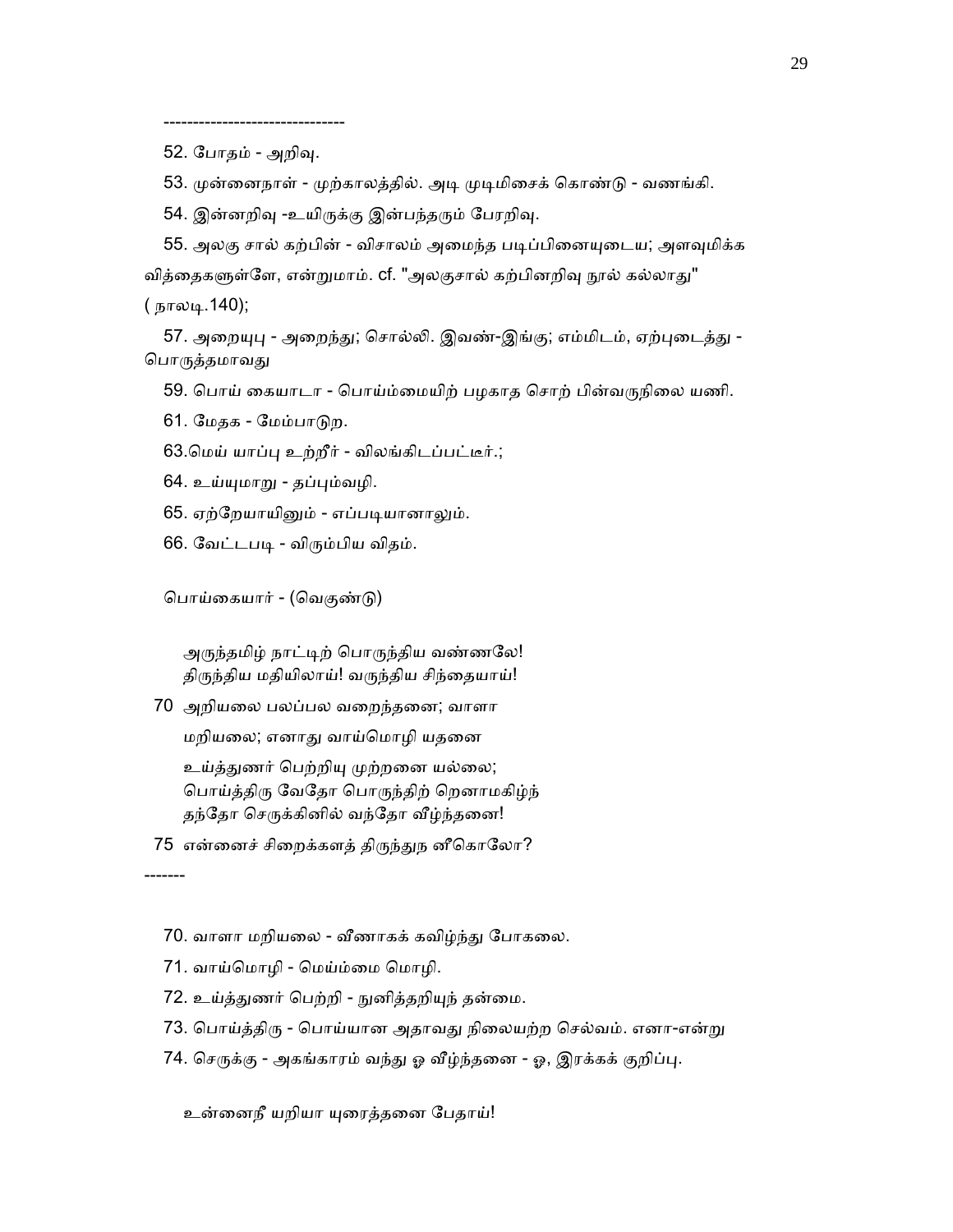-------------------------------

52. போதம் - அறிவு.

53. முன்னைநாள் - முற்காலத்தில். அடி முடிமிசைக் கொண்டு - வணங்கி.

54. இன்னறிவு -உயிருக்கு இன்பந்தரும் பேரறிவு.

55. அலகு சால் கற்பின் - விசாலம் அமைந்த படிப்பினையுடைய; அளவுமிக்க வித்தைகளுள்ளே, என்றுமாம். cf. "அலகுசால் கற்பினறிவு நூல் கல்லாது" ( நாலடி.140);

57. அறையுபு - அறைந்து; சொல்லி. இவண்-இங்கு; எம்மிடம், ஏற்புடைத்து - பொருத்தமாவது

59. பொய் கையாடா - பொய்ம்மையிற் பழகாத சொற் பின்வருநிலை யணி.

61. மேதக - மேம்பாடுற.

63.மெய் யாப்பு உற்றீர் - விலங்கிடப்பட்டீர்.;

64. உய்யுமாறு - தப்பும்வழி.

65. ஏற்றேயாயினும் - எப்படியானாலும்.

66. வேட்டபடி - விரும்பிய விதம்.

பொய்கையார் - (வெகுண்டு)

அருந்தமிழ் நாட்டிற் பொருந்திய வண்ணலே!
திருந்திய மதியிலாய்! வருந்திய சிந்தையாய்!
70 அறியலை பலப்பல வறைந்தனை; வாளா
மறியலை; எனாது வாய்மொழி யதனை
உய்த்துணர் பெற்றியு முற்றனை யல்லை;
பொய்த்திரு வேதோ பொருந்திற் றெனாமகிழ்ந்
தந்தோ செருக்கினில் வந்தோ வீழ்ந்தனை!
75 என்னைச் சிறைக்களத் திருந்துந னீகொலோ?

-------

70. வாளா மறியலை - வீணாகக் கவிழ்ந்து போகலை.

71. வாய்மொழி - மெய்ம்மை மொழி.

72. உய்த்துணர் பெற்றி - நுனித்தறியுந் தன்மை.

73. பொய்த்திரு - பொய்யான அதாவது நிலையற்ற செல்வம். எனா-என்று

74. செருக்கு - அகங்காரம் வந்து ஓ வீழ்ந்தனை - ஓ, இரக்கக் குறிப்பு.

உன்னைநீ யறியா யுரைத்தனை பேதாய்!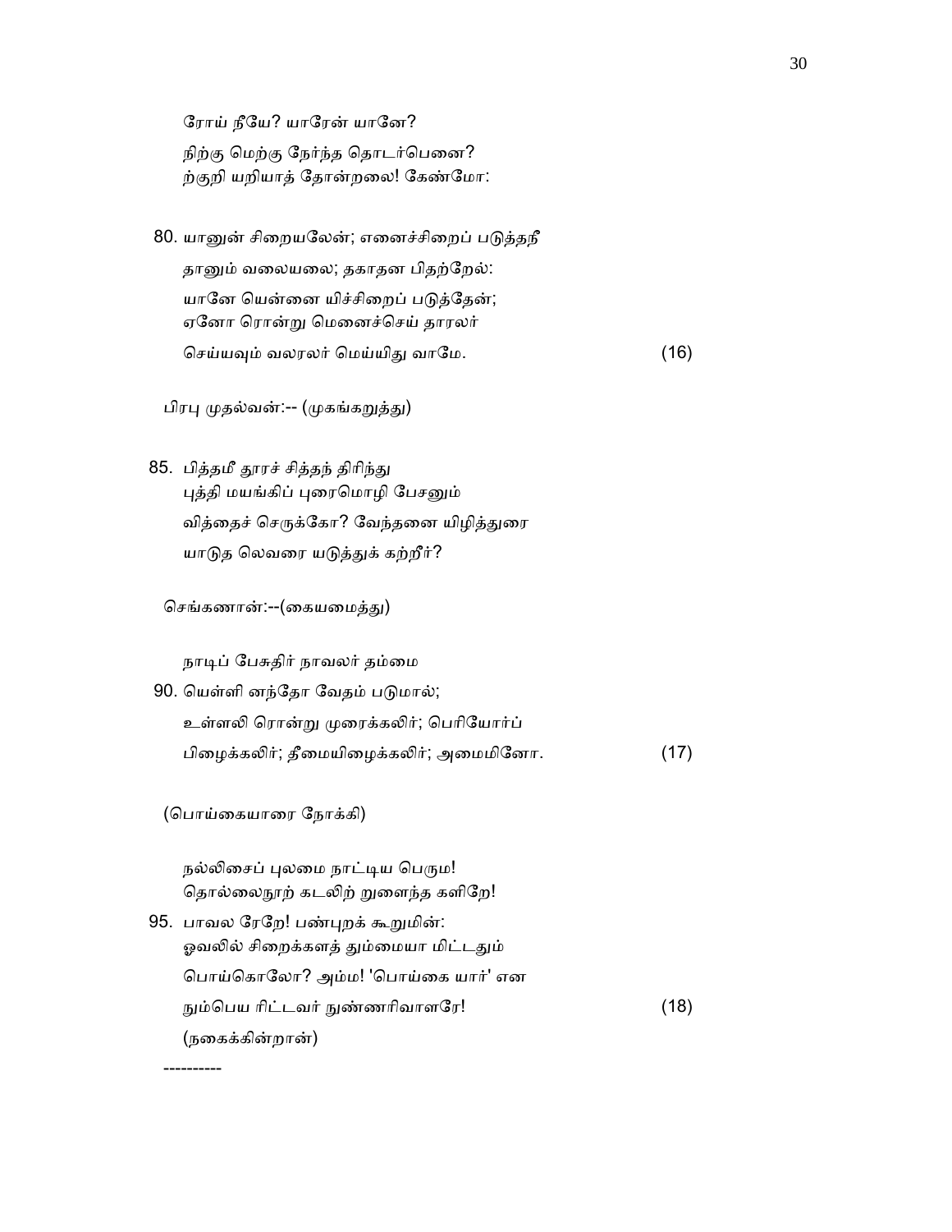ரோய் நீயே? யாரேன் யானே?
நிற்கு மெற்கு நேர்ந்த தொடர்பெனை?
ற்குறி யறியாத் தோன்றலை! கேண்மோ:

80. யானுன் சிறையலேன்; எனைச்சிறைப் படுத்தநீ
தானும் வலையலை; தகாதன பிதற்றேல்:
யானே யென்னை யிச்சிறைப் படுத்தேன்;
ஏனோ ரொன்று மெனைச்செய் தாரலர்
செய்யவும் வலரலர் மெய்யிது வாமே. (16)

பிரபு முதல்வன்:-- (முகங்கறுத்து)

85. பித்தமீ தூரச் சித்தந் திரிந்து
புத்தி மயங்கிப் புரைமொழி பேசனும்
வித்தைச் செருக்கோ? வேந்தனை யிழித்துரை
யாடுத லெவரை யடுத்துக் கற்றீர்?

செங்கணான்:--(கையமைத்து)

நாடிப் பேசுதிர் நாவலர் தம்மை
90. யெள்ளி னந்தோ வேதம் படுமால்;
உள்ளலி ரொன்று முரைக்கலிர்; பெரியோர்ப்
பிழைக்கலிர்; தீமையிழைக்கலிர்; அமைமினோ. (17)

(பொய்கையாரை நோக்கி)

நல்லிசைப் புலமை நாட்டிய பெரும!
தொல்லைநூற் கடலிற் றுளைந்த களிறே!
95. பாவல ரேறே! பண்புறக் கூறுமின்:
ஓவலில் சிறைக்களத் தும்மையா மிட்டதும்
பொய்கொலோ? அம்ம! 'பொய்கை யார்' என
நும்பெய ரிட்டவர் நுண்ணரிவாளரே! (18)
(நகைக்கின்றான்)

----------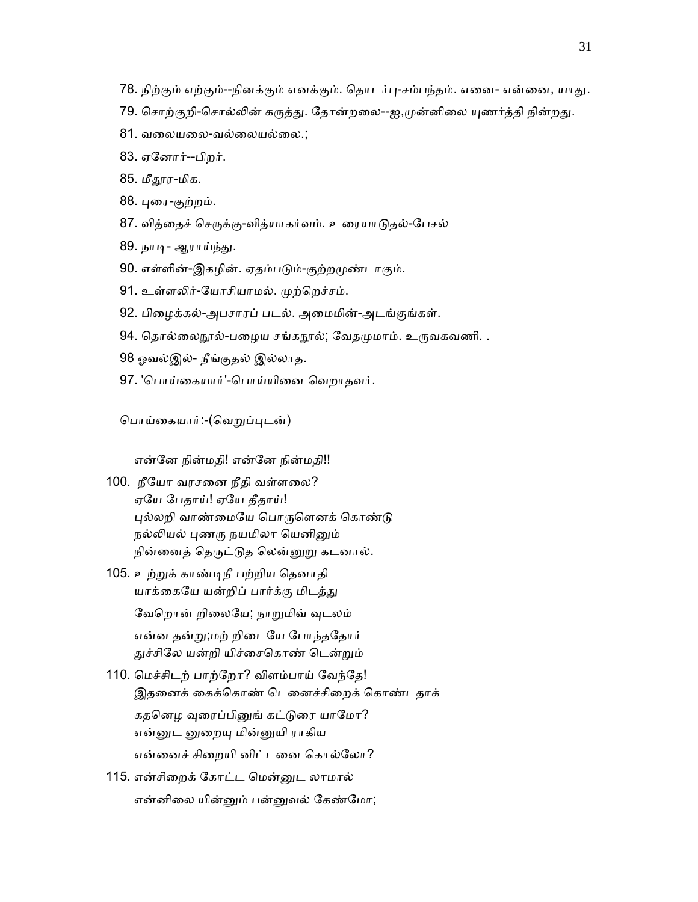78. நிற்கும் எற்கும்--நினக்கும் எனக்கும். தொடர்பு-சம்பந்தம். எனை- என்னை, யாது.

79. சொற்குறி-சொல்லின் கருத்து. தோன்றலை--ஐ,முன்னிலை யுணர்த்தி நின்றது.

81. வலையலை-வல்லையல்லை.;

83. ஏனோர்--பிறர்.

85. மீதூர-மிக.

88. புரை-குற்றம்.

87. வித்தைச் செருக்கு-வித்யாகர்வம். உரையாடுதல்-பேசல்

89. நாடி- ஆராய்ந்து.

90. எள்ளின்-இகழின். ஏதம்படும்-குற்றமுண்டாகும்.

91. உள்ளலிர்-யோசியாமல். முற்றெச்சம்.

92. பிழைக்கல்-அபசாரப் படல். அமைமின்-அடங்குங்கள்.

94. தொல்லைநூல்-பழைய சங்கநூல்; வேதமுமாம். உருவகவணி. .

98 ஓவல்இல்- நீங்குதல் இல்லாத.

97. 'பொய்கையார்'-பொய்யினை வெறாதவர்.

பொய்கையார்:-(வெறுப்புடன்)

என்னே நின்மதி! என்னே நின்மதி!!

100. நீயோ வரசனை நீதி வள்ளலை?
ஏயே பேதாய்! ஏயே தீதாய்!
புல்லறி வாண்மையே பொருளெனக் கொண்டு
நல்லியல் புணரு நயமிலா யெனினும்
நின்னைத் தெருட்டுத லென்னுறு கடனால்.

105. உற்றுக் காண்டிநீ பற்றிய தெனாதி
யாக்கையே யன்றிப் பார்க்கு மிடத்து
வேறொன் றிலையே; நாறுமிவ் வுடலம்
என்ன தன்று;மற் றிடையே போந்ததோர்
துச்சிலே யன்றி யிச்சைகொண் டென்றும்

110. மெச்சிடற் பாற்றோ? விளம்பாய் வேந்தே!
இதனைக் கைக்கொண் டெனைச்சிறைக் கொண்டதாக்
கதனெழ வுரைப்பினுங் கட்டுரை யாமோ?
என்னுட னுறையு மின்னுயி ராகிய
என்னைச் சிறையி னிட்டனை கொல்லோ?

115. என்சிறைக் கோட்ட மென்னுட லாமால்
என்னிலை யின்னும் பன்னுவல் கேண்மோ;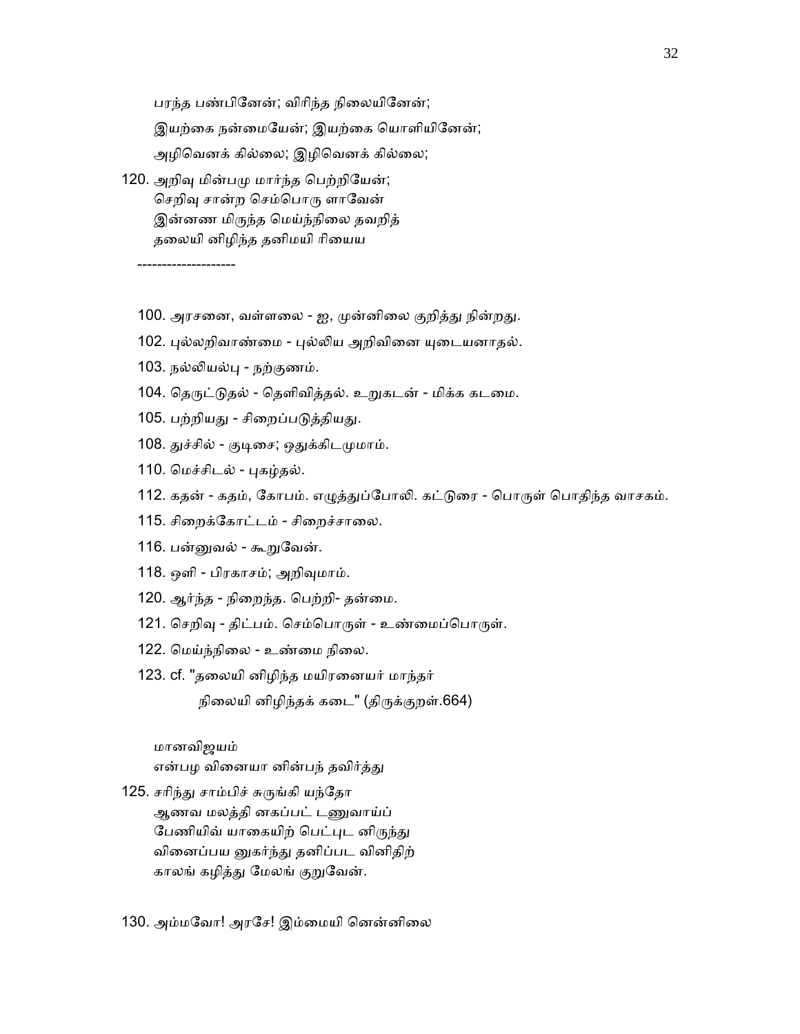பரந்த பண்பினேன்; விரிந்த நிலையினேன்;
இயற்கை நன்மையேன்; இயற்கை யொளியினேன்;
அழிவெனக் கில்லை; இழிவெனக் கில்லை;

120. அறிவு மின்பமு மார்ந்த பெற்றியேன்;
செறிவு சான்ற செம்பொரு ளாவேன்
இன்னண மிருந்த மெய்ந்நிலை தவறித்
தலையி னிழிந்த தனிமயி ரியைய

--------------------

100. அரசனை, வள்ளலை - ஐ, முன்னிலை குறித்து நின்றது.

102. புல்லறிவாண்மை - புல்லிய அறிவினை யுடையனாதல்.

103. நல்லியல்பு - நற்குணம்.

104. தெருட்டுதல் - தெளிவித்தல். உறுகடன் - மிக்க கடமை.

105. பற்றியது - சிறைப்படுத்தியது.

108. துச்சில் - குடிசை; ஒதுக்கிடமுமாம்.

110. மெச்சிடல் - புகழ்தல்.

112. கதன் - கதம், கோபம். எழுத்துப்போலி. கட்டுரை - பொருள் பொதிந்த வாசகம்.

115. சிறைக்கோட்டம் - சிறைச்சாலை.

116. பன்னுவல் - கூறுவேன்.

118. ஒளி - பிரகாசம்; அறிவுமாம்.

120. ஆர்ந்த - நிறைந்த. பெற்றி- தன்மை.

121. செறிவு - திட்பம். செம்பொருள் - உண்மைப்பொருள்.

122. மெய்ந்நிலை - உண்மை நிலை.

123. cf. "தலையி னிழிந்த மயிரனையர் மாந்தர்
நிலையி னிழிந்தக் கடை" (திருக்குறள்.664)

மானவிஜயம்
என்பழ வினையா னின்பந் தவிர்த்து

125. சரிந்து சாம்பிச் சுருங்கி யந்தோ
ஆணவ மலத்தி னகப்பட் டணுவாய்ப்
பேணியிவ் யாகையிற் பெட்புட னிருந்து
வினைப்பய னுகர்ந்து தனிப்பட வினிதிற்
காலங் கழித்து மேலங் குறுவேன்.

130. அம்மவோ! அரசே! இம்மையி னென்னிலை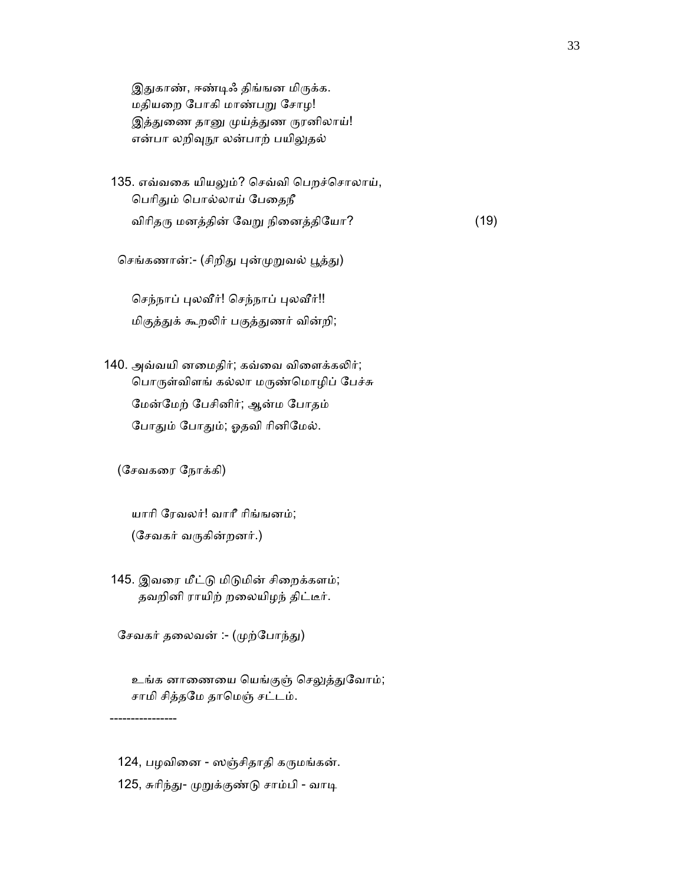இதுகாண், ஈண்டிஃ திங்ஙன மிருக்க.
மதியறை போகி மாண்பறு சோழ!
இத்துணை தானு முய்த்துண ருரனிலாய்!
என்பா லறிவுநூ லன்பாற் பயிலுதல்

135. எவ்வகை யியலும்? செவ்வி பெறச்சொலாய்,
பெரிதும் பொல்லாய் பேதைநீ
விரிதரு மனத்தின் வேறு நினைத்தியோ? (19)

செங்கணான்:- (சிறிது புன்முறுவல் பூத்து)

செந்நாப் புலவீர்! செந்நாப் புலவீர்!!
மிகுத்துக் கூறலிர் பகுத்துணர் வின்றி;

140. அவ்வயி னமைதிர்; கவ்வை விளைக்கலிர்;
பொருள்விளங் கல்லா மருண்மொழிப் பேச்சு
மேன்மேற் பேசினிர்; ஆன்ம போதம்
போதும் போதும்; ஓதவி ரினிமேல்.

(சேவகரை நோக்கி)

யாரி ரேவலர்! வாரீ ரிங்ஙனம்;
(சேவகர் வருகின்றனர்.)

145. இவரை மீட்டு மிடுமின் சிறைக்களம்;
தவறினி ராயிற் றலையிழந் திட்டீர்.

சேவகர் தலைவன் :- (முற்போந்து)

உங்க னாணையை யெங்குஞ் செலுத்துவோம்;
சாமி சித்தமே தாமெஞ் சட்டம்.

----------------

124, பழவினை - ஸஞ்சிதாதி கருமங்கள்.
125, சுரிந்து- முறுக்குண்டு சாம்பி - வாடி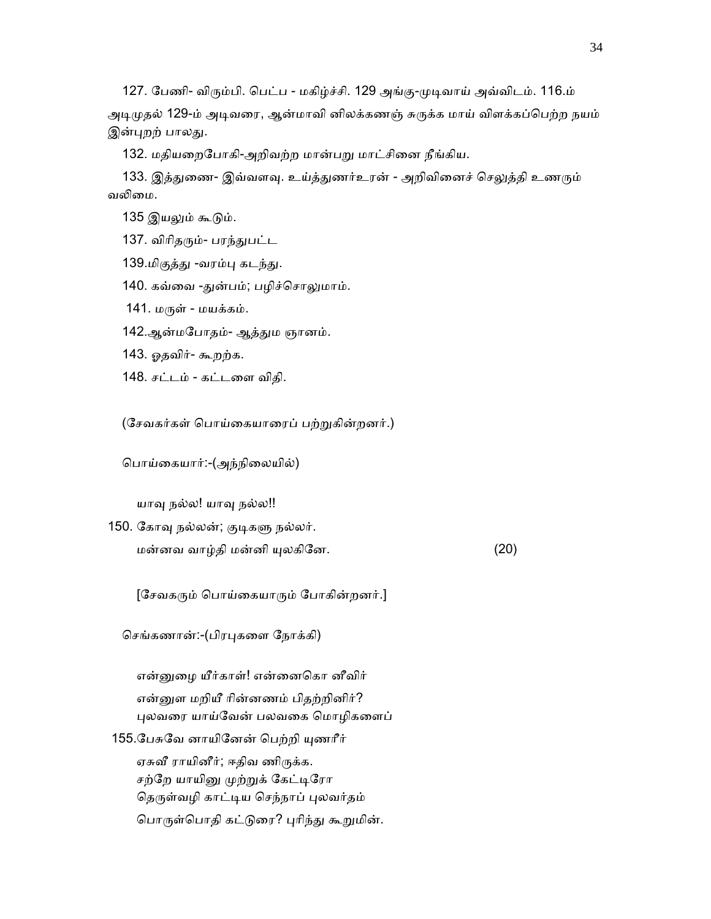127. பேணி- விரும்பி. பெட்ப - மகிழ்ச்சி. 129 அங்கு-முடிவாய் அவ்விடம். 116.ம் அடிமுதல் 129-ம் அடிவரை, ஆன்மாவி னிலக்கணஞ் சுருக்க மாய் விளக்கப்பெற்ற நயம் இன்புறற் பாலது.

132. மதியறைபோகி-அறிவற்ற மான்பறு மாட்சினை நீங்கிய.

133. இத்துணை- இவ்வளவு. உய்த்துணர்உரன் - அறிவினைச் செலுத்தி உணரும் வலிமை.

135 இயலும் கூடும்.

137. விரிதரும்- பரந்துபட்ட

139.மிகுத்து -வரம்பு கடந்து.

140. கவ்வை -துன்பம்; பழிச்சொலுமாம்.

141. மருள் - மயக்கம்.

142.ஆன்மபோதம்- ஆத்தும ஞானம்.

143. ஓதவிர்- கூறற்க.

148. சட்டம் - கட்டளை விதி.

(சேவகர்கள் பொய்கையாரைப் பற்றுகின்றனர்.)

பொய்கையார்:-(அந்நிலையில்)

யாவு நல்ல! யாவு நல்ல!!

150. கோவு நல்லன்; குடிகளு நல்லர்.
மன்னவ வாழ்தி மன்னி யுலகினே. (20)

[சேவகரும் பொய்கையாரும் போகின்றனர்.]

செங்கணான்:-(பிரபுகளை நோக்கி)

என்னுழை யீர்காள்! என்னைகொ னீவிர்
என்னுள மறியீ ரின்னணம் பிதற்றினிர்?
புலவரை யாய்வேன் பலவகை மொழிகளைப்
155.பேசுவே னாயினேன் பெற்றி யுணரீர்
ஏசுவீ ராயினீர்; ஈதிவ ணிருக்க.
சற்றே யாயினு முற்றுக் கேட்டிரோ
தெருள்வழி காட்டிய செந்நாப் புலவர்தம்
பொருள்பொதி கட்டுரை? புரிந்து கூறுமின்.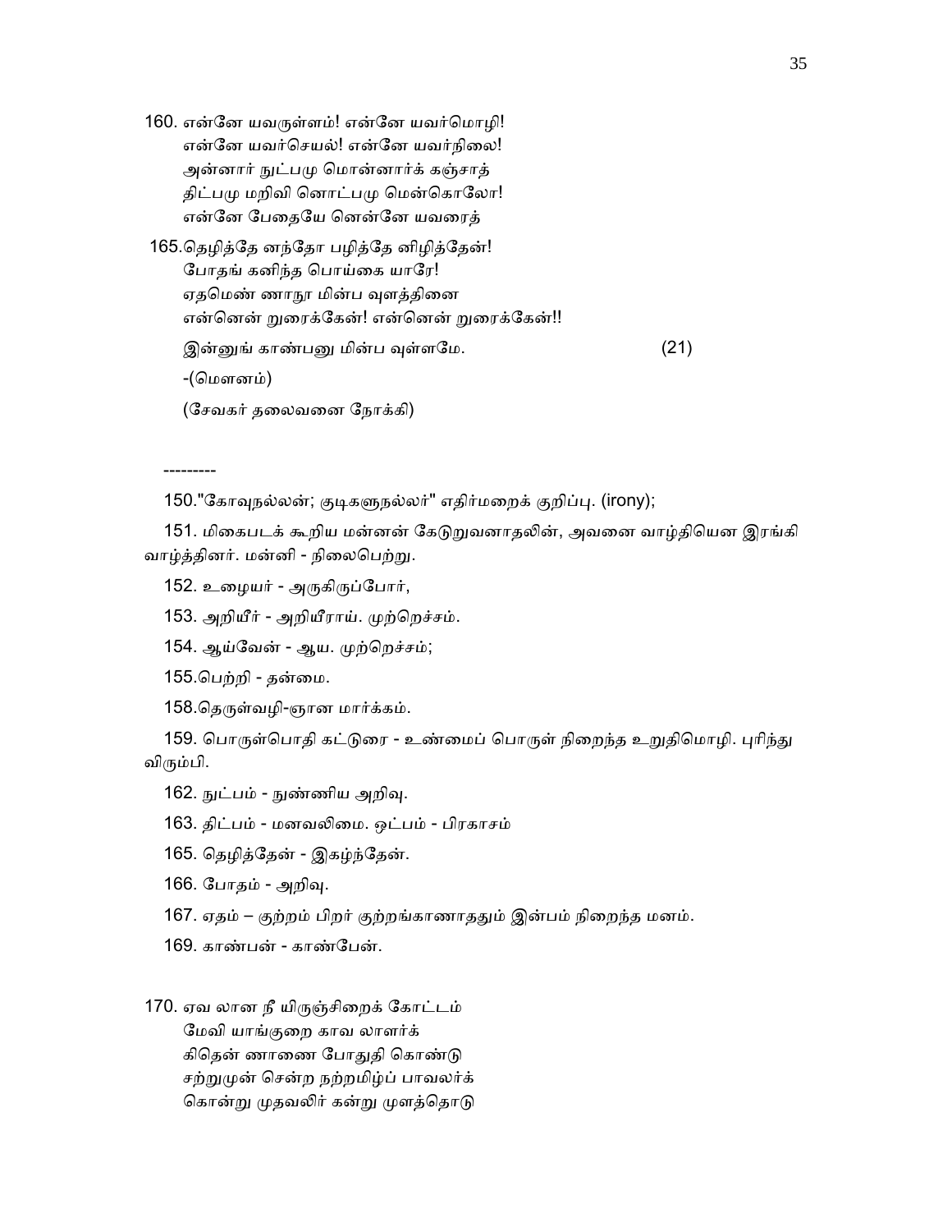160. என்னே யவருள்ளம்! என்னே யவர்மொழி!
என்னே யவர்செயல்! என்னே யவர்நிலை!
அன்னார் நுட்பமு மொன்னார்க் கஞ்சாத்
திட்பமு மறிவி னொட்பமு மென்கொலோ!
என்னே பேதையே னென்னே யவரைத்

165.தெழித்தே னந்தோ பழித்தே னிழித்தேன்!
போதங் கனிந்த பொய்கை யாரே!
ஏதமெண் ணாநூ மின்ப வுளத்தினை
என்னென் றுரைக்கேன்! என்னென் றுரைக்கேன்!!
இன்னுங் காண்பனு மின்ப வுள்ளமே. (21)

-(மௌனம்)

(சேவகர் தலைவனை நோக்கி)

---------

150."கோவுநல்லன்; குடிகளுநல்லர்" எதிர்மறைக் குறிப்பு. (irony);

151. மிகைபடக் கூறிய மன்னன் கேடுறுவனாதலின், அவனை வாழ்தியென இரங்கி வாழ்த்தினர். மன்னி - நிலைபெற்று.

152. உழையர் - அருகிருப்போர்,

153. அறியீர் - அறியீராய். முற்றெச்சம்.

154. ஆய்வேன் - ஆய. முற்றெச்சம்;

155.பெற்றி - தன்மை.

158.தெருள்வழி-ஞான மார்க்கம்.

159. பொருள்பொதி கட்டுரை - உண்மைப் பொருள் நிறைந்த உறுதிமொழி. புரிந்து விரும்பி.

162. நுட்பம் - நுண்ணிய அறிவு.

163. திட்பம் - மனவலிமை. ஒட்பம் - பிரகாசம்

165. தெழித்தேன் - இகழ்ந்தேன்.

166. போதம் - அறிவு.

167. ஏதம் – குற்றம் பிறர் குற்றங்காணாததும் இன்பம் நிறைந்த மனம்.

169. காண்பன் - காண்பேன்.

170. ஏவ லான நீ யிருஞ்சிறைக் கோட்டம்
மேவி யாங்குறை காவ லாளர்க்
கிதென் னாணை போதுதி கொண்டு
சற்றுமுன் சென்ற நற்றமிழ்ப் பாவலர்க்
கொன்று முதவலிர் கன்று முளத்தொடு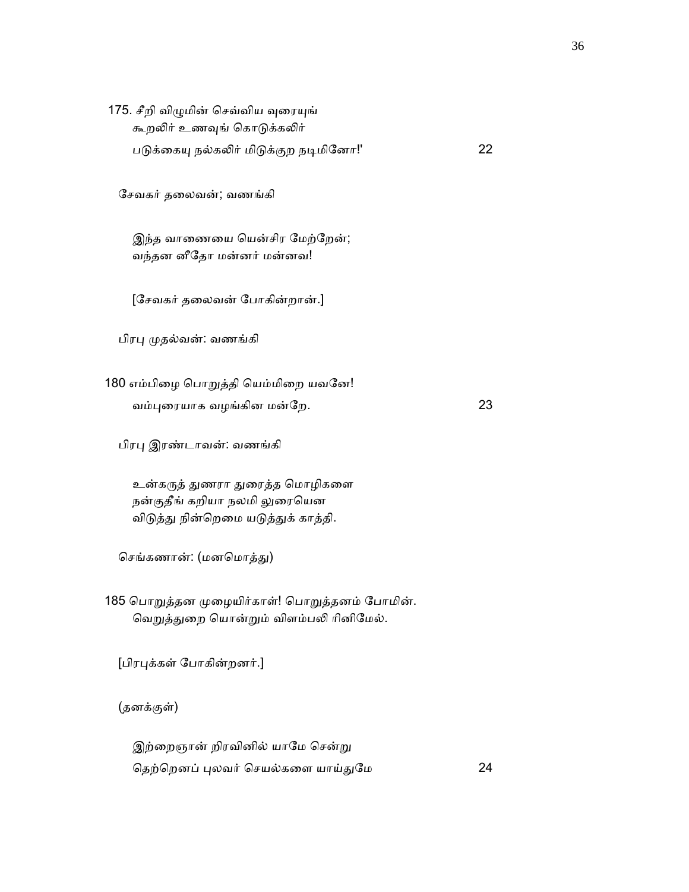175. சீறி விழுமின் செவ்விய வுரையுங்
    கூறலிர் உணவுங் கொடுக்கலிர்
    படுக்கையு நல்கலிர் மிடுக்குற நடிமினோ!'                    22

சேவகர் தலைவன்; வணங்கி

    இந்த வாணையை யென்சிர மேற்றேன்;
    வந்தன னீதோ மன்னர் மன்னவ!

[சேவகர் தலைவன் போகின்றான்.]

பிரபு முதல்வன்: வணங்கி

180 எம்பிழை பொறுத்தி யெம்மிறை யவனே!
    வம்புரையாக வழங்கின மன்றே.                    23

பிரபு இரண்டாவன்: வணங்கி

    உன்கருத் துணரா துரைத்த மொழிகளை
    நன்குதீங் கறியா நலமி லுரையென
    விடுத்து நின்றெமை யடுத்துக் காத்தி.

செங்கணான்: (மனமொத்து)

185 பொறுத்தன முழையிர்காள்! பொறுத்தனம் போமின்.
    வெறுத்துறை யொன்றும் விளம்பலி ரினிமேல்.

[பிரபுக்கள் போகின்றனர்.]

(தனக்குள்)

    இற்றைஞான் றிரவினில் யாமே சென்று
    தெற்றெனப் புலவர் செயல்களை யாய்துமே                    24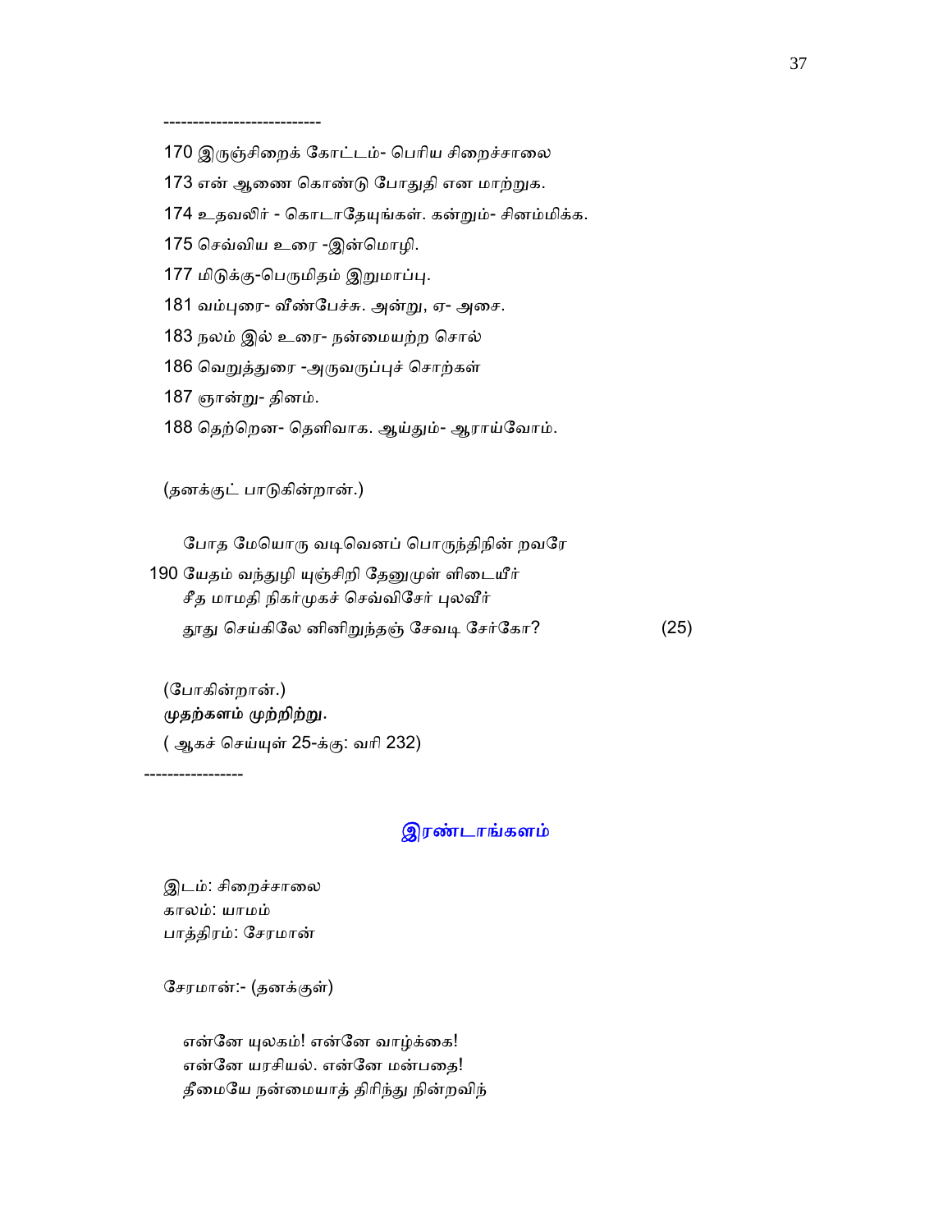---------------------------

170 இருஞ்சிறைக் கோட்டம்- பெரிய சிறைச்சாலை

173 என் ஆணை கொண்டு போதுதி என மாற்றுக.

174 உதவலிர் - கொடாதேயுங்கள். கன்றும்- சினம்மிக்க.

175 செவ்விய உரை -இன்மொழி.

177 மிடுக்கு-பெருமிதம் இறுமாப்பு.

181 வம்புரை- வீண்பேச்சு. அன்று, ஏ- அசை.

183 நலம் இல் உரை- நன்மையற்ற சொல்

186 வெறுத்துரை -அருவருப்புச் சொற்கள்

187 ஞான்று- தினம்.

188 தெற்றென- தெளிவாக. ஆய்தும்- ஆராய்வோம்.

(தனக்குட் பாடுகின்றான்.)

போத மேயொரு வடிவெனப் பொருந்திநின் றவரே
190 யேதம் வந்துழி யுஞ்சிறி தேனுமுள் ளிடையீர்
சீத மாமதி நிகர்முகச் செவ்விசேர் புலவீர்
தூது செய்கிலே னினிறுந்தஞ் சேவடி சேர்கோ? (25)

(போகின்றான்.)

**முதற்களம் முற்றிற்று.**

( ஆகச் செய்யுள் 25-க்கு: வரி 232)

----------------

## இரண்டாங்களம்

இடம்: சிறைச்சாலை
காலம்: யாமம்
பாத்திரம்: சேரமான்

சேரமான்:- (தனக்குள்)

என்னே யுலகம்! என்னே வாழ்க்கை!
என்னே யரசியல். என்னே மன்பதை!
தீமையே நன்மையாத் திரிந்து நின்றவிந்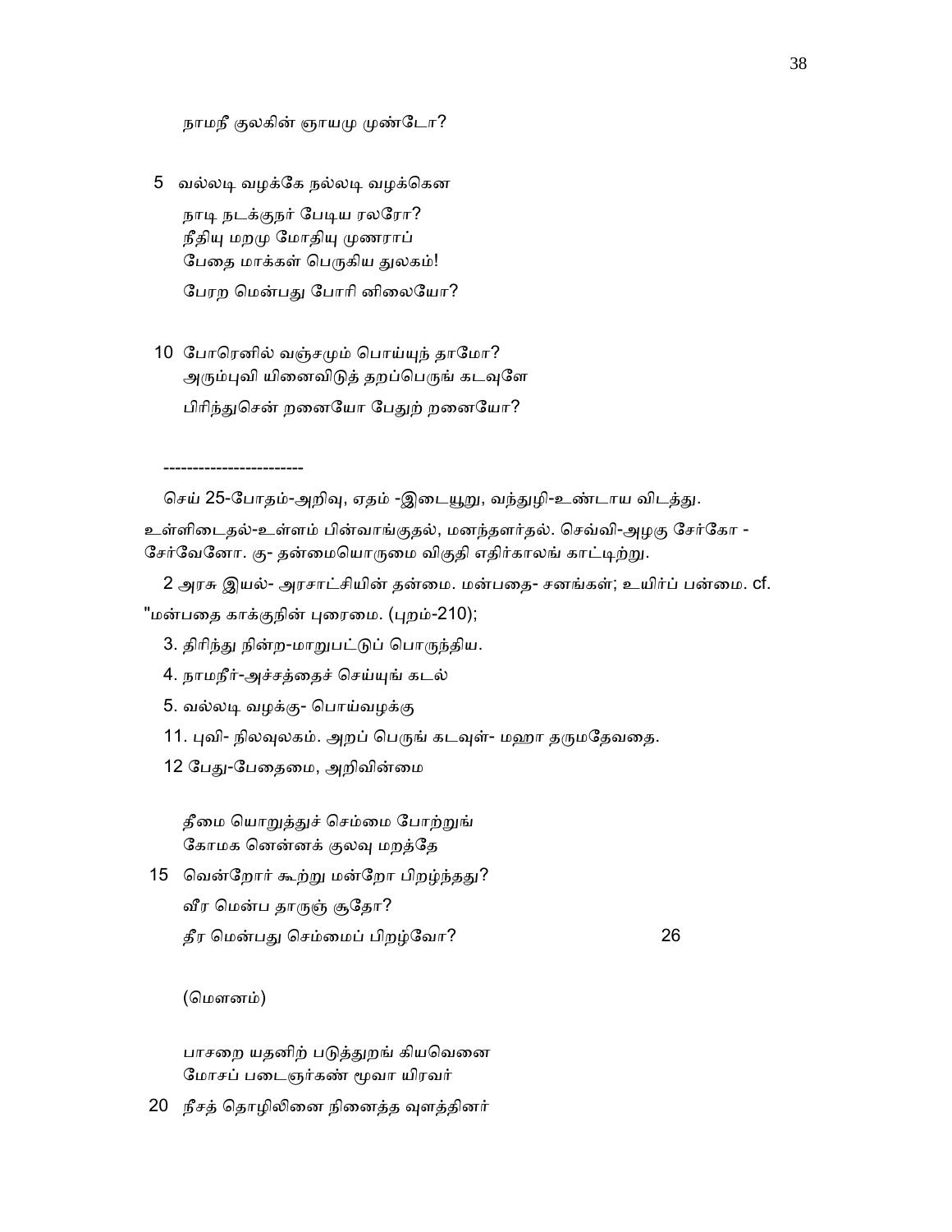நாமநீ குலகின் ஞாயமு முண்டோ?

5 வல்லடி வழக்கே நல்லடி வழக்கென
நாடி நடக்குநர் பேடிய ரலரோ?
நீதியு மறமு மோதியு முணராப்
பேதை மாக்கள் பெருகிய துலகம்!
பேரற மென்பது போரி னிலையோ?

10 போரெனில் வஞ்சமும் பொய்யுந் தாமோ?
அரும்புவி யினைவிடுத் தறப்பெருங் கடவுளே
பிரிந்துசென் றனையோ பேதுற் றனையோ?

------------------------

செய் 25-போதம்-அறிவு, ஏதம் -இடையூறு, வந்துழி-உண்டாய விடத்து. உள்ளிடைதல்-உள்ளம் பின்வாங்குதல், மனந்தளர்தல். செவ்வி-அழகு சேர்கோ - சேர்வேனோ. கு- தன்மையொருமை விகுதி எதிர்காலங் காட்டிற்று.

2 அரசு இயல்- அரசாட்சியின் தன்மை. மன்பதை- சனங்கள்; உயிர்ப் பன்மை. cf. "மன்பதை காக்குநின் புரைமை. (புறம்-210);

3. திரிந்து நின்ற-மாறுபட்டுப் பொருந்திய.

4. நாமநீர்-அச்சத்தைச் செய்யுங் கடல்

5. வல்லடி வழக்கு- பொய்வழக்கு

11. புவி- நிலவுலகம். அறப் பெருங் கடவுள்- மஹா தருமதேவதை.

12 பேது-பேதைமை, அறிவின்மை

தீமை யொறுத்துச் செம்மை போற்றுங்
கோமக னென்னக் குலவு மறத்தே

15 வென்றோர் கூற்று மன்றோ பிறழ்ந்தது?
வீர மென்ப தாருஞ் சூதோ?
தீர மென்பது செம்மைப் பிறழ்வோ? 26

(மௌனம்)

பாசறை யதனிற் படுத்துறங் கியவெனை
மோசப் படைஞர்கண் மூவா யிரவர்

20 நீசத் தொழிலினை நினைத்த வுளத்தினர்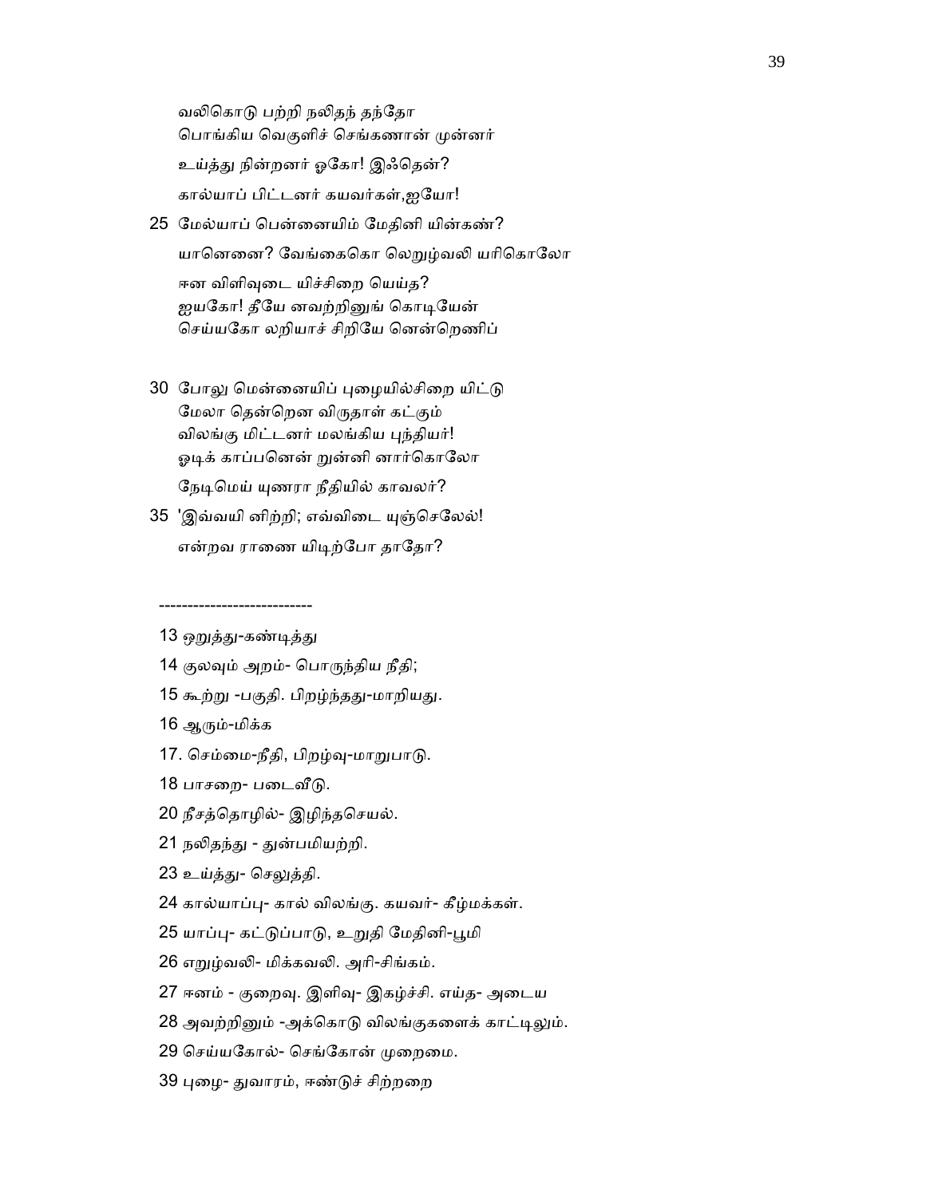வலிகொடு பற்றி நலிதந் தந்தோ
பொங்கிய வெகுளிச் செங்கணான் முன்னர்
உய்த்து நின்றனர் ஓகோ! இஃதென்?
கால்யாப் பிட்டனர் கயவர்கள்,ஐயோ!

25 மேல்யாப் பென்னையிம் மேதினி யின்கண்?
யானெனை? வேங்கைகொ லெறுழ்வலி யரிகொலோ
ஈன விளிவுடை யிச்சிறை யெய்த?
ஐயகோ! தீயே னவற்றினுங் கொடியேன்
செய்யகோ லறியாச் சிறியே னென்றெணிப்

30 போலு மென்னையிப் புழையில்சிறை யிட்டு
மேலா தென்றென விருதாள் கட்கும்
விலங்கு மிட்டனர் மலங்கிய புந்தியர்!
ஓடிக் காப்பனென் றுன்னி னார்கொலோ
நேடிமெய் யுணரா நீதியில் காவலர்?

35 'இவ்வயி னிற்றி; எவ்விடை யுஞ்செலேல்!
என்றவ ராணை யிடிற்போ தாதோ?

---------------------------

13 ஒறுத்து-கண்டித்து

14 குலவும் அறம்- பொருந்திய நீதி;

15 கூற்று -பகுதி. பிறழ்ந்தது-மாறியது.

16 ஆரும்-மிக்க

17. செம்மை-நீதி, பிறழ்வு-மாறுபாடு.

18 பாசறை- படைவீடு.

20 நீசத்தொழில்- இழிந்தசெயல்.

21 நலிதந்து - துன்பமியற்றி.

23 உய்த்து- செலுத்தி.

24 கால்யாப்பு- கால் விலங்கு. கயவர்- கீழ்மக்கள்.

25 யாப்பு- கட்டுப்பாடு, உறுதி மேதினி-பூமி

26 எறுழ்வலி- மிக்கவலி. அரி-சிங்கம்.

27 ஈனம் - குறைவு. இளிவு- இகழ்ச்சி. எய்த- அடைய

28 அவற்றினும் -அக்கொடு விலங்குகளைக் காட்டிலும்.

29 செய்யகோல்- செங்கோன் முறைமை.

39 புழை- துவாரம், ஈண்டுச் சிற்றறை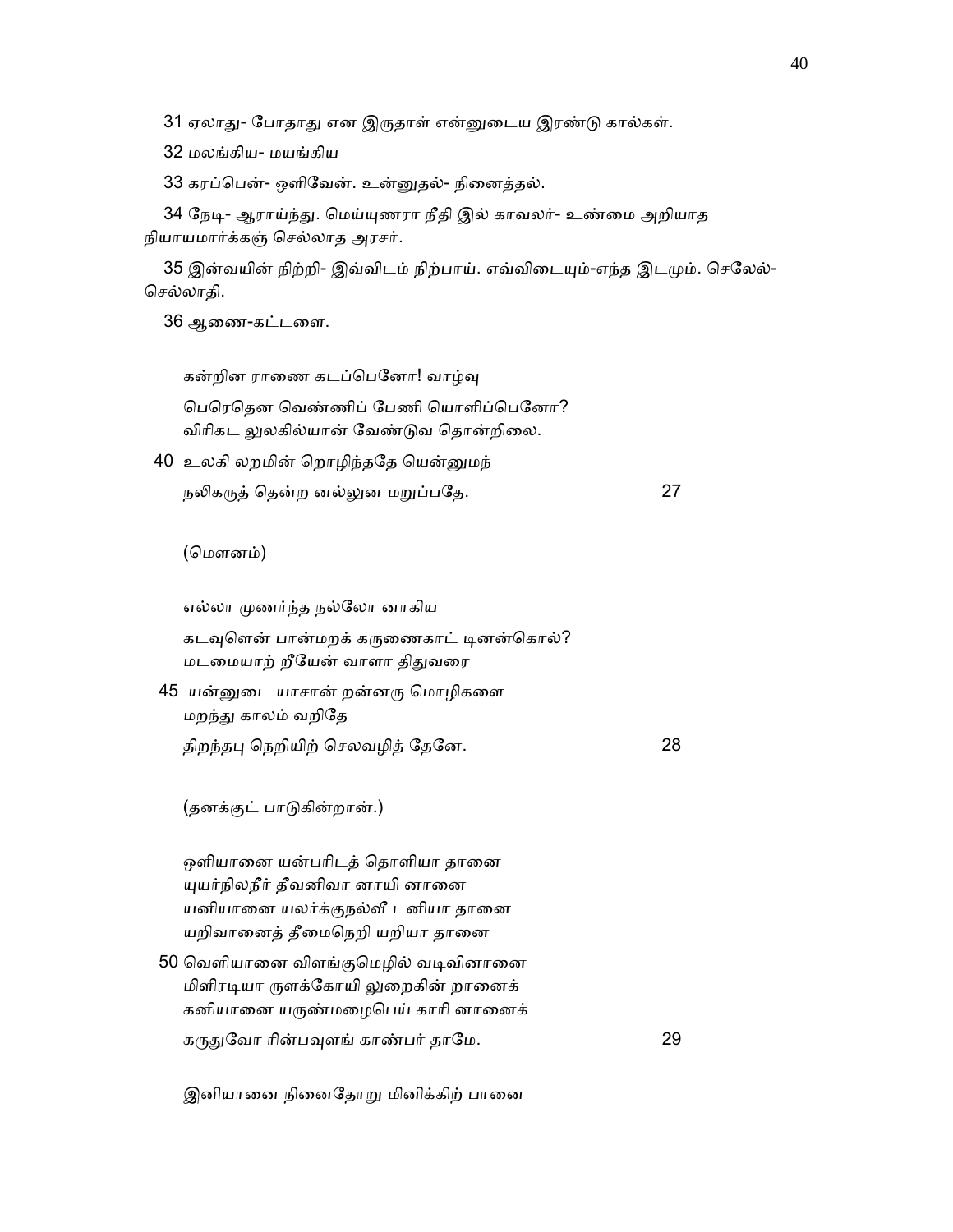31 ஏலாது- போதாது என இருதாள் என்னுடைய இரண்டு கால்கள்.

32 மலங்கிய- மயங்கிய

33 கரப்பென்- ஒளிவேன். உன்னுதல்- நினைத்தல்.

34 நேடி- ஆராய்ந்து. மெய்யுணரா நீதி இல் காவலர்- உண்மை அறியாத நியாயமார்க்கஞ் செல்லாத அரசர்.

35 இன்வயின் நிற்றி- இவ்விடம் நிற்பாய். எவ்விடையும்-எந்த இடமும். செலேல்- செல்லாதி.

36 ஆணை-கட்டளை.

கன்றின ராணை கடப்பெனோ! வாழ்வு
பெரெதென வெண்ணிப் பேணி யொளிப்பெனோ?
விரிகட லுலகில்யான் வேண்டுவ தொன்றிலை.
40 உலகி லறமின் றொழிந்ததே யென்னுமந்
நலிகருத் தென்ற னல்லுன மறுப்பதே. 27

(மௌனம்)

எல்லா முணர்ந்த நல்லோ னாகிய
கடவுளென் பான்மறக் கருணைகாட் டினன்கொல்?
மடமையாற் றீயேன் வாளா திதுவரை
45 யன்னுடை யாசான் றன்னரு மொழிகளை
மறந்து காலம் வறிதே
திறந்தபு நெறியிற் செலவழித் தேனே. 28

(தனக்குட் பாடுகின்றான்.)

ஒளியானை யன்பரிடத் தொளியா தானை
யுயர்நிலநீர் தீவனிவா னாயி னானை
யனியானை யலர்க்குநல்வீ டனியா தானை
யறிவானைத் தீமைநெறி யறியா தானை
50 வெளியானை விளங்குமெழில் வடிவினானை
மிளிரடியா ருளக்கோயி லுறைகின் றானைக்
கனியானை யருண்மழைபெய் காரி னானைக்
கருதுவோ ரின்பவுளங் காண்பர் தாமே. 29

இனியானை நினைதோறு மினிக்கிற் பானை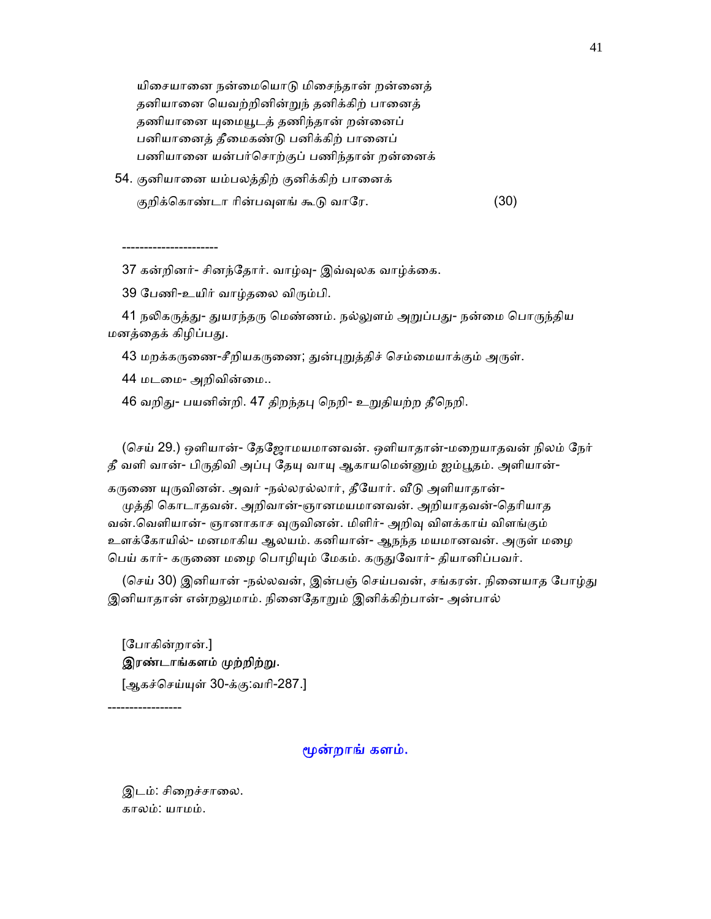யிசையானை நன்மையொடு மிசைந்தான் றன்னைத்
தனியானை யெவற்றினின்றுந் தனிக்கிற் பானைத்
தணியானை யுமையூடத் தணிந்தான் றன்னைப்
பனியானைத் தீமைகண்டு பனிக்கிற் பானைப்
பணியானை யன்பர்சொற்குப் பணிந்தான் றன்னைக்

54. குனியானை யம்பலத்திற் குனிக்கிற் பானைக்
குறிக்கொண்டா ரின்பவுளங் கூடு வாரே. (30)

---------------------

37 கன்றினர்- சினந்தோர். வாழ்வு- இவ்வுலக வாழ்க்கை.

39 பேணி-உயிர் வாழ்தலை விரும்பி.

41 நலிகருத்து- துயரந்தரு மெண்ணம். நல்லுளம் அறுப்பது- நன்மை பொருந்திய மனத்தைக் கிழிப்பது.

43 மறக்கருணை-சீறியகருணை; துன்புறுத்திச் செம்மையாக்கும் அருள்.

44 மடமை- அறிவின்மை..

46 வறிது- பயனின்றி. 47 திறந்தபு நெறி- உறுதியற்ற தீநெறி.

(செய் 29.) ஒளியான்- தேஜோமயமானவன். ஒளியாதான்-மறையாதவன் நிலம் நேர் தீ வளி வான்- பிருதிவி அப்பு தேயு வாயு ஆகாயமென்னும் ஐம்பூதம். அளியான்- கருணை யுருவினன். அவர் -நல்லரல்லார், தீயோர். வீடு அளியாதான்- முத்தி கொடாதவன். அறிவான்-ஞானமயமானவன். அறியாதவன்-தெரியாத வன்.வெளியான்- ஞானாகாச வுருவினன். மிளிர்- அறிவு விளக்காய் விளங்கும் உளக்கோயில்- மனமாகிய ஆலயம். கனியான்- ஆநந்த மயமானவன். அருள் மழை பெய் கார்- கருணை மழை பொழியும் மேகம். கருதுவோர்- தியானிப்பவர்.

(செய் 30) இனியான் -நல்லவன், இன்பஞ் செய்பவன், சங்கரன். நினையாத போழ்து இனியாதான் என்றலுமாம். நினைதோறும் இனிக்கிற்பான்- அன்பால்

[போகின்றான்.]

**இரண்டாங்களம் முற்றிற்று.**

[ஆகச்செய்யுள் 30-க்கு:வரி-287.]

----------------

## மூன்றாங் களம்.

இடம்: சிறைச்சாலை.
காலம்: யாமம்.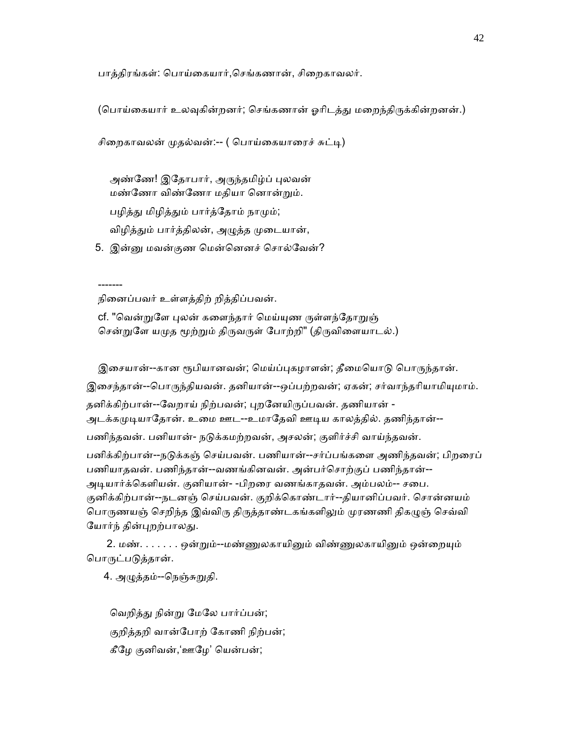பாத்திரங்கள்: பொய்கையார்,செங்கணான், சிறைகாவலர்.

(பொய்கையார் உலவுகின்றனர்; செங்கணான் ஓரிடத்து மறைந்திருக்கின்றனன்.)

சிறைகாவலன் முதல்வன்:-- ( பொய்கையாரைச் சுட்டி)

அண்ணே! இதோபார், அருந்தமிழ்ப் புலவன்
மண்ணோ விண்ணோ மதியா னொன்றும்.
பழித்து மிழித்தும் பார்த்தோம் நாமும்;
விழித்தும் பார்த்திலன், அழுத்த முடையான்,
5. இன்னு மவன்குண மென்னெனச் சொல்வேன்?

-------

நினைப்பவர் உள்ளத்திற் றித்திப்பவன்.

cf. "வென்றுளே புலன் களைந்தார் மெய்யுண ருள்ளந்தோறுஞ்
சென்றுளே யமுத மூற்றும் திருவருள் போற்றி" (திருவிளையாடல்.)

இசையான்--கான ரூபியானவன்; மெய்ப்புகழாளன்; தீமையொடு பொருந்தான். இசைந்தான்--பொருந்தியவன். தனியான்--ஒப்பற்றவன்; ஏகன்; சர்வாந்தரியாமியுமாம். தனிக்கிற்பான்--வேறாய் நிற்பவன்; புறனேயிருப்பவன். தணியான் - அடக்கமுடியாதோன். உமை ஊட--உமாதேவி ஊடிய காலத்தில். தணிந்தான்-- பணிந்தவன். பனியான்- நடுக்கமற்றவன், அசலன்; குளிர்ச்சி வாய்ந்தவன். பனிக்கிற்பான்--நடுக்கஞ் செய்பவன். பணியான்--சர்ப்பங்களை அணிந்தவன்; பிறரைப் பணியாதவன். பணிந்தான்--வணங்கினவன். அன்பர்சொற்குப் பணிந்தான்-- அடியார்க்கெளியன். குனியான்- -பிறரை வணங்காதவன். அம்பலம்-- சபை. குனிக்கிற்பான்--நடனஞ் செய்பவன். குறிக்கொண்டார்--தியானிப்பவர். சொன்னயம் பொருணயஞ் செறிந்த இவ்விரு திருத்தாண்டகங்களிலும் முரணணி திகழுஞ் செவ்வி யோர்ந் தின்புறற்பாலது.

2. மண். . . . . . . ஒன்றும்--மண்ணுலகாயினும் விண்ணுலகாயினும் ஒன்றையும் பொருட்படுத்தான்.

4. அழுத்தம்--நெஞ்சுறுதி.

வெறித்து நின்று மேலே பார்ப்பன்;
குறித்தறி வான்போற் கோணி நிற்பன்;
கீழே குனிவன்,'ஊழே' யென்பன்;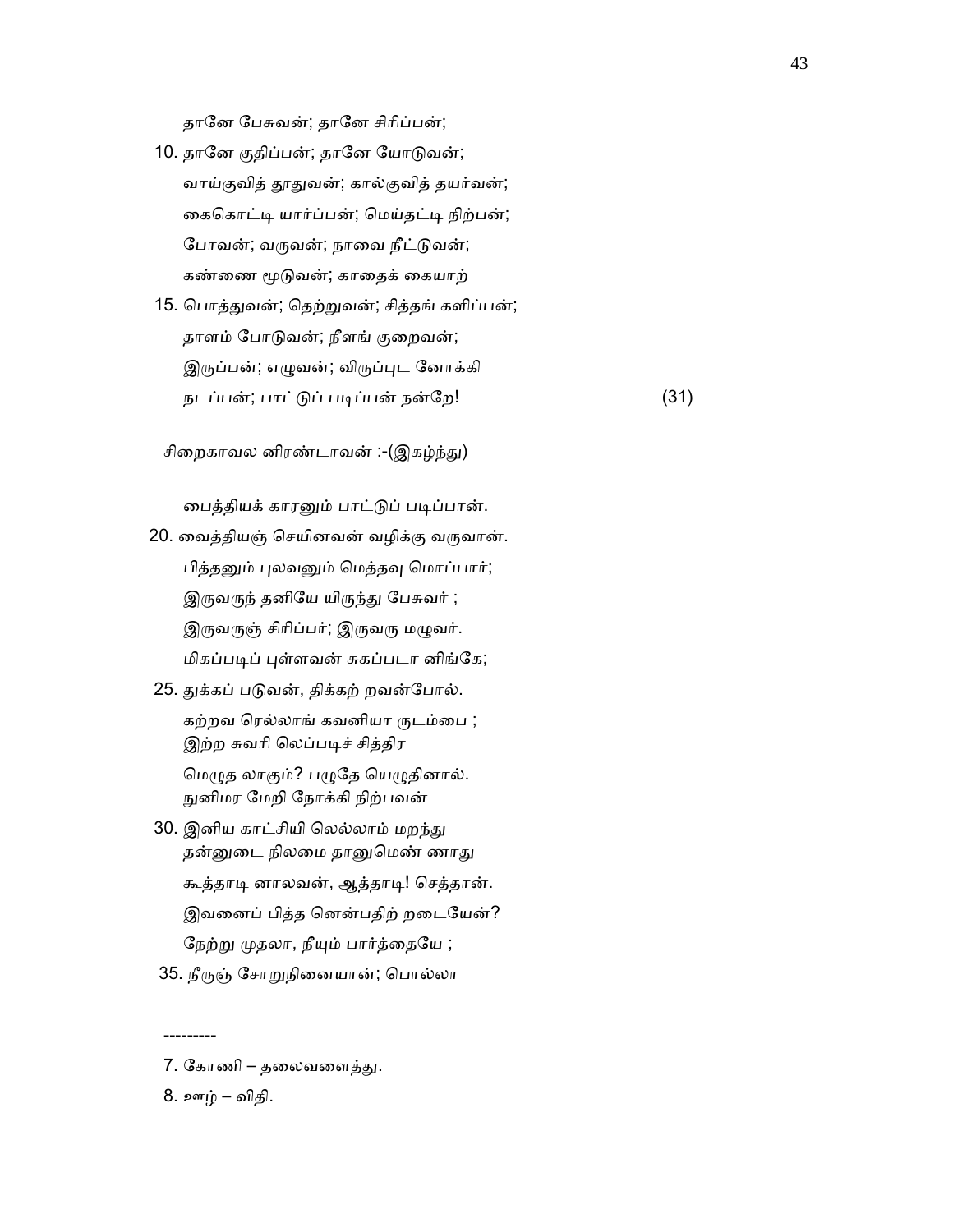தானே பேசுவன்; தானே சிரிப்பன்;

10. தானே குதிப்பன்; தானே யோடுவன்;

வாய்குவித் தூதுவன்; கால்குவித் தயர்வன்;

கைகொட்டி யார்ப்பன்; மெய்தட்டி நிற்பன்;

போவன்; வருவன்; நாவை நீட்டுவன்;

கண்ணை மூடுவன்; காதைக் கையாற்

15. பொத்துவன்; தெற்றுவன்; சித்தங் களிப்பன்;

தாளம் போடுவன்; நீளங் குறைவன்;

இருப்பன்; எழுவன்; விருப்புட னோக்கி

நடப்பன்; பாட்டுப் படிப்பன் நன்றே! (31)

சிறைகாவல னிரண்டாவன் :-(இகழ்ந்து)

பைத்தியக் காரனும் பாட்டுப் படிப்பான்.

20. வைத்தியஞ் செயினவன் வழிக்கு வருவான்.

பித்தனும் புலவனும் மெத்தவு மொப்பார்;

இருவருந் தனியே யிருந்து பேசுவர் ;

இருவருஞ் சிரிப்பர்; இருவரு மழுவர்.

மிகப்படிப் புள்ளவன் சுகப்படா னிங்கே;

25. துக்கப் படுவன், திக்கற் றவன்போல்.

கற்றவ ரெல்லாங் கவனியா ருடம்பை ;

இற்ற சுவரி லெப்படிச் சித்திர

மெழுத லாகும்? பழுதே யெழுதினால்.

நுனிமர மேறி நோக்கி நிற்பவன்

30. இனிய காட்சியி லெல்லாம் மறந்து

தன்னுடை நிலமை தானுமெண் ணாது

கூத்தாடி னாலவன், ஆத்தாடி! செத்தான்.

இவனைப் பித்த னென்பதிற் றடையேன்?

நேற்று முதலா, நீயும் பார்த்தையே ;

35. நீருஞ் சோறுநினையான்; பொல்லா

---------

7. கோணி – தலைவளைத்து.

8. ஊழ் – விதி.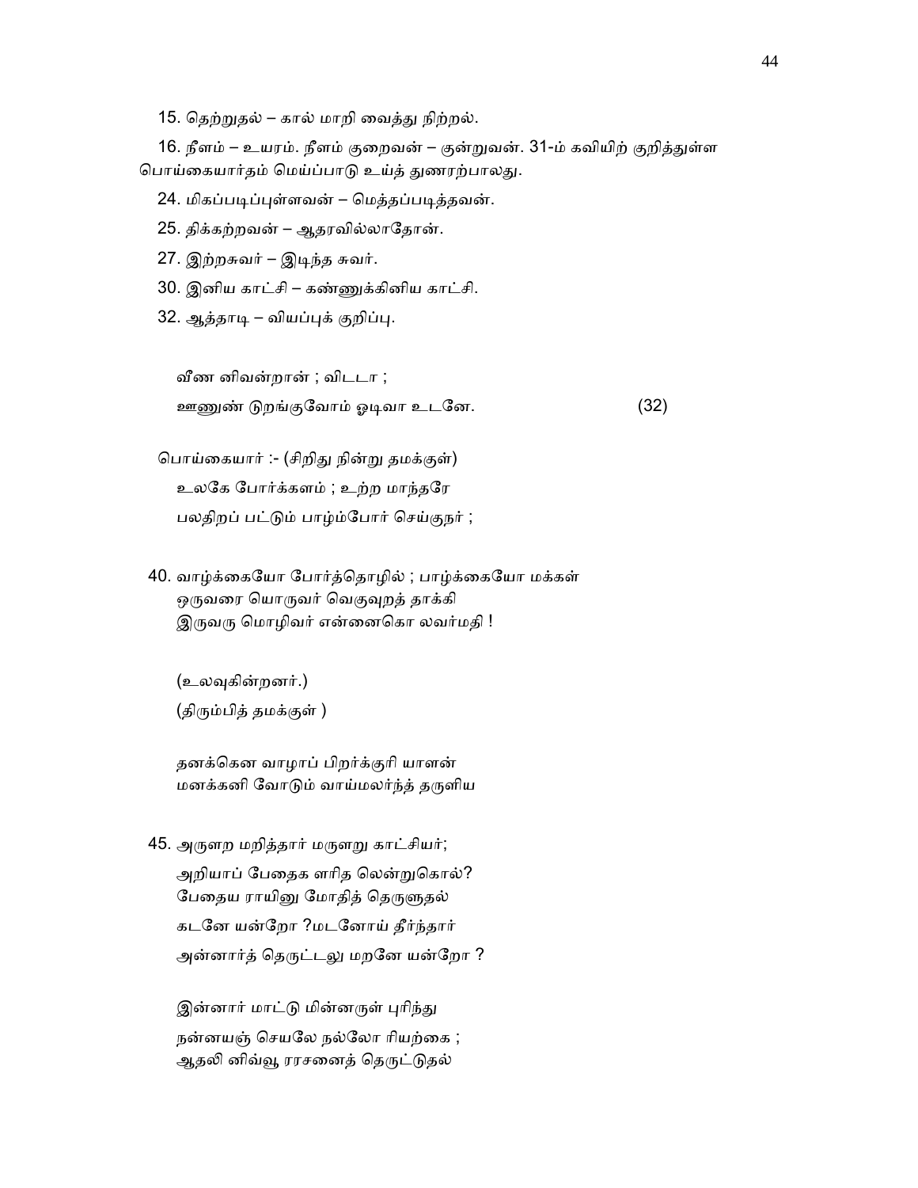15. தெற்றுதல் – கால் மாறி வைத்து நிற்றல்.

16. நீளம் – உயரம். நீளம் குறைவன் – குன்றுவன். 31-ம் கவியிற் குறித்துள்ள பொய்கையார்தம் மெய்ப்பாடு உய்த் துணரற்பாலது.

24. மிகப்படிப்புள்ளவன் – மெத்தப்படித்தவன்.

25. திக்கற்றவன் – ஆதரவில்லாதோன்.

27. இற்றசுவர் – இடிந்த சுவர்.

30. இனிய காட்சி – கண்ணுக்கினிய காட்சி.

32. ஆத்தாடி – வியப்புக் குறிப்பு.

வீண னிவன்றான் ; விடடா ;
ஊணுண் டுறங்குவோம் ஓடிவா உடனே. (32)

பொய்கையார் :- (சிறிது நின்று தமக்குள்)
உலகே போர்க்களம் ; உற்ற மாந்தரே
பலதிறப் பட்டும் பாழ்ம்போர் செய்குநர் ;

40. வாழ்க்கையோ போர்த்தொழில் ; பாழ்க்கையோ மக்கள்
ஒருவரை யொருவர் வெகுவுறத் தாக்கி
இருவரு மொழிவர் என்னைகொ லவர்மதி !

(உலவுகின்றனர்.)
(திரும்பித் தமக்குள் )

தனக்கென வாழாப் பிறர்க்குரி யாளன்
மனக்கனி வோடும் வாய்மலர்ந்த் தருளிய

45. அருளற மறித்தார் மருளறு காட்சியர்;
அறியாப் பேதைக ளரித லென்றுகொல்?
பேதைய ராயினு மோதித் தெருளுதல்
கடனே யன்றோ ?மடனோய் தீர்ந்தார்
அன்னார்த் தெருட்டலு மறனே யன்றோ ?

இன்னார் மாட்டு மின்னருள் புரிந்து
நன்னயஞ் செயலே நல்லோ ரியற்கை ;
ஆதலி னிவ்வூ ரரசனைத் தெருட்டுதல்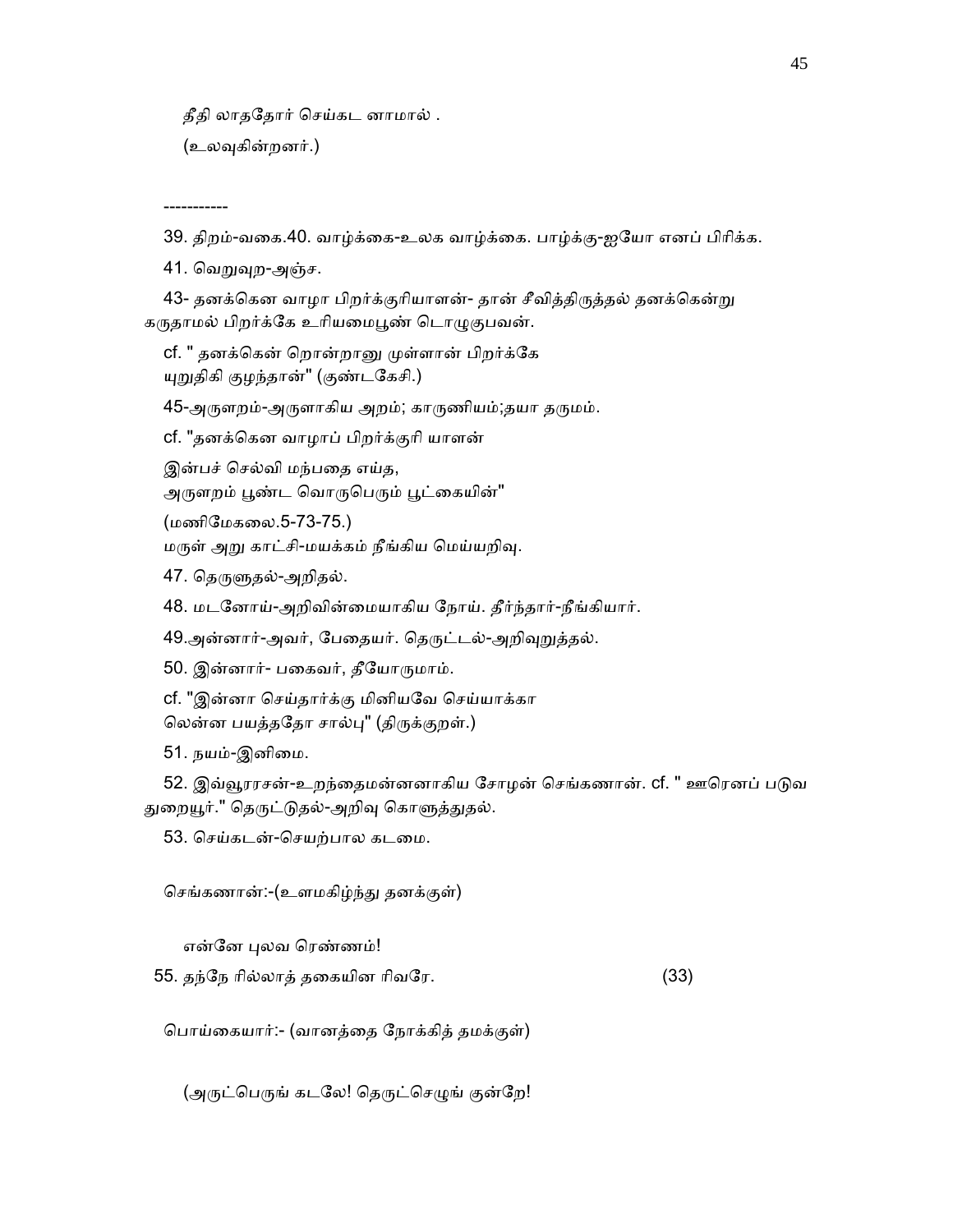தீதி லாததோர் செய்கட னாமால் .

(உலவுகின்றனர்.)

-----------

39. திறம்-வகை.40. வாழ்க்கை-உலக வாழ்க்கை. பாழ்க்கு-ஐயோ எனப் பிரிக்க.

41. வெறுவுற-அஞ்ச.

43- தனக்கென வாழா பிறர்க்குரியாளன்- தான் சீவித்திருத்தல் தனக்கென்று கருதாமல் பிறர்க்கே உரியமைபூண் டொழுகுபவன்.

cf. " தனக்கென் றொன்றானு முள்ளான் பிறர்க்கே யுறுதிகி குழந்தான்" (குண்டகேசி.)

45-அருளறம்-அருளாகிய அறம்; காருணியம்;தயா தருமம்.

cf. "தனக்கென வாழாப் பிறர்க்குரி யாளன்

இன்பச் செல்வி மந்பதை எய்த,
அருளறம் பூண்ட வொருபெரும் பூட்கையின்"

(மணிமேகலை.5-73-75.)
மருள் அறு காட்சி-மயக்கம் நீங்கிய மெய்யறிவு.

47. தெருளுதல்-அறிதல்.

48. மடனோய்-அறிவின்மையாகிய நோய். தீர்ந்தார்-நீங்கியார்.

49.அன்னார்-அவர், பேதையர். தெருட்டல்-அறிவுறுத்தல்.

50. இன்னார்- பகைவர், தீயோருமாம்.

cf. "இன்னா செய்தார்க்கு மினியவே செய்யாக்கா
லென்ன பயத்ததோ சால்பு" (திருக்குறள்.)

51. நயம்-இனிமை.

52. இவ்வூரரசன்-உறந்தைமன்னனாகிய சோழன் செங்கணான். cf. " ஊரெனப் படுவ துறையூர்." தெருட்டுதல்-அறிவு கொளுத்துதல்.

53. செய்கடன்-செயற்பால கடமை.

செங்கணான்:-(உளமகிழ்ந்து தனக்குள்)

என்னே புலவ ரெண்ணம்!

55. தந்நே ரில்லாத் தகையின ரிவரே. (33)

பொய்கையார்:- (வானத்தை நோக்கித் தமக்குள்)

(அருட்பெருங் கடலே! தெருட்செழுங் குன்றே!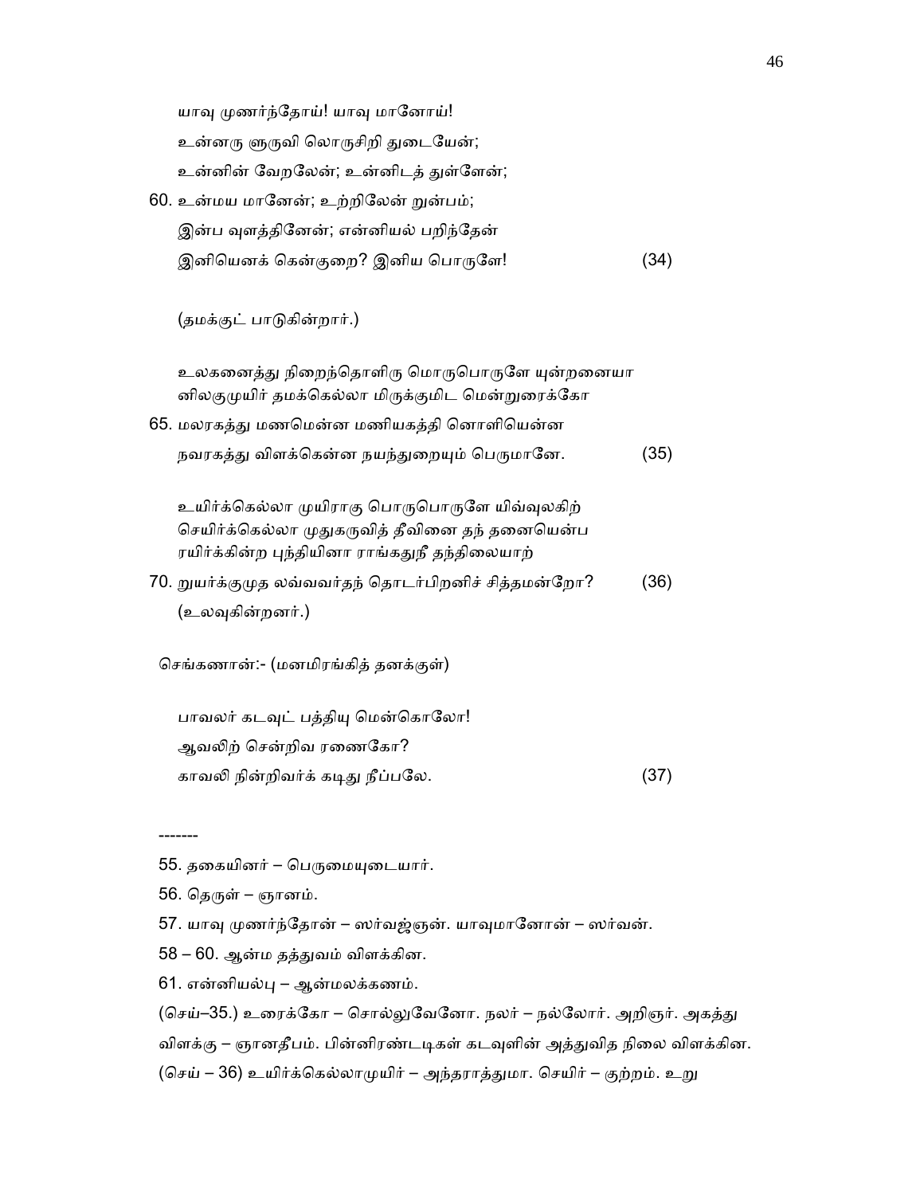யாவு முணர்ந்தோய்! யாவு மானோய்!
உன்னரு ளுருவி லொருசிறி துடையேன்;
உன்னின் வேறலேன்; உன்னிடத் துள்ளேன்;
60. உன்மய மானேன்; உற்றிலேன் றுன்பம்;
இன்ப வுளத்தினேன்; என்னியல் பறிந்தேன்
இனியெனக் கென்குறை? இனிய பொருளே! (34)

(தமக்குட் பாடுகின்றார்.)

உலகனைத்து நிறைந்தொளிரு மொருபொருளே யுன்றனையா
னிலகுமுயிர் தமக்கெல்லா மிருக்குமிட மென்றுரைக்கோ
65. மலரகத்து மணமென்ன மணியகத்தி னொளியென்ன
நவரகத்து விளக்கென்ன நயந்துறையும் பெருமானே. (35)

உயிர்க்கெல்லா முயிராகு பொருபொருளே யிவ்வுலகிற்
செயிர்க்கெல்லா முதுகருவித் தீவினை தந் தனையென்ப
ரயிர்க்கின்ற புந்தியினா ராங்கதுநீ தந்திலையாற்
70. றுயர்க்குமுத லவ்வவர்தந் தொடர்பிறனிச் சித்தமன்றோ? (36)
(உலவுகின்றனர்.)

செங்கணான்:- (மனமிரங்கித் தனக்குள்)

பாவலர் கடவுட் பத்தியு மென்கொலோ!
ஆவலிற் சென்றிவ ரணைகோ?
காவலி நின்றிவர்க் கடிது நீப்பலே. (37)

-------

55. தகையினர் – பெருமையுடையார்.

56. தெருள் – ஞானம்.

57. யாவு முணர்ந்தோன் – ஸர்வஜ்ஞன். யாவுமானோன் – ஸர்வன்.

58 – 60. ஆன்ம தத்துவம் விளக்கின.

61. என்னியல்பு – ஆன்மலக்கணம்.

(செய்–35.) உரைக்கோ – சொல்லுவேனோ. நலர் – நல்லோர். அறிஞர். அகத்து விளக்கு – ஞானதீபம். பின்னிரண்டடிகள் கடவுளின் அத்துவித நிலை விளக்கின.

(செய் – 36) உயிர்க்கெல்லாமுயிர் – அந்தராத்துமா. செயிர் – குற்றம். உறு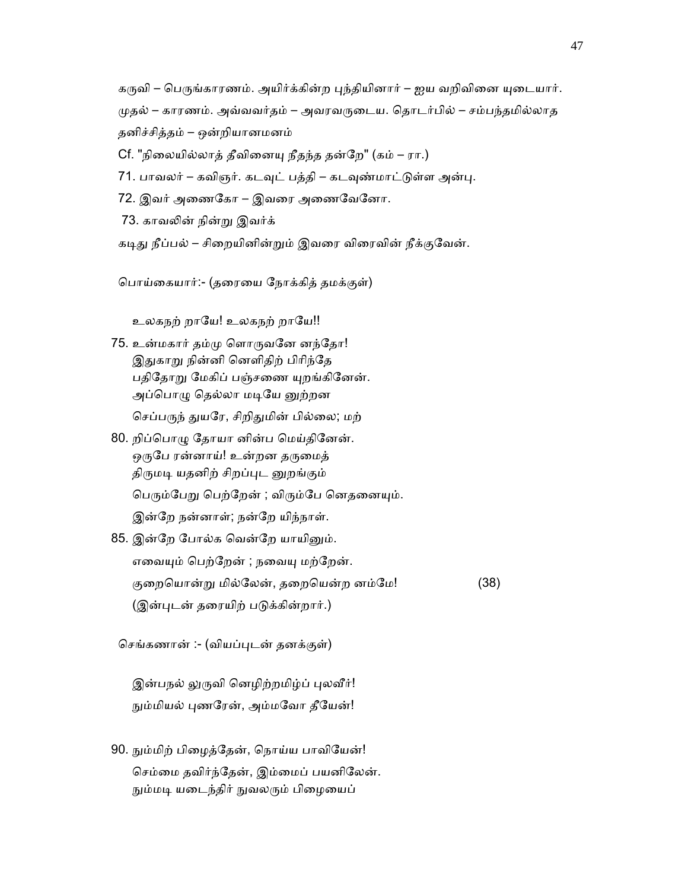கருவி – பெருங்காரணம். அயிர்க்கின்ற புந்தியினார் – ஐய வறிவினை யுடையார். முதல் – காரணம். அவ்வவர்தம் – அவரவருடைய. தொடர்பில் – சம்பந்தமில்லாத தனிச்சித்தம் – ஒன்றியானமனம்

Cf. "நிலையில்லாத் தீவினையு நீதந்த தன்றே" (கம் – ரா.)

71. பாவலர் – கவிஞர். கடவுட் பத்தி – கடவுண்மாட்டுள்ள அன்பு.

72. இவர் அணைகோ – இவரை அணைவேனோ.

73. காவலின் நின்று இவர்க்
கடிது நீப்பல் – சிறையினின்றும் இவரை விரைவின் நீக்குவேன்.

பொய்கையார்:- (தரையை நோக்கித் தமக்குள்)

உலகநற் றாயே! உலகநற் றாயே!!

75. உன்மகார் தம்மு ளொருவனே னந்தோ!
இதுகாறு நின்னி னெளிதிற் பிரிந்தே
பதிதோறு மேகிப் பஞ்சணை யுறங்கினேன்.
அப்பொழு தெல்லா மடியே னுற்றன
செப்பருந் துயரே, சிறிதுமின் பில்லை; மற்

80. றிப்பொழு தோயா னின்ப மெய்தினேன்.
ஒருபே ரன்னாய்! உன்றன தருமைத்
திருமடி யதனிற் சிறப்புட னுறங்கும்
பெரும்பேறு பெற்றேன் ; விரும்பே னெதனையும்.
இன்றே நன்னாள்; நன்றே யிந்நாள்.

85. இன்றே போல்க வென்றே யாயினும்.
எவையும் பெற்றேன் ; நவையு மற்றேன்.
குறையொன்று மில்லேன், தறையென்ற னம்மே! (38)
(இன்புடன் தரையிற் படுக்கின்றார்.)

செங்கணான் :- (வியப்புடன் தனக்குள்)

இன்பநல் லுருவி னெழிற்றமிழ்ப் புலவீர்!
நும்மியல் புணரேன், அம்மவோ தீயேன்!

90. நும்மிற் பிழைத்தேன், நொய்ய பாவியேன்!
செம்மை தவிர்ந்தேன், இம்மைப் பயனிலேன்.
நும்மடி யடைந்திர் நுவலரும் பிழையைப்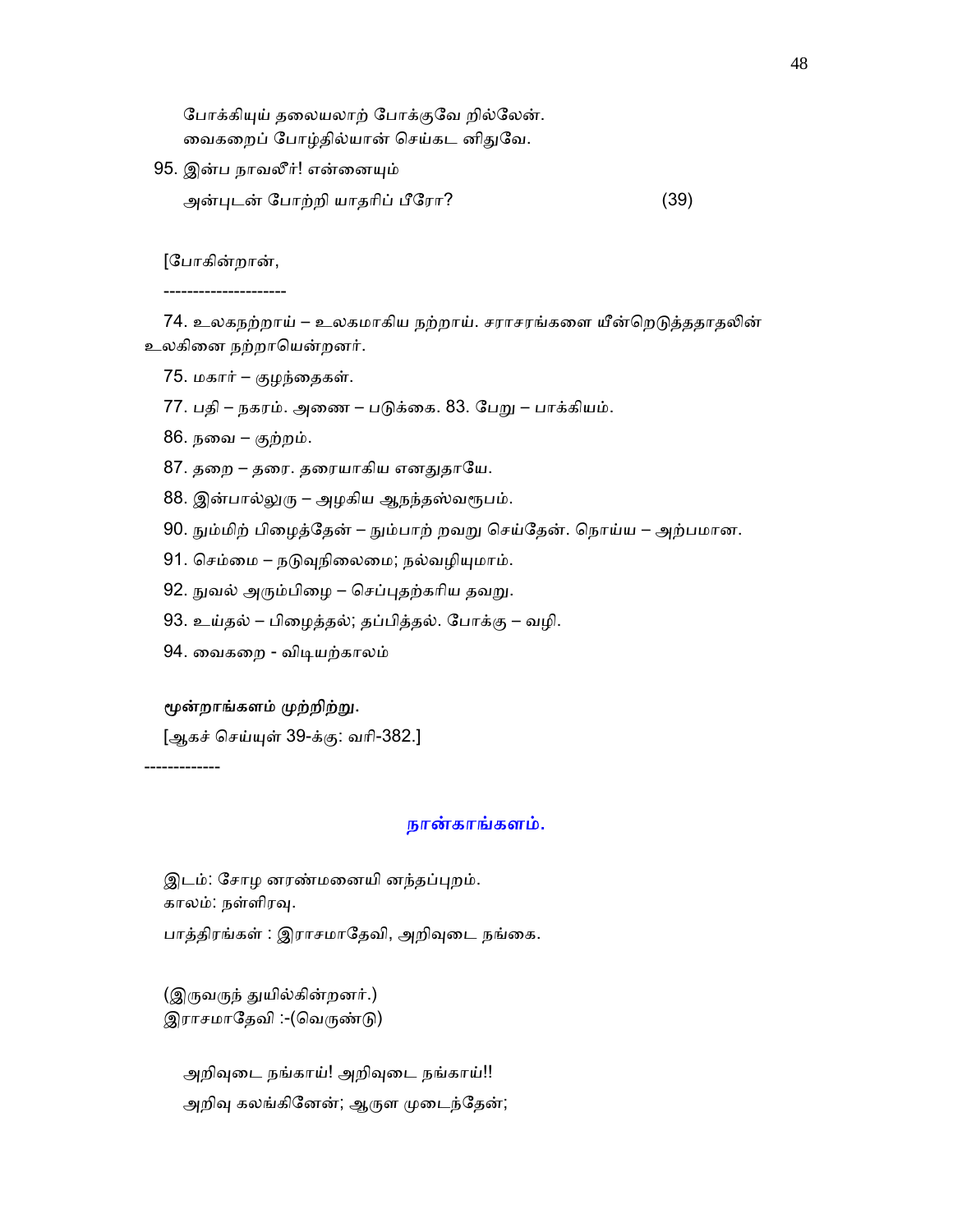போக்கியுய் தலையலாற் போக்குவே றில்லேன்.
வைகறைப் போழ்தில்யான் செய்கட னிதுவே.

95. இன்ப நாவலீர்! என்னையும்
அன்புடன் போற்றி யாதரிப் பீரோ? (39)

[போகின்றான்,

---------------------

74. உலகநற்றாய் – உலகமாகிய நற்றாய். சராசரங்களை யீன்றெடுத்ததாதலின் உலகினை நற்றாயென்றனர்.

75. மகார் – குழந்தைகள்.

77. பதி – நகரம். அணை – படுக்கை. 83. பேறு – பாக்கியம்.

86. நவை – குற்றம்.

87. தறை – தரை. தரையாகிய எனதுதாயே.

88. இன்பால்லுரு – அழகிய ஆநந்தஸ்வரூபம்.

90. நும்மிற் பிழைத்தேன் – நும்பாற் றவறு செய்தேன். நொய்ய – அற்பமான.

91. செம்மை – நடுவுநிலைமை; நல்வழியுமாம்.

92. நுவல் அரும்பிழை – செப்புதற்கரிய தவறு.

93. உய்தல் – பிழைத்தல்; தப்பித்தல். போக்கு – வழி.

94. வைகறை - விடியற்காலம்

**மூன்றாங்களம் முற்றிற்று.**

[ஆகச் செய்யுள் 39-க்கு: வரி-382.]

-------------

## நான்காங்களம்.

இடம்: சோழ னரண்மனையி னந்தப்புறம்.
காலம்: நள்ளிரவு.
பாத்திரங்கள் : இராசமாதேவி, அறிவுடை நங்கை.

(இருவருந் துயில்கின்றனர்.)
இராசமாதேவி :-(வெருண்டு)

அறிவுடை நங்காய்! அறிவுடை நங்காய்!!
அறிவு கலங்கினேன்; ஆருள முடைந்தேன்;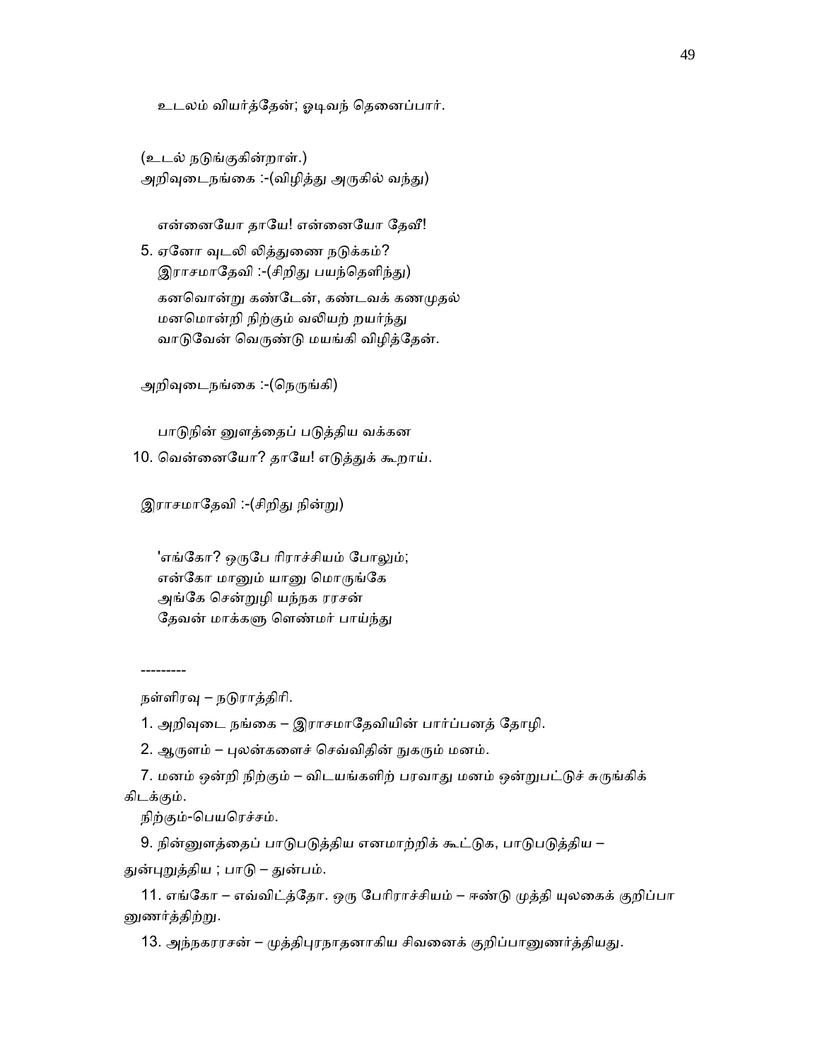உடலம் வியர்த்தேன்; ஓடிவந் தெனைப்பார்.

(உடல் நடுங்குகின்றாள்.)
அறிவுடைநங்கை :-(விழித்து அருகில் வந்து)

என்னையோ தாயே! என்னையோ தேவீ!

5. ஏனோ வுடலி லித்துணை நடுக்கம்?
இராசமாதேவி :-(சிறிது பயந்தெளிந்து)
கனவொன்று கண்டேன், கண்டவக் கணமுதல்
மனமொன்றி நிற்கும் வலியற் றயர்ந்து
வாடுவேன் வெருண்டு மயங்கி விழித்தேன்.

அறிவுடைநங்கை :-(நெருங்கி)

பாடுநின் னுளத்தைப் படுத்திய வக்கன

10. வென்னையோ? தாயே! எடுத்துக் கூறாய்.

இராசமாதேவி :-(சிறிது நின்று)

'எங்கோ? ஒருபே ரிராச்சியம் போலும்;
என்கோ மானும் யானு மொருங்கே
அங்கே சென்றுழி யந்நக ரரசன்
தேவன் மாக்களு ளெண்மர் பாய்ந்து

---------

நள்ளிரவு – நடுராத்திரி.

1. அறிவுடை நங்கை – இராசமாதேவியின் பார்ப்பனத் தோழி.

2. ஆருளம் – புலன்களைச் செவ்விதின் நுகரும் மனம்.

7. மனம் ஒன்றி நிற்கும் – விடயங்களிற் பரவாது மனம் ஒன்றுபட்டுச் சுருங்கிக் கிடக்கும்.

நிற்கும்-பெயரெச்சம்.

9. நின்னுளத்தைப் பாடுபடுத்திய எனமாற்றிக் கூட்டுக, பாடுபடுத்திய – துன்புறுத்திய ; பாடு – துன்பம்.

11. எங்கோ – எவ்விடத்தோ. ஒரு பேரிராச்சியம் – ஈண்டு முத்தி யுலகைக் குறிப்பானுணர்த்திற்று.

13. அந்நகரரசன் – முத்திபுரநாதனாகிய சிவனைக் குறிப்பானுணர்த்தியது.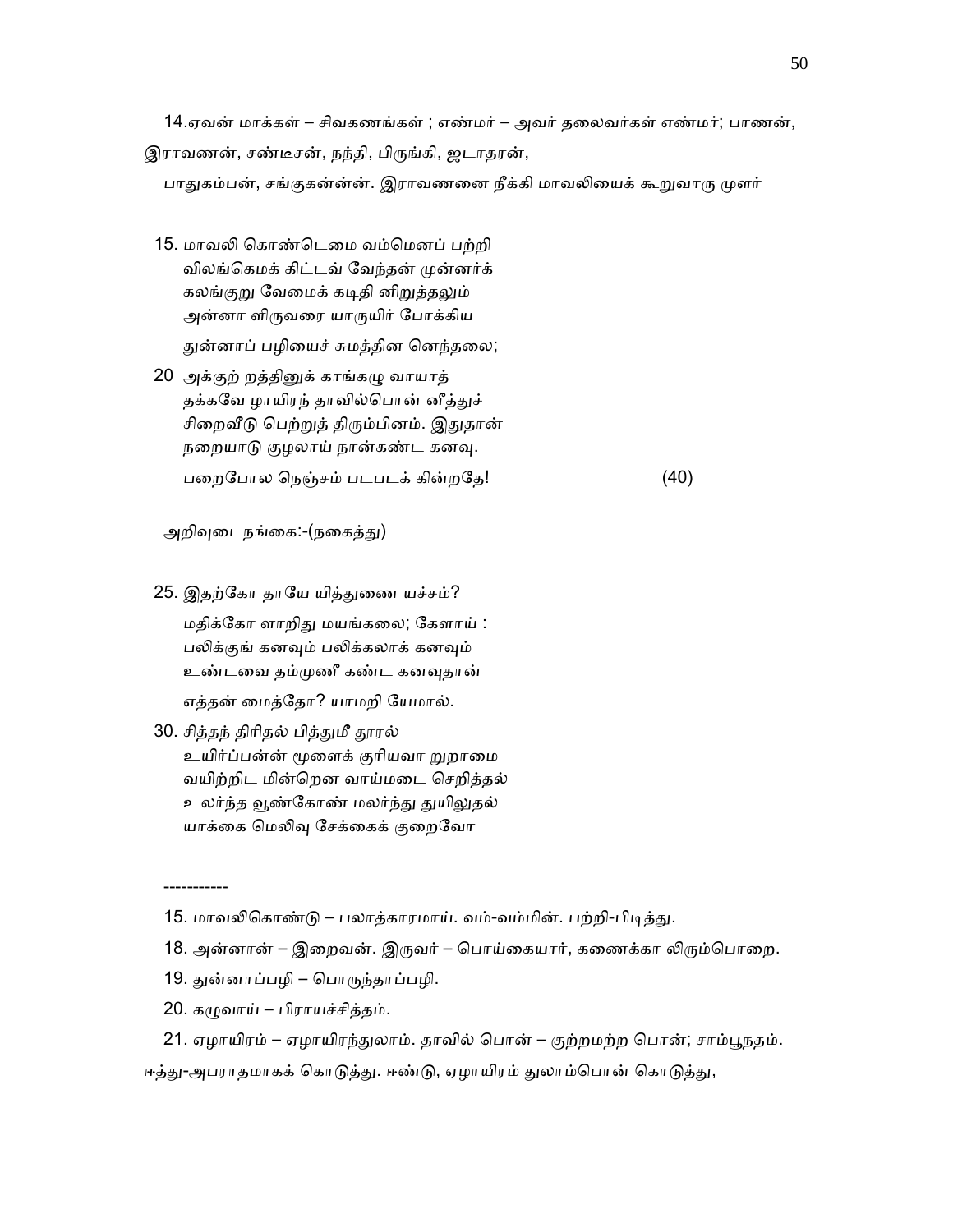14.ஏவன் மாக்கள் – சிவகணங்கள் ; எண்மர் – அவர் தலைவர்கள் எண்மர்; பாணன், இராவணன், சண்டீசன், நந்தி, பிருங்கி, ஜடாதரன்,

பாதுகம்பன், சங்குகன்ன்ன். இராவணனை நீக்கி மாவலியைக் கூறுவாரு முளர்

15. மாவலி கொண்டெமை வம்மெனப் பற்றி
விலங்கெமக் கிட்டவ் வேந்தன் முன்னர்க்
கலங்குறு வேமைக் கடிதி னிறுத்தலும்
அன்னா ளிருவரை யாருயிர் போக்கிய
துன்னாப் பழியைச் சுமத்தின னெந்தலை;

20. அக்குற் றத்தினுக் காங்கழு வாயாத்
தக்கவே ழாயிரந் தாவில்பொன் னீத்துச்
சிறைவீடு பெற்றுத் திரும்பினம். இதுதான்
நறையாடு குழலாய் நான்கண்ட கனவு.
பறைபோல நெஞ்சம் படபடக் கின்றதே! (40)

அறிவுடைநங்கை:-(நகைத்து)

25. இதற்கோ தாயே யித்துணை யச்சம்?
மதிக்கோ ளாறிது மயங்கலை; கேளாய் :
பலிக்குங் கனவும் பலிக்கலாக் கனவும்
உண்டவை தம்முணீ கண்ட கனவுதான்
எத்தன் மைத்தோ? யாமறி யேமால்.

30. சித்தந் திரிதல் பித்துமீ தூரல்
உயிர்ப்பன்ன் மூளைக் குரியவா றுறாமை
வயிற்றிட மின்றென வாய்மடை செறித்தல்
உலர்ந்த வூண்கோண் மலர்ந்து துயிலுதல்
யாக்கை மெலிவு சேக்கைக் குறைவோ

-----------

15. மாவலிகொண்டு – பலாத்காரமாய். வம்-வம்மின். பற்றி-பிடித்து.

18. அன்னான் – இறைவன். இருவர் – பொய்கையார், கணைக்கா லிரும்பொறை.

19. துன்னாப்பழி – பொருந்தாப்பழி.

20. கழுவாய் – பிராயச்சித்தம்.

21. ஏழாயிரம் – ஏழாயிரந்துலாம். தாவில் பொன் – குற்றமற்ற பொன்; சாம்பூநதம். ஈத்து-அபராதமாகக் கொடுத்து. ஈண்டு, ஏழாயிரம் துலாம்பொன் கொடுத்து,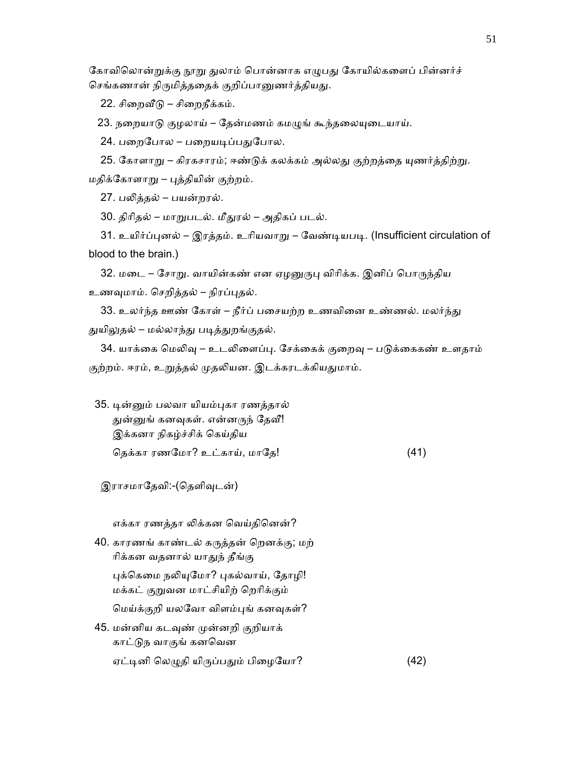கோவிலொன்றுக்கு நூறு துலாம் பொன்னாக எழுபது கோயில்களைப் பின்னர்ச் செங்கணான் நிருமித்ததைக் குறிப்பானுணர்த்தியது.

22. சிறைவீடு – சிறைநீக்கம்.

23. நறையாடு குழலாய் – தேன்மணம் கமழுங் கூந்தலையுடையாய்.

24. பறைபோல – பறையடிப்பதுபோல.

25. கோளாறு – கிரகசாரம்; ஈண்டுக் கலக்கம் அல்லது குற்றத்தை யுணர்த்திற்று. மதிக்கோளாறு – புத்தியின் குற்றம்.

27. பலித்தல் – பயன்றரல்.

30. திரிதல் – மாறுபடல். மீதுரல் – அதிகப் படல்.

31. உயிர்ப்புனல் – இரத்தம். உரியவாறு – வேண்டியபடி. (Insufficient circulation of blood to the brain.)

32. மடை – சோறு. வாயின்கண் என ஏழனுருபு விரிக்க. இனிப் பொருந்திய உணவுமாம். செறித்தல் – நிரப்புதல்.

33. உலர்ந்த ஊண் கோள் – நீர்ப் பசையற்ற உணவினை உண்ணல். மலர்ந்து துயிலுதல் – மல்லாந்து படித்துறங்குதல்.

34. யாக்கை மெலிவு – உடலிளைப்பு. சேக்கைக் குறைவு – படுக்கைகண் உளதாம் குற்றம். ஈரம், உறுத்தல் முதலியன. இடக்கரடக்கியதுமாம்.

35. டின்னும் பலவா யியம்புகா ரணத்தால்
துன்னுங் கனவுகள். என்னருந் தேவீ!
இக்கனா நிகழ்ச்சிக் கெய்திய
தெக்கா ரணமோ? உட்காய், மாதே! (41)

இராசமாதேவி:-(தெளிவுடன்)

எக்கா ரணத்தா லிக்கன வெய்தினென்?
40. காரணங் காண்டல் கருத்தன் றெனக்கு; மற்
றிக்கன வதனால் யாதுந் தீங்கு
புக்கெமை நலியுமோ? புகல்வாய், தோழி!
மக்கட் குறுவன மாட்சியிற் றெரிக்கும்
மெய்க்குறி யலவோ விளம்புங் கனவுகள்?
45. மன்னிய கடவுண் முன்னறி குறியாக்
காட்டுந வாகுங் கனவென
ஏட்டினி லெழுதி யிருப்பதும் பிழையோ? (42)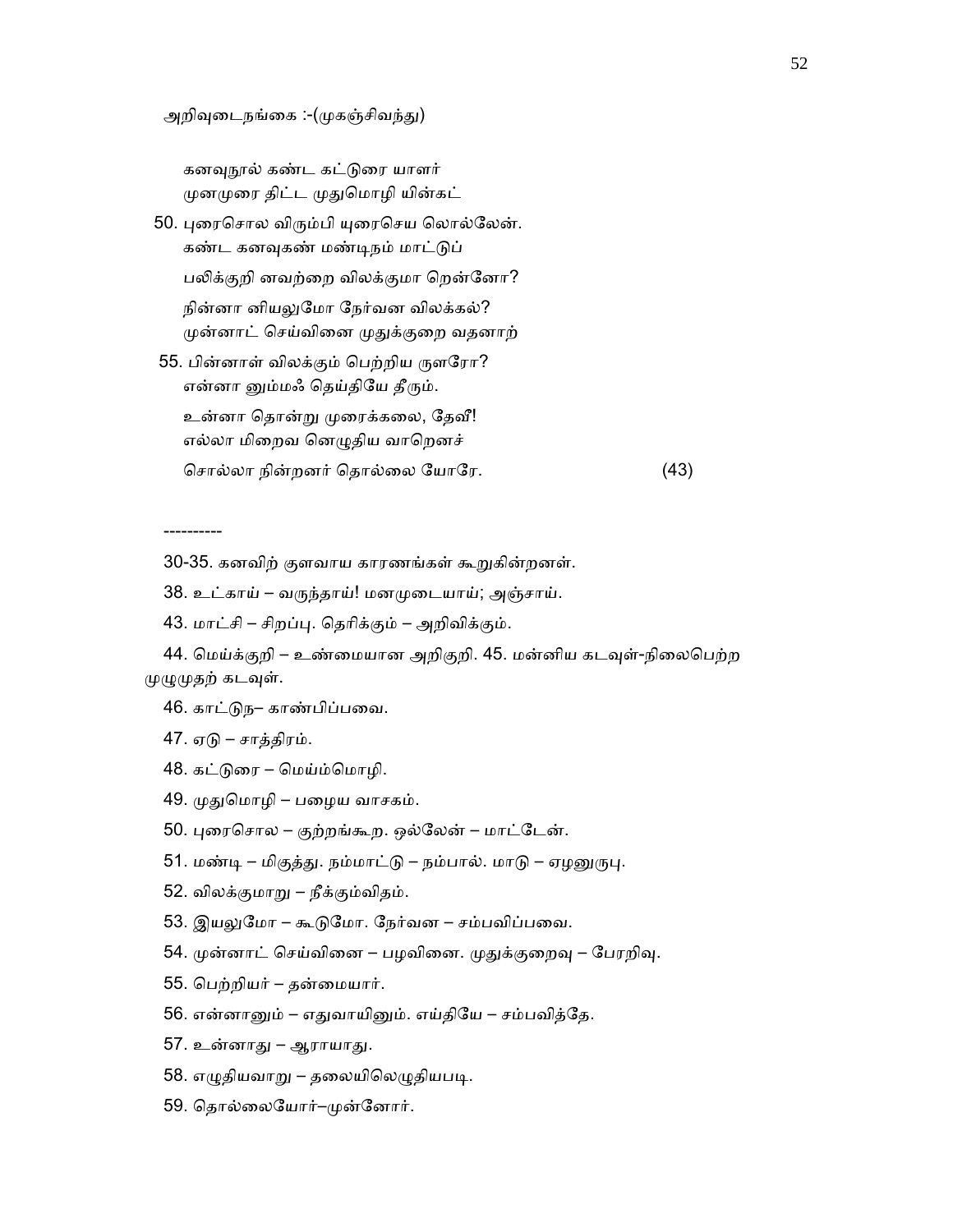அறிவுடைநங்கை :-(முகஞ்சிவந்து)

கனவுநூல் கண்ட கட்டுரை யாளர்
முனமுரை திட்ட முதுமொழி யின்கட்

50. புரைசொல விரும்பி யுரைசெய லொல்லேன்.
கண்ட கனவுகண் மண்டிநம் மாட்டுப்
பலிக்குறி னவற்றை விலக்குமா றென்னோ?
நின்னா னியலுமோ நேர்வன விலக்கல்?
முன்னாட் செய்வினை முதுக்குறை வதனாற்

55. பின்னாள் விலக்கும் பெற்றிய ருளரோ?
என்னா னும்மஃ தெய்தியே தீரும்.
உன்னா தொன்று முரைக்கலை, தேவீ!
எல்லா மிறைவ னெழுதிய வாறெனச்
சொல்லா நின்றனர் தொல்லை யோரே. (43)

----------

30-35. கனவிற் குளவாய காரணங்கள் கூறுகின்றனள்.

38. உட்காய் – வருந்தாய்! மனமுடையாய்; அஞ்சாய்.

43. மாட்சி – சிறப்பு. தெரிக்கும் – அறிவிக்கும்.

44. மெய்க்குறி – உண்மையான அறிகுறி. 45. மன்னிய கடவுள்-நிலைபெற்ற முழுமுதற் கடவுள்.

46. காட்டுந– காண்பிப்பவை.

47. ஏடு – சாத்திரம்.

48. கட்டுரை – மெய்ம்மொழி.

49. முதுமொழி – பழைய வாசகம்.

50. புரைசொல – குற்றங்கூற. ஒல்லேன் – மாட்டேன்.

51. மண்டி – மிகுத்து. நம்மாட்டு – நம்பால். மாடு – ஏழனுருபு.

52. விலக்குமாறு – நீக்கும்விதம்.

53. இயலுமோ – கூடுமோ. நேர்வன – சம்பவிப்பவை.

54. முன்னாட் செய்வினை – பழவினை. முதுக்குறைவு – பேரறிவு.

55. பெற்றியர் – தன்மையார்.

56. என்னானும் – எதுவாயினும். எய்தியே – சம்பவித்தே.

57. உன்னாது – ஆராயாது.

58. எழுதியவாறு – தலையிலெழுதியபடி.

59. தொல்லையோர்–முன்னோர்.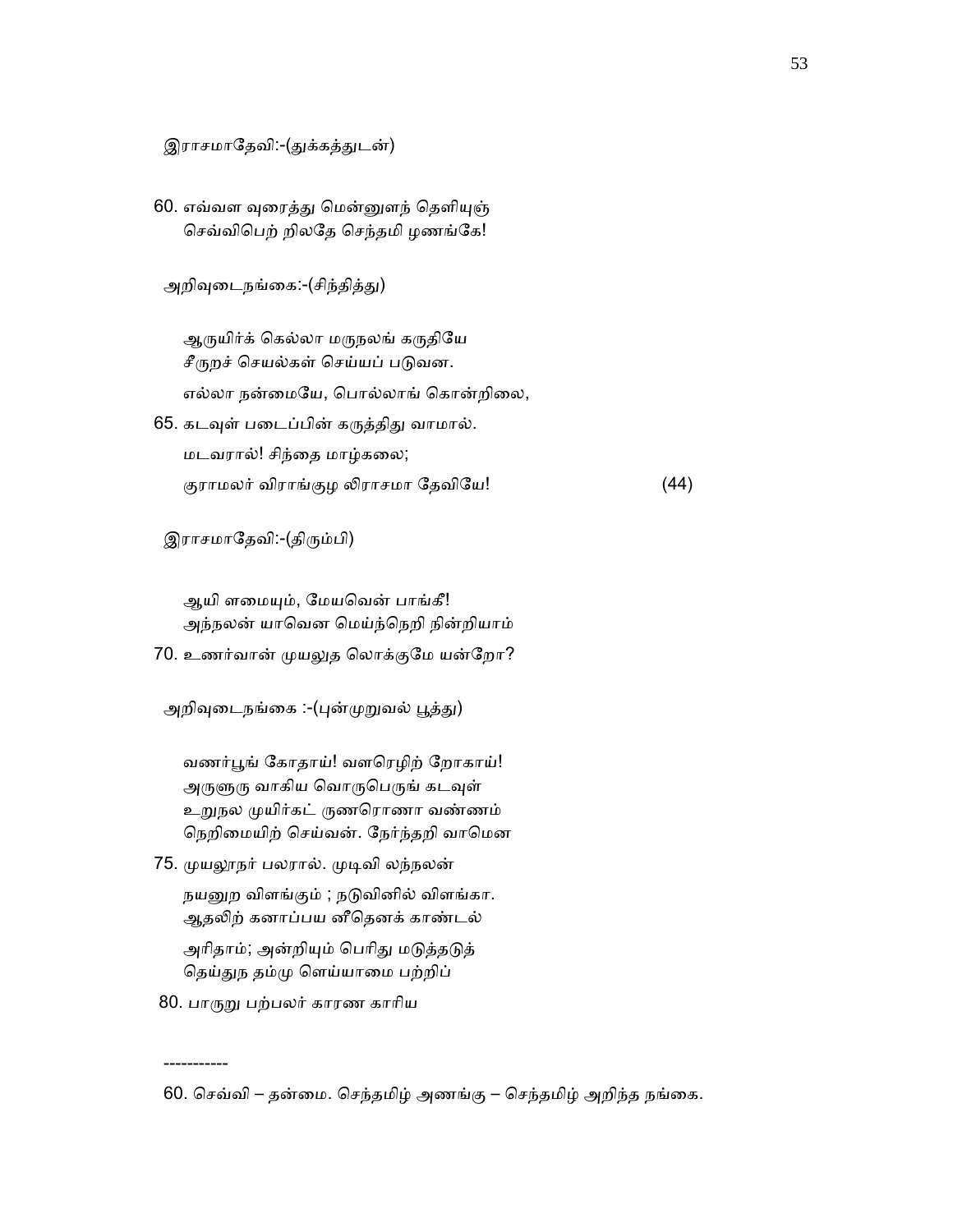இராசமாதேவி:-(துக்கத்துடன்)

60. எவ்வள வுரைத்து மென்னுளந் தெளியுஞ்
செவ்விபெற் றிலதே செந்தமி ழணங்கே!

அறிவுடைநங்கை:-(சிந்தித்து)

ஆருயிர்க் கெல்லா மருநலங் கருதியே
சீருறச் செயல்கள் செய்யப் படுவன.
எல்லா நன்மையே, பொல்லாங் கொன்றிலை,

65. கடவுள் படைப்பின் கருத்திது வாமால்.
மடவரால்! சிந்தை மாழ்கலை;
குராமலர் விராங்குழ லிராசமா தேவியே! (44)

இராசமாதேவி:-(திரும்பி)

ஆயி ளமையும், மேயவென் பாங்கீ!
அந்நலன் யாவென மெய்ந்நெறி நின்றியாம்

70. உணர்வான் முயலுத லொக்குமே யன்றோ?

அறிவுடைநங்கை :-(புன்முறுவல் பூத்து)

வணர்பூங் கோதாய்! வளரெழிற் றோகாய்!
அருளுரு வாகிய வொருபெருங் கடவுள்
உறுநல முயிர்கட் குணரொணா வண்ணம்
நெறிமையிற் செய்வன். நேர்ந்தறி வாமென

75. முயலூநர் பலரால். முடிவி லந்நலன்
நயனுற விளங்கும் ; நடுவினில் விளங்கா.
ஆதலிற் கனாப்பய னீதெனக் காண்டல்
அரிதாம்; அன்றியும் பெரிது மடுத்தடுத்
தெய்துந தம்மு ளெய்யாமை பற்றிப்

80. பாருறு பற்பலர் காரண காரிய

-----------

60. செவ்வி – தன்மை. செந்தமிழ் அணங்கு – செந்தமிழ் அறிந்த நங்கை.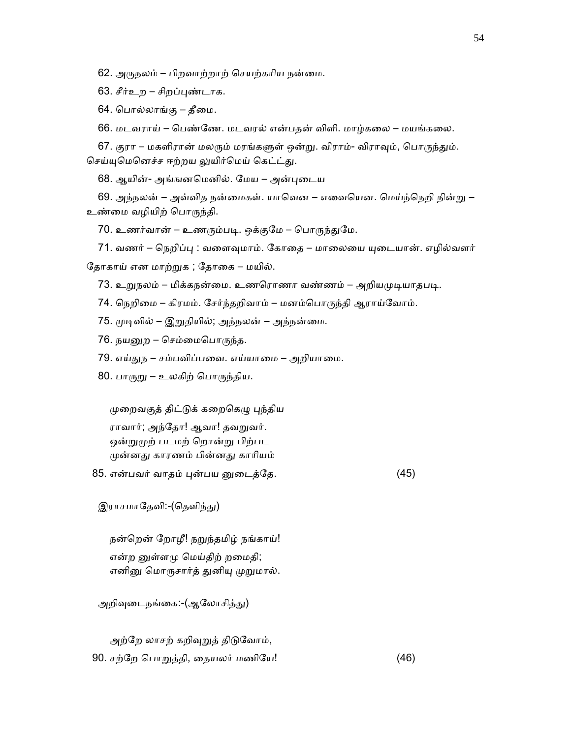62. அருநலம் – பிறவாற்றாற் செயற்கரிய நன்மை.

63. சீர்உற – சிறப்புண்டாக.

64. பொல்லாங்கு – தீமை.

66. மடவராய் – பெண்ணே. மடவரல் என்பதன் விளி. மாழ்கலை – மயங்கலை.

67. குரா – மகளிரான் மலரும் மரங்களுள் ஒன்று. விராம்- விராவும், பொருந்தும். செய்யுமெனெச்ச ஈற்றய லுயிர்மெய் கெட்ட்து.

68. ஆயின்- அங்ஙனமெனில். மேய – அன்புடைய

69. அந்நலன் – அவ்வித நன்மைகள். யாவென – எவையென. மெய்ந்நெறி நின்று – உண்மை வழியிற் பொருந்தி.

70. உணர்வான் – உணரும்படி. ஒக்குமே – பொருந்துமே.

71. வணர் – நெறிப்பு : வளைவுமாம். கோதை – மாலையை யுடையான். எழில்வளர் தோகாய் என மாற்றுக ; தோகை – மயில்.

73. உறுநலம் – மிக்கநன்மை. உணரொணா வண்ணம் – அறியமுடியாதபடி.

74. நெறிமை – கிரமம். சேர்ந்தறிவாம் – மனம்பொருந்தி ஆராய்வோம்.

75. முடிவில் – இறுதியில்; அந்நலன் – அந்நன்மை.

76. நயனுற – செம்மைபொருந்த.

79. எய்துந – சம்பவிப்பவை. எய்யாமை – அறியாமை.

80. பாருறு – உலகிற் பொருந்திய.

முறைவகுத் திட்டுக் கறைகெழு புந்திய
ராவார்; அந்தோ! ஆவா! தவறுவர்.
ஒன்றுமுற் படமற் றொன்று பிற்பட
முன்னது காரணம் பின்னது காரியம்
85. என்பவர் வாதம் புன்பய னுடைத்தே. (45)

இராசமாதேவி:-(தெளிந்து)

நன்றென் றோழீ! நறுந்தமிழ் நங்காய்!
என்ற னுள்ளமு மெய்திற் றமைதி;
எனினு மொருசார்த் துனியு முறுமால்.

அறிவுடைநங்கை:-(ஆலோசித்து)

அற்றே லாசற் கறிவுறுத் திடுவோம்,
90. சற்றே பொறுத்தி, தையலர் மணியே! (46)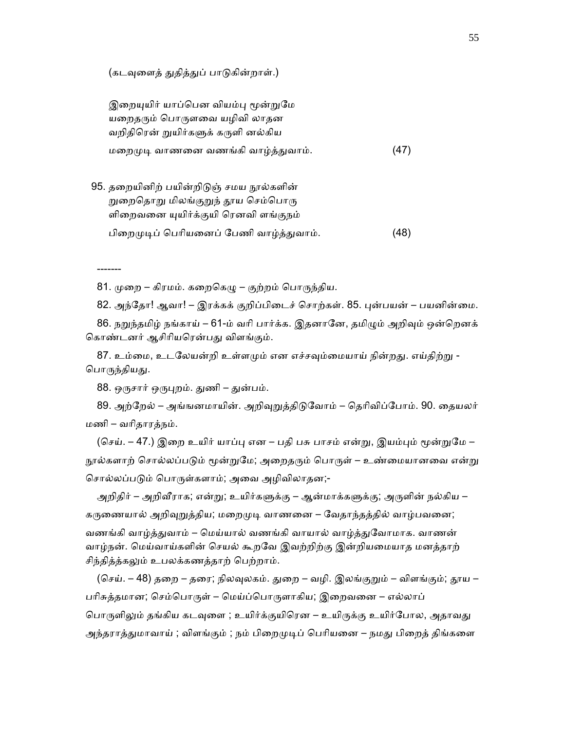(கடவுளைத் துதித்துப் பாடுகின்றாள்.)

இறையுயிர் யாப்பென வியம்பு மூன்றுமே
யறைதரும் பொருளவை யழிவி லாதன
வறிதிரென் றுயிர்களுக் கருளி னல்கிய
மறைமுடி வாணனை வணங்கி வாழ்த்துவாம். (47)

95. தறையினிற் பயின்றிடுஞ் சமய நூல்களின்
றுறைதொறு மிலங்குறுந் தூய செம்பொரு
ளிறைவனை யுயிர்க்குயி ரெனவி ளங்குநம்
பிறைமுடிப் பெரியனைப் பேணி வாழ்த்துவாம். (48)

-------

81. முறை – கிரமம். கறைகெழு – குற்றம் பொருந்திய.

82. அந்தோ! ஆவா! – இரக்கக் குறிப்பிடைச் சொற்கள். 85. புன்பயன் – பயனின்மை.

86. நறுந்தமிழ் நங்காய் – 61-ம் வரி பார்க்க. இதனானே, தமிழும் அறிவும் ஒன்றெனக் கொண்டனர் ஆசிரியரென்பது விளங்கும்.

87. உம்மை, உடலேயன்றி உள்ளமும் என எச்சவும்மையாய் நின்றது. எய்திற்று - பொருந்தியது.

88. ஒருசார் ஒருபுறம். துணி – துன்பம்.

89. அற்றேல் – அங்ஙனமாயின். அறிவுறுத்திடுவோம் – தெரிவிப்போம். 90. தையலர் மணி – வரிதாரத்நம்.

(செய். – 47.) இறை உயிர் யாப்பு என – பதி பசு பாசம் என்று, இயம்பும் மூன்றுமே – நூல்களாற் சொல்லப்படும் மூன்றுமே; அறைதரும் பொருள் – உண்மையானவை என்று சொல்லப்படும் பொருள்களாம்; அவை அழிவிலாதன;-

அறிதிர் – அறிவீராக; என்று; உயிர்களுக்கு – ஆன்மாக்களுக்கு; அருளின் நல்கிய – கருணையால் அறிவுறுத்திய; மறைமுடி வாணனை – வேதாந்தத்தில் வாழ்பவனை; வணங்கி வாழ்த்துவாம் – மெய்யால் வணங்கி வாயால் வாழ்த்துவோமாக. வாணன் வாழ்நன். மெய்வாய்களின் செயல் கூறவே இவற்றிற்கு இன்றியமையாத மனத்தாற் சிந்தித்தலும் உபலக்கணத்தாற் பெற்றாம்.

(செய். – 48) தறை – தரை; நிலவுலகம். துறை – வழி. இலங்குறும் – விளங்கும்; தூய – பரிசுத்தமான; செம்பொருள் – மெய்ப்பொருளாகிய; இறைவனை – எல்லாப் பொருளிலும் தங்கிய கடவுளை ; உயிர்க்குயிரென – உயிருக்கு உயிர்போல, அதாவது அந்தராத்துமாவாய் ; விளங்கும் ; நம் பிறைமுடிப் பெரியனை – நமது பிறைத் திங்களை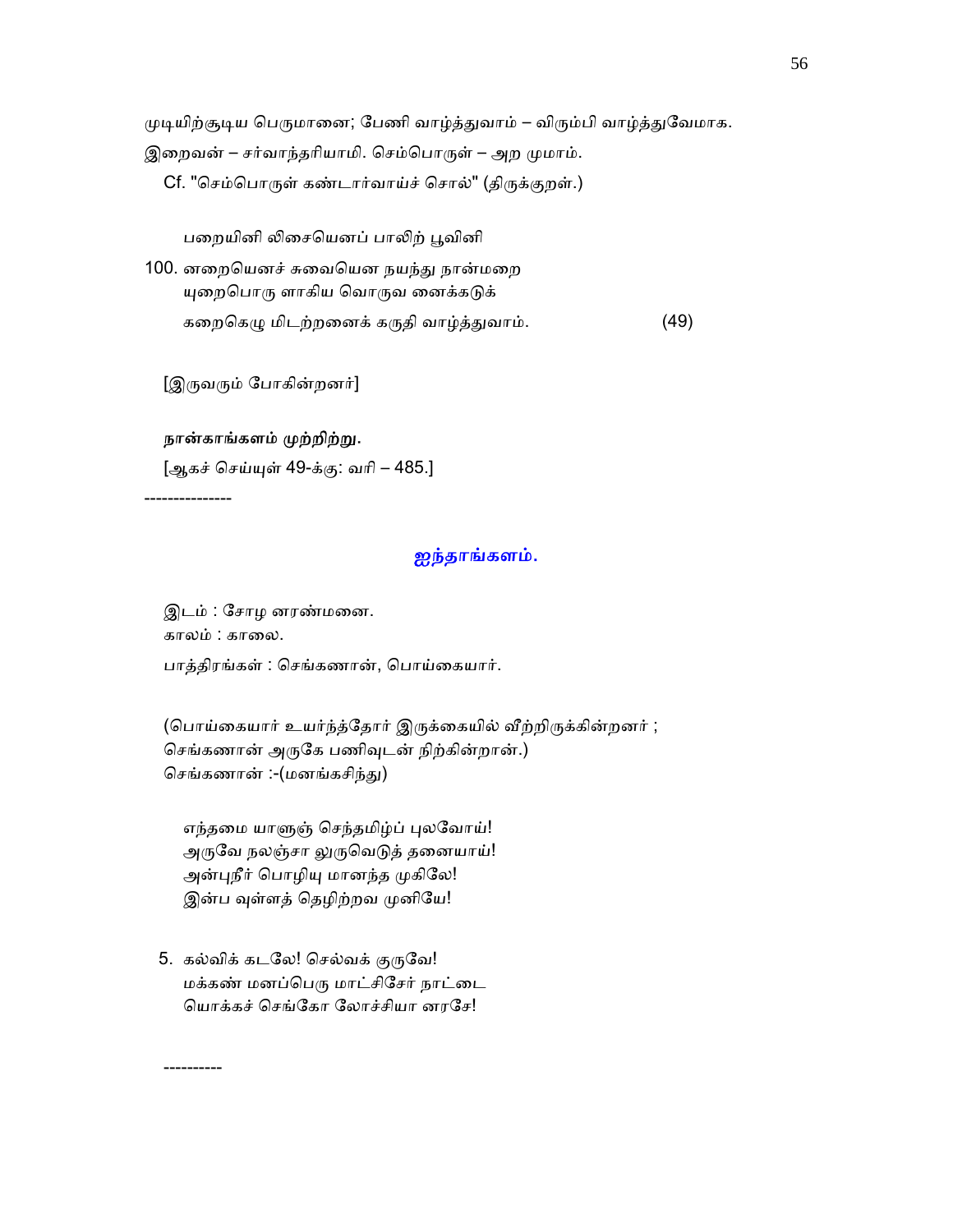முடியிற்சூடிய பெருமானை; பேணி வாழ்த்துவாம் – விரும்பி வாழ்த்துவேமாக. இறைவன் – சர்வாந்தரியாமி. செம்பொருள் – அற முமாம்.

Cf. "செம்பொருள் கண்டார்வாய்ச் சொல்" (திருக்குறள்.)

பறையினி லிசையெனப் பாலிற் பூவினி
100. னறையெனச் சுவையென நயந்து நான்மறை
யுறைபொரு ளாகிய வொருவ னைக்கடுக்
கறைகெழு மிடற்றனைக் கருதி வாழ்த்துவாம். (49)

[இருவரும் போகின்றனர்]

**நான்காங்களம் முற்றிற்று.**

[ஆகச் செய்யுள் 49-க்கு: வரி – 485.]

---

## ஐந்தாங்களம்.

இடம் : சோழ னரண்மனை.
காலம் : காலை.
பாத்திரங்கள் : செங்கணான், பொய்கையார்.

(பொய்கையார் உயர்ந்த்தோர் இருக்கையில் வீற்றிருக்கின்றனர் ; செங்கணான் அருகே பணிவுடன் நிற்கின்றான்.)
செங்கணான் :-(மனங்கசிந்து)

எந்தமை யாளுஞ் செந்தமிழ்ப் புலவோய்!
அருவே நலஞ்சா லுருவெடுத் தனையாய்!
அன்புநீர் பொழியு மானந்த முகிலே!
இன்ப வுள்ளத் தெழிற்றவ முனியே!

5. கல்விக் கடலே! செல்வக் குருவே!
மக்கண் மனப்பெரு மாட்சிசேர் நாட்டை
யொக்கச் செங்கோ லோச்சியா னரசே!

----------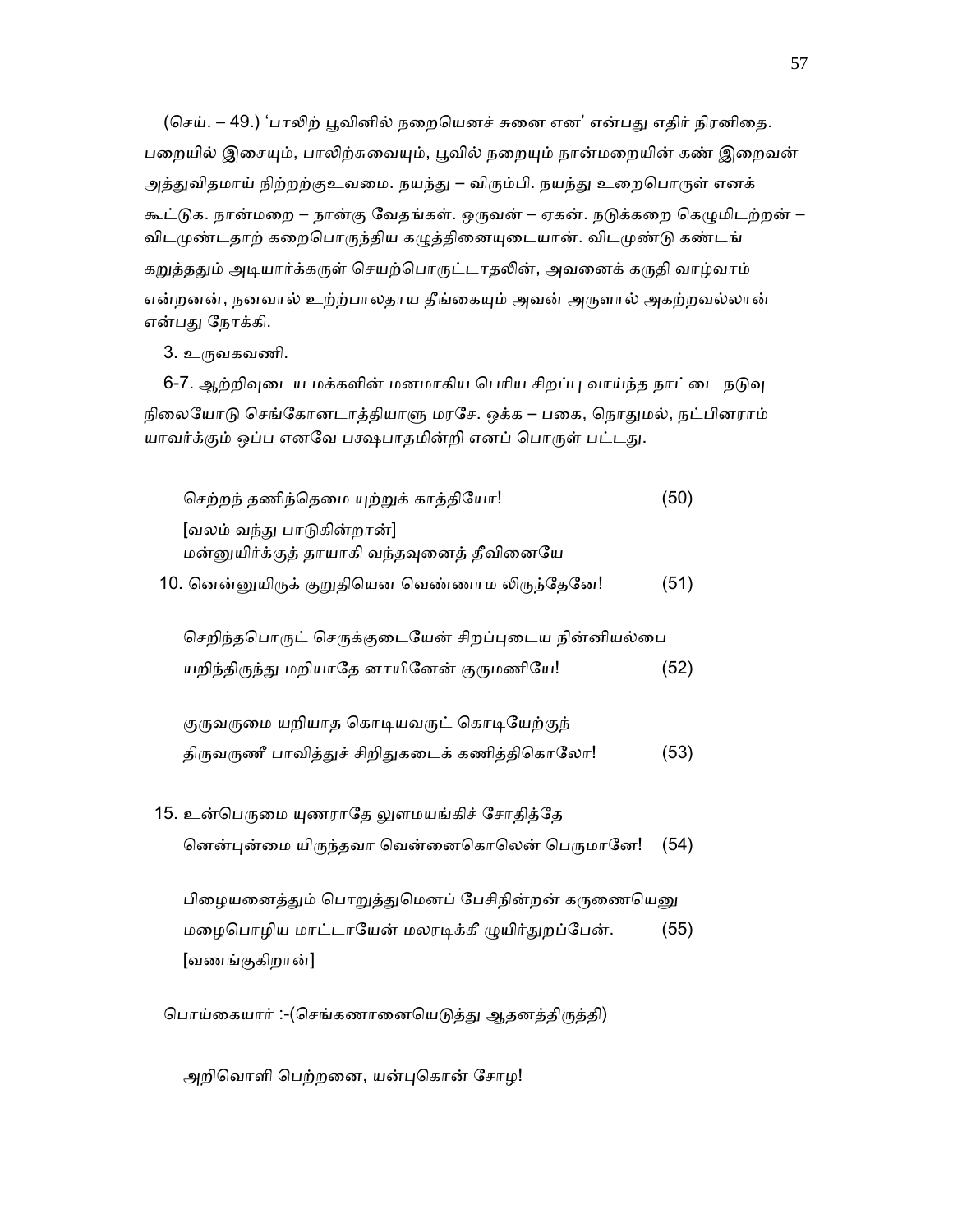(செய். – 49.) 'பாலிற் பூவினில் நறையெனச் சுனை என' என்பது எதிர் நிரனிதை. பறையில் இசையும், பாலிற்சுவையும், பூவில் நறையும் நான்மறையின் கண் இறைவன் அத்துவிதமாய் நிற்றற்குஉவமை. நயந்து – விரும்பி. நயந்து உறைபொருள் எனக் கூட்டுக. நான்மறை – நான்கு வேதங்கள். ஒருவன் – ஏகன். நடுக்கறை கெழுமிடற்றன் – விடமுண்டதாற் கறைபொருந்திய கழுத்தினையுடையான். விடமுண்டு கண்டங் கறுத்ததும் அடியார்க்கருள் செயற்பொருட்டாதலின், அவனைக் கருதி வாழ்வாம் என்றனன், நனவால் உற்றபாலதாய தீங்கையும் அவன் அருளால் அகற்றவல்லான் என்பது நோக்கி.

3. உருவகவணி.

6-7. ஆற்றிவுடைய மக்களின் மனமாகிய பெரிய சிறப்பு வாய்ந்த நாட்டை நடுவு நிலையோடு செங்கோனடாத்தியாளு மரசே. ஒக்க – பகை, நொதுமல், நட்பினராம் யாவர்க்கும் ஒப்ப எனவே பக்ஷபாதமின்றி எனப் பொருள் பட்டது.

செற்றந் தணிந்தெமை யுற்றுக் காத்தியோ! (50)

[வலம் வந்து பாடுகின்றான்]

மன்னுயிர்க்குத் தாயாகி வந்தவுனைத் தீவினையே

10. னென்னுயிருக் குறுதியென வெண்ணாம லிருந்தேனே! (51)

செறிந்தபொருட் செருக்குடையேன் சிறப்புடைய நின்னியல்பை

யறிந்திருந்து மறியாதே னாயினேன் குருமணியே! (52)

குருவருமை யறியாத கொடியவருட் கொடியேற்குந்

திருவருணீ பாவித்துச் சிறிதுகடைக் கணித்திகொலோ! (53)

15. உன்பெருமை யுணராதே லுளமயங்கிச் சோதித்தே

னென்புன்மை யிருந்தவா வென்னைகொலென் பெருமானே! (54)

பிழையனைத்தும் பொறுத்துமெனப் பேசிநின்றன் கருணையெனு

மழைபொழிய மாட்டாயேன் மலரடிக்கீ ழுயிர்துறப்பேன். (55)

[வணங்குகிறான்]

பொய்கையார் :-(செங்கணானையெடுத்து ஆதனத்திருத்தி)

அறிவொளி பெற்றனை, யன்புகொன் சோழ!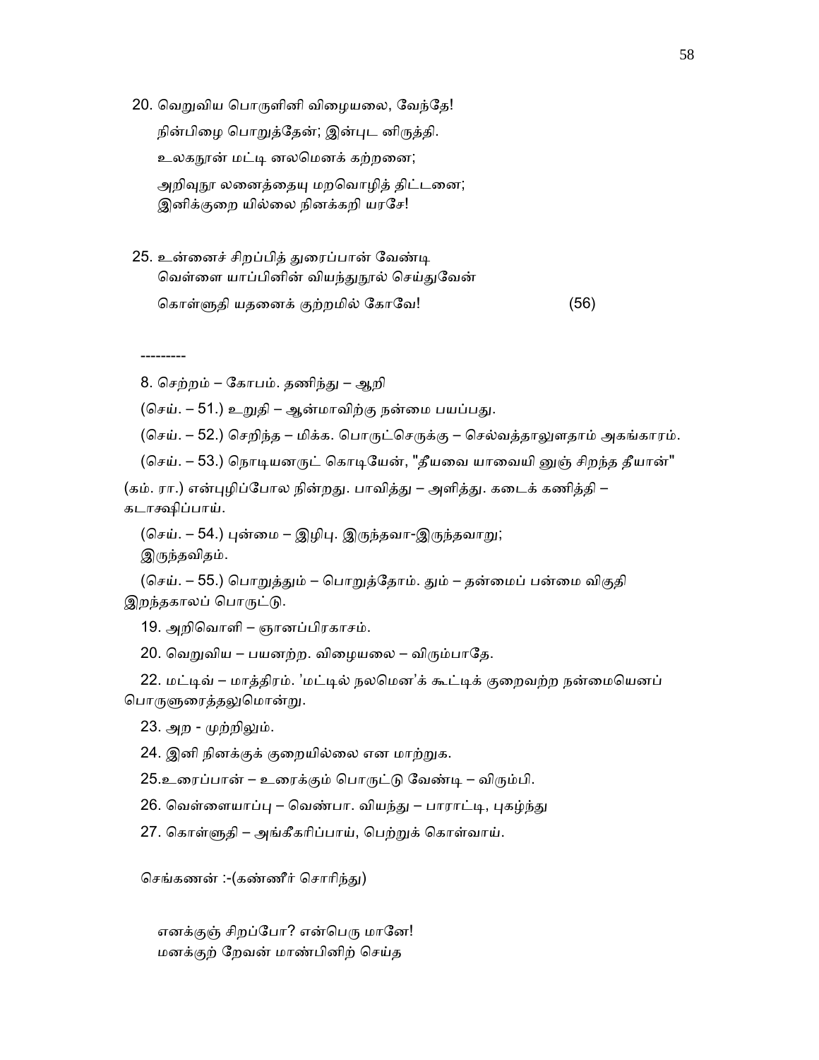20. வெறுவிய பொருளினி விழையலை, வேந்தே!
 நின்பிழை பொறுத்தேன்; இன்புட னிருத்தி.
 உலகநூன் மட்டி னலமெனக் கற்றனை;
 அறிவுநூ லனைத்தையு மறவொழித் திட்டனை;
 இனிக்குறை யில்லை நினக்கறி யரசே!

25. உன்னைச் சிறப்பித் துரைப்பான் வேண்டி
 வெள்ளை யாப்பினின் வியந்துநூல் செய்துவேன்
 கொள்ளுதி யதனைக் குற்றமில் கோவே! (56)

---------

8. செற்றம் – கோபம். தணிந்து – ஆறி

(செய். – 51.) உறுதி – ஆன்மாவிற்கு நன்மை பயப்பது.

(செய். – 52.) செறிந்த – மிக்க. பொருட்செருக்கு – செல்வத்தாலுளதாம் அகங்காரம்.

(செய். – 53.) நொடியனருட் கொடியேன், "தீயவை யாவையி னுஞ் சிறந்த தீயான்" (கம். ரா.) என்புழிப்போல நின்றது. பாவித்து – அளித்து. கடைக் கணித்தி – கடாக்ஷிப்பாய்.

(செய். – 54.) புன்மை – இழிபு. இருந்தவா-இருந்தவாறு; இருந்தவிதம்.

(செய். – 55.) பொறுத்தும் – பொறுத்தோம். தும் – தன்மைப் பன்மை விகுதி இறந்தகாலப் பொருட்டு.

19. அறிவொளி – ஞானப்பிரகாசம்.

20. வெறுவிய – பயனற்ற. விழையலை – விரும்பாதே.

22. மட்டிவ் – மாத்திரம். 'மட்டில் நலமென'க் கூட்டிக் குறைவற்ற நன்மையெனப் பொருளுரைத்தலுமொன்று.

23. அற - முற்றிலும்.

24. இனி நினக்குக் குறையில்லை என மாற்றுக.

25.உரைப்பான் – உரைக்கும் பொருட்டு வேண்டி – விரும்பி.

26. வெள்ளையாப்பு – வெண்பா. வியந்து – பாராட்டி, புகழ்ந்து

27. கொள்ளுதி – அங்கீகரிப்பாய், பெற்றுக் கொள்வாய்.

செங்கணன் :-(கண்ணீர் சொரிந்து)

எனக்குஞ் சிறப்போ? என்பெரு மானே!
மனக்குற் றேவன் மாண்பினிற் செய்த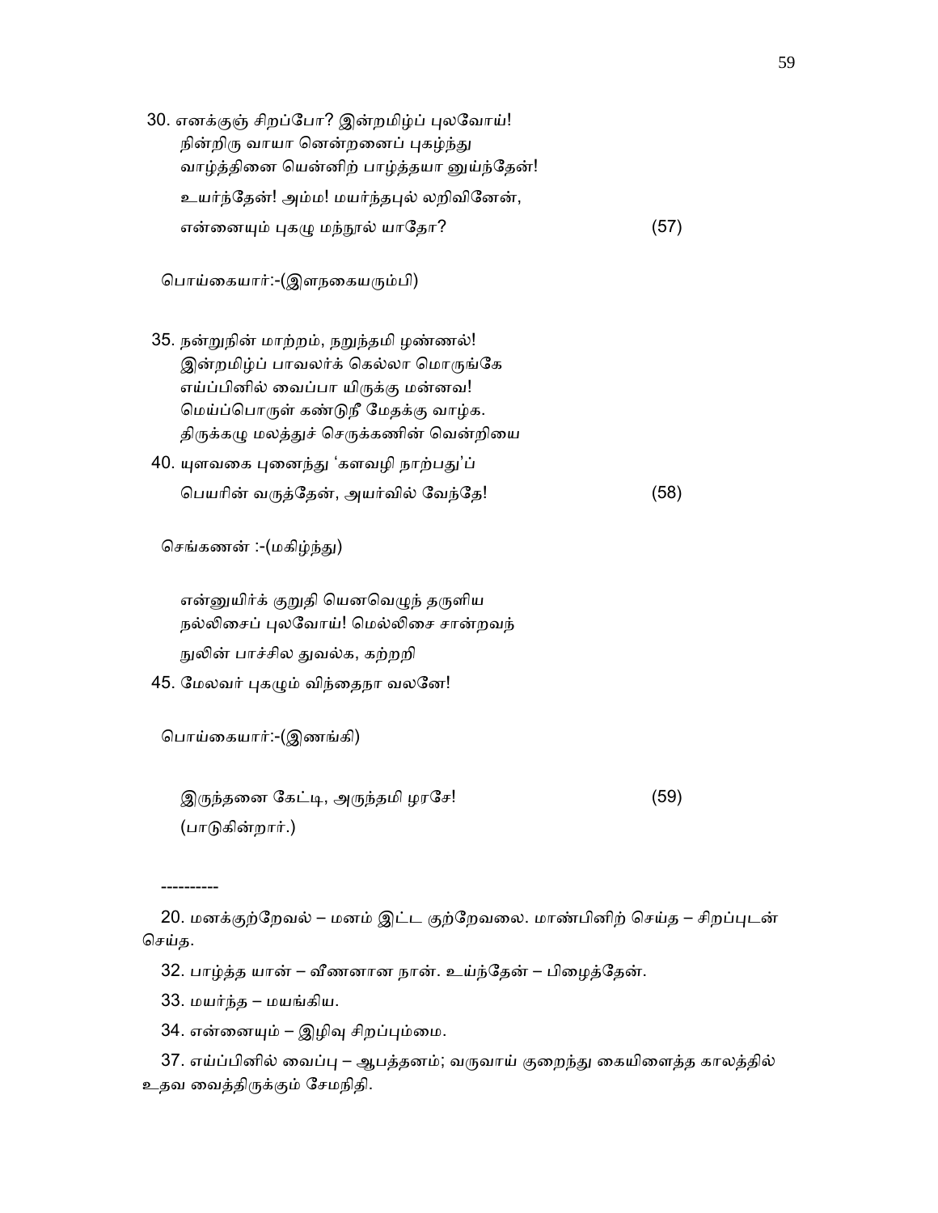30. எனக்குஞ் சிறப்போ? இன்றமிழ்ப் புலவோய்!
நின்றிரு வாயா னென்றனைப் புகழ்ந்து
வாழ்த்தினை யென்னிற் பாழ்த்தயா னுய்ந்தேன்!
உயர்ந்தேன்! அம்ம! மயர்ந்தபுல் லறிவினேன்,
என்னையும் புகழு மந்நூல் யாதோ? (57)

பொய்கையார்:-(இளநகையரும்பி)

35. நன்றுநின் மாற்றம், நறுந்தமி ழண்ணல்!
இன்றமிழ்ப் பாவலர்க் கெல்லா மொருங்கே
எய்ப்பினில் வைப்பா யிருக்கு மன்னவ!
மெய்ப்பொருள் கண்டுநீ மேதக்கு வாழ்க.
திருக்கழு மலத்துச் செருக்கணின் வென்றியை
40. யுளவகை புனைந்து 'களவழி நாற்பது'ப்
பெயரின் வருத்தேன், அயர்வில் வேந்தே! (58)

செங்கணன் :-(மகிழ்ந்து)

என்னுயிர்க் குறுதி யெனவெழுந் தருளிய
நல்லிசைப் புலவோய்! மெல்லிசை சான்றவந்
நுலின் பாச்சில துவல்க, கற்றறி
45. மேலவர் புகழும் விந்தைநா வலனே!

பொய்கையார்:-(இணங்கி)

இருந்தனை கேட்டி, அருந்தமி ழரசே! (59)
(பாடுகின்றார்.)

----------

20. மனக்குற்றேவல் – மனம் இட்ட குற்றேவலை. மாண்பினிற் செய்த – சிறப்புடன் செய்த.

32. பாழ்த்த யான் – வீணனான நான். உய்ந்தேன் – பிழைத்தேன்.

33. மயர்ந்த – மயங்கிய.

34. என்னையும் – இழிவு சிறப்பும்மை.

37. எய்ப்பினில் வைப்பு – ஆபத்தனம்; வருவாய் குறைந்து கையிளைத்த காலத்தில் உதவ வைத்திருக்கும் சேமநிதி.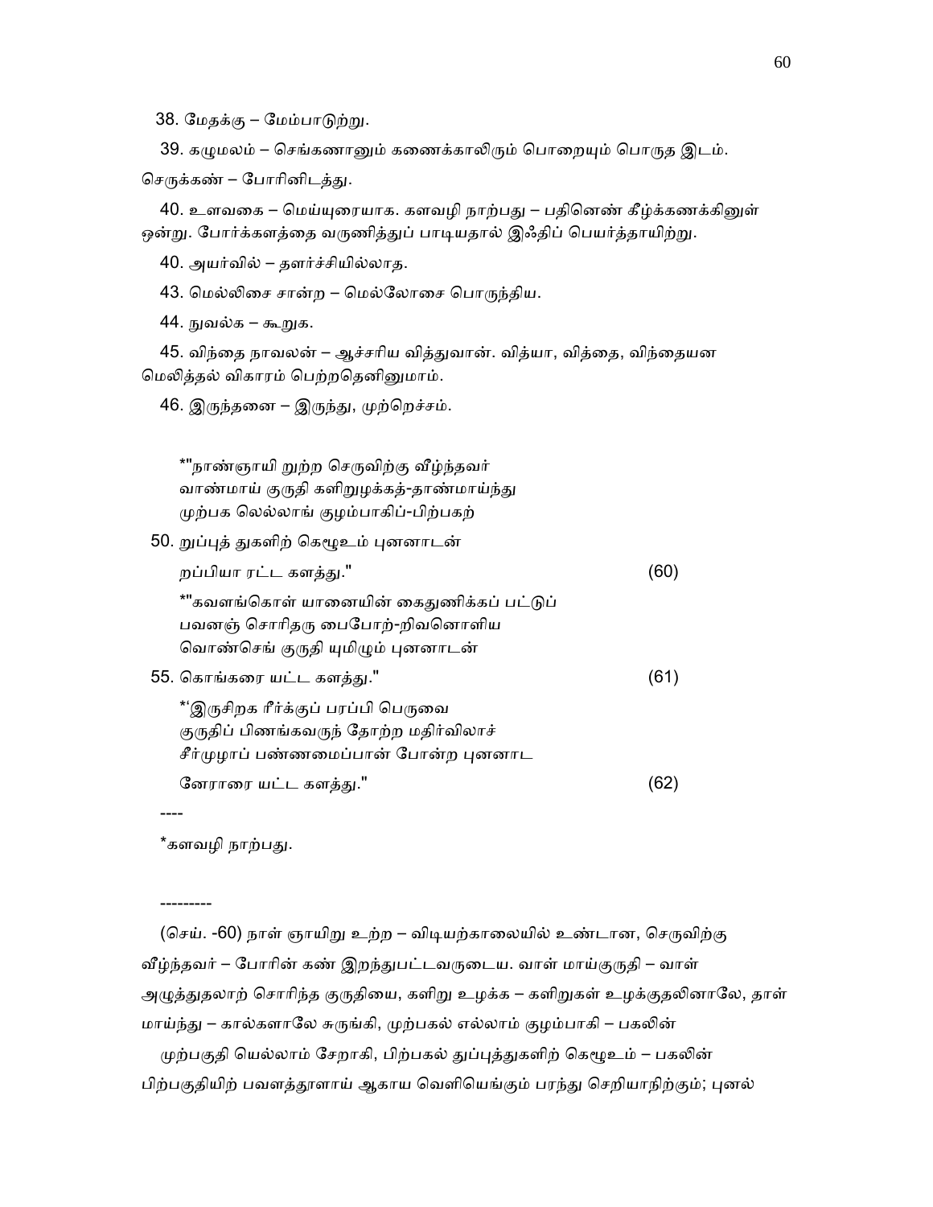38. மேதக்கு – மேம்பாடுற்று.

39. கழுமலம் – செங்கணானும் கணைக்காலிரும் பொறையும் பொருத இடம். செருக்கண் – போரினிடத்து.

40. உளவகை – மெய்யுரையாக. களவழி நாற்பது – பதினெண் கீழ்க்கணக்கினுள் ஒன்று. போர்க்களத்தை வருணித்துப் பாடியதால் இஃதிப் பெயர்த்தாயிற்று.

40. அயர்வில் – தளர்ச்சியில்லாத.

43. மெல்லிசை சான்ற – மெல்லோசை பொருந்திய.

44. நுவல்க – கூறுக.

45. விந்தை நாவலன் – ஆச்சரிய வித்துவான். வித்யா, வித்தை, விந்தையன மெலித்தல் விகாரம் பெற்றதெனினுமாம்.

46. இருந்தனை – இருந்து, முற்றெச்சம்.

*"நாண்ஞாயி றுற்ற செருவிற்கு வீழ்ந்தவர்
வாண்மாய் குருதி களிறுழக்கத்-தாண்மாய்ந்து
முற்பக லெல்லாங் குழம்பாகிப்-பிற்பகற்
50. றுப்புத் துகளிற் கெழூஉம் புனனாடன்
றப்பியா ரட்ட களத்து." (60)

*"கவளங்கொள் யானையின் கைதுணிக்கப் பட்டுப்
பவனஞ் சொரிதரு பைபோற்-றிவனொளிய
வொண்செங் குருதி யுமிழும் புனனாடன்
55. கொங்கரை யட்ட களத்து." (61)

*'இருசிறக ரீர்க்குப் பரப்பி பெருவை
குருதிப் பிணங்கவருந் தோற்ற மதிர்விலாச்
சீர்முழாப் பண்ணமைப்பான் போன்ற புனனாட
னேராரை யட்ட களத்து." (62)

----

*களவழி நாற்பது.

---------

(செய். -60) நாள் ஞாயிறு உற்ற – விடியற்காலையில் உண்டான, செருவிற்கு வீழ்ந்தவர் – போரின் கண் இறந்துபட்டவருடைய. வாள் மாய்குருதி – வாள் அழுத்துதலாற் சொரிந்த குருதியை, களிறு உழக்க – களிறுகள் உழக்குதலினாலே, தாள் மாய்ந்து – கால்களாலே சுருங்கி, முற்பகல் எல்லாம் குழம்பாகி – பகலின் முற்பகுதி யெல்லாம் சேறாகி, பிற்பகல் துப்புத்துகளிற் கெழூஉம் – பகலின் பிற்பகுதியிற் பவளத்தூளாய் ஆகாய வெளியெங்கும் பரந்து செறியாநிற்கும்; புனல்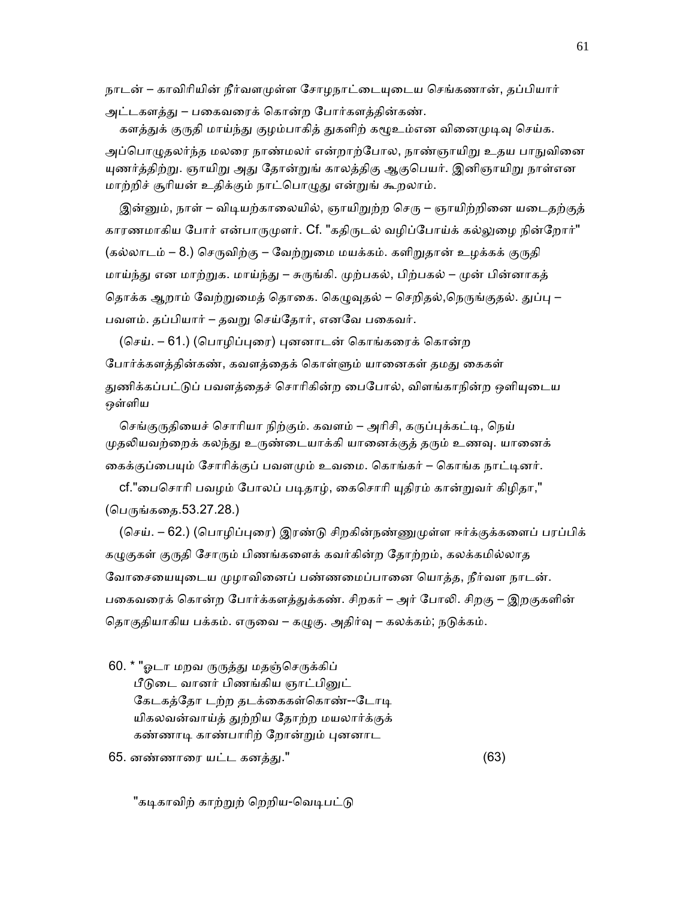நாடன் – காவிரியின் நீர்வளமுள்ள சோழநாட்டையுடைய செங்கணான், தப்பியார் அட்டகளத்து – பகைவரைக் கொன்ற போர்களத்தின்கண்.

களத்துக் குருதி மாய்ந்து குழம்பாகித் துகளிற் கழூஉம்என வினைமுடிவு செய்க. அப்பொழுதலர்ந்த மலரை நாண்மலர் என்றாற்போல, நாண்ஞாயிறு உதய பானுவினை யுணர்த்திற்று. ஞாயிறு அது தோன்றுங் காலத்திகு ஆகுபெயர். இனிஞாயிறு நாள்என மாற்றிச் சூரியன் உதிக்கும் நாட்பொழுது என்றுங் கூறலாம்.

இன்னும், நாள் – விடியற்காலையில், ஞாயிறுற்ற செரு – ஞாயிற்றினை யடைதற்குக் காரணமாகிய போர் என்பாருமுளர். Cf. "கதிருடல் வழிப்போய்க் கல்லுழை நின்றோர்" (கல்லாடம் – 8.) செருவிற்கு – வேற்றுமை மயக்கம். களிறுதான் உழக்கக் குருதி மாய்ந்து என மாற்றுக. மாய்ந்து – சுருங்கி. முற்பகல், பிற்பகல் – முன் பின்னாகத் தொக்க ஆறாம் வேற்றுமைத் தொகை. கெழுவுதல் – செறிதல்,நெருங்குதல். துப்பு – பவளம். தப்பியார் – தவறு செய்தோர், எனவே பகைவர்.

(செய். – 61.) (பொழிப்புரை) புனனாடன் கொங்கரைக் கொன்ற போர்க்களத்தின்கண், கவளத்தைக் கொள்ளும் யானைகள் தமது கைகள் துணிக்கப்பட்டுப் பவளத்தைச் சொரிகின்ற பைபோல், விளங்காநின்ற ஒளியுடைய ஒள்ளிய

செங்குருதியைச் சொரியா நிற்கும். கவளம் – அரிசி, கருப்புக்கட்டி, நெய் முதலியவற்றைக் கலந்து உருண்டையாக்கி யானைக்குத் தரும் உணவு. யானைக் கைக்குப்பையும் சோரிக்குப் பவளமும் உவமை. கொங்கர் – கொங்க நாட்டினர்.

cf."பைசொரி பவழம் போலப் படிதாழ், கைசொரி யுதிரம் கான்றுவர் கிழிதா," (பெருங்கதை.53.27.28.)

(செய். – 62.) (பொழிப்புரை) இரண்டு சிறகின்நண்ணுமுள்ள ஈர்க்குக்களைப் பரப்பிக் கழுகுகள் குருதி சோரும் பிணங்களைக் கவர்கின்ற தோற்றம், கலக்கமில்லாத வோசையையுடைய முழாவினைப் பண்ணமைப்பானை யொத்த, நீர்வள நாடன். பகைவரைக் கொன்ற போர்க்களத்துக்கண். சிறகர் – அர் போலி. சிறகு – இறகுகளின் தொகுதியாகிய பக்கம். எருவை – கழுகு. அதிர்வு – கலக்கம்; நடுக்கம்.

60. * "ஓடா மறவ ருருத்து மதஞ்செருக்கிப்
    பீடுடை வானர் பிணங்கிய ஞாட்பினுட்
    கேடகத்தோ டற்ற தடக்கைகள்கொண்--டோடி
    யிகலவன்வாய்த் துற்றிய தோற்ற மயலார்க்குக்
    கண்ணாடி காண்பாரிற் றோன்றும் புனனாட
65. னண்ணாரை யட்ட களத்து."                                                  (63)

"கடிகாவிற் காற்றுற் றெறிய-வெடிபட்டு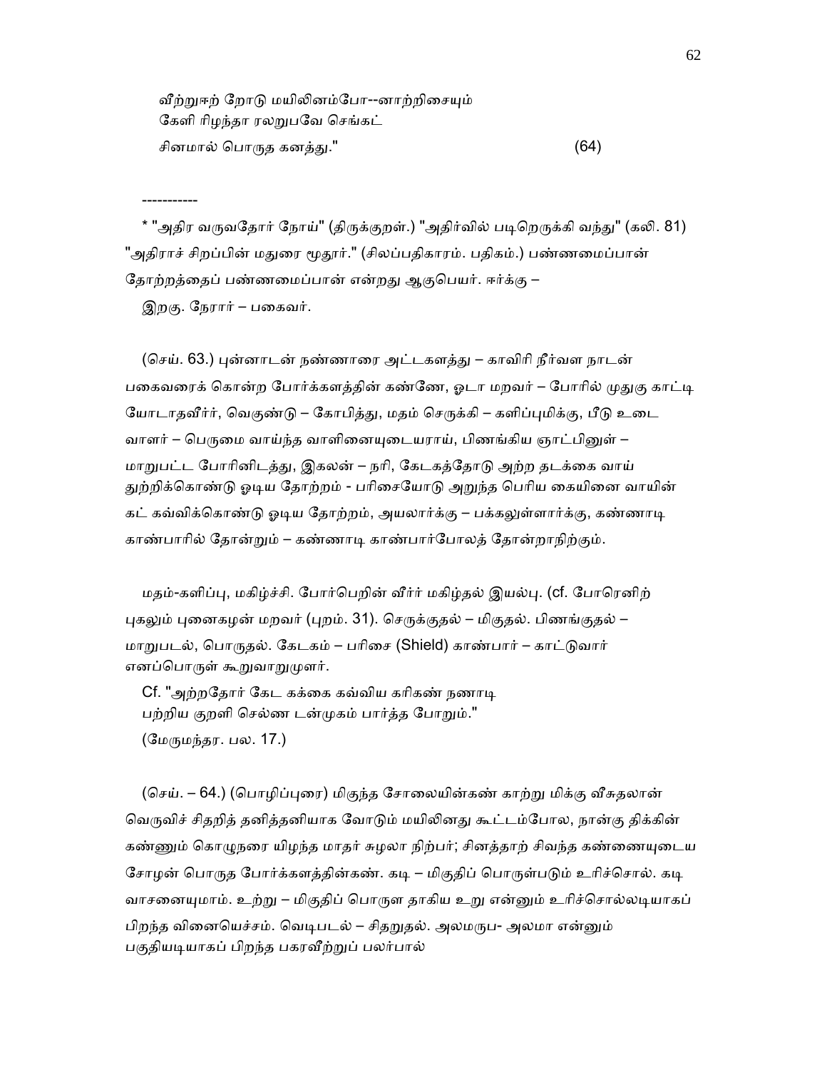வீற்றுஈற் றோடு மயிலினம்போ--னாற்றிசையும்
கேளி ரிழந்தா ரலறுபவே செங்கட்
சினமால் பொருத களத்து." (64)

-----------

* "அதிர வருவதோர் நோய்" (திருக்குறள்.) "அதிர்வில் படிறெருக்கி வந்து" (கலி. 81) "அதிராச் சிறப்பின் மதுரை மூதூர்." (சிலப்பதிகாரம். பதிகம்.) பண்ணமைப்பான் தோற்றத்தைப் பண்ணமைப்பான் என்றது ஆகுபெயர். ஈர்க்கு – இறகு. நேரார் – பகைவர்.

(செய். 63.) புன்னாடன் நண்ணாரை அட்டகளத்து – காவிரி நீர்வள நாடன் பகைவரைக் கொன்ற போர்க்களத்தின் கண்ணே, ஓடா மறவர் – போரில் முதுகு காட்டி யோடாதவீர்ர், வெகுண்டு – கோபித்து, மதம் செருக்கி – களிப்புமிக்கு, பீடு உடை வாளர் – பெருமை வாய்ந்த வாளினையுடையராய், பிணங்கிய ஞாட்பினுள் – மாறுபட்ட போரினிடத்து, இகலன் – நரி, கேடகத்தோடு அற்ற தடக்கை வாய் துற்றிக்கொண்டு ஓடிய தோற்றம் - பரிசையோடு அறுந்த பெரிய கையினை வாயின் கட் கவ்விக்கொண்டு ஓடிய தோற்றம், அயலார்க்கு – பக்கலுள்ளார்க்கு, கண்ணாடி காண்பாரில் தோன்றும் – கண்ணாடி காண்பார்போலத் தோன்றாநிற்கும்.

மதம்-களிப்பு, மகிழ்ச்சி. போர்பெறின் வீர்ர் மகிழ்தல் இயல்பு. (cf. போரெனிற் புகலும் புனைகழன் மறவர் (புறம். 31). செருக்குதல் – மிகுதல். பிணங்குதல் – மாறுபடல், பொருதல். கேடகம் – பரிசை (Shield) காண்பார் – காட்டுவார் எனப்பொருள் கூறுவாறுமுளர்.

Cf. "அற்றதோர் கேட கக்கை கவ்விய கரிகண் நணாடி
பற்றிய குறளி செல்ண டன்முகம் பார்த்த போறும்."
(மேருமந்தர. பல. 17.)

(செய். – 64.) (பொழிப்புரை) மிகுந்த சோலையின்கண் காற்று மிக்கு வீசுதலான் வெருவிச் சிதறித் தனித்தனியாக வோடும் மயிலினது கூட்டம்போல, நான்கு திக்கின் கண்ணும் கொழுநரை யிழந்த மாதர் சுழலா நிற்பர்; சினத்தாற் சிவந்த கண்ணையுடைய சோழன் பொருத போர்க்களத்தின்கண். கடி – மிகுதிப் பொருள்படும் உரிச்சொல். கடி வாசனையுமாம். உற்று – மிகுதிப் பொருள தாகிய உறு என்னும் உரிச்சொல்லடியாகப் பிறந்த வினையெச்சம். வெடிபடல் – சிதறுதல். அலமருப- அலமா என்னும் பகுதியடியாகப் பிறந்த பகரவீற்றுப் பலர்பால்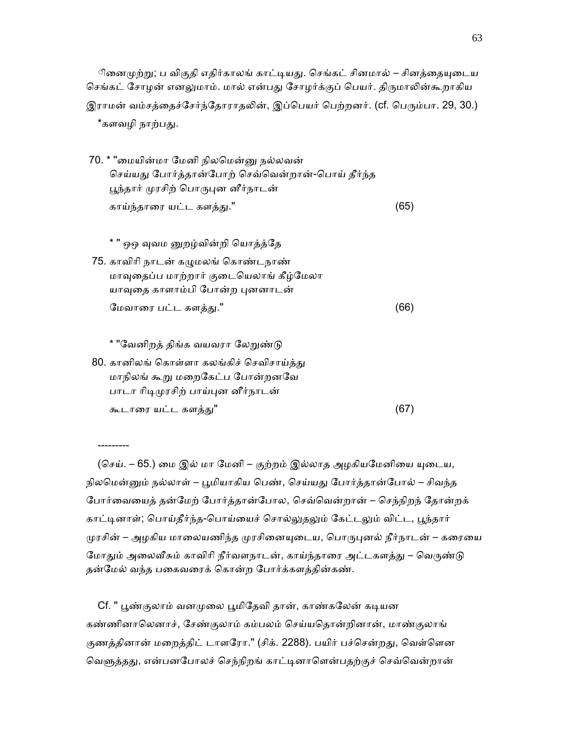ினைமுற்று; ப விகுதி எதிர்காலங் காட்டியது. செங்கட் சினமால் – சினத்தையுடைய செங்கட் சோழன் எனலுமாம். மால் என்பது சோழர்க்குப் பெயர். திருமாலின்கூறாகிய இராமன் வம்சத்தைச்சேர்ந்தோராதலின், இப்பெயர் பெற்றனர். (cf. பெரும்பா. 29, 30.)

*களவழி நாற்பது.

70. * "மையின்மா மேனி நிலமென்னு நல்லவன்
செய்யது போர்த்தான்போற் செவ்வென்றான்-பொய் தீர்ந்த
பூந்தார் முரசிற் பொருபுன னீர்நாடன்
காய்ந்தாரை யட்ட களத்து." (65)

* " ஒஒ வுவம னுறழ்வின்றி யொத்த்தே
75. காவிரி நாடன் கழுமலங் கொண்டநாண்
மாவுதைப்ப மாற்றார் குடையெலாங் கீழ்மேலா
யாவுதை காளாம்பி போன்ற புனனாடன்
மேவாரை பட்ட களத்து." (66)

* "வேனிறத் திங்க வயவரா லேறுண்டு
80. கானிலங் கொள்ளா கலங்கிச் செவிசாய்த்து
மாநிலங் கூறு மறைகேட்ப போன்றனவே
பாடா ரிடிமுரசிற் பாய்புன னீர்நாடன்
கூடாரை யட்ட களத்து" (67)

---------

(செய். – 65.) மை இல் மா மேனி – குற்றம் இல்லாத அழகியமேனியை யுடைய, நிலமென்னும் நல்லாள் – பூமியாகிய பெண், செய்யது போர்த்தான்போல் – சிவந்த போர்வையைத் தன்மேற் போர்த்தான்போல, செவ்வென்றான் – செந்நிறந் தோன்றக் காட்டினாள்; பொய்தீர்ந்த-பொய்யைச் சொல்லுதலும் கேட்டலும் விட்ட, பூந்தார் முரசின் – அழகிய மாலையணிந்த முரசினையுடைய, பொருபுனல் நீர்நாடன் – கரையை மோதும் அலைவீசும் காவிரி நீர்வளநாடன், காய்ந்தாரை அட்டகளத்து – வெருண்டு தன்மேல் வந்த பகைவரைக் கொன்ற போர்க்களத்தின்கண்.

Cf. " பூண்குலாம் வனமுலை பூமிதேவி தான், காண்கலேன் கடியன கண்ணினாலெனாச், சேண்குலாம் கம்பலம் செய்யதொன்றினான், மாண்குலாங் குணத்தினான் மறைத்திட் டாளரோ." (சிக். 2288). பயிர் பச்சென்றது, வெள்ளென வெளுத்தது, என்பனபோலச் செந்நிறங் காட்டினாளென்பதற்குச் செவ்வென்றான்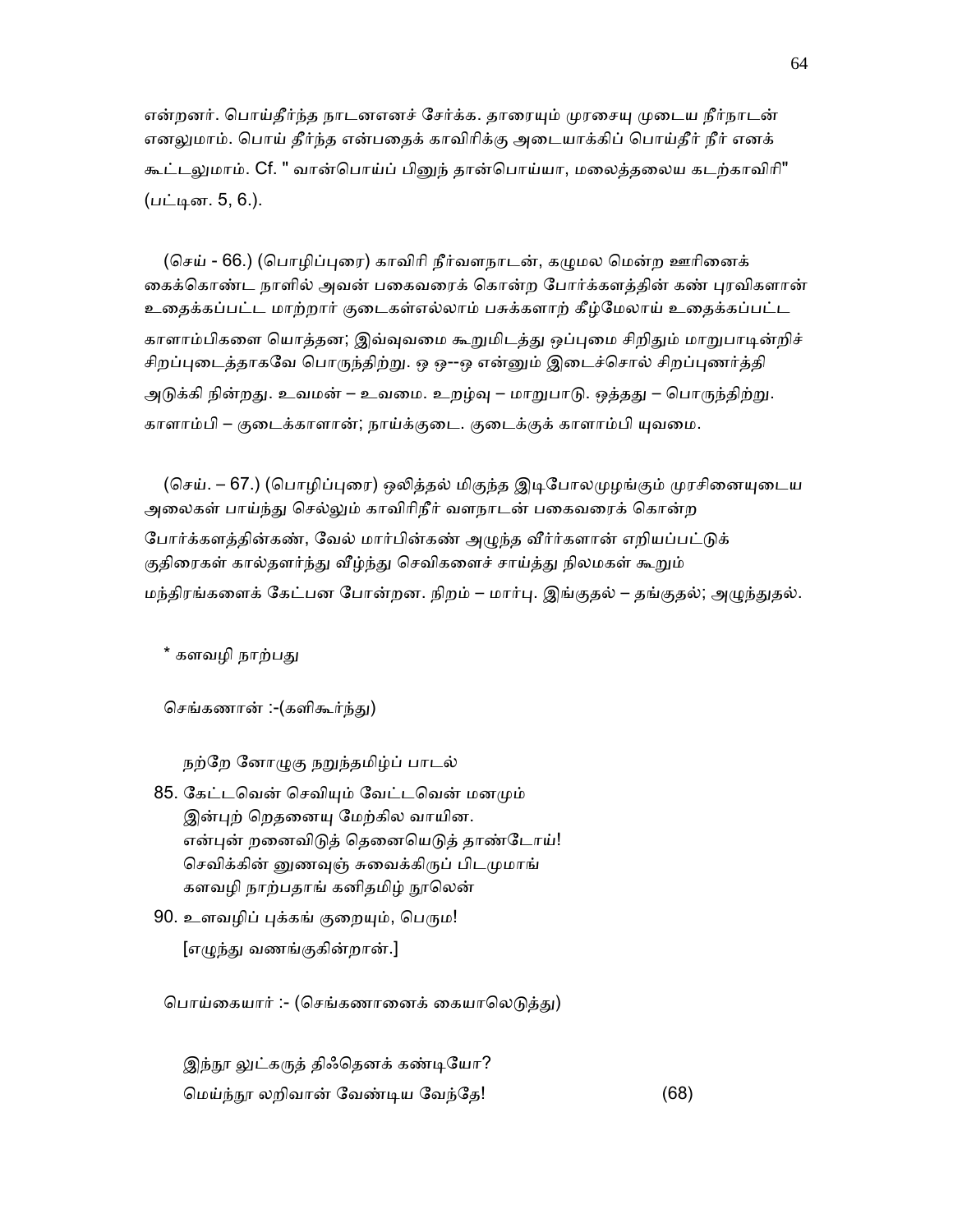என்றனர். பொய்தீர்ந்த நாடனெனச் சேர்க்க. தாரையும் முரசையு முடைய நீர்நாடன் எனலுமாம். பொய் தீர்ந்த என்பதைக் காவிரிக்கு அடையாக்கிப் பொய்தீர் நீர் எனக் கூட்டலுமாம். Cf. " வான்பொய்ப் பினுந் தான்பொய்யா, மலைத்தலைய கடற்காவிரி" (பட்டின. 5, 6.).

(செய் - 66.) (பொழிப்புரை) காவிரி நீர்வளநாடன், கழுமல மென்ற ஊரினைக் கைக்கொண்ட நாளில் அவன் பகைவரைக் கொன்ற போர்க்களத்தின் கண் புரவிகளான் உதைக்கப்பட்ட மாற்றார் குடைகள்எல்லாம் பசுக்களாற் கீழ்மேலாய் உதைக்கப்பட்ட காளாம்பிகளை யொத்தன; இவ்வுவமை கூறுமிடத்து ஒப்புமை சிறிதும் மாறுபாடின்றிச் சிறப்புடைத்தாகவே பொருந்திற்று. ஒ ஒ--ஒ என்னும் இடைச்சொல் சிறப்புணர்த்தி அடுக்கி நின்றது. உவமன் – உவமை. உறழ்வு – மாறுபாடு. ஒத்தது – பொருந்திற்று. காளாம்பி – குடைக்காளான்; நாய்க்குடை. குடைக்குக் காளாம்பி யுவமை.

(செய். – 67.) (பொழிப்புரை) ஒலித்தல் மிகுந்த இடிபோலமுழங்கும் முரசினையுடைய அலைகள் பாய்ந்து செல்லும் காவிரிநீர் வளநாடன் பகைவரைக் கொன்ற போர்க்களத்தின்கண், வேல் மார்பின்கண் அழுந்த வீரர்களான் எறியப்பட்டுக் குதிரைகள் கால்தளர்ந்து வீழ்ந்து செவிகளைச் சாய்த்து நிலமகள் கூறும் மந்திரங்களைக் கேட்பன போன்றன. நிறம் – மார்பு. இங்குதல் – தங்குதல்; அழுந்துதல்.

* களவழி நாற்பது

செங்கணான் :-(களிகூர்ந்து)

நற்றே னொழுகு நறுந்தமிழ்ப் பாடல்
85. கேட்டவென் செவியும் வேட்டவென் மனமும்
இன்புற் றெதனையு மேற்கில வாயின.
என்புன் றனைவிடுத் தெனையெடுத் தாண்டோய்!
செவிக்கின் னுணவுஞ் சுவைக்கிருப் பிடமுமாங்
களவழி நாற்பதாங் கனிதமிழ் நூலென்
90. உளவழிப் புக்கங் குறையும், பெரும!
[எழுந்து வணங்குகின்றான்.]

பொய்கையார் :- (செங்கணானைக் கையாலெடுத்து)

இந்நூ லுட்கருத் திஃதெனக் கண்டியோ?
மெய்ந்நூ லறிவான் வேண்டிய வேந்தே! (68)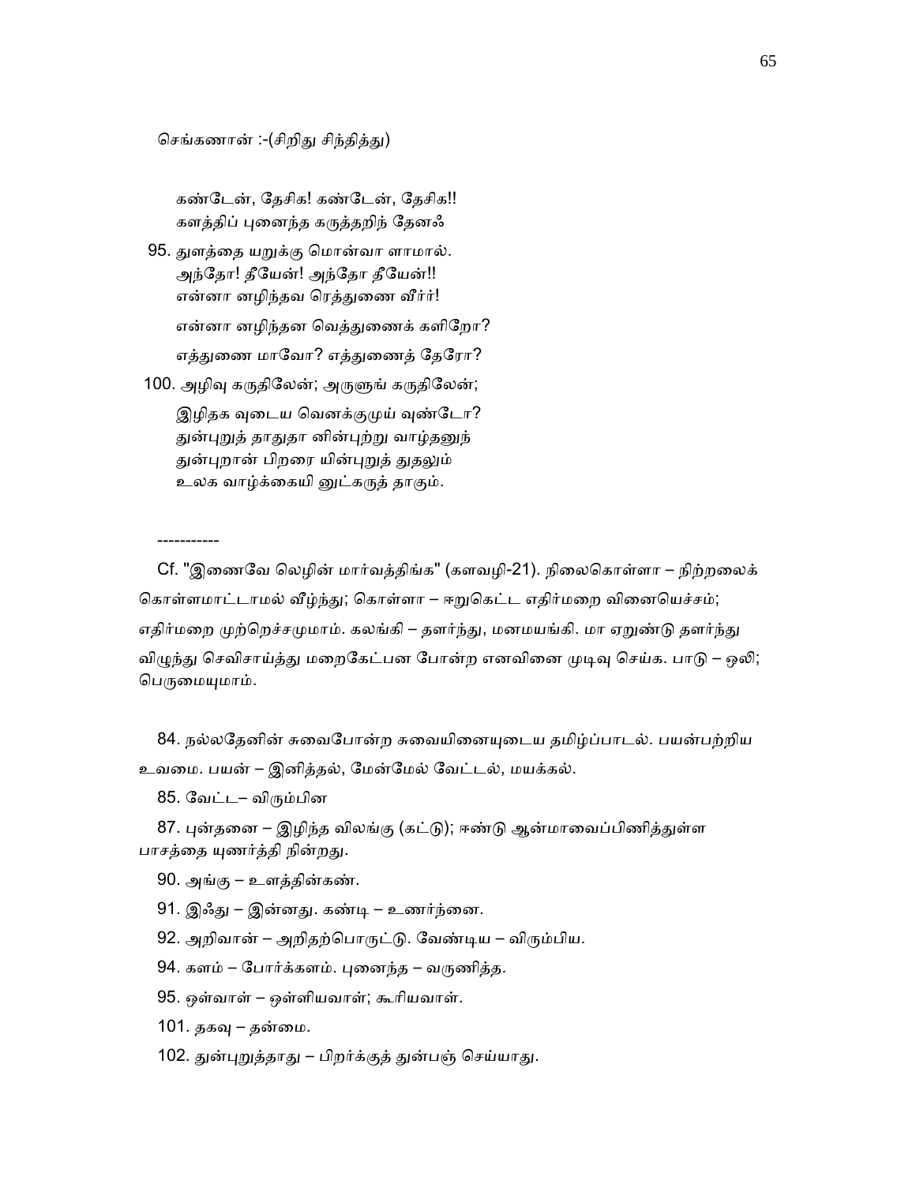செங்கணான் :-(சிறிது சிந்தித்து)

கண்டேன், தேசிக! கண்டேன், தேசிக!!
களத்திப் புனைந்த கருத்தறிந் தேனஃ

95. துளத்தை யறுக்கு மொன்வா ளாமால்.
அந்தோ! தீயேன்! அந்தோ தீயேன்!!
என்னா னழிந்தவ ரெத்துணை வீரர்!
என்னா னழிந்தன வெத்துணைக் களிறோ?
எத்துணை மாவோ? எத்துணைத் தேரோ?

100. அழிவு கருதிலேன்; அருளுங் கருதிலேன்;
இழிதக வுடைய வெனக்குமுய் வுண்டோ?
துன்புறுத் தாதுதா னின்புற்று வாழ்தனுந்
துன்புறான் பிறரை யின்புறுத் துதலும்
உலக வாழ்க்கையி னுட்கருத் தாகும்.

-----------

Cf. "இணைவே லெழின் மார்வத்திங்க" (களவழி-21). நிலைகொள்ளா – நிற்றலைக் கொள்ளமாட்டாமல் வீழ்ந்து; கொள்ளா – ஈறுகெட்ட எதிர்மறை வினையெச்சம்; எதிர்மறை முற்றெச்சமுமாம். கலங்கி – தளர்ந்து, மனமயங்கி. மா ஏறுண்டு தளர்ந்து விழுந்து செவிசாய்த்து மறைகேட்பன போன்ற எனவினை முடிவு செய்க. பாடு – ஒலி; பெருமையுமாம்.

84. நல்லதேனின் சுவைபோன்ற சுவையினையுடைய தமிழ்ப்பாடல். பயன்பற்றிய உவமை. பயன் – இனித்தல், மேன்மேல் வேட்டல், மயக்கல்.

85. வேட்ட– விரும்பின

87. புன்தனை – இழிந்த விலங்கு (கட்டு); ஈண்டு ஆன்மாவைப்பிணித்துள்ள பாசத்தை யுணர்த்தி நின்றது.

90. அங்கு – உளத்தின்கண்.

91. இஃது – இன்னது. கண்டி – உணர்ந்னை.

92. அறிவான் – அறிதற்பொருட்டு. வேண்டிய – விரும்பிய.

94. களம் – போர்க்களம். புனைந்த – வருணித்த.

95. ஒள்வாள் – ஒள்ளியவாள்; கூரியவாள்.

101. தகவு – தன்மை.

102. துன்புறுத்தாது – பிறர்க்குத் துன்பஞ் செய்யாது.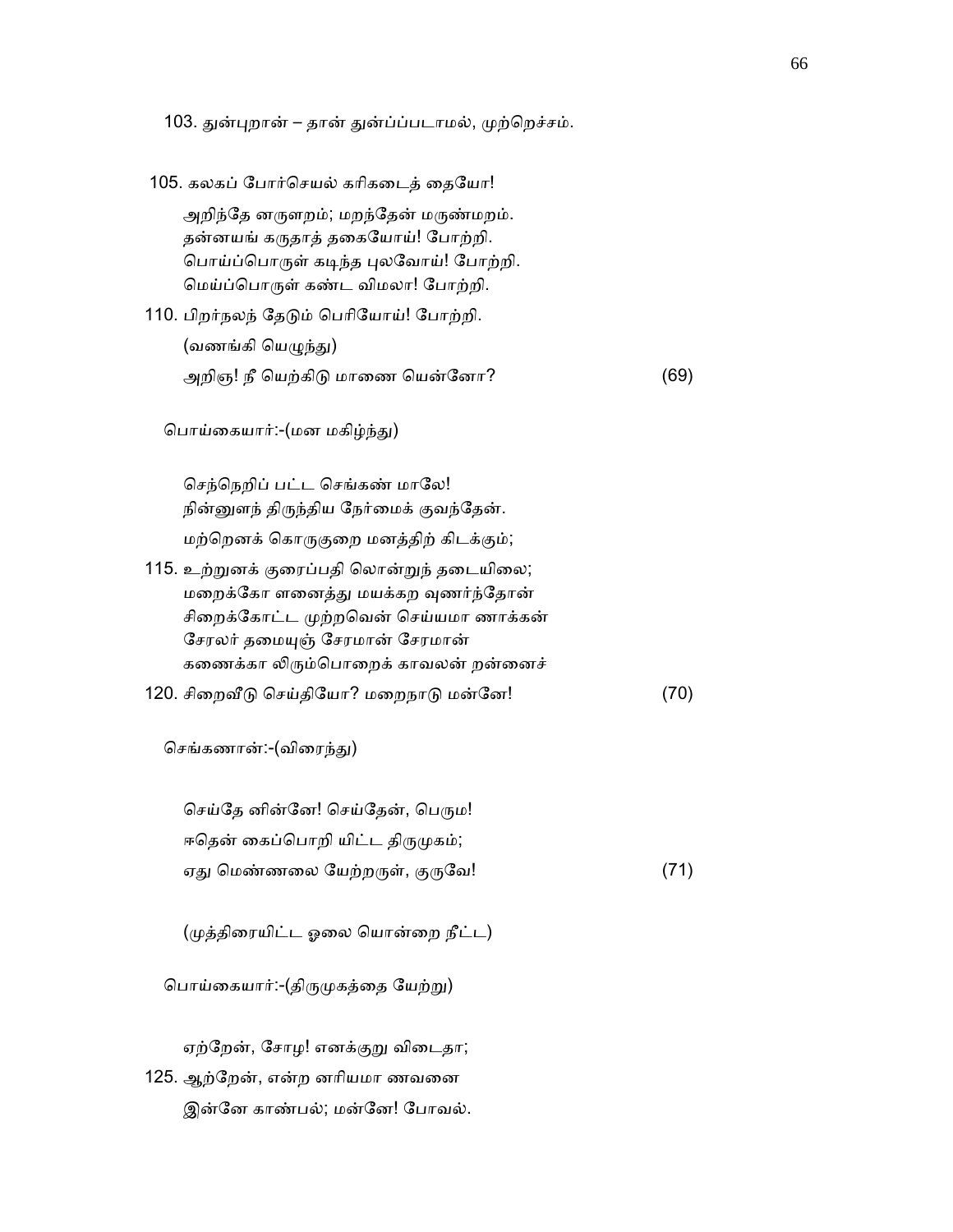103. துன்புறான் – தான் துன்ப்பபடாமல், முற்றெச்சம்.

105. கலகப் போர்செயல் கரிகடைத் தையோ!

அறிந்தே னருளறம்; மறந்தேன் மருண்மறம்.
தன்னயங் கருதாத் தகையோய்! போற்றி.
பொய்ப்பொருள் கடிந்த புலவோய்! போற்றி.
மெய்ப்பொருள் கண்ட விமலா! போற்றி.

110. பிறர்நலந் தேடும் பெரியோய்! போற்றி.

(வணங்கி யெழுந்து)

அறிஞ! நீ யெற்கிடு மாணை யென்னோ? (69)

பொய்கையார்:-(மன மகிழ்ந்து)

செந்நெறிப் பட்ட செங்கண் மாலே!
நின்னுளந் திருந்திய நேர்மைக் குவந்தேன்.
மற்றெனக் கொருகுறை மனத்திற் கிடக்கும்;

115. உற்றுனக் குரைப்பதி லொன்றுந் தடையிலை;
மறைக்கோ ளனைத்து மயக்கற வுணர்ந்தோன்
சிறைக்கோட்ட முற்றவென் செய்யமா ணாக்கன்
சேரலர் தமையுஞ் சேரமான் சேரமான்
கணைக்கா லிரும்பொறைக் காவலன் றன்னைச்

120. சிறைவீடு செய்தியோ? மறைநாடு மன்னே! (70)

செங்கணான்:-(விரைந்து)

செய்தே னின்னே! செய்தேன், பெரும!
ஈதென் கைப்பொறி யிட்ட திருமுகம்;
ஏது மெண்ணலை யேற்றருள், குருவே! (71)

(முத்திரையிட்ட ஓலை யொன்றை நீட்ட)

பொய்கையார்:-(திருமுகத்தை யேற்று)

ஏற்றேன், சோழ! எனக்குறு விடைதா;

125. ஆற்றேன், என்ற னரியமா ணவனை
இன்னே காண்பல்; மன்னே! போவல்.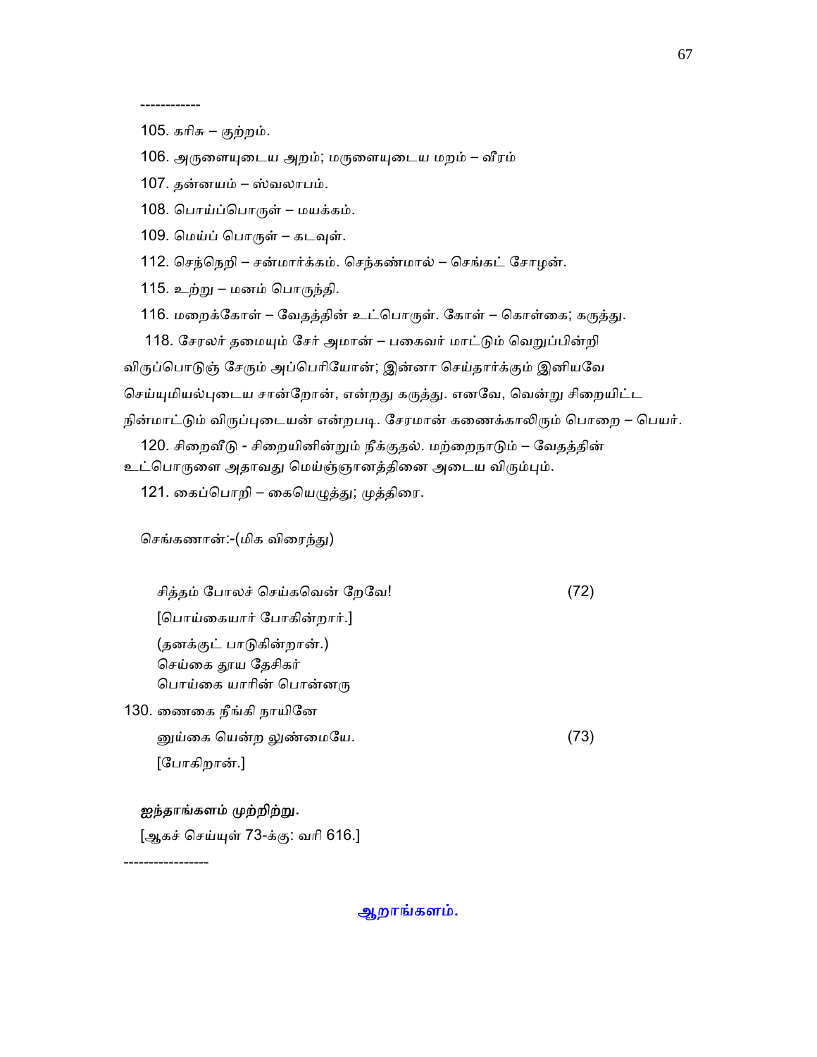------------

105. கரிசு – குற்றம்.

106. அருளையுடைய அறம்; மருளையுடைய மறம் – வீரம்

107. தன்னயம் – ஸ்வலாபம்.

108. பொய்ப்பொருள் – மயக்கம்.

109. மெய்ப் பொருள் – கடவுள்.

112. செந்நெறி – சன்மார்க்கம். செந்கண்மால் – செங்கட் சோழன்.

115. உற்று – மனம் பொருந்தி.

116. மறைக்கோள் – வேதத்தின் உட்பொருள். கோள் – கொள்கை; கருத்து.

118. சேரலர் தமையும் சேர் அமான் – பகைவர் மாட்டும் வெறுப்பின்றி விருப்பொடுஞ் சேரும் அப்பெரியோன்; இன்னா செய்தார்க்கும் இனியவே செய்யுமியல்புடைய சான்றோன், என்றது கருத்து. எனவே, வென்று சிறையிட்ட நின்மாட்டும் விருப்புடையன் என்றபடி. சேரமான் கணைக்காலிரும் பொறை – பெயர்.

120. சிறைவீடு - சிறையினின்றும் நீக்குதல். மற்றைநாடும் – வேதத்தின் உட்பொருளை அதாவது மெய்ஞ்ஞானத்தினை அடைய விரும்பும்.

121. கைப்பொறி – கையெழுத்து; முத்திரை.

செங்கணான்:-(மிக விரைந்து)

சித்தம் போலச் செய்கவென் றேவே! (72)

[பொய்கையார் போகின்றார்.]

(தனக்குட் பாடுகின்றான்.)
செய்கை தூய தேசிகர்
பொய்கை யாரின் பொன்னரு

130. ணைகை நீங்கி நாயினே
னுய்கை யென்ற லுண்மையே. (73)

[போகிறான்.]

**ஐந்தாங்களம் முற்றிற்று.**

[ஆகச் செய்யுள் 73-க்கு: வரி 616.]

-----------------

## ஆறாங்களம்.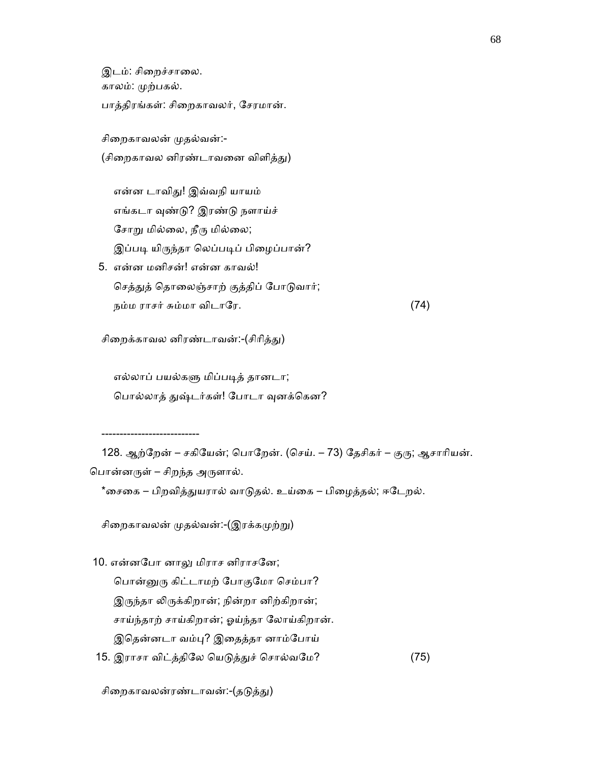இடம்: சிறைச்சாலை.
காலம்: முற்பகல்.
பாத்திரங்கள்: சிறைகாவலர், சேரமான்.

சிறைகாவலன் முதல்வன்:-
(சிறைகாவல னிரண்டாவனை விளித்து)

என்ன டாவிது! இவ்வநி யாயம்
எங்கடா வுண்டு? இரண்டு நளாய்ச்
சோறு மில்லை, நீரு மில்லை;
இப்படி யிருந்தா லெப்படிப் பிழைப்பான்?
5. என்ன மனிசன்! என்ன காவல்!
செத்துத் தொலைஞ்சாற் குத்திப் போடுவார்;
நம்ம ராசர் சும்மா விடாரே. (74)

சிறைக்காவல னிரண்டாவன்:-(சிரித்து)

எல்லாப் பயல்களு மிப்படித் தானடா;
பொல்லாத் துஷ்டர்கள்! போடா வுனக்கென?

---------------------------

128. ஆற்றேன் – சகியேன்; பொறேன். (செய். – 73) தேசிகர் – குரு; ஆசாரியன். பொன்னருள் – சிறந்த அருளால்.

*சைகை – பிறவித்துயரால் வாடுதல். உய்கை – பிழைத்தல்; ஈடேறல்.

சிறைகாவலன் முதல்வன்:-(இரக்கமுற்று)

10. என்னபோ னாலு மிராச னிராசனே;
பொன்னுரு கிட்டாமற் போகுமோ செம்பா?
இருந்தா லிருக்கிறான்; நின்றா னிற்கிறான்;
சாய்ந்தாற் சாய்கிறான்; ஓய்ந்தா லோய்கிறான்.
இதென்னடா வம்பு? இதைத்தா னாம்போய்
15. இராசா விட்த்திலே யெடுத்துச் சொல்வமே? (75)

சிறைகாவலன்ரண்டாவன்:-(தடுத்து)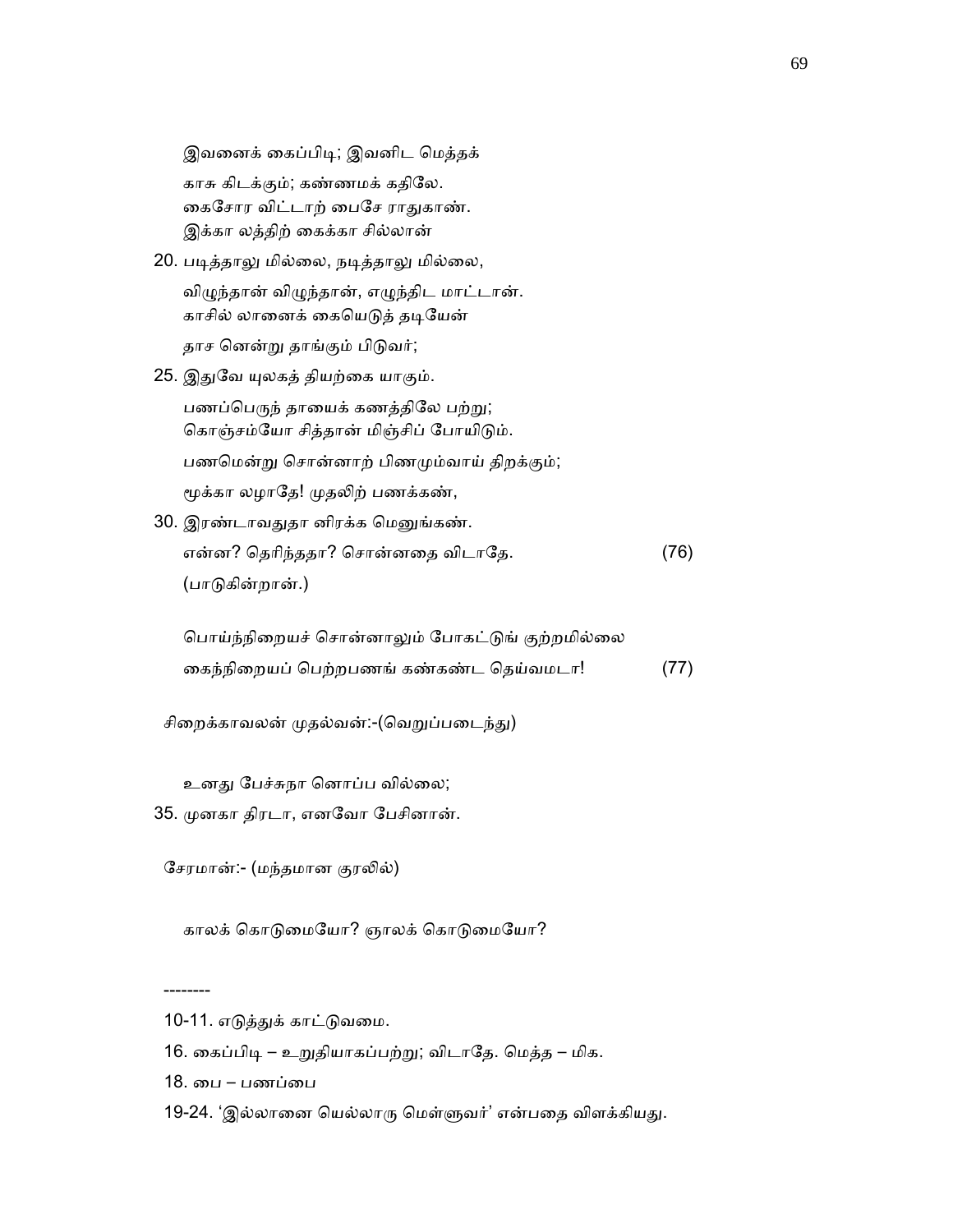இவனைக் கைப்பிடி; இவனிட மெத்தக்
காசு கிடக்கும்; கண்ணமக் கதிலே.
கைசோர விட்டாற் பைசே ராதுகாண்.
இக்கா லத்திற் கைக்கா சில்லான்

20\. படித்தாலு மில்லை, நடித்தாலு மில்லை,
விழுந்தான் விழுந்தான், எழுந்திட மாட்டான்.
காசில் லானைக் கையெடுத் தடியேன்
தாச னென்று தாங்கும் பிடுவர்;

25\. இதுவே யுலகத் தியற்கை யாகும்.
பணப்பெருந் தாயைக் கணத்திலே பற்று;
கொஞ்சம்யோ சித்தான் மிஞ்சிப் போயிடும்.
பணமென்று சொன்னாற் பிணமும்வாய் திறக்கும்;
மூக்கா லழாதே! முதலிற் பணக்கண்,

30\. இரண்டாவதுதா னிரக்க மெனுங்கண்.
என்ன? தெரிந்ததா? சொன்னதை விடாதே. (76)
(பாடுகின்றான்.)

பொய்ந்நிறையச் சொன்னாலும் போகட்டுங் குற்றமில்லை
கைந்நிறையப் பெற்றபணங் கண்கண்ட தெய்வமடா! (77)

சிறைக்காவலன் முதல்வன்:-(வெறுப்படைந்து)

உனது பேச்சுநா னொப்ப வில்லை;

35\. முனகா திரடா, எனவோ பேசினான்.

சேரமான்:- (மந்தமான குரலில்)

காலக் கொடுமையோ? ஞாலக் கொடுமையோ?

--------

10-11. எடுத்துக் காட்டுவமை.

16\. கைப்பிடி – உறுதியாகப்பற்று; விடாதே. மெத்த – மிக.

18\. பை – பணப்பை

19-24. 'இல்லானை யெல்லாரு மெள்ளுவர்' என்பதை விளக்கியது.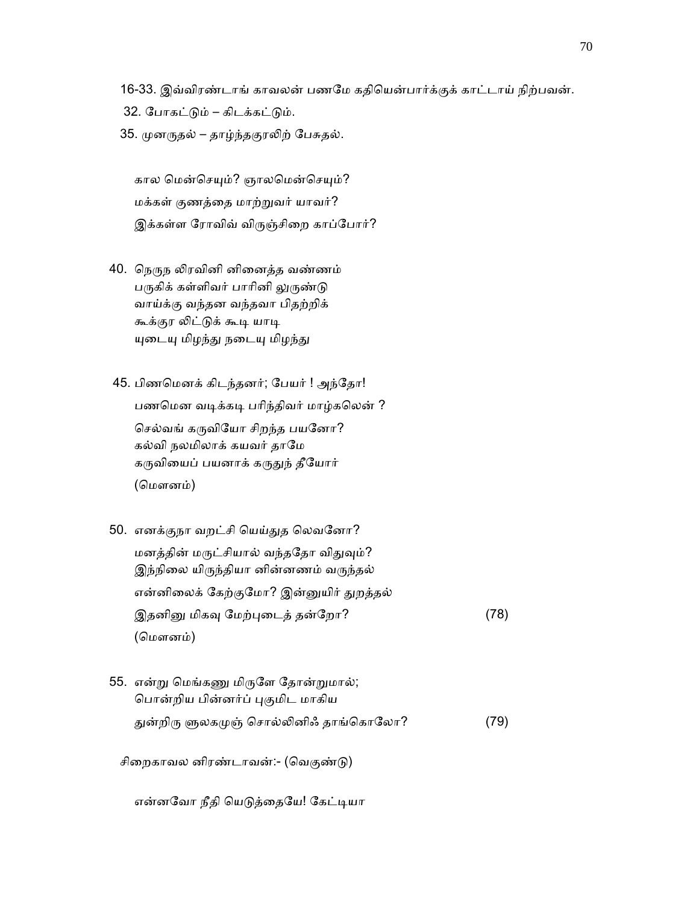16-33. இவ்விரண்டாங் காவலன் பணமே கதியென்பார்க்குக் காட்டாய் நிற்பவன்.

32. போகட்டும் – கிடக்கட்டும்.

35. முனருதல் – தாழ்ந்தகுரலிற் பேசுதல்.

கால மென்செயும்? ஞாலமென்செயும்?  
மக்கள் குணத்தை மாற்றுவர் யாவர்?  
இக்கள்ள ரோவிவ் விருஞ்சிறை காப்போர்?

40. நெருந லிரவினி னினைத்த வண்ணம்  
பருகிக் கள்ளிவர் பாரினி லுருண்டு  
வாய்க்கு வந்தன வந்தவா பிதற்றிக்  
கூக்குர லிட்டுக் கூடி யாடி  
யுடையு மிழந்து நடையு மிழந்து

45. பிணமெனக் கிடந்தனர்; பேயர் ! அந்தோ!  
பணமென வடிக்கடி பரிந்திவர் மாழ்கலென் ?  
செல்வங் கருவியோ சிறந்த பயனோ?  
கல்வி நலமிலாக் கயவர் தாமே  
கருவியைப் பயனாக் கருதுந் தீயோர்  
(மௌனம்)

50. எனக்குநா வறட்சி யெய்துத லெவனோ?  
மனத்தின் மருட்சியால் வந்ததோ விதுவும்?  
இந்நிலை யிருந்தியா னின்னணம் வருந்தல்  
என்னிலைக் கேற்குமோ? இன்னுயிர் துறத்தல்  
இதனினு மிகவு மேற்புடைத் தன்றோ? (78)  
(மௌனம்)

55. என்று மெங்கணு மிருளே தோன்றுமால்;  
பொன்றிய பின்னர்ப் புகுமிட மாகிய  
துன்றிரு ளுலகமுஞ் சொல்லினிஃ தாங்கொலோ? (79)

சிறைகாவல னிரண்டாவன்:- (வெகுண்டு)

என்னவோ நீதி யெடுத்தையே! கேட்டியா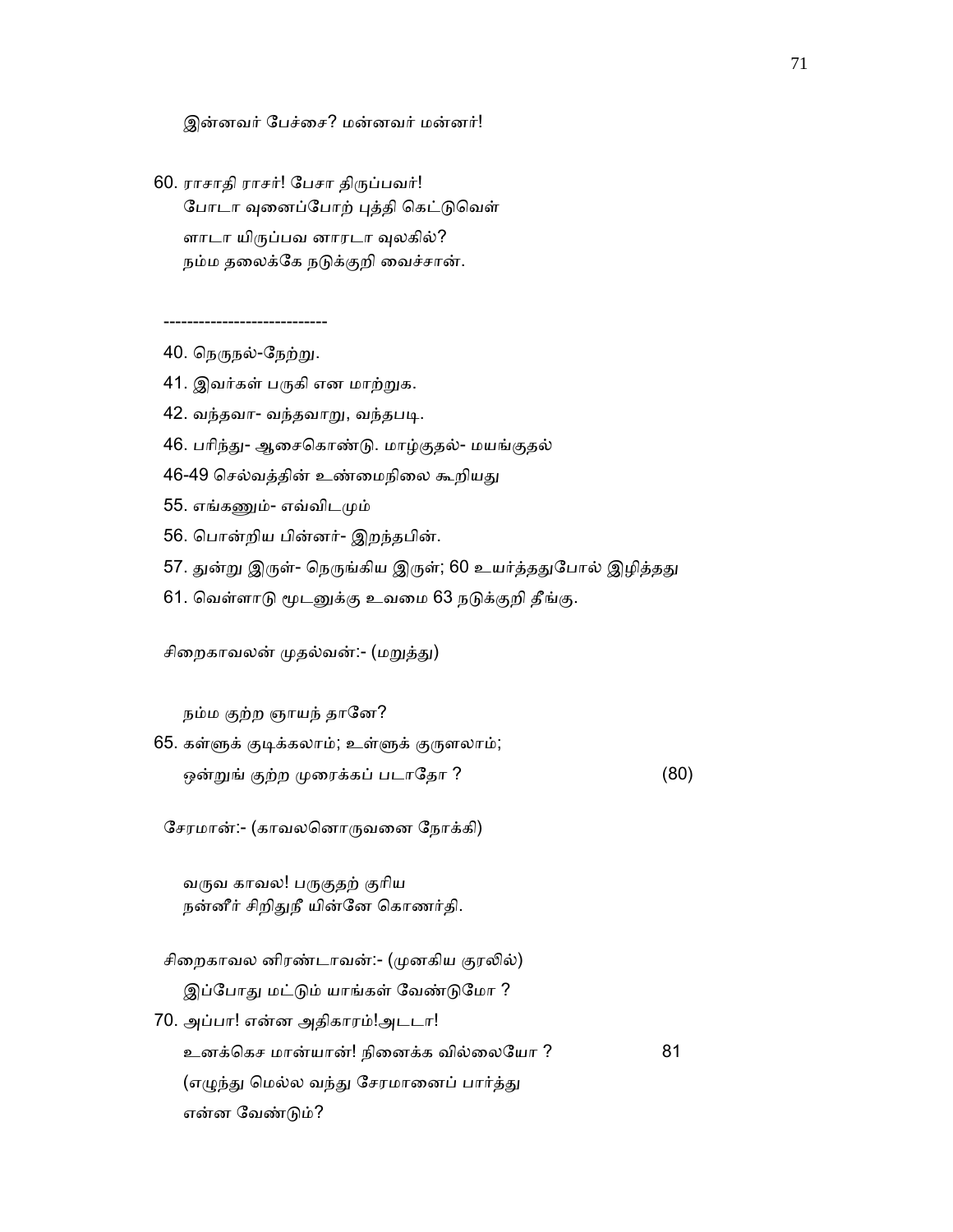இன்னவர் பேச்சை? மன்னவர் மன்னர்!

60. ராசாதி ராசர்! பேசா திருப்பவர்!
போடா வுனைப்போற் புத்தி கெட்டுவெள்
ளாடா யிருப்பவ னாரடா வுலகில்?
நம்ம தலைக்கே நடுக்குறி வைச்சான்.

----------------------------

40. நெருநல்-நேற்று.

41. இவர்கள் பருகி என மாற்றுக.

42. வந்தவா- வந்தவாறு, வந்தபடி.

46. பரிந்து- ஆசைகொண்டு. மாழ்குதல்- மயங்குதல்

46-49 செல்வத்தின் உண்மைநிலை கூறியது

55. எங்கணும்- எவ்விடமும்

56. பொன்றிய பின்னர்- இறந்தபின்.

57. துன்று இருள்- நெருங்கிய இருள்; 60 உயர்த்ததுபோல் இழித்தது

61. வெள்ளாடு மூடனுக்கு உவமை 63 நடுக்குறி தீங்கு.

சிறைகாவலன் முதல்வன்:- (மறுத்து)

நம்ம குற்ற ஞாயந் தானே?

65. கள்ளுக் குடிக்கலாம்; உள்ளுக் குருளலாம்;
ஒன்றுங் குற்ற முரைக்கப் படாதோ ? (80)

சேரமான்:- (காவலனொருவனை நோக்கி)

வருவ காவல! பருகுதற் குரிய
நன்னீர் சிறிதுநீ யின்னே கொணர்தி.

சிறைகாவல னிரண்டாவன்:- (முனகிய குரலில்)

இப்போது மட்டும் யாங்கள் வேண்டுமோ ?

70. அப்பா! என்ன அதிகாரம்!அடடா!
உனக்கெச மான்யான்! நினைக்க வில்லையோ ? 81
(எழுந்து மெல்ல வந்து சேரமானைப் பார்த்து
என்ன வேண்டும்?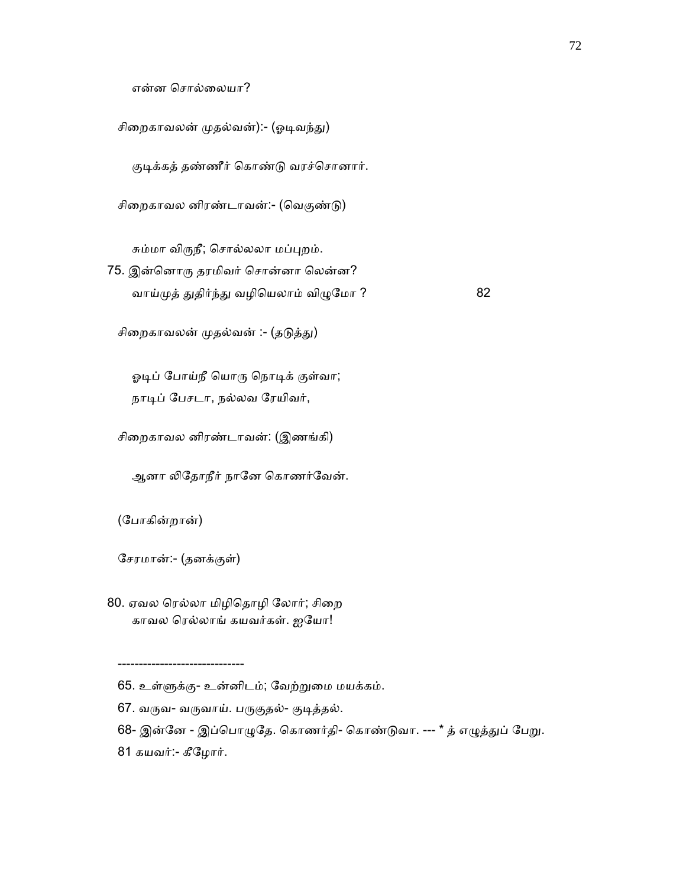என்ன சொல்லையா?

சிறைகாவலன் முதல்வன்):- (ஓடிவந்து)

குடிக்கத் தண்ணீர் கொண்டு வரச்சொனார்.

சிறைகாவல னிரண்டாவன்:- (வெகுண்டு)

சும்மா விருநீ; சொல்லலா மப்புறம்.
75. இன்னொரு தரமிவர் சொன்னா லென்ன?
வாய்முத் துதிர்ந்து வழியெலாம் விழுமோ ? 82

சிறைகாவலன் முதல்வன் :- (தடுத்து)

ஓடிப் போய்நீ யொரு நொடிக் குள்வா;
நாடிப் பேசடா, நல்லவ ரேயிவர்,

சிறைகாவல னிரண்டாவன்: (இணங்கி)

ஆனா லிதோநீர் நானே கொணர்வேன்.

(போகின்றான்)

சேரமான்:- (தனக்குள்)

80. ஏவல ரெல்லா மிழிதொழி லோர்; சிறை
காவல ரெல்லாங் கயவர்கள். ஐயோ!

------------------------------

65. உள்ளுக்கு- உன்னிடம்; வேற்றுமை மயக்கம்.

67. வருவ- வருவாய். பருகுதல்- குடித்தல்.

68- இன்னே - இப்பொழுதே. கொணர்தி- கொண்டுவா. --- * த் எழுத்துப் பேறு.

81 கயவர்:- கீழோர்.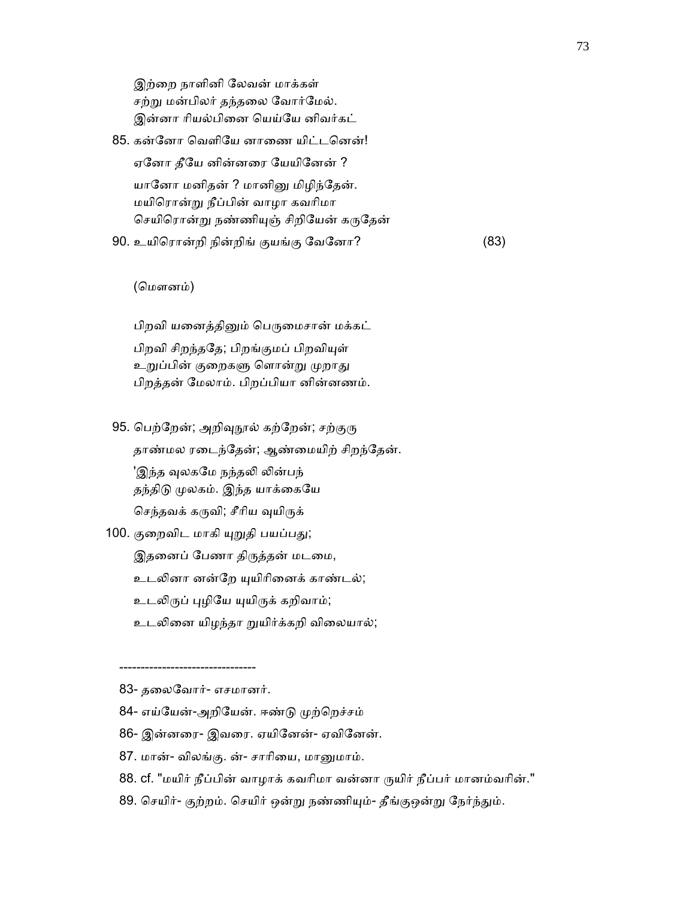இற்றை நாளினி லேவன் மாக்கள்
சற்று மன்பிலர் தந்தலை வோர்மேல்.
இன்னா ரியல்பினை யெய்யே னிவர்கட்

85. கன்னோ வெளியே னாணை யிட்டனென்!
ஏனோ தீயே னின்னரை யேயினேன் ?
யானோ மனிதன் ? மானினு மிழிந்தேன்.
மயிரொன்று நீப்பின் வாழா கவரிமா
செயிரொன்று நண்ணியுஞ் சிறியேன் கருதேன்

90. உயிரொன்றி நின்றிங் குயங்கு வேனோ? (83)

(மௌனம்)

பிறவி யனைத்தினும் பெருமைசான் மக்கட்
பிறவி சிறந்ததே; பிறங்குமப் பிறவியுள்
உறுப்பின் குறைகளு ளொன்று முறாது
பிறத்தன் மேலாம். பிறப்பியா னின்னணம்.

95. பெற்றேன்; அறிவுநூல் கற்றேன்; சற்குரு
தாண்மல ரடைந்தேன்; ஆண்மையிற் சிறந்தேன்.
'இந்த வுலகமே நந்தலி லின்பந்
தந்திடு முலகம். இந்த யாக்கையே
செந்தவக் கருவி; சீரிய வுயிருக்

100. குறைவிட மாகி யுறுதி பயப்பது;
இதனைப் பேணா திருத்தன் மடமை,
உடலினா னன்றே யுயிரினைக் காண்டல்;
உடலிருப் புழியே யுயிருக் கறிவாம்;
உடலினை யிழந்தா றுயிர்க்கறி விலையால்;

--------------------------------

83- தலைவோர்- எசமானர்.

84- எய்யேன்-அறியேன். ஈண்டு முற்றெச்சம்

86- இன்னரை- இவரை. ஏயினேன்- ஏவினேன்.

87. மான்- விலங்கு. ன்- சாரியை, மானுமாம்.

88. cf. "மயிர் நீப்பின் வாழாக் கவரிமா வன்னா ருயிர் நீப்பர் மானம்வரின்."

89. செயிர்- குற்றம். செயிர் ஒன்று நண்ணியும்- தீங்குஒன்று நேர்ந்தும்.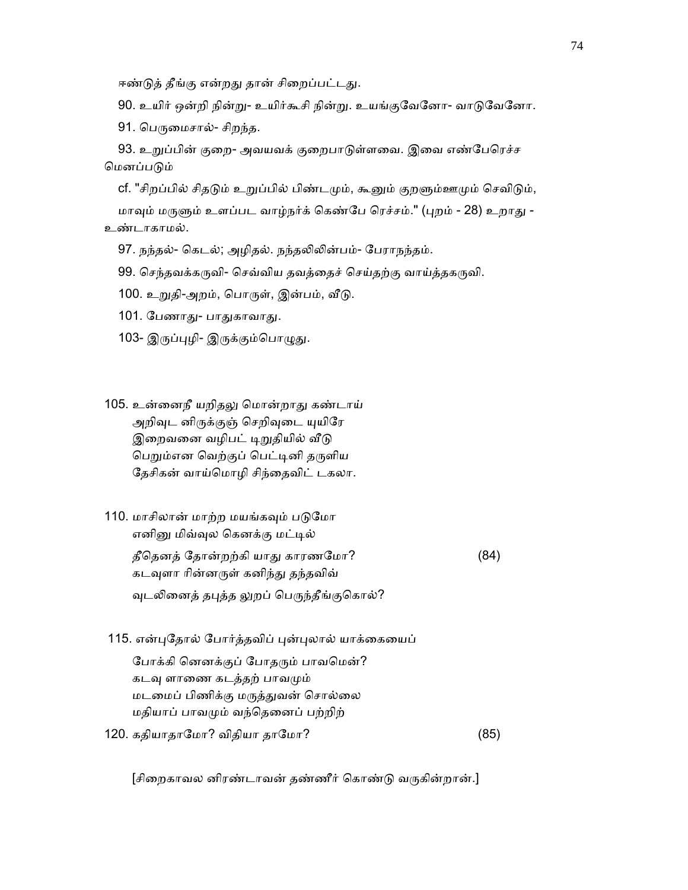ஈண்டுத் தீங்கு என்றது தான் சிறைப்பட்டது.

90. உயிர் ஒன்றி நின்று- உயிர்கூசி நின்று. உயங்குவேனோ- வாடுவேனோ.

91. பெருமைசால்- சிறந்த.

93. உறுப்பின் குறை- அவயவக் குறைபாடுள்ளவை. இவை எண்பேரெச்ச மெனப்படும்

cf. "சிறப்பில் சிதடும் உறுப்பில் பிண்டமும், கூனும் குறளும்ஊமும் செவிடும்,
மாவும் மருளும் உளப்பட வாழ்நர்க் கெண்பே ரெச்சம்." (புறம் - 28) உறாது - உண்டாகாமல்.

97. நந்தல்- கெடல்; அழிதல். நந்தலிலின்பம்- பேராநந்தம்.

99. செந்தவக்கருவி- செவ்விய தவத்தைச் செய்தற்கு வாய்த்தகருவி.

100. உறுதி-அறம், பொருள், இன்பம், வீடு.

101. பேணாது- பாதுகாவாது.

103- இருப்புழி- இருக்கும்பொழுது.

105. உன்னைநீ யறிதலு மொன்றாது கண்டாய்
அறிவுட னிருக்குஞ் செறிவுடை யுயிரே
இறைவனை வழிபட் டிறுதியில் வீடு
பெறும்என வெற்குப் பெட்டினி தருளிய
தேசிகன் வாய்மொழி சிந்தைவிட் டகலா.

110. மாசிலான் மாற்ற மயங்கவும் படுமோ
எனினு மிவ்வுல கெனக்கு மட்டில்
தீதெனத் தோன்றற்கி யாது காரணமோ? (84)
கடவுளா ரின்னருள் கனிந்து தந்தவிவ்
வுடலினைத் தபுத்த லுறப் பெருந்தீங்குகொல்?

115. என்புதோல் போர்த்தவிப் புன்புலால் யாக்கையைப்
போக்கி னெனக்குப் போதரும் பாவமென்?
கடவு ளாணை கடத்தற் பாவமும்
மடமைப் பிணிக்கு மருத்துவன் சொல்லை
மதியாப் பாவமும் வந்தெனைப் பற்றிற்

120. கதியாதாமோ? விதியா தாமோ? (85)

[சிறைகாவல னிரண்டாவன் தண்ணீர் கொண்டு வருகின்றான்.]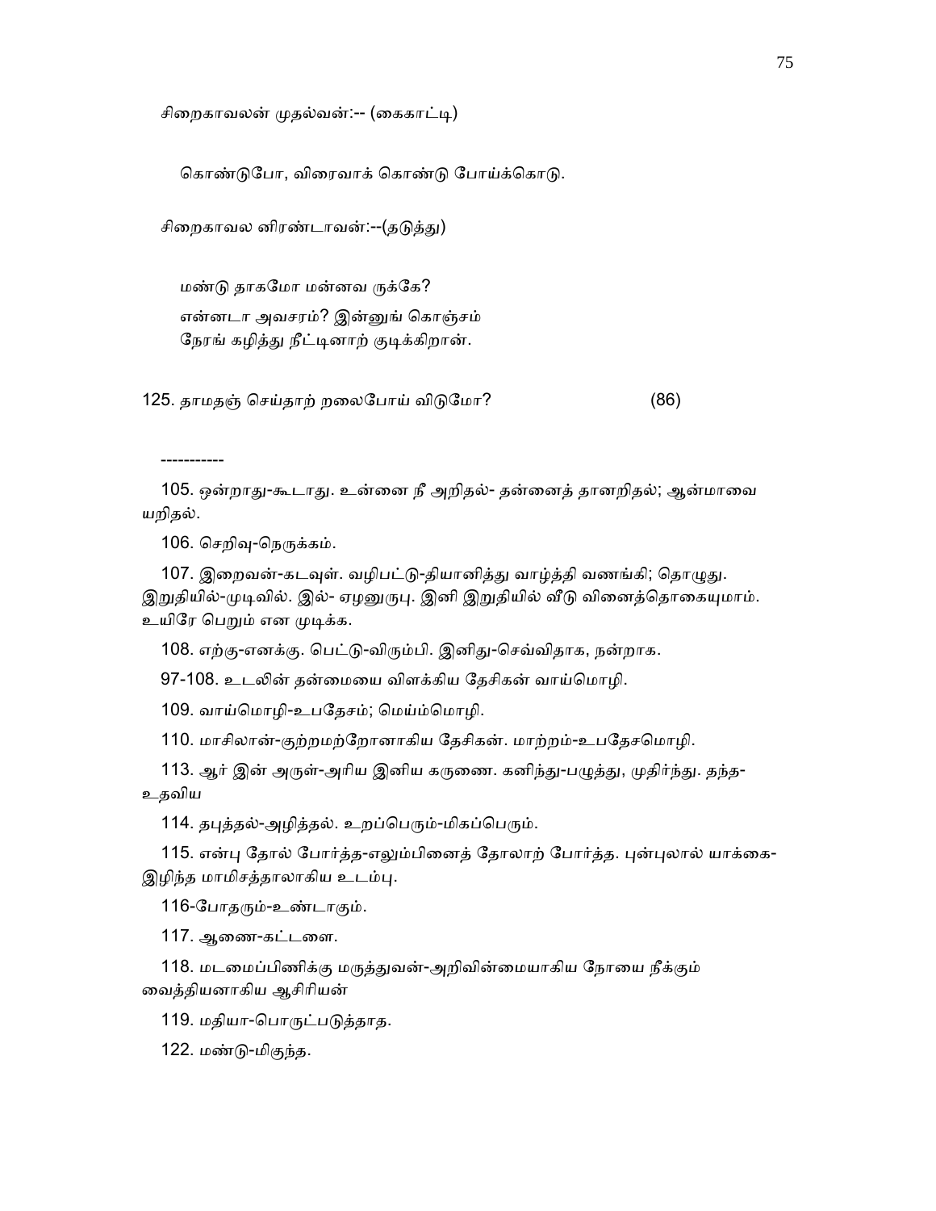சிறைகாவலன் முதல்வன்:-- (கைகாட்டி)

கொண்டுபோ, விரைவாக் கொண்டு போய்க்கொடு.

சிறைகாவல னிரண்டாவன்:--(தடுத்து)

மண்டு தாகமோ மன்னவ ருக்கே?
என்னடா அவசரம்? இன்னுங் கொஞ்சம்
நேரங் கழித்து நீட்டினாற் குடிக்கிறான்.

125. தாமதஞ் செய்தாற் றலைபோய் விடுமோ? (86)

-----------

105. ஒன்றாது-கூடாது. உன்னை நீ அறிதல்- தன்னைத் தானறிதல்; ஆன்மாவை யறிதல்.

106. செறிவு-நெருக்கம்.

107. இறைவன்-கடவுள். வழிபட்டு-தியானித்து வாழ்த்தி வணங்கி; தொழுது. இறுதியில்-முடிவில். இல்- ஏழனுருபு. இனி இறுதியில் வீடு வினைத்தொகையுமாம். உயிரே பெறும் என முடிக்க.

108. எற்கு-எனக்கு. பெட்டு-விரும்பி. இனிது-செவ்விதாக, நன்றாக.

97-108. உடலின் தன்மையை விளக்கிய தேசிகன் வாய்மொழி.

109. வாய்மொழி-உபதேசம்; மெய்ம்மொழி.

110. மாசிலான்-குற்றமற்றோனாகிய தேசிகன். மாற்றம்-உபதேசமொழி.

113. ஆர் இன் அருள்-அரிய இனிய கருணை. கனிந்து-பழுத்து, முதிர்ந்து. தந்த- உதவிய

114. தபுத்தல்-அழித்தல். உறப்பெரும்-மிகப்பெரும்.

115. என்பு தோல் போர்த்த-எலும்பினைத் தோலாற் போர்த்த. புன்புலால் யாக்கை- இழிந்த மாமிசத்தாலாகிய உடம்பு.

116-போதரும்-உண்டாகும்.

117. ஆணை-கட்டளை.

118. மடமைப்பிணிக்கு மருத்துவன்-அறிவின்மையாகிய நோயை நீக்கும் வைத்தியனாகிய ஆசிரியன்

119. மதியா-பொருட்படுத்தாத.

122. மண்டு-மிகுந்த.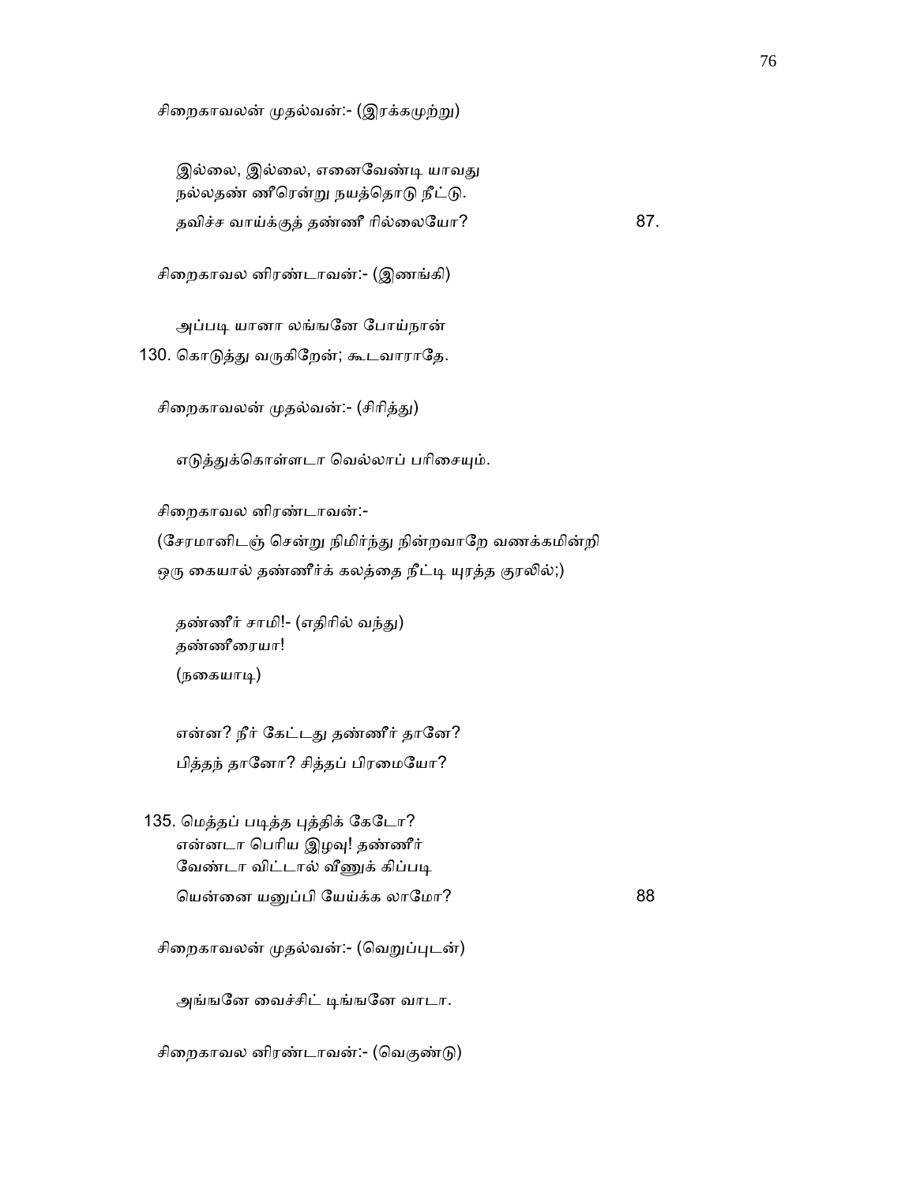சிறைகாவலன் முதல்வன்:- (இரக்கமுற்று)

இல்லை, இல்லை, எனைவேண்டி யாவது
நல்லதண் ணீரென்று நயத்தொடு நீட்டு.
தவிச்ச வாய்க்குத் தண்ணீ ரில்லையோ? 87.

சிறைகாவல னிரண்டாவன்:- (இணங்கி)

அப்படி யானா லங்ஙனே போய்நான்
130. கொடுத்து வருகிறேன்; கூடவாராதே.

சிறைகாவலன் முதல்வன்:- (சிரித்து)

எடுத்துக்கொள்ளடா வெல்லாப் பரிசையும்.

சிறைகாவல னிரண்டாவன்:-
(சேரமானிடஞ் சென்று நிமிர்ந்து நின்றவாறே வணக்கமின்றி
ஒரு கையால் தண்ணீர்க் கலத்தை நீட்டி யுரத்த குரலில்;)

தண்ணீர் சாமி!- (எதிரில் வந்து)
தண்ணீரையா!
(நகையாடி)

என்ன? நீர் கேட்டது தண்ணீர் தானே?
பித்தந் தானோ? சித்தப் பிரமையோ?

135. மெத்தப் படித்த புத்திக் கேடோ?
என்னடா பெரிய இழவு! தண்ணீர்
வேண்டா விட்டால் வீணுக் கிப்படி
யென்னை யனுப்பி யேய்க்க லாமோ? 88

சிறைகாவலன் முதல்வன்:- (வெறுப்புடன்)

அங்ஙனே வைச்சிட் டிங்ஙனே வாடா.

சிறைகாவல னிரண்டாவன்:- (வெகுண்டு)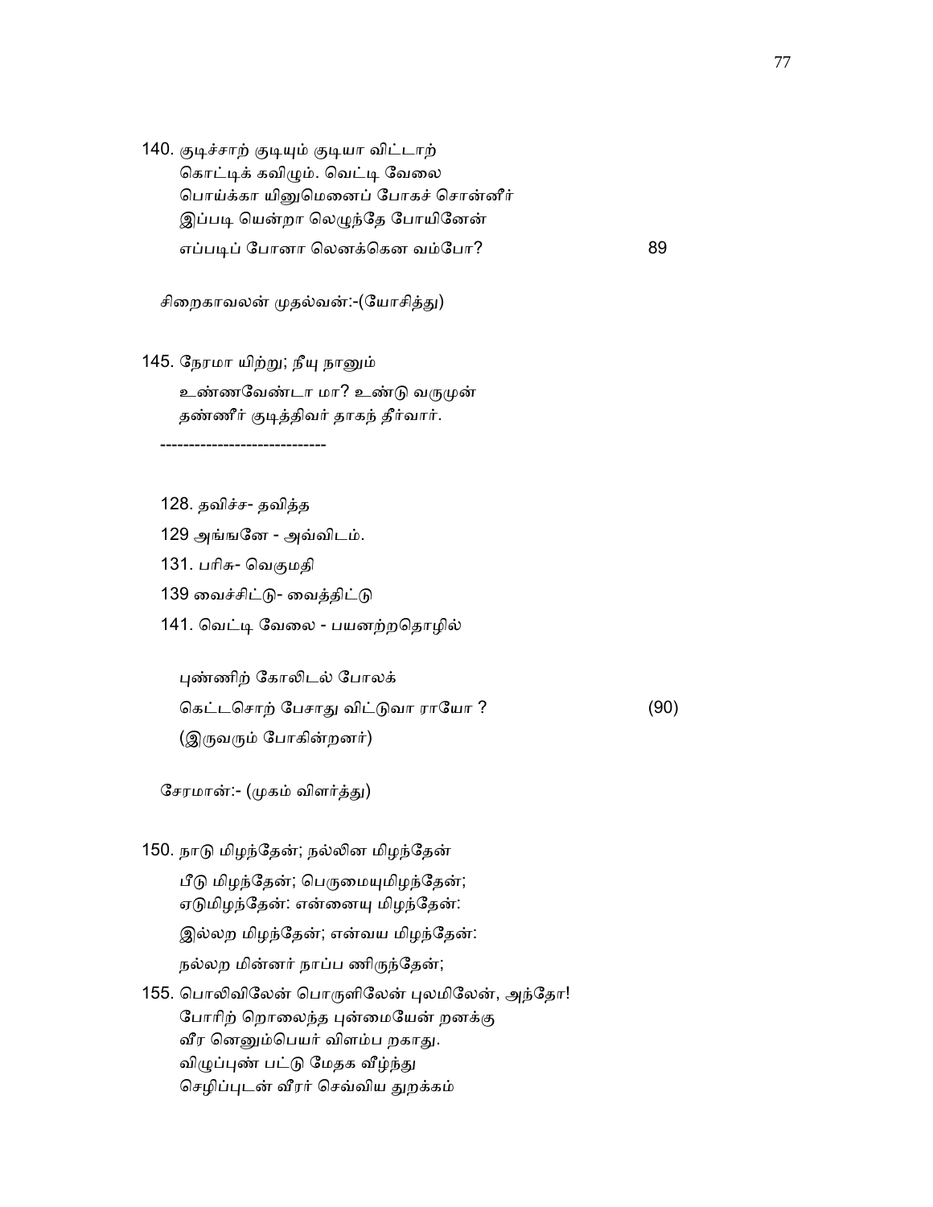140. குடிச்சாற் குடியும் குடியா விட்டாற்
கொட்டிக் கவிழும். வெட்டி வேலை
பொய்க்கா யினுமெனைப் போகச் சொன்னீர்
இப்படி யென்றா லெழுந்தே போயினேன்
எப்படிப் போனா லெனக்கென வம்போ? 89

சிறைகாவலன் முதல்வன்:-(யோசித்து)

145. நேரமா யிற்று; நீயு நானும்
உண்ணவேண்டா மா? உண்டு வருமுன்
தண்ணீர் குடித்திவர் தாகந் தீர்வார்.

---

128. தவிச்ச- தவித்த
129 அங்ஙனே - அவ்விடம்.
131. பரிசு- வெகுமதி
139 வைச்சிட்டு- வைத்திட்டு
141. வெட்டி வேலை - பயனற்றதொழில்

புண்ணிற் கோலிடல் போலக்
கெட்டசொற் பேசாது விட்டுவா ராயோ ? (90)
(இருவரும் போகின்றனர்)

சேரமான்:- (முகம் விளர்த்து)

150. நாடு மிழந்தேன்; நல்லின மிழந்தேன்
பீடு மிழந்தேன்; பெருமையுமிழந்தேன்;
ஏடுமிழந்தேன்: என்னையு மிழந்தேன்:
இல்லற மிழந்தேன்; என்வய மிழந்தேன்:
நல்லற மின்னர் நாப்ப ணிருந்தேன்;

155. பொலிவிலேன் பொருளிலேன் புலமிலேன், அந்தோ!
போரிற் றொலைந்த புன்மையேன் றனக்கு
வீர னெனும்பெயர் விளம்ப றகாது.
விழுப்புண் பட்டு மேதக வீழ்ந்து
செழிப்புடன் வீரர் செவ்விய துறக்கம்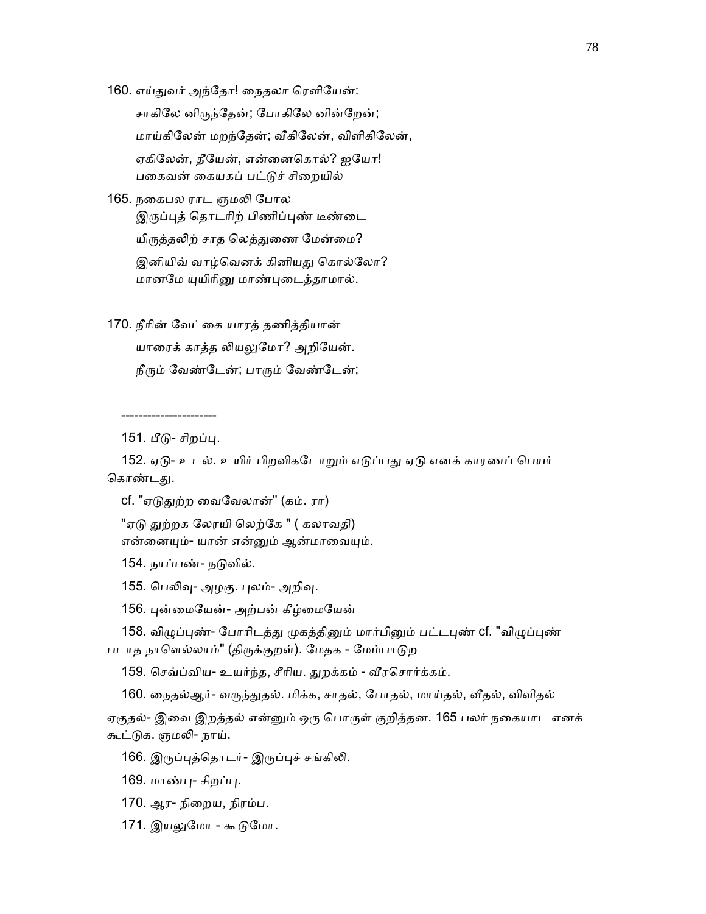160. எய்துவர் அந்தோ! நைதலா ரெளியேன்:

சாகிலே னிருந்தேன்; போகிலே னின்றேன்;

மாய்கிலேன் மறந்தேன்; வீகிலேன், விளிகிலேன்,

ஏகிலேன், தீயேன், என்னைகொல்? ஐயோ!
பகைவன் கையகப் பட்டுச் சிறையில்

165. நகைபல ராட ஞமலி போல
இருப்புத் தொடரிற் பிணிப்புண் டீண்டை

யிருத்தலிற் சாத லெத்துணை மேன்மை?

இனியிவ் வாழ்வெனக் கினியது கொல்லோ?
மானமே யுயிரினு மாண்புடைத்தாமால்.

170. நீரின் வேட்கை யாரத் தணித்தியான்

யாரைக் காத்த லியலுமோ? அறியேன்.

நீரும் வேண்டேன்; பாரும் வேண்டேன்;

----------------------

151. பீடு- சிறப்பு.

152. ஏடு- உடல். உயிர் பிறவிகடோறும் எடுப்பது ஏடு எனக் காரணப் பெயர் கொண்டது.

cf. "ஏடுதுற்ற வைவேலான்" (கம். ரா)

"ஏடு துற்றக லேரயி லெற்கே " ( கலாவதி)
என்னையும்- யான் என்னும் ஆன்மாவையும்.

154. நாப்பண்- நடுவில்.

155. பெலிவு- அழகு. புலம்- அறிவு.

156. புன்மையேன்- அற்பன் கீழ்மையேன்

158. விழுப்புண்- போரிடத்து முகத்தினும் மார்பினும் பட்டபுண் cf. "விழுப்புண் படாத நாளெல்லாம்" (திருக்குறள்). மேதக - மேம்பாடுற

159. செவ்விய- உயர்ந்த, சீரிய. துறக்கம் - வீரசொர்க்கம்.

160. நைதல்ஆர்- வருந்துதல். மிக்க, சாதல், போதல், மாய்தல், வீதல், விளிதல்

ஏகுதல்- இவை இறத்தல் என்னும் ஒரு பொருள் குறித்தன. 165 பலர் நகையாட எனக் கூட்டுக. ஞமலி- நாய்.

166. இருப்புத்தொடர்- இருப்புச் சங்கிலி.

169. மாண்பு- சிறப்பு.

170. ஆர- நிறைய, நிரம்ப.

171. இயலுமோ - கூடுமோ.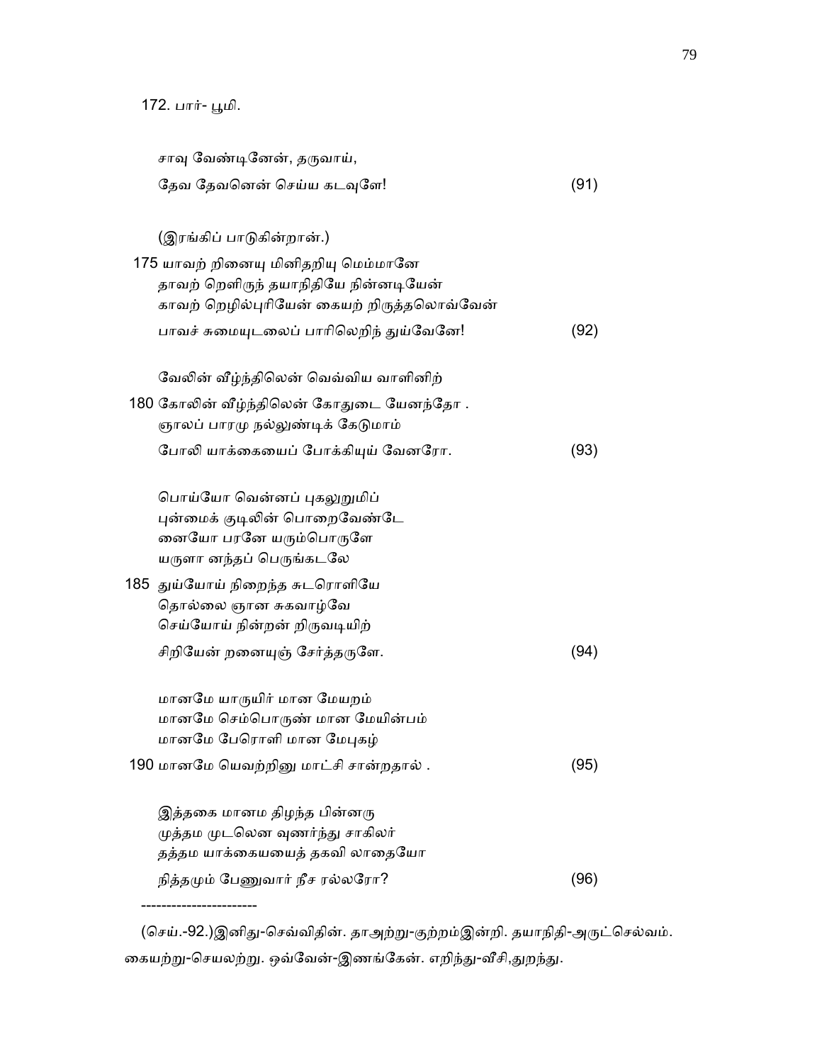172. பார்- பூமி.

சாவு வேண்டினேன், தருவாய்,
தேவ தேவனென் செய்ய கடவுளே! (91)

(இரங்கிப் பாடுகின்றான்.)

175 யாவற் றினையு மினிதறியு மெம்மானே
தாவற் றெளிருந் தயாநிதியே நின்னடியேன்
காவற் றெழில்புரியேன் கையற் றிருத்தலொவ்வேன்
பாவச் சுமையுடலைப் பாரிலெறிந் துய்வேனே! (92)

வேலின் வீழ்ந்திலென் வெவ்விய வாளினிற்
180 கோலின் வீழ்ந்திலென் கோதுடை யேனந்தோ .
ஞாலப் பாரமு நல்லுண்டிக் கேடுமாம்
போலி யாக்கையைப் போக்கியுய் வேனரோ. (93)

பொய்யோ வென்னப் புகலுறுமிப்
புன்மைக் குடிலின் பொறைவேண்டே
னையோ பரனே யரும்பொருளே
யருளா னந்தப் பெருங்கடலே
185 துய்யோய் நிறைந்த சுடரொளியே
தொல்லை ஞான சுகவாழ்வே
செய்யோய் நின்றன் றிருவடியிற்
சிறியேன் றனையுஞ் சேர்த்தருளே. (94)

மானமே யாருயிர் மான மேயறம்
மானமே செம்பொருண் மான மேயின்பம்
மானமே பேரொளி மான மேபுகழ்
190 மானமே யெவற்றினு மாட்சி சான்றதால் . (95)

இத்தகை மானம திழந்த பின்னரு
முத்தம முடலென வுணர்ந்து சாகிலர்
தத்தம யாக்கையைத் தகவி லாதையோ
நித்தமும் பேணுவார் நீச ரல்லரோ? (96)

----------------------

(செய்.-92.)இனிது-செவ்விதின். தாஅற்று-குற்றம்இன்றி. தயாநிதி-அருட்செல்வம். கையற்று-செயலற்று. ஒவ்வேன்-இணங்கேன். எறிந்து-வீசி,துறந்து.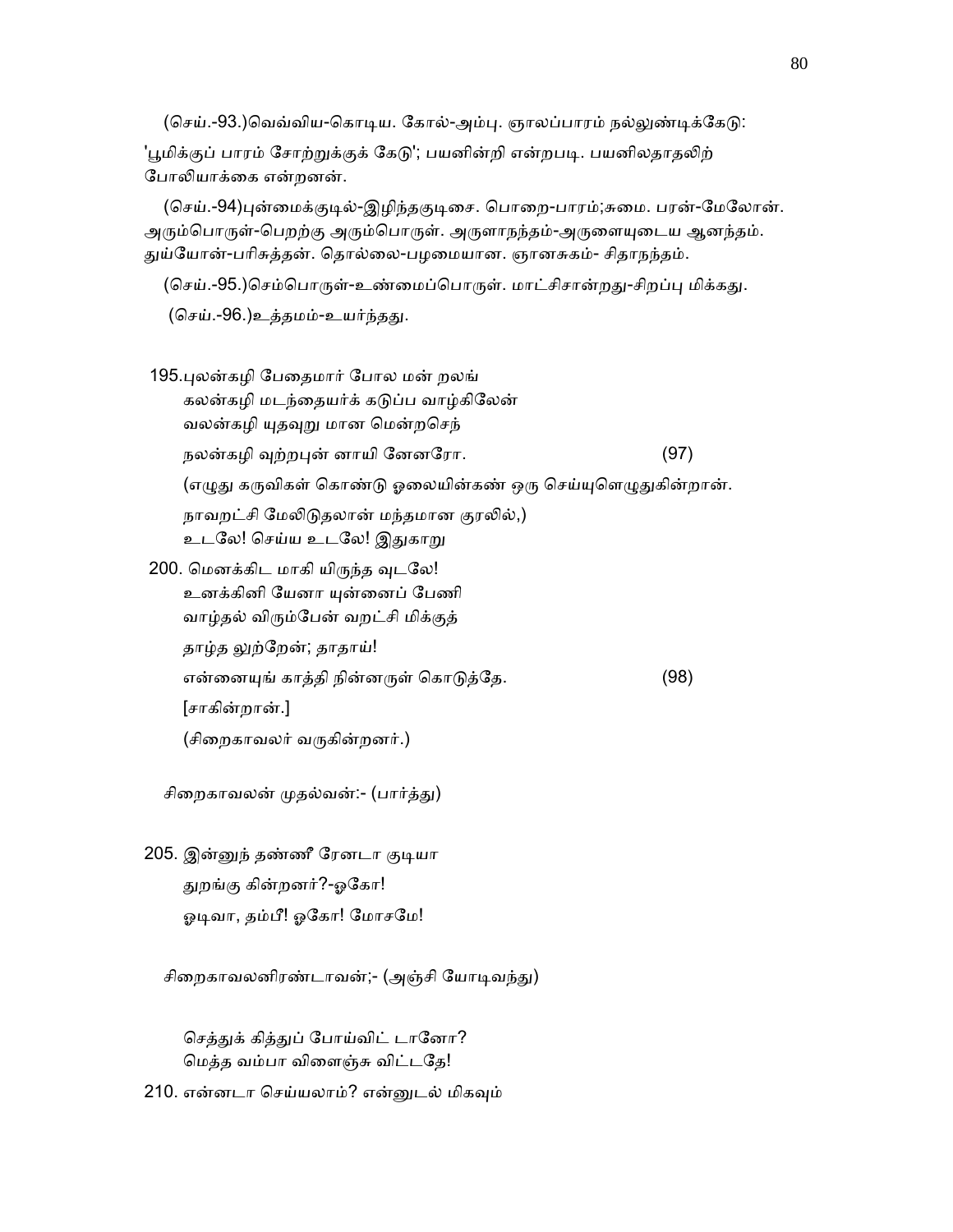(செய்.-93.)வெவ்விய-கொடிய. கோல்-அம்பு. ஞாலப்பாரம் நல்லுண்டிக்கேடு:
'பூமிக்குப் பாரம் சோற்றுக்குக் கேடு'; பயனின்றி என்றபடி. பயனிலதாதலிற் போலியாக்கை என்றனன்.

(செய்.-94)புன்மைக்குடில்-இழிந்தகுடிசை. பொறை-பாரம்;சுமை. பரன்-மேலோன். அரும்பொருள்-பெறற்கு அரும்பொருள். அருளாநந்தம்-அருளையுடைய ஆனந்தம். துய்யோன்-பரிசுத்தன். தொல்லை-பழமையான. ஞானசுகம்- சிதாநந்தம்.

(செய்.-95.)செம்பொருள்-உண்மைப்பொருள். மாட்சிசான்றது-சிறப்பு மிக்கது.

(செய்.-96.)உத்தமம்-உயர்ந்தது.

195.புலன்கழி பேதைமார் போல மன் றலங்
கலன்கழி மடந்தையர்க் கடுப்ப வாழ்கிலேன்
வலன்கழி யுதவுறு மான மென்றசெந்
நலன்கழி வுற்றபுன் னாயி னேனரோ. (97)

(எழுது கருவிகள் கொண்டு ஓலையின்கண் ஒரு செய்யுளெழுதுகின்றான்.
நாவறட்சி மேலிடுதலான் மந்தமான குரலில்,)
உடலே! செய்ய உடலே! இதுகாறு
200. மெனக்கிட மாகி யிருந்த வுடலே!
உனக்கினி யேனா யுன்னைப் பேணி
வாழ்தல் விரும்பேன் வறட்சி மிக்குத்
தாழ்த லுற்றேன்; தாதாய்!
என்னையுங் காத்தி நின்னருள் கொடுத்தே. (98)
[சாகின்றான்.]
(சிறைகாவலர் வருகின்றனர்.)

சிறைகாவலன் முதல்வன்:- (பார்த்து)

205. இன்னுந் தண்ணீ ரேனடா குடியா
துறங்கு கின்றனர்?-ஓகோ!
ஓடிவா, தம்பீ! ஓகோ! மோசமே!

சிறைகாவலனிரண்டாவன்;- (அஞ்சி யோடிவந்து)

செத்துக் கித்துப் போய்விட் டானோ?
மெத்த வம்பா விளைஞ்சு விட்டதே!
210. என்னடா செய்யலாம்? என்னுடல் மிகவும்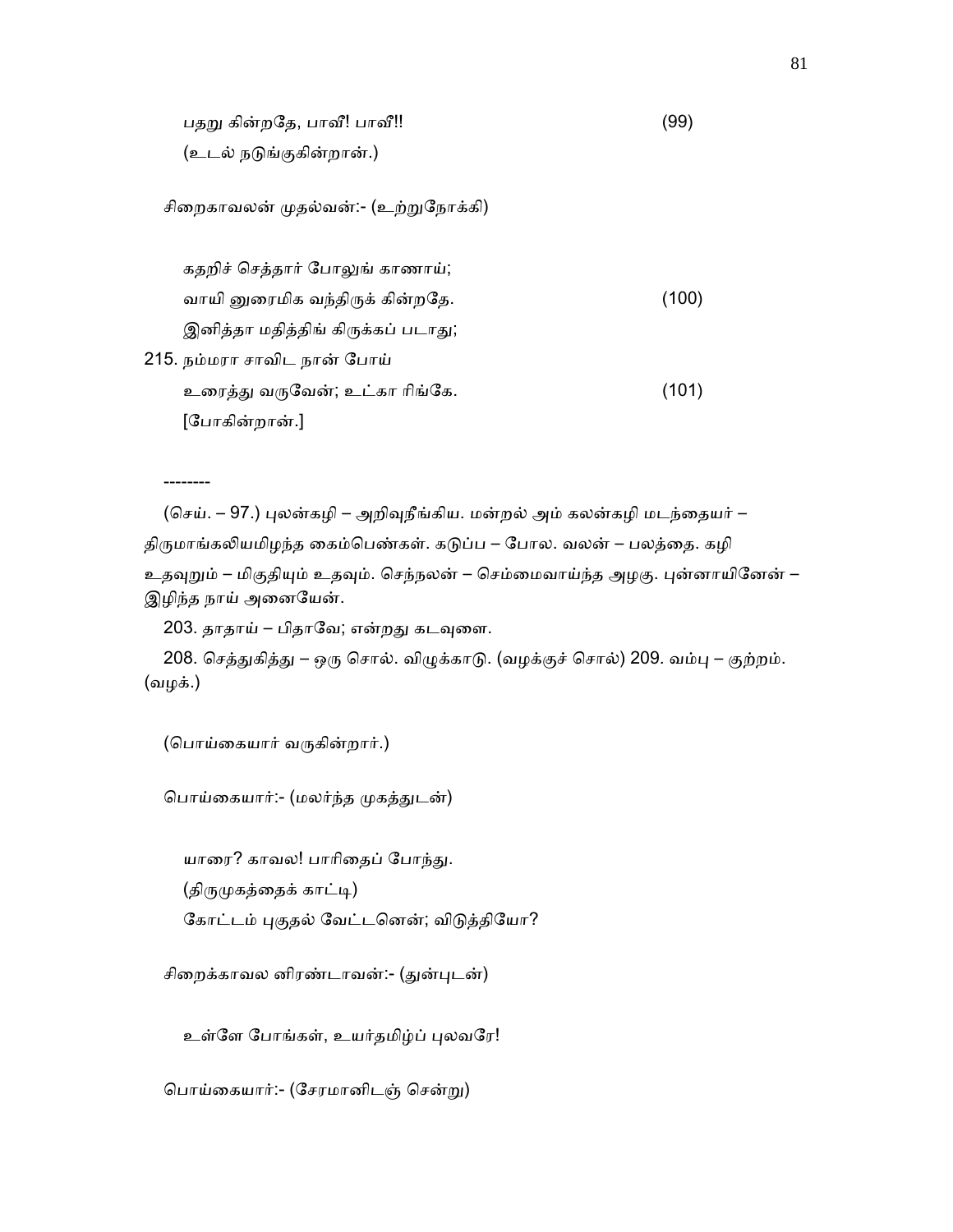பதறு கின்றதே, பாவீ! பாவீ!! (99)

(உடல் நடுங்குகின்றான்.)

சிறைகாவலன் முதல்வன்:- (உற்றுநோக்கி)

கதறிச் செத்தார் போலுங் காணாய்;
வாயி னுரைமிக வந்திருக் கின்றதே. (100)
இனித்தா மதித்திங் கிருக்கப் படாது;
215. நம்மரா சாவிட நான் போய்
உரைத்து வருவேன்; உட்கா ரிங்கே. (101)

[போகின்றான்.]

--------

(செய். – 97.) புலன்கழி – அறிவுநீங்கிய. மன்றல் அம் கலன்கழி மடந்தையர் – திருமாங்கலியமிழந்த கைம்பெண்கள். கடுப்ப – போல. வலன் – பலத்தை. கழி உதவுறும் – மிகுதியும் உதவும். செந்நலன் – செம்மைவாய்ந்த அழகு. புன்னாயினேன் – இழிந்த நாய் அனையேன்.

203. தாதாய் – பிதாவே; என்றது கடவுளை.

208. செத்துகித்து – ஒரு சொல். விழுக்காடு. (வழக்குச் சொல்) 209. வம்பு – குற்றம். (வழக்.)

(பொய்கையார் வருகின்றார்.)

பொய்கையார்:- (மலர்ந்த முகத்துடன்)

யாரை? காவல! பாரிதைப் போந்து.
(திருமுகத்தைக் காட்டி)
கோட்டம் புகுதல் வேட்டனென்; விடுத்தியோ?

சிறைக்காவல னிரண்டாவன்:- (துன்புடன்)

உள்ளே போங்கள், உயர்தமிழ்ப் புலவரே!

பொய்கையார்:- (சேரமானிடஞ் சென்று)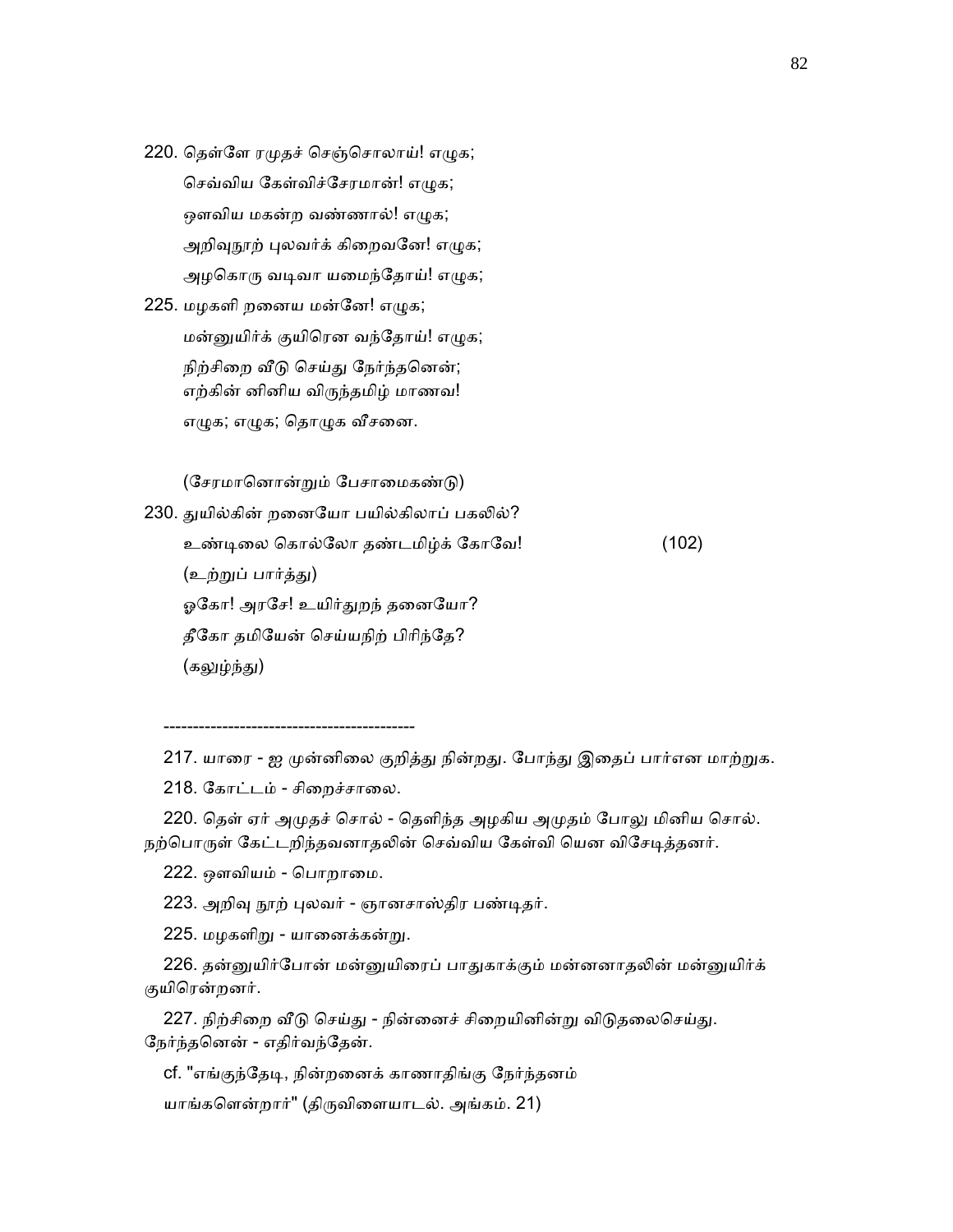220. தெள்ளே ரமுதச் செஞ்சொலாய்! எழுக;

செவ்விய கேள்விச்சேரமான்! எழுக;

ஔவிய மகன்ற வண்ணால்! எழுக;

அறிவுநூற் புலவர்க் கிறைவனே! எழுக;

அழகொரு வடிவா யமைந்தோய்! எழுக;

225. மழகளி றனைய மன்னே! எழுக;

மன்னுயிர்க் குயிரென வந்தோய்! எழுக;

நிற்சிறை வீடு செய்து நேர்ந்தனென்;
எற்கின் னினிய விருந்தமிழ் மாணவ!

எழுக; எழுக; தொழுக வீசனை.

(சேரமானொன்றும் பேசாமைகண்டு)

230. துயில்கின் றனையோ பயில்கிலாப் பகலில்?

உண்டிலை கொல்லோ தண்டமிழ்க் கோவே! (102)

(உற்றுப் பார்த்து)

ஓகோ! அரசே! உயிர்துறந் தனையோ?

தீகோ தமியேன் செய்யநிற் பிரிந்தே?

(கலுழ்ந்து)

------------------------------------------

217. யாரை - ஐ முன்னிலை குறித்து நின்றது. போந்து இதைப் பார்என மாற்றுக.

218. கோட்டம் - சிறைச்சாலை.

220. தெள் ஏர் அமுதச் சொல் - தெளிந்த அழகிய அமுதம் போலு மினிய சொல். நற்பொருள் கேட்டறிந்தவனாதலின் செவ்விய கேள்வி யென விசேடித்தனர்.

222. ஔவியம் - பொறாமை.

223. அறிவு நூற் புலவர் - ஞானசாஸ்திர பண்டிதர்.

225. மழகளிறு - யானைக்கன்று.

226. தன்னுயிர்போன் மன்னுயிரைப் பாதுகாக்கும் மன்னனாதலின் மன்னுயிர்க் குயிரென்றனர்.

227. நிற்சிறை வீடு செய்து - நின்னைச் சிறையினின்று விடுதலைசெய்து. நேர்ந்தனென் - எதிர்வந்தேன்.

cf. "எங்குந்தேடி, நின்றனைக் காணாதிங்கு நேர்ந்தனம்

யாங்களென்றார்" (திருவிளையாடல். அங்கம். 21)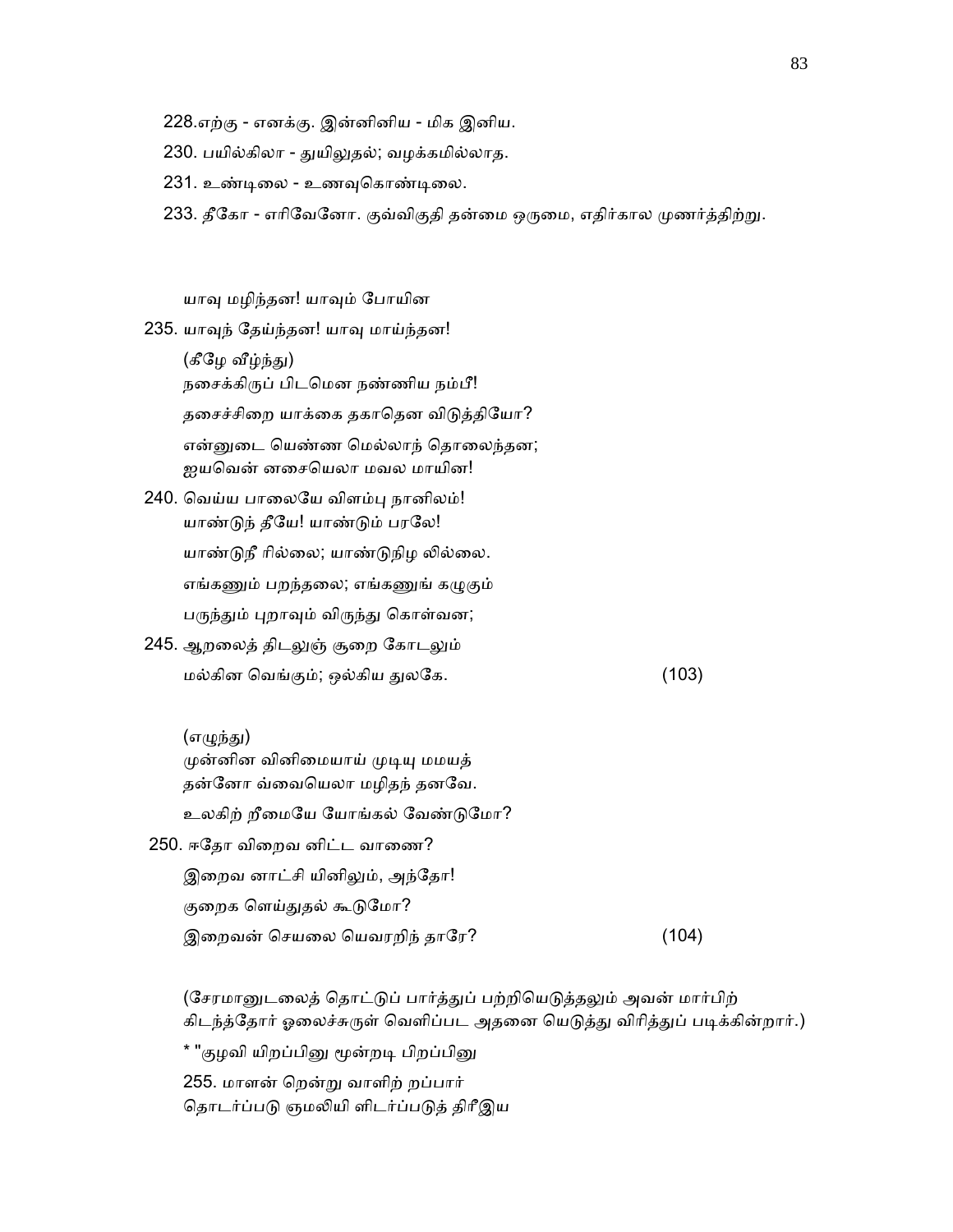228.எற்கு - எனக்கு. இன்னினிய - மிக இனிய.

230. பயில்கிலா - துயிலுதல்; வழக்கமில்லாத.

231. உண்டிலை - உணவுகொண்டிலை.

233. தீகோ - எரிவேனோ. குவ்விகுதி தன்மை ஒருமை, எதிர்கால முணர்த்திற்று.

யாவு மழிந்தன! யாவும் போயின

235. யாவுந் தேய்ந்தன! யாவு மாய்ந்தன!

(கீழே வீழ்ந்து)

நசைக்கிருப் பிடமென நண்ணிய நம்பீ!

தசைச்சிறை யாக்கை தகாதென விடுத்தியோ?

என்னுடை யெண்ண மெல்லாந் தொலைந்தன;
ஐயவென் னசையெலா மவல மாயின!

240. வெய்ய பாலையே விளம்பு நானிலம்!
யாண்டுந் தீயே! யாண்டும் பரலே!

யாண்டுநீ ரில்லை; யாண்டுநிழ லில்லை.

எங்கணும் பறந்தலை; எங்கணுங் கழுகும்

பருந்தும் புறாவும் விருந்து கொள்வன;

245. ஆறலைத் திடலுஞ் சூறை கோடலும்
மல்கின வெங்கும்; ஒல்கிய துலகே. (103)

(எழுந்து)

முன்னின வினிமையாய் முடியு மமயத்
தன்னோ வ்வையெலா மழிதந் தனவே.

உலகிற் றீமையே யோங்கல் வேண்டுமோ?

250. ஈதோ விறைவ னிட்ட வாணை?

இறைவ னாட்சி யினிலும், அந்தோ!

குறைக ளெய்துதல் கூடுமோ?

இறைவன் செயலை யெவரறிந் தாரே? (104)

(சேரமானுடலைத் தொட்டுப் பார்த்துப் பற்றியெடுத்தலும் அவன் மார்பிற் கிடந்த்தோர் ஓலைச்சுருள் வெளிப்பட அதனை யெடுத்து விரித்துப் படிக்கின்றார்.)

* "குழவி யிறப்பினு மூன்றடி பிறப்பினு

255. மாளன் றென்று வாளிற் றப்பார்
தொடர்ப்படு ஞமலியி னிடர்ப்படுத் திரீஇய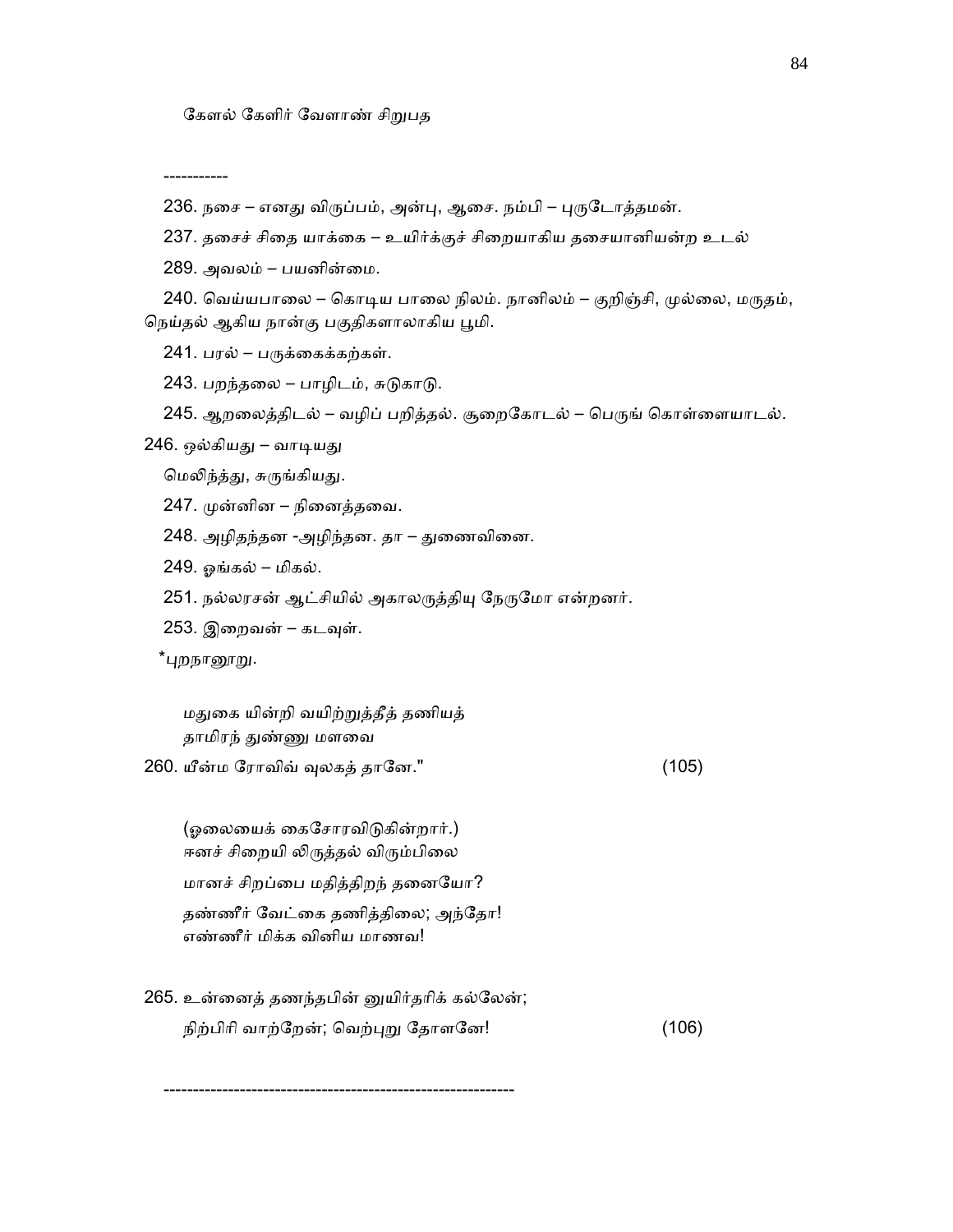கேளல் கேளிர் வேளாண் சிறுபத

-----------

236. நசை – எனது விருப்பம், அன்பு, ஆசை. நம்பி – புருடோத்தமன்.

237. தசைச் சிதை யாக்கை – உயிர்க்குச் சிறையாகிய தசையானியன்ற உடல்

289. அவலம் – பயனின்மை.

240. வெய்யபாலை – கொடிய பாலை நிலம். நானிலம் – குறிஞ்சி, முல்லை, மருதம், நெய்தல் ஆகிய நான்கு பகுதிகளாலாகிய பூமி.

241. பரல் – பருக்கைக்கற்கள்.

243. பறந்தலை – பாழிடம், சுடுகாடு.

245. ஆறலைத்திடல் – வழிப் பறித்தல். சூறைகோடல் – பெருங் கொள்ளையாடல்.

246. ஒல்கியது – வாடியது

மெலிந்த்து, சுருங்கியது.

247. முன்னின – நினைத்தவை.

248. அழிதந்தன -அழிந்தன. தா – துணைவினை.

249. ஓங்கல் – மிகல்.

251. நல்லரசன் ஆட்சியில் அகாலருத்தியு நேருமோ என்றனர்.

253. இறைவன் – கடவுள்.

*புறநானூறு.

மதுகை யின்றி வயிற்றுத்தீத் தணியத்
தாமிரந் துண்ணு மளவை

260. யீன்ம ரோவிவ் வுலகத் தானே." (105)

(ஓலையைக் கைசோரவிடுகின்றார்.)
ஈனச் சிறையி லிருத்தல் விரும்பிலை

மானச் சிறப்பை மதித்திறந் தனையோ?

தண்ணீர் வேட்கை தணித்திலை; அந்தோ!
எண்ணீர் மிக்க வினிய மாணவ!

265. உன்னைத் தணந்தபின் னுயிர்தரிக் கல்லேன்;

நிற்பிரி வாற்றேன்; வெற்புறு தோளனே! (106)

-----------------------------------------------------------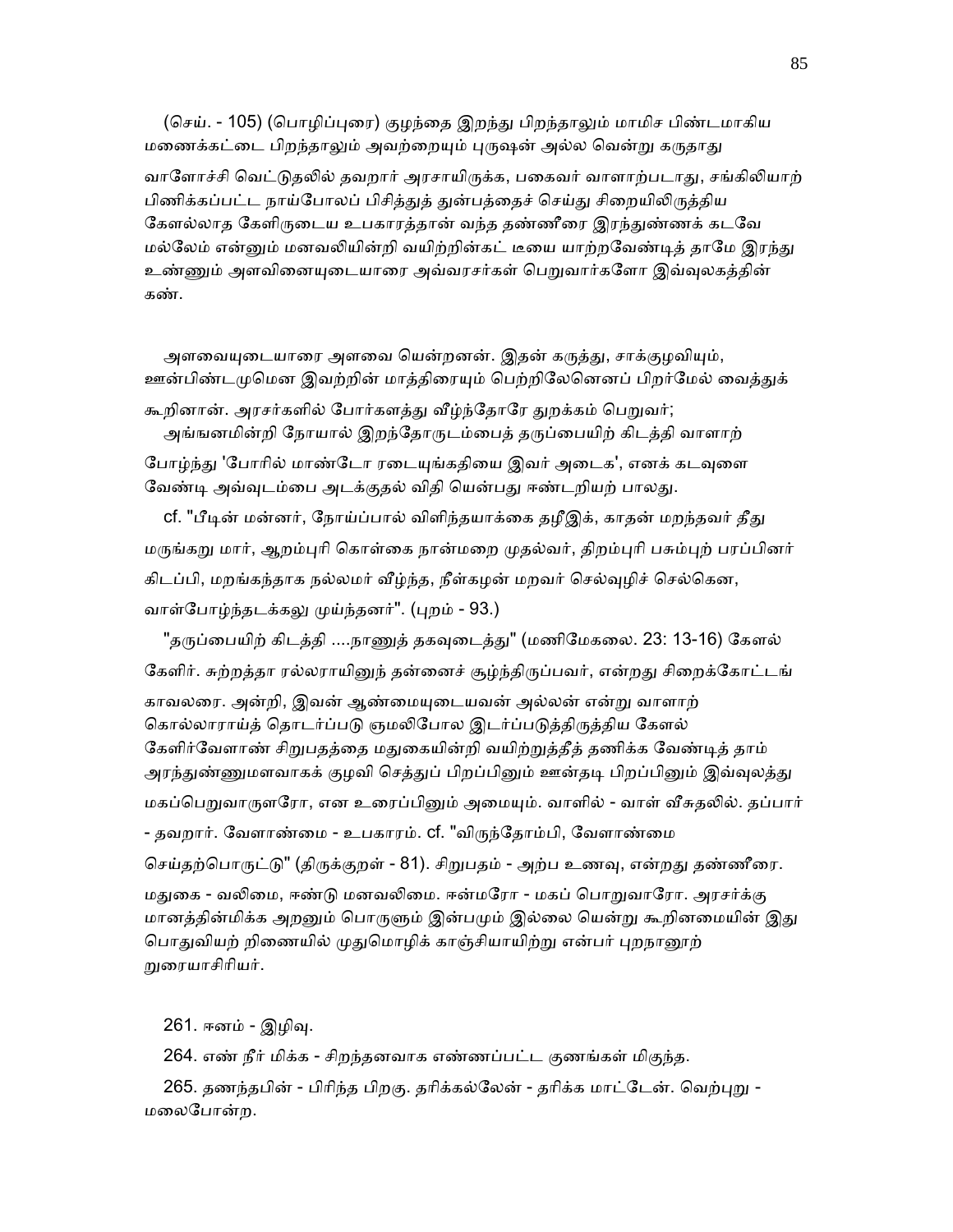(செய். - 105) (பொழிப்புரை) குழந்தை இறந்து பிறந்தாலும் மாமிச பிண்டமாகிய மணைக்கட்டை பிறந்தாலும் அவற்றையும் புருஷன் அல்ல வென்று கருதாது வாளோச்சி வெட்டுதலில் தவறார் அரசாயிருக்க, பகைவர் வாளாற்படாது, சங்கிலியாற் பிணிக்கப்பட்ட நாய்போலப் பிசித்துத் துன்பத்தைச் செய்து சிறையிலிருத்திய கேளல்லாத கேளிருடைய உபகாரத்தான் வந்த தண்ணீரை இரந்துண்ணக் கடவே மல்லேம் என்னும் மனவலியின்றி வயிற்றின்கட் டீயை யாற்றவேண்டித் தாமே இரந்து உண்ணும் அளவினையுடையாரை அவ்வரசர்கள் பெறுவார்களோ இவ்வுலகத்தின் கண்.

அளவையுடையாரை அளவை யென்றனன். இதன் கருத்து, சாக்குழவியும், ஊன்பிண்டமுமென இவற்றின் மாத்திரையும் பெற்றிலேனெனப் பிறர்மேல் வைத்துக் கூறினான். அரசர்களில் போர்களத்து வீழ்ந்தோரே துறக்கம் பெறுவர்; அங்ஙனமின்றி நோயால் இறந்தோருடம்பைத் தருப்பையிற் கிடத்தி வாளாற் போழ்ந்து 'போரில் மாண்டோ ரடையுங்கதியை இவர் அடைக', எனக் கடவுளை வேண்டி அவ்வுடம்பை அடக்குதல் விதி யென்பது ஈண்டறியற் பாலது.

cf. "பீடின் மன்னர், நோய்ப்பால் விளிந்தயாக்கை தழீஇக், காதன் மறந்தவர் தீது மருங்கறு மார், ஆறம்புரி கொள்கை நான்மறை முதல்வர், திறம்புரி பசும்புற் பரப்பினர் கிடப்பி, மறங்கந்தாக நல்லமர் வீழ்ந்த, நீள்கழன் மறவர் செல்வுழிச் செல்கென, வாள்போழ்ந்தடக்கலு முய்ந்தனர்". (புறம் - 93.)

"தருப்பையிற் கிடத்தி ....நாணுத் தகவுடைத்து" (மணிமேகலை. 23: 13-16) கேளல் கேளிர். சுற்றத்தா ரல்லராயினுந் தன்னைச் சூழ்ந்திருப்பவர், என்றது சிறைக்கோட்டங் காவலரை. அன்றி, இவன் ஆண்மையுடையவன் அல்லன் என்று வாளாற் கொல்லாராய்த் தொடர்ப்படு ஞமலிபோல இடர்ப்படுத்திருத்திய கேளல் கேளிர்வேளாண் சிறுபதத்தை மதுகையின்றி வயிற்றுத்தீத் தணிக்க வேண்டித் தாம் அரந்துண்ணுமளவாகக் குழவி செத்துப் பிறப்பினும் ஊன்தடி பிறப்பினும் இவ்வுலத்து மகப்பெறுவாருளரோ, என உரைப்பினும் அமையும். வாளில் - வாள் வீசுதலில். தப்பார் - தவறார். வேளாண்மை - உபகாரம். cf. "விருந்தோம்பி, வேளாண்மை செய்தற்பொருட்டு" (திருக்குறள் - 81). சிறுபதம் - அற்ப உணவு, என்றது தண்ணீரை. மதுகை - வலிமை, ஈண்டு மனவலிமை. ஈன்மரோ - மகப் பொறுவாரோ. அரசர்க்கு மானத்தின்மிக்க அறனும் பொருளும் இன்பமும் இல்லை யென்று கூறினமையின் இது பொதுவியற் றிணையில் முதுமொழிக் காஞ்சியாயிற்று என்பர் புறநானூற் றுரையாசிரியர்.

261. ஈனம் - இழிவு.

264. எண் நீர் மிக்க - சிறந்தனவாக எண்ணப்பட்ட குணங்கள் மிகுந்த.

265. தணந்தபின் - பிரிந்த பிறகு. தரிக்கல்லேன் - தரிக்க மாட்டேன். வெற்புறு - மலைபோன்ற.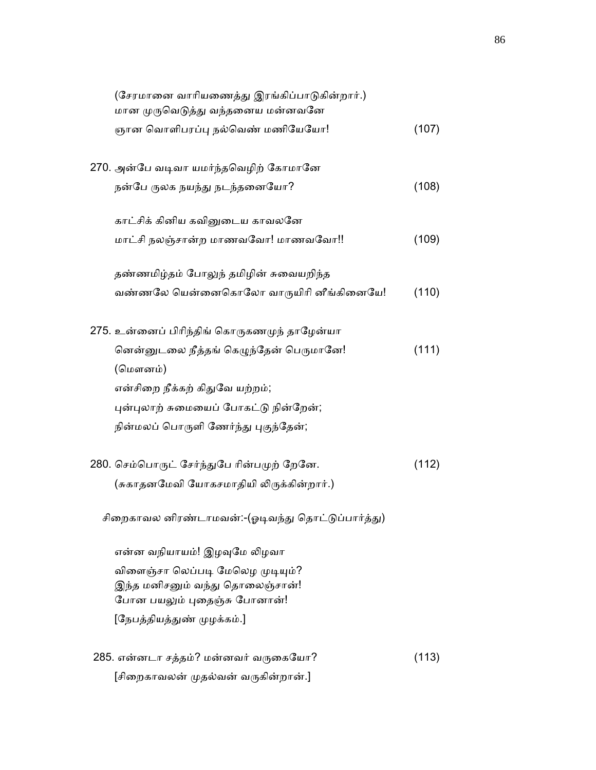(சேரமானை வாரியணைத்து இரங்கிப்பாடுகின்றார்.)
மான முருவெடுத்து வந்தனைய மன்னவனே
ஞான வொளிபரப்பு நல்வெண் மணியேயோ! (107)

270. அன்பே வடிவா யமர்ந்தவெழிற் கோமானே
நன்பே ருலக நயந்து நடந்தனையோ? (108)

காட்சிக் கினிய கவினுடைய காவலனே
மாட்சி நலஞ்சான்ற மாணவவோ! மாணவவோ!! (109)

தண்ணமிழ்தம் போலுந் தமிழின் சுவையறிந்த
வண்ணலே யென்னைகொலோ வாருயிரி னீங்கினையே! (110)

275. உன்னைப் பிரிந்திங் கொருகணமுந் தாழேன்யா
னென்னுடலை நீத்தங் கெழுந்தேன் பெருமானே! (111)
(மௌனம்)
என்சிறை நீக்கற் கிதுவே யற்றம்;
புன்புலாற் சுமையைப் போகட்டு நின்றேன்;
நின்மலப் பொருளி னோர்ந்து புகுந்தேன்;

280. செம்பொருட் சேர்ந்துபே ரின்பமுற் றேனே. (112)
(சுகாதனமேவி யோகசமாதியி லிருக்கின்றார்.)

சிறைகாவல னிரண்டாமவன்:-(ஓடிவந்து தொட்டுப்பார்த்து)

என்ன வநியாயம்! இழவுமே லிழவா
விளைஞ்சா லெப்படி மேலெழ முடியும்?
இந்த மனிசனும் வந்து தொலைஞ்சான்!
போன பயலும் புதைஞ்சு போனான்!
[நேபத்தியத்துண் முழக்கம்.]

285. என்னடா சத்தம்? மன்னவர் வருகையோ? (113)
[சிறைகாவலன் முதல்வன் வருகின்றான்.]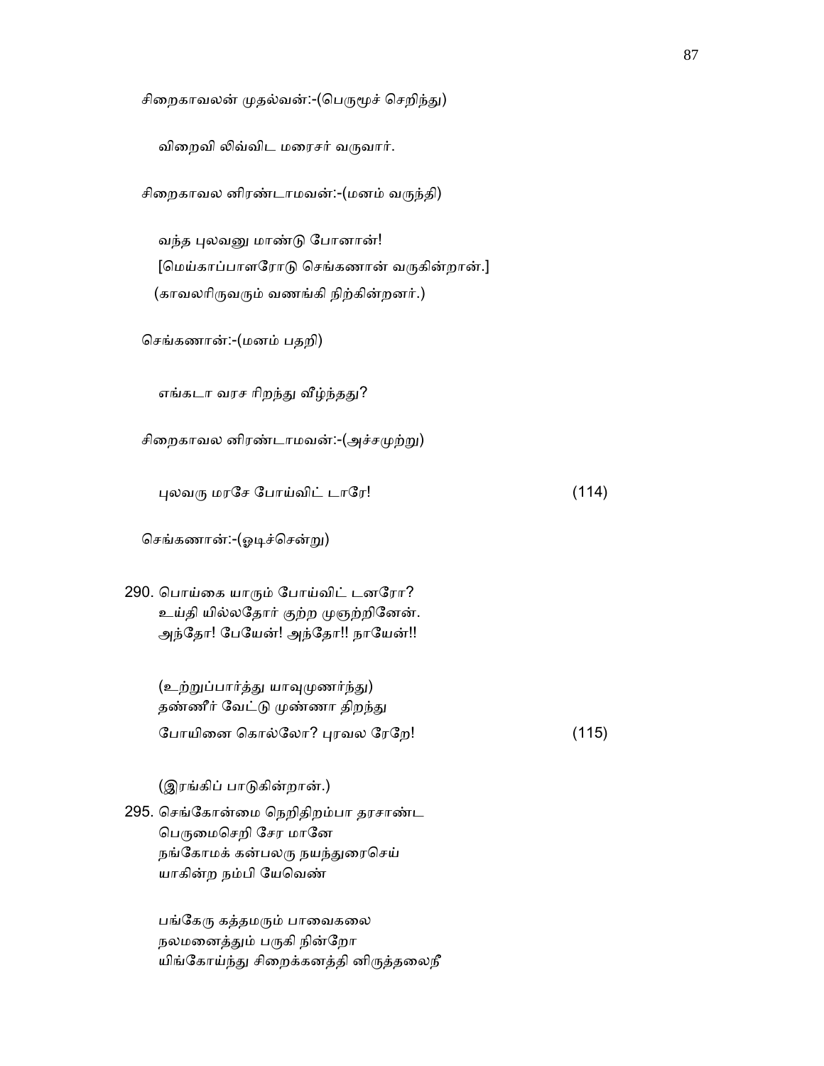சிறைகாவலன் முதல்வன்:-(பெருமூச் செறிந்து)

விறைவி லிவ்விட மரைசர் வருவார்.

சிறைகாவல னிரண்டாமவன்:-(மனம் வருந்தி)

வந்த புலவனு மாண்டு போனான்!
[மெய்காப்பாளரோடு செங்கணான் வருகின்றான்.]
(காவலரிருவரும் வணங்கி நிற்கின்றனர்.)

செங்கணான்:-(மனம் பதறி)

எங்கடா வரச ரிறந்து வீழ்ந்தது?

சிறைகாவல னிரண்டாமவன்:-(அச்சமுற்று)

புலவரு மரசே போய்விட் டாரே! (114)

செங்கணான்:-(ஓடிச்சென்று)

290. பொய்கை யாரும் போய்விட் டனரோ?
உய்தி யில்லதோர் குற்ற முஞற்றினேன்.
அந்தோ! பேயேன்! அந்தோ!! நாயேன்!!

(உற்றுப்பார்த்து யாவுமுணர்ந்து)
தண்ணீர் வேட்டு முண்ணா திறந்து
போயினை கொல்லோ? புரவல ரேறே! (115)

(இரங்கிப் பாடுகின்றான்.)

295. செங்கோன்மை நெறிதிறம்பா தரசாண்ட
பெருமைசெறி சேர மானே
நங்கோமக் கன்பலரு நயந்துரைசெய்
யாகின்ற நம்பி யேவெண்

பங்கேரு கத்தமரும் பாவைகலை
நலமனைத்தும் பருகி நின்றோ
யிங்கோய்ந்து சிறைக்கனத்தி னிருத்தலைநீ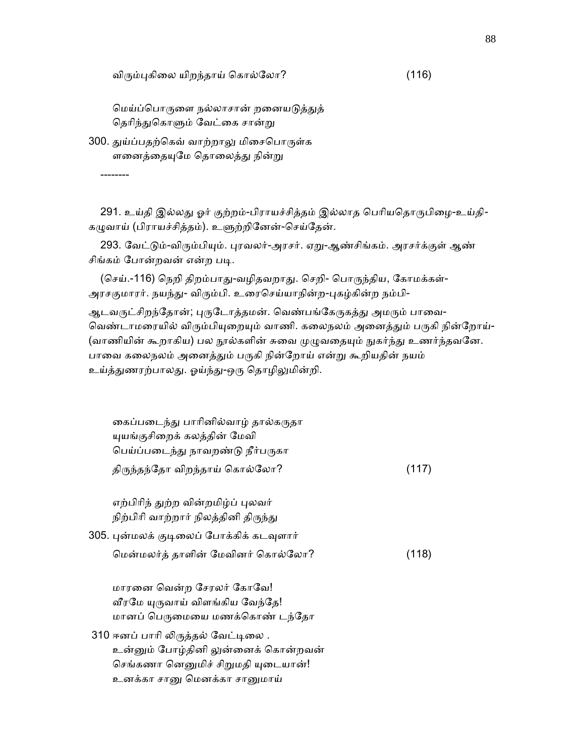விரும்புகிலை யிறந்தாய் கொல்லோ? (116)

மெய்ப்பொருளை நல்லாசான் றனையடுத்துத்
தெரிந்துகொளும் வேட்கை சான்று

300. துய்ப்பதற்கெவ் வாற்றாலு மிசைபொருள்க
ளனைத்தையுமே தொலைத்து நின்று

--------

291. உய்தி இல்லது ஓர் குற்றம்-பிராயச்சித்தம் இல்லாத பெரியதொருபிழை-உய்தி-கழுவாய் (பிராயச்சித்தம்). உளுற்றினேன்-செய்தேன்.

293. வேட்டும்-விரும்பியும். புரவலர்-அரசர். ஏறு-ஆண்சிங்கம். அரசர்க்குள் ஆண் சிங்கம் போன்றவன் என்ற படி.

(செய்.-116) நெறி திறம்பாது-வழிதவறாது. செறி- பொருந்திய, கோமக்கள்-அரசகுமாரர். நயந்து- விரும்பி. உரைசெய்யாநின்ற-புகழ்கின்ற நம்பி-ஆடவருட்சிறந்தோன்; புருடோத்தமன். வெண்பங்கேருகத்து அமரும் பாவை-வெண்டாமரையில் விரும்பியுறையும் வாணி. கலைநலம் அனைத்தும் பருகி நின்றோய்-(வாணியின் கூறாகிய) பல நூல்களின் சுவை முழுவதையும் நுகர்ந்து உணர்ந்தவனே. பாவை கலைநலம் அனைத்தும் பருகி நின்றோய் என்று கூறியதின் நயம் உய்த்துணரற்பாலது. ஓய்ந்து-ஒரு தொழிலுமின்றி.

கைப்படைந்து பாரினில்வாழ் தால்கருதா
யுயங்குசிறைக் கலத்தின் மேவி
பெய்ப்படைந்து நாவறண்டு நீர்பருகா
திருந்தந்தோ விறந்தாய் கொல்லோ? (117)

எற்பிரிந் துற்ற வின்றமிழ்ப் புலவர்
நிற்பிரி வாற்றார் நிலத்தினி திருந்து

305. புன்மலக் குடிலைப் போக்கிக் கடவுளார்
மென்மலர்த் தாளின் மேவினர் கொல்லோ? (118)

மாரனை வென்ற சேரலர் கோவே!
வீரமே யுருவாய் விளங்கிய வேந்தே!
மானப் பெருமையை மணக்கொண் டந்தோ

310 ஈனப் பாரி லிருத்தல் வேட்டிலை .
உன்னும் போழ்தினி லுன்னைக் கொன்றவன்
செங்கணா னெனுமிச் சிறுமதி யுடையான்!
உனக்கா சானு மெனக்கா சானுமாய்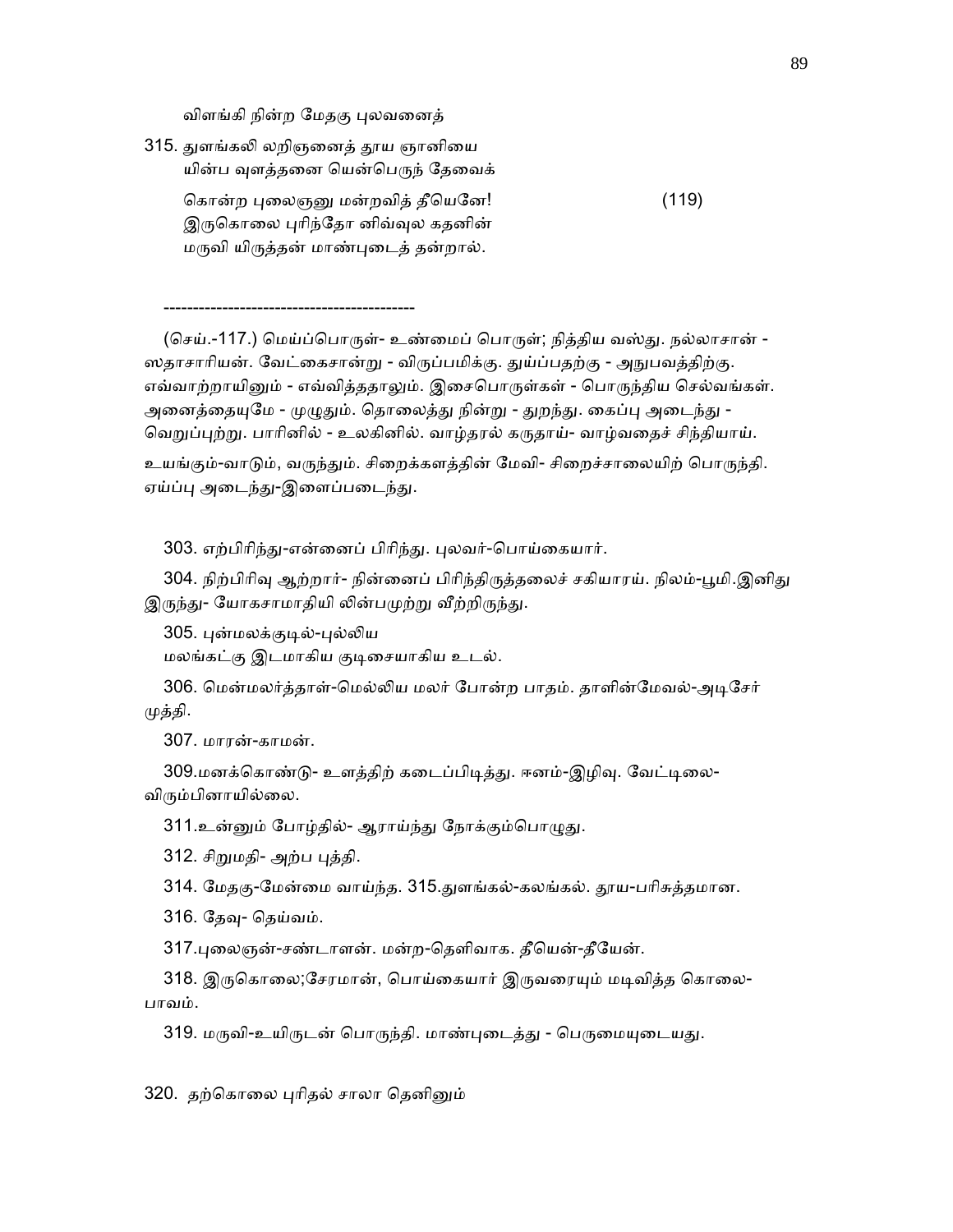விளங்கி நின்ற மேதகு புலவனைத்

315. துளங்கலி லறிஞனைத் தூய ஞானியை
யின்ப வுளத்தனை யென்பெருந் தேவைக்

கொன்ற புலைஞனு மன்றவித் தீயெனே! (119)
இருகொலை புரிந்தோ னிவ்வுல கதனின்
மருவி யிருத்தன் மாண்புடைத் தன்றால்.

------------------------------------------

(செய்.-117.) மெய்ப்பொருள்- உண்மைப் பொருள்; நித்திய வஸ்து. நல்லாசான் - ஸதாசாரியன். வேட்கைசான்று - விருப்பமிக்கு. துய்ப்பதற்கு - அநுபவத்திற்கு. எவ்வாற்றாயினும் - எவ்வித்ததாலும். இசைபொருள்கள் - பொருந்திய செல்வங்கள். அனைத்தையுமே - முழுதும். தொலைத்து நின்று - துறந்து. கைப்பு அடைந்து - வெறுப்புற்று. பாரினில் - உலகினில். வாழ்தரல் கருதாய்- வாழ்வதைச் சிந்தியாய். உயங்கும்-வாடும், வருந்தும். சிறைக்களத்தின் மேவி- சிறைச்சாலையிற் பொருந்தி. ஏய்ப்பு அடைந்து-இளைப்படைந்து.

303. எற்பிரிந்து-என்னைப் பிரிந்து. புலவர்-பொய்கையார்.

304. நிற்பிரிவு ஆற்றார்- நின்னைப் பிரிந்திருத்தலைச் சகியாரய். நிலம்-பூமி.இனிது இருந்து- யோகசாமாதியி லின்பமுற்று வீற்றிருந்து.

305. புன்மலக்குடில்-புல்லிய
மலங்கட்கு இடமாகிய குடிசையாகிய உடல்.

306. மென்மலர்த்தாள்-மெல்லிய மலர் போன்ற பாதம். தாளின்மேவல்-அடிசேர் முத்தி.

307. மாரன்-காமன்.

309.மனக்கொண்டு- உளத்திற் கடைப்பிடித்து. ஈனம்-இழிவு. வேட்டிலை- விரும்பினாயில்லை.

311.உன்னும் போழ்தில்- ஆராய்ந்து நோக்கும்பொழுது.

312. சிறுமதி- அற்ப புத்தி.

314. மேதகு-மேன்மை வாய்ந்த. 315.துளங்கல்-கலங்கல். தூய-பரிசுத்தமான.

316. தேவு- தெய்வம்.

317.புலைஞன்-சண்டாளன். மன்ற-தெளிவாக. தீயென்-தீயேன்.

318. இருகொலை;சேரமான், பொய்கையார் இருவரையும் மடிவித்த கொலை-பாவம்.

319. மருவி-உயிருடன் பொருந்தி. மாண்புடைத்து - பெருமையுடையது.

320. தற்கொலை புரிதல் சாலா தெனினும்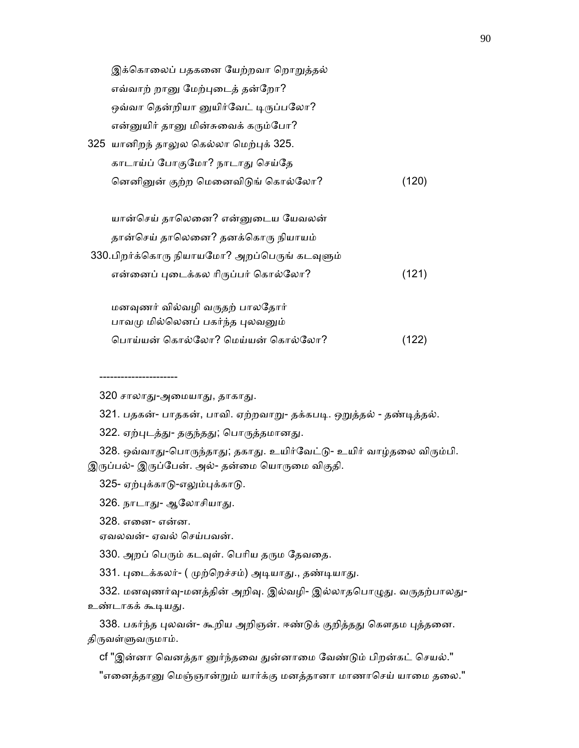இக்கொலைப் பதகனை யேற்றவா றொறுத்தல்
எவ்வாற் றானு மேற்புடைத் தன்றோ?
ஒவ்வா தென்றியா னுயிர்வேட் டிருப்பலோ?
என்னுயிர் தானு மின்சுவைக் கரும்போ?
325 யானிறந் தாலுல கெல்லா மெற்புக் 325.
காடாய்ப் போகுமோ? நாடாது செய்தே
னெனினுன் குற்ற மெனைவிடுங் கொல்லோ? (120)

யான்செய் தாலெனை? என்னுடைய யேவலன்
தான்செய் தாலெனை? தனக்கொரு நியாயம்
330.பிறர்க்கொரு நியாயமோ? அறப்பெருங் கடவுளும்
என்னைப் புடைக்கல ரிருப்பர் கொல்லோ? (121)

மனவுணர் வில்வழி வருதற் பாலதோர்
பாவமு மில்லெனப் பகர்ந்த புலவனும்
பொய்யன் கொல்லோ? மெய்யன் கொல்லோ? (122)

----------------------

320 சாலாது-அமையாது, தாகாது.

321. பதகன்- பாதகன், பாவி. ஏற்றவாறு- தக்கபடி. ஒறுத்தல் - தண்டித்தல்.

322. ஏற்புடத்து- தகுந்தது; பொருத்தமானது.

328. ஒவ்வாது-பொருந்தாது; தகாது. உயிர்வேட்டு- உயிர் வாழ்தலை விரும்பி. இருப்பல்- இருப்பேன். அல்- தன்மை யொருமை விகுதி.

325- ஏற்புக்காடு-எலும்புக்காடு.

326. நாடாது- ஆலோசியாது.

328. எனை- என்ன.
ஏவலவன்- ஏவல் செய்பவன்.

330. அறப் பெரும் கடவுள். பெரிய தரும தேவதை.

331. புடைக்கலர்- ( முற்றெச்சம்) அடியாது., தண்டியாது.

332. மனவுணர்வு-மனத்தின் அறிவு. இல்வழி- இல்லாதபொழுது. வருதற்பாலது- உண்டாகக் கூடியது.

338. பகர்ந்த புலவன்- கூறிய அறிஞன். ஈண்டுக் குறித்தது கௌதம புத்தனை. திருவள்ளுவருமாம்.

cf "இன்னா வெனத்தா னுர்ந்தவை துன்னாமை வேண்டும் பிறன்கட் செயல்."

"எனைத்தானு மெஞ்ஞான்றும் யார்க்கு மனத்தானா மாணாசெய் யாமை தலை."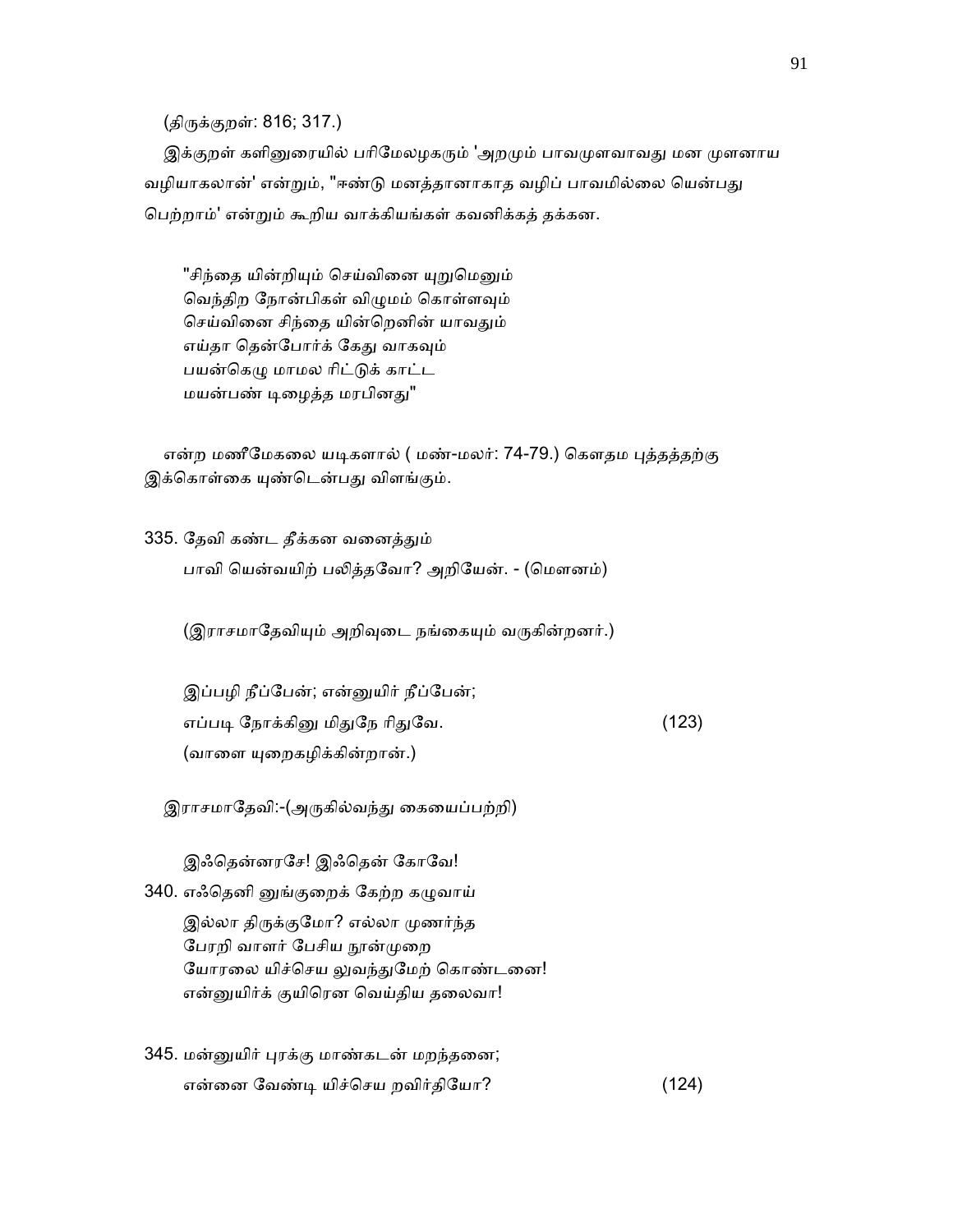(திருக்குறள்: 816; 317.)

இக்குறள் களினுரையில் பரிமேலழகரும் 'அறமும் பாவமுளவாவது மன முளனாய வழியாகலான்' என்றும், "ஈண்டு மனத்தானாகாத வழிப் பாவமில்லை யென்பது பெற்றாம்' என்றும் கூறிய வாக்கியங்கள் கவனிக்கத் தக்கன.

"சிந்தை யின்றியும் செய்வினை யுறுமெனும்
வெந்திற நோன்பிகள் விழுமம் கொள்ளவும்
செய்வினை சிந்தை யின்றெனின் யாவதும்
எய்தா தென்போர்க் கேது வாகவும்
பயன்கெழு மாமல ரிட்டுக் காட்ட
மயன்பண் டிழைத்த மரபினது"

என்ற மணீமேகலை யடிகளால் ( மண்-மலர்: 74-79.) கௌதம புத்தத்தற்கு இக்கொள்கை யுண்டென்பது விளங்கும்.

335. தேவி கண்ட தீக்கன வனைத்தும்
பாவி யென்வயிற் பலித்தவோ? அறியேன். - (மௌனம்)

(இராசமாதேவியும் அறிவுடை நங்கையும் வருகின்றனர்.)

இப்பழி நீப்பேன்; என்னுயிர் நீப்பேன்;
எப்படி நோக்கினு மிதுநே ரிதுவே. (123)
(வாளை யுறைகழிக்கின்றான்.)

இராசமாதேவி:-(அருகில்வந்து கையைப்பற்றி)

இஃதென்னரசே! இஃதென் கோவே!
340. எஃதெனி னுங்குறைக் கேற்ற கழுவாய்
இல்லா திருக்குமோ? எல்லா முணர்ந்த
பேரறி வாளர் பேசிய நூன்முறை
யோரலை யிச்செய லுவந்துமேற் கொண்டனை!
என்னுயிர்க் குயிரென வெய்திய தலைவா!

345. மன்னுயிர் புரக்கு மாண்கடன் மறந்தனை;
என்னை வேண்டி யிச்செய றவிர்தியோ? (124)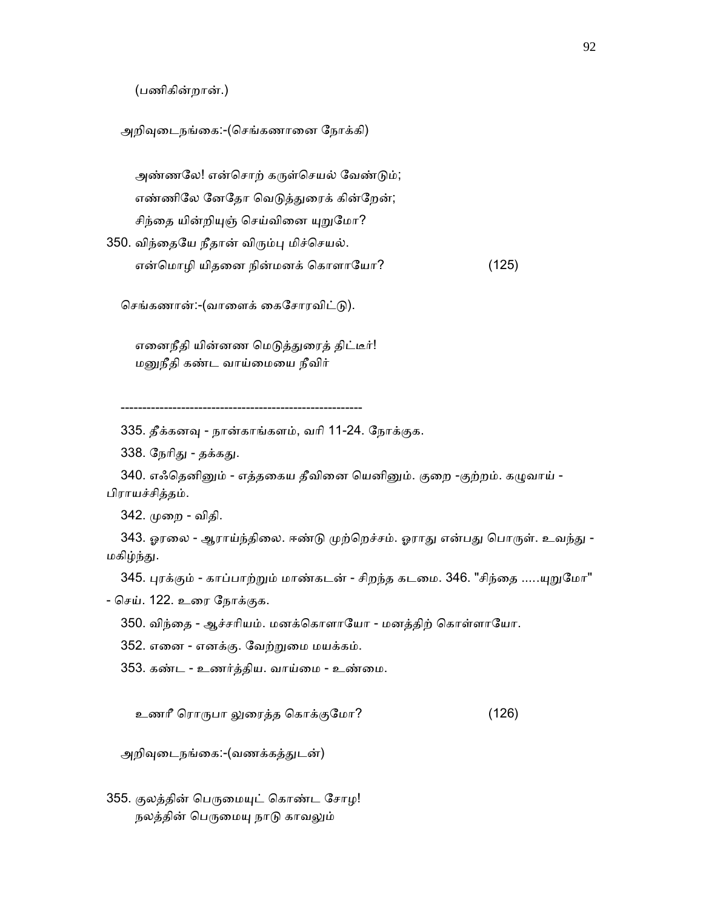(பணிகின்றான்.)

அறிவுடைநங்கை:-(செங்கணானை நோக்கி)

அண்ணலே! என்சொற் கருள்செயல் வேண்டும்;
எண்ணிலே னேதோ வெடுத்துரைக் கின்றேன்;
சிந்தை யின்றியுஞ் செய்வினை யுறுமோ?
350. விந்தையே நீதான் விரும்பு மிச்செயல்.
என்மொழி யிதனை நின்மனக் கொளாயோ? (125)

செங்கணான்:-(வாளைக் கைசோரவிட்டு).

எனைநீதி யின்னண மெடுத்துரைத் திட்டீர்!
மனுநீதி கண்ட வாய்மையை நீவிர்

---

335. தீக்கனவு - நான்காங்களம், வரி 11-24. நோக்குக.

338. நேரிது - தக்கது.

340. எஃதெனினும் - எத்தகைய தீவினை யெனினும். குறை -குற்றம். கழுவாய் - பிராயச்சித்தம்.

342. முறை - விதி.

343. ஓரலை - ஆராய்ந்திலை. ஈண்டு முற்றெச்சம். ஓராது என்பது பொருள். உவந்து - மகிழ்ந்து.

345. புரக்கும் - காப்பாற்றும் மாண்கடன் - சிறந்த கடமை. 346. "சிந்தை .....யுறுமோ" - செய். 122. உரை நோக்குக.

350. விந்தை - ஆச்சரியம். மனக்கொளாயோ - மனத்திற் கொள்ளாயோ.

352. எனை - எனக்கு. வேற்றுமை மயக்கம்.

353. கண்ட - உணர்த்திய. வாய்மை - உண்மை.

உணரீ ரொருபா லுரைத்த கொக்குமோ? (126)

அறிவுடைநங்கை:-(வணக்கத்துடன்)

355. குலத்தின் பெருமையுட் கொண்ட சோழ!
நலத்தின் பெருமையு நாடு காவலும்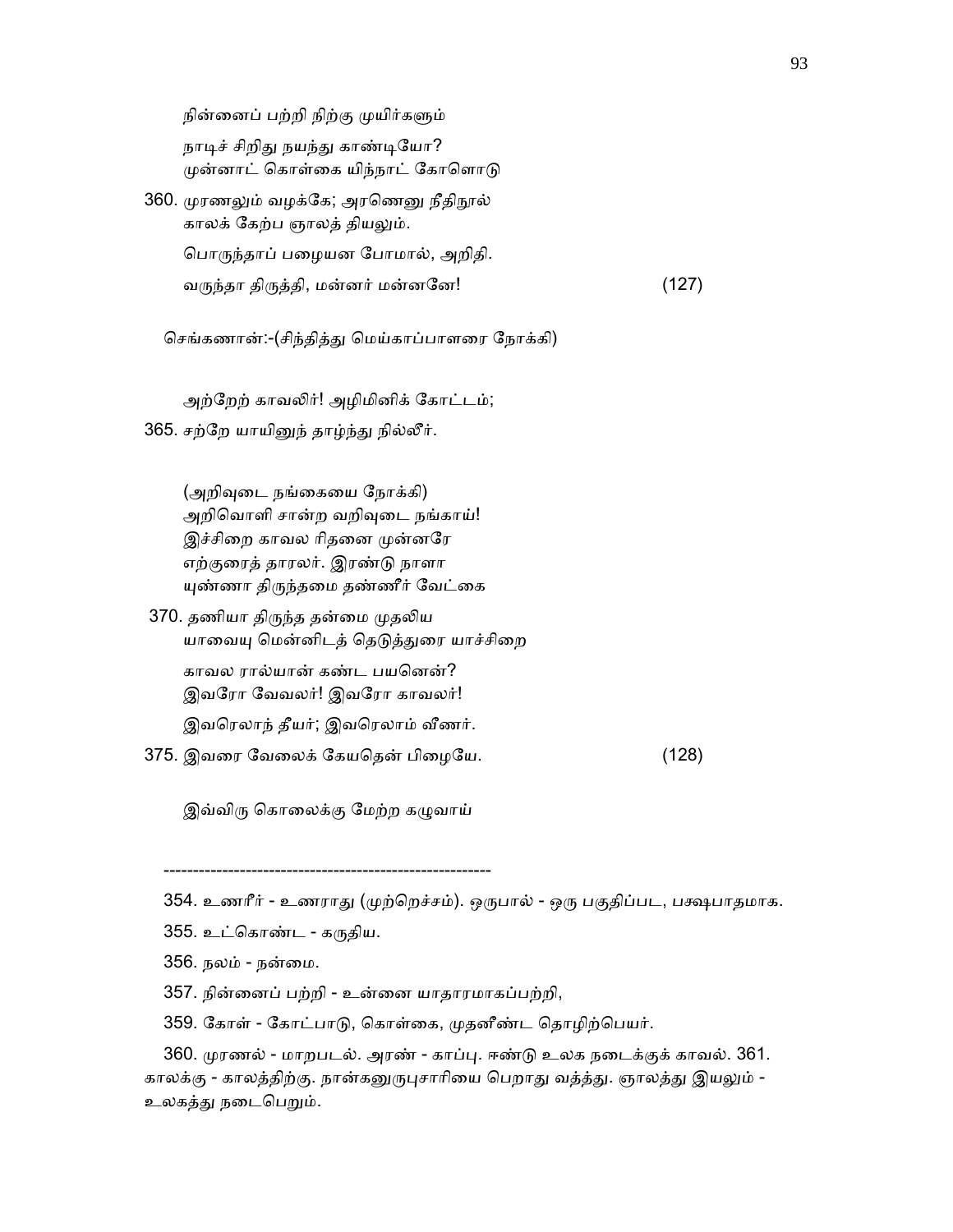நின்னைப் பற்றி நிற்கு முயிர்களும்

நாடிச் சிறிது நயந்து காண்டியோ?
முன்னாட் கொள்கை யிந்நாட் கோளொடு

360. முரணலும் வழக்கே; அரணெனு நீதிநூல்
காலக் கேற்ப ஞாலத் தியலும்.

பொருந்தாப் பழையன போமால், அறிதி.

வருந்தா திருத்தி, மன்னர் மன்னனே! (127)

செங்கணான்:-(சிந்தித்து மெய்காப்பாளரை நோக்கி)

அற்றேற் காவலிர்! அழிமினிக் கோட்டம்;

365. சற்றே யாயினுந் தாழ்ந்து நில்லீர்.

(அறிவுடை நங்கையை நோக்கி)
அறிவொளி சான்ற வறிவுடை நங்காய்!
இச்சிறை காவல ரிதனை முன்னரே
எற்குரைத் தாரலர். இரண்டு நாளா
யுண்ணா திருந்தமை தண்ணீர் வேட்கை

370. தணியா திருந்த தன்மை முதலிய
யாவையு மென்னிடத் தெடுத்துரை யாச்சிறை

காவல ரால்யான் கண்ட பயனென்?
இவரோ வேவலர்! இவரோ காவலர்!

இவரெலாந் தீயர்; இவரெலாம் வீணர்.

375. இவரை வேலைக் கேயதென் பிழையே. (128)

இவ்விரு கொலைக்கு மேற்ற கழுவாய்

---

354. உணரீர் - உணராது (முற்றெச்சம்). ஒருபால் - ஒரு பகுதிப்பட, பக்ஷபாதமாக.

355. உட்கொண்ட - கருதிய.

356. நலம் - நன்மை.

357. நின்னைப் பற்றி - உன்னை யாதாரமாகப்பற்றி,

359. கோள் - கோட்பாடு, கொள்கை, முதனீண்ட தொழிற்பெயர்.

360. முரணல் - மாறபடல். அரண் - காப்பு. ஈண்டு உலக நடைக்குக் காவல். 361. காலக்கு - காலத்திற்கு. நான்கனுருபுசாரியை பெறாது வத்து. ஞாலத்து இயலும் - உலகத்து நடைபெறும்.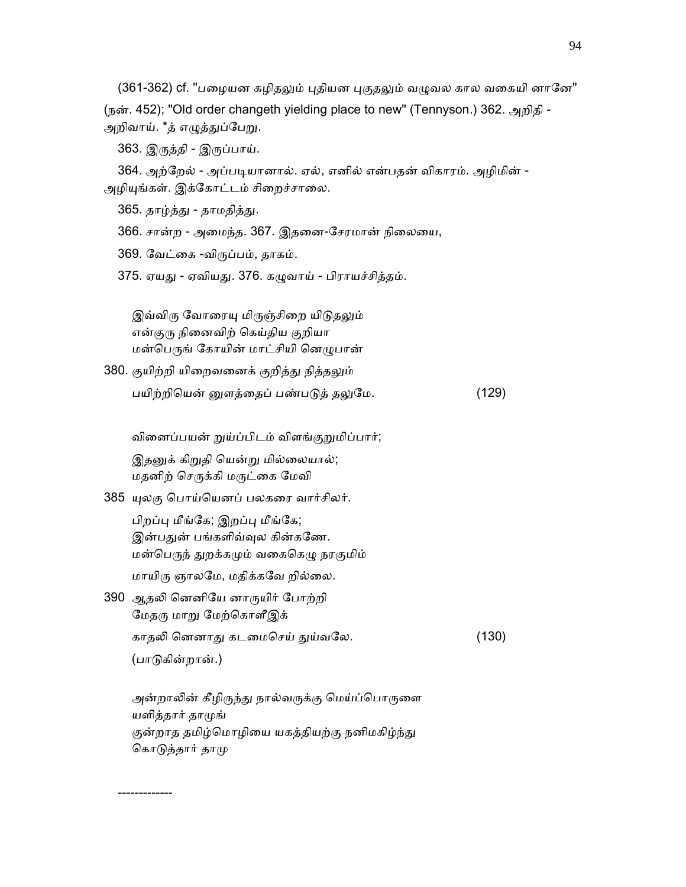(361-362) cf. "பழையன கழிதலும் புதியன புகுதலும் வழுவல கால வகையி னானே" (நன். 452); "Old order changeth yielding place to new" (Tennyson.) 362. அறிதி - அறிவாய். *த் எழுத்துப்பேறு.

363. இருத்தி - இருப்பாய்.

364. அற்றேல் - அப்படியானால். ஏல், எனில் என்பதன் விகாரம். அழிமின் - அழியுங்கள். இக்கோட்டம் சிறைச்சாலை.

365. தாழ்த்து - தாமதித்து.

366. சான்ற - அமைந்த. 367. இதனை-சேரமான் நிலையை,

369. வேட்கை -விருப்பம், தாகம்.

375. ஏயது - ஏவியது. 376. கழுவாய் - பிராயச்சித்தம்.

இவ்விரு வோரையு மிருஞ்சிறை யிடுதலும்
என்குரு நினைவிற் கெய்திய குறியா
மன்பெருங் கோயின் மாட்சியி னெழுபான்
380. குயிற்றி யிறைவனைக் குறித்து நித்தலும்
பயிற்றியென் னுளத்தைப் பண்படுத் தலுமே. (129)

வினைப்பயன் றுய்ப்பிடம் விளங்குறுமிப்பார்;
இதனுக் கிறுதி யென்று மில்லையால்;
மதனிற் செருக்கி மருட்கை மேவி
385 யுலகு பொய்யெனப் பலகரை வார்சிலர்.
பிறப்பு மீங்கே; இறப்பு மீங்கே;
இன்பதுன் பங்களிவ்வுல கின்கணே.
மன்பெருந் துறக்கமும் வகைகெழு நரகுமிம்
மாயிரு ஞாலமே, மதிக்கவே றில்லை.
390 ஆதலி னெனியே னாருயிர் போற்றி
மேதரு மாறு மேற்கொளீஇக்
காதலி னெனாது கடமைசெய் துய்வலே. (130)
(பாடுகின்றான்.)

அன்றாலின் கீழிருந்து நால்வருக்கு மெய்ப்பொருளை
யளித்தார் தாமுங்
குன்றாத தமிழ்மொழியை யகத்தியற்கு நனிமகிழ்ந்து
கொடுத்தார் தாமு

-------------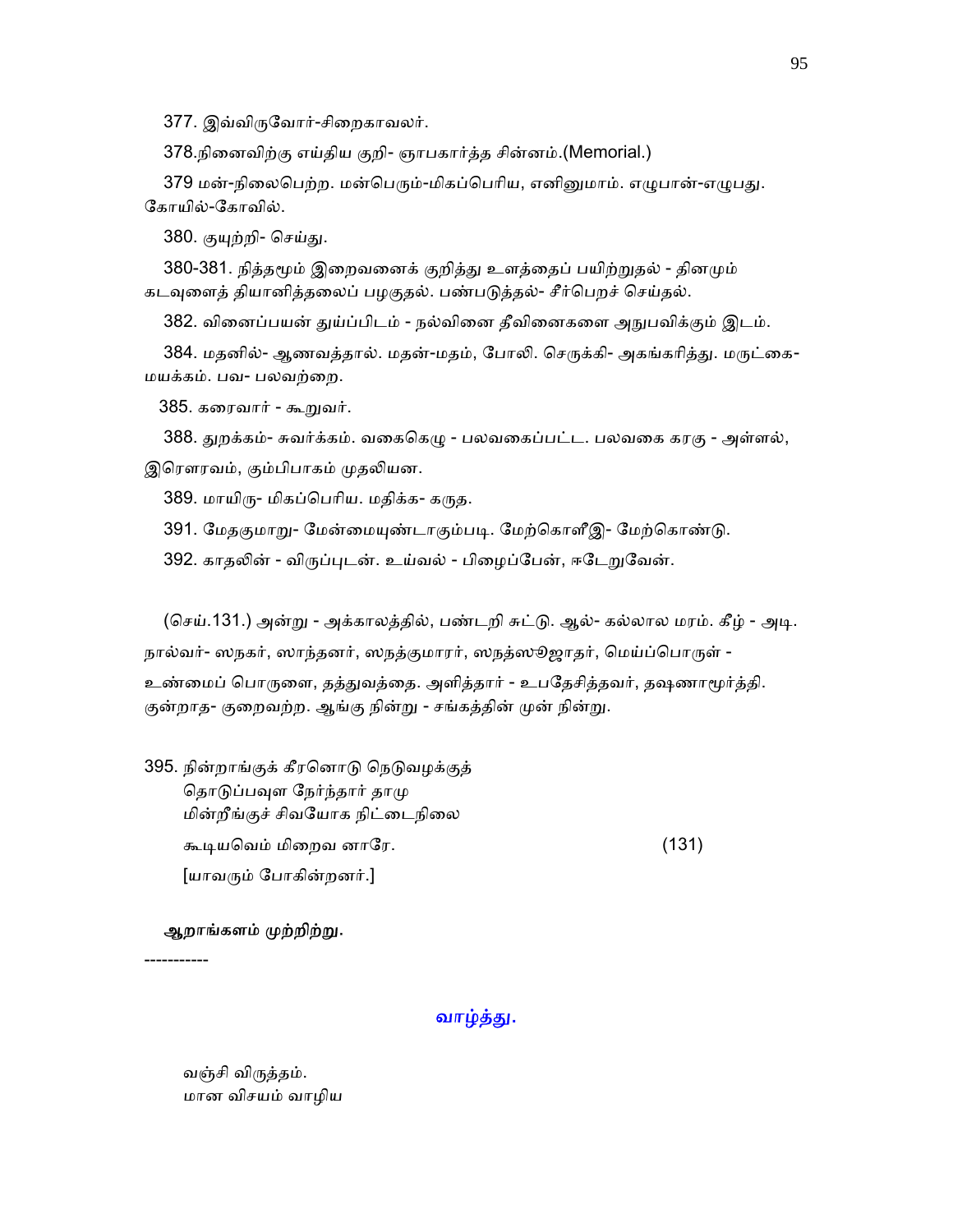377. இவ்விருவோர்-சிறைகாவலர்.

378.நினைவிற்கு எய்திய குறி- ஞாபகார்த்த சின்னம்.(Memorial.)

379 மன்-நிலைபெற்ற. மன்பெரும்-மிகப்பெரிய, எனினுமாம். எழுபான்-எழுபது. கோயில்-கோவில்.

380. குயுற்றி- செய்து.

380-381. நித்தமும் இறைவனைக் குறித்து உளத்தைப் பயிற்றுதல் - தினமும் கடவுளைத் தியானித்தலைப் பழகுதல். பண்படுத்தல்- சீர்பெறச் செய்தல்.

382. வினைப்பயன் துய்ப்பிடம் - நல்வினை தீவினைகளை அநுபவிக்கும் இடம்.

384. மதனில்- ஆணவத்தால். மதன்-மதம், போலி. செருக்கி- அகங்கரித்து. மருட்கை- மயக்கம். பவ- பலவற்றை.

385. கரைவார் - கூறுவர்.

388. துறக்கம்- சுவர்க்கம். வகைகெழு - பலவகைப்பட்ட. பலவகை கரகு - அள்ளல், இரௌரவம், கும்பிபாகம் முதலியன.

389. மாயிரு- மிகப்பெரிய. மதிக்க- கருத.

391. மேதகுமாறு- மேன்மையுண்டாகும்படி. மேற்கொளீஇ- மேற்கொண்டு.

392. காதலின் - விருப்புடன். உய்வல் - பிழைப்பேன், ஈடேறுவேன்.

(செய்.131.) அன்று - அக்காலத்தில், பண்டறி சுட்டு. ஆல்- கல்லால மரம். கீழ் - அடி. நால்வர்- ஸநகர், ஸாந்தனர், ஸநத்குமாரர், ஸநத்ஸுஜாதர், மெய்ப்பொருள் - உண்மைப் பொருளை, தத்துவத்தை. அளித்தார் - உபதேசித்தவர், தஷிணாமூர்த்தி. குன்றாத- குறைவற்ற. ஆங்கு நின்று - சங்கத்தின் முன் நின்று.

395. நின்றாங்குக் கீரனொடு நெடுவழக்குத்
தொடுப்பவுள நேர்ந்தார் தாமு
மின்றீங்குச் சிவயோக நிட்டைநிலை
கூடியவெம் மிறைவ னாரே. (131)
[யாவரும் போகின்றனர்.]

**ஆறாங்களம் முற்றிற்று.**

----------

## வாழ்த்து.

வஞ்சி விருத்தம்.
மான விசயம் வாழிய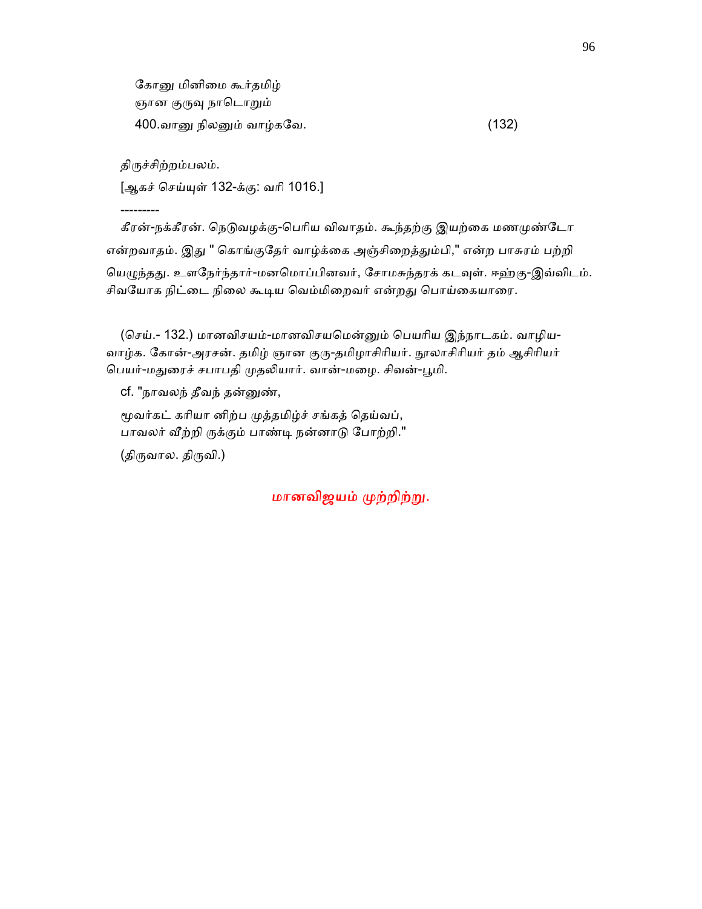கோனு மினிமை கூர்தமிழ்
ஞான குருவு நாடொறும்
400.வானு நிலனும் வாழ்கவே. (132)

திருச்சிற்றம்பலம்.

[ஆகச் செய்யுள் 132-க்கு: வரி 1016.]

---------

கீரன்-நக்கீரன். நெடுவழக்கு-பெரிய விவாதம். கூந்தற்கு இயற்கை மணமுண்டோ என்றவாதம். இது " கொங்குதேர் வாழ்க்கை அஞ்சிறைத்தும்பி," என்ற பாசுரம் பற்றி யெழுந்தது. உளநேர்ந்தார்-மனமொப்பினவர், சோமசுந்தரக் கடவுள். ஈஹ்கு-இவ்விடம். சிவயோக நிட்டை நிலை கூடிய வெம்மிறைவர் என்றது பொய்கையாரை.

(செய்.- 132.) மானவிசயம்-மானவிசயமென்னும் பெயரிய இந்நாடகம். வாழிய-வாழ்க. கோன்-அரசன். தமிழ் ஞான குரு-தமிழாசிரியர். நூலாசிரியர் தம் ஆசிரியர் பெயர்-மதுரைச் சபாபதி முதலியார். வான்-மழை. சிவன்-பூமி.

cf. "நாவலந் தீவந் தன்னுண்,

மூவர்கட் கரியா னிற்ப முத்தமிழ்ச் சங்கத் தெய்வப்,
பாவலர் வீற்றி ருக்கும் பாண்டி நன்னாடு போற்றி."

(திருவால. திருவி.)

மானவிஜயம் முற்றிற்று.